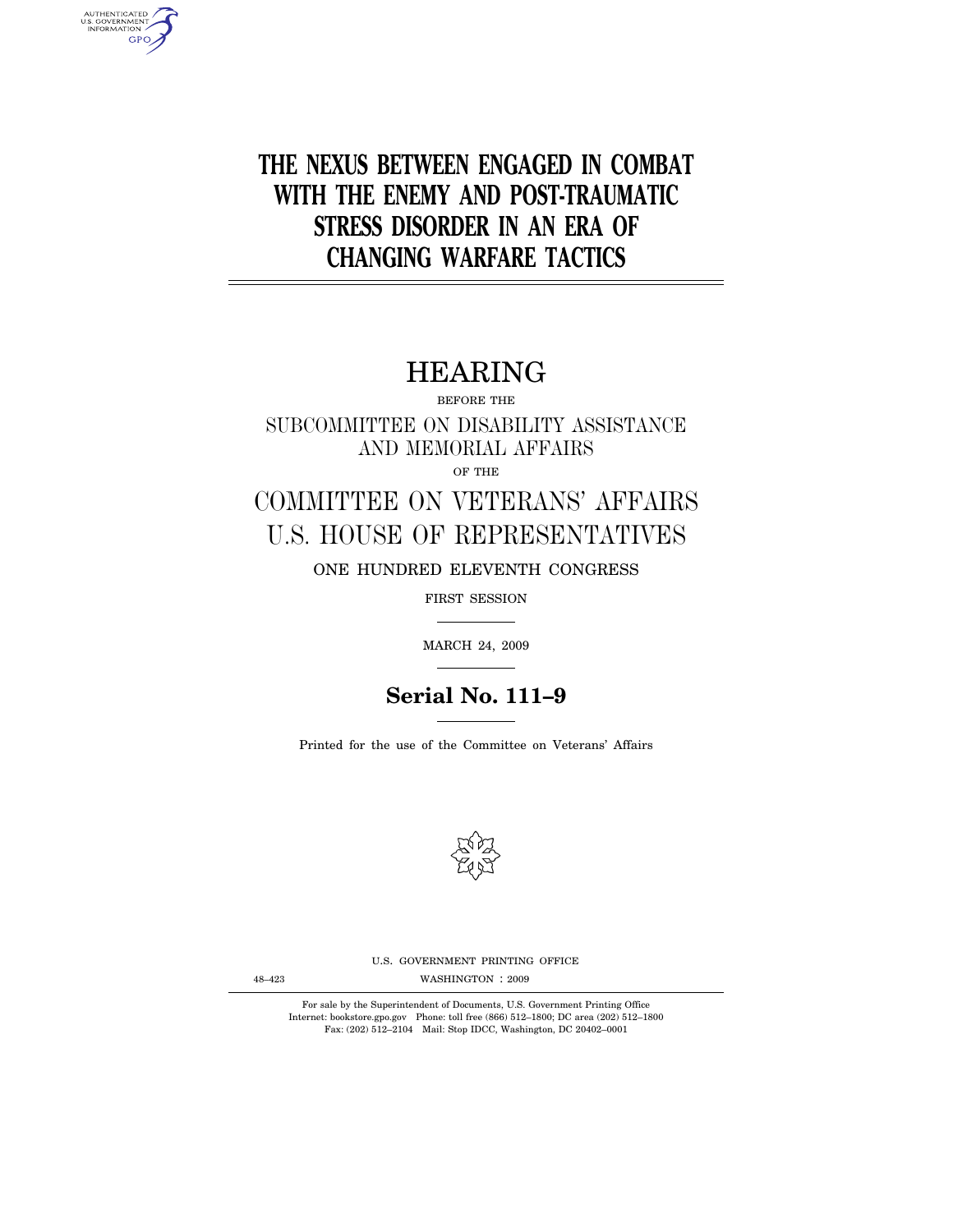AUTHENTICATED U.S. GOVERNMENT INFORMATION GPO

# THE NEXUS BETWEEN ENGAGED IN COMBAT WITH THE ENEMY AND POST-TRAUMATIC STRESS DISORDER IN AN ERA OF CHANGING WARFARE TACTICS

## HEARING

BEFORE THE

SUBCOMMITTEE ON DISABILITY ASSISTANCE AND MEMORIAL AFFAIRS

OF THE

COMMITTEE ON VETERANS' AFFAIRS
U.S. HOUSE OF REPRESENTATIVES

ONE HUNDRED ELEVENTH CONGRESS

FIRST SESSION

MARCH 24, 2009

**Serial No. 111–9**

Printed for the use of the Committee on Veterans' Affairs

U.S. GOVERNMENT PRINTING OFFICE

48–423 WASHINGTON : 2009

For sale by the Superintendent of Documents, U.S. Government Printing Office
Internet: bookstore.gpo.gov Phone: toll free (866) 512–1800; DC area (202) 512–1800
Fax: (202) 512–2104 Mail: Stop IDCC, Washington, DC 20402–0001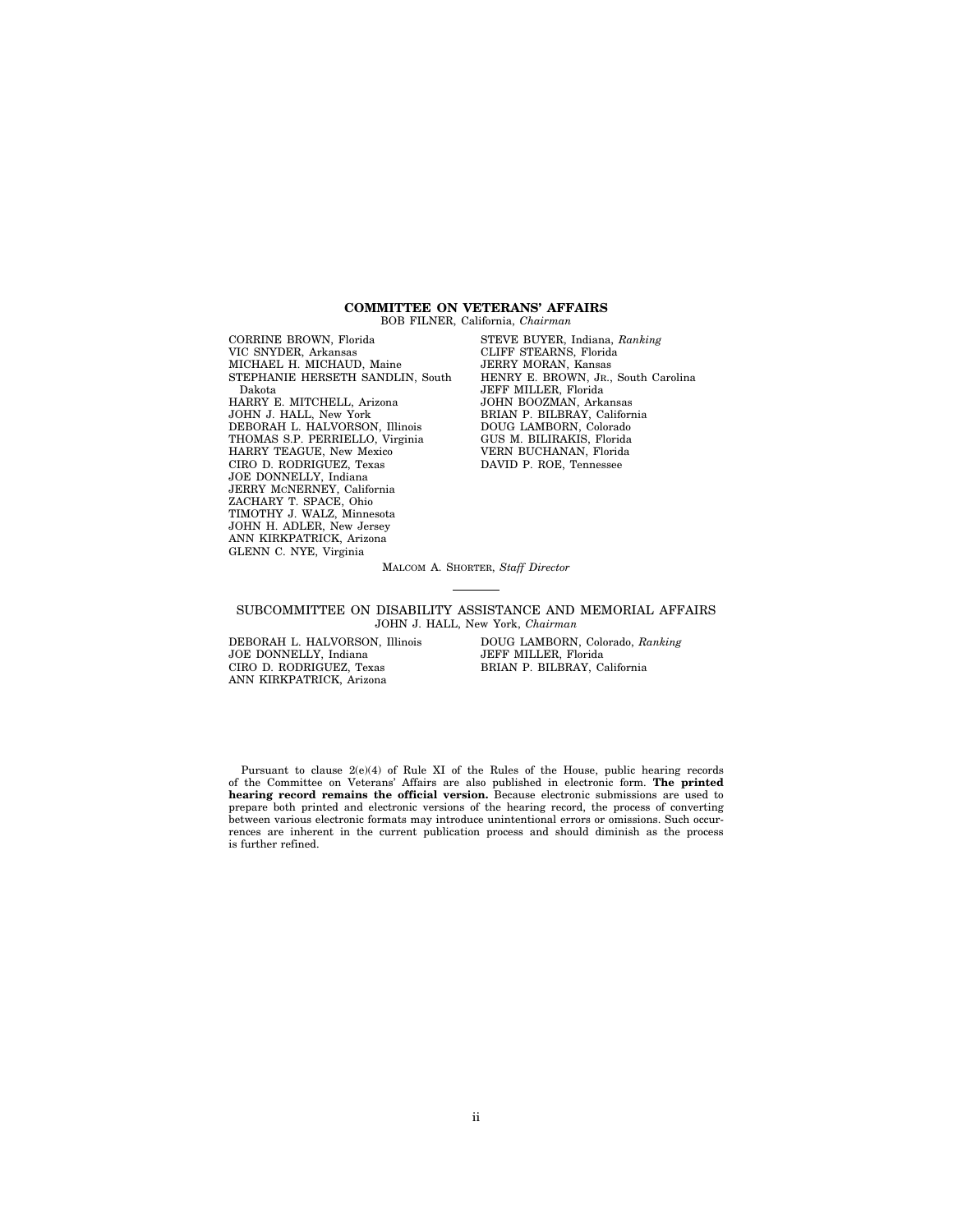**COMMITTEE ON VETERANS' AFFAIRS**

BOB FILNER, California, *Chairman*

CORRINE BROWN, Florida
VIC SNYDER, Arkansas
MICHAEL H. MICHAUD, Maine
STEPHANIE HERSETH SANDLIN, South Dakota
HARRY E. MITCHELL, Arizona
JOHN J. HALL, New York
DEBORAH L. HALVORSON, Illinois
THOMAS S.P. PERRIELLO, Virginia
HARRY TEAGUE, New Mexico
CIRO D. RODRIGUEZ, Texas
JOE DONNELLY, Indiana
JERRY MCNERNEY, California
ZACHARY T. SPACE, Ohio
TIMOTHY J. WALZ, Minnesota
JOHN H. ADLER, New Jersey
ANN KIRKPATRICK, Arizona
GLENN C. NYE, Virginia

STEVE BUYER, Indiana, *Ranking*
CLIFF STEARNS, Florida
JERRY MORAN, Kansas
HENRY E. BROWN, JR., South Carolina
JEFF MILLER, Florida
JOHN BOOZMAN, Arkansas
BRIAN P. BILBRAY, California
DOUG LAMBORN, Colorado
GUS M. BILIRAKIS, Florida
VERN BUCHANAN, Florida
DAVID P. ROE, Tennessee

MALCOM A. SHORTER, *Staff Director*

---

SUBCOMMITTEE ON DISABILITY ASSISTANCE AND MEMORIAL AFFAIRS

JOHN J. HALL, New York, *Chairman*

DEBORAH L. HALVORSON, Illinois
JOE DONNELLY, Indiana
CIRO D. RODRIGUEZ, Texas
ANN KIRKPATRICK, Arizona

DOUG LAMBORN, Colorado, *Ranking*
JEFF MILLER, Florida
BRIAN P. BILBRAY, California

Pursuant to clause 2(e)(4) of Rule XI of the Rules of the House, public hearing records of the Committee on Veterans' Affairs are also published in electronic form. **The printed hearing record remains the official version.** Because electronic submissions are used to prepare both printed and electronic versions of the hearing record, the process of converting between various electronic formats may introduce unintentional errors or omissions. Such occurrences are inherent in the current publication process and should diminish as the process is further refined.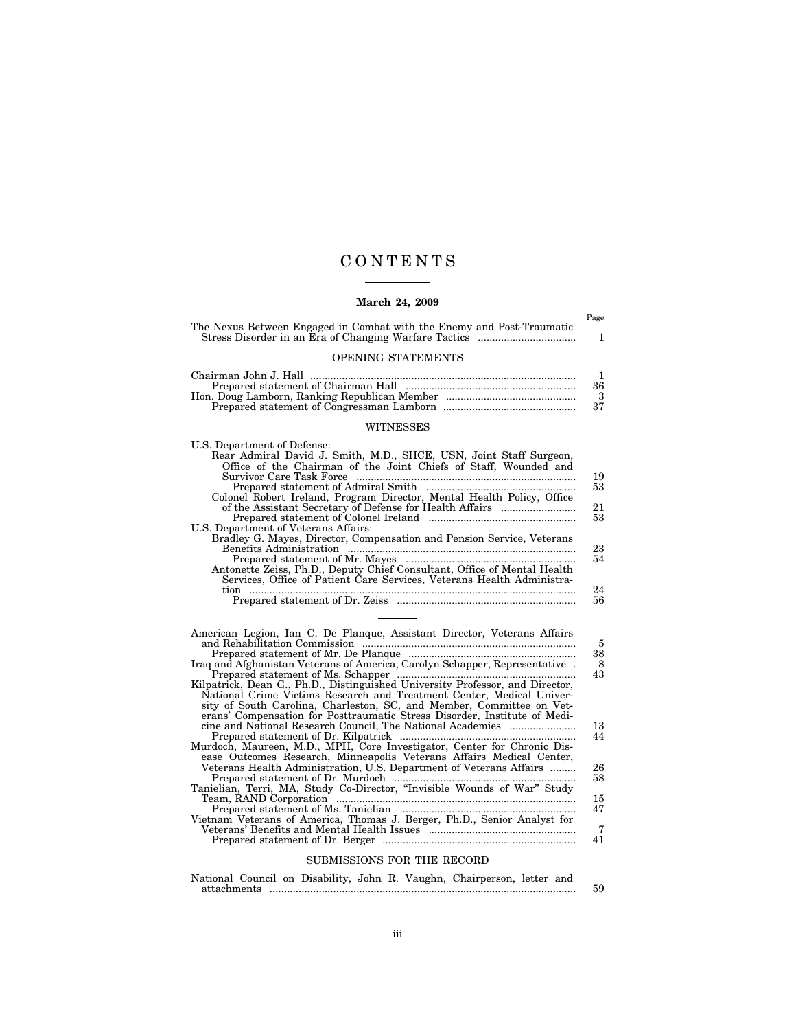# CONTENTS

**March 24, 2009**

| | Page |
|---|---|
| The Nexus Between Engaged in Combat with the Enemy and Post-Traumatic Stress Disorder in an Era of Changing Warfare Tactics | 1 |

## OPENING STATEMENTS

| | |
|---|---|
| Chairman John J. Hall | 1 |
| Prepared statement of Chairman Hall | 36 |
| Hon. Doug Lamborn, Ranking Republican Member | 3 |
| Prepared statement of Congressman Lamborn | 37 |

## WITNESSES

| | |
|---|---|
| U.S. Department of Defense: | |
| Rear Admiral David J. Smith, M.D., SHCE, USN, Joint Staff Surgeon, Office of the Chairman of the Joint Chiefs of Staff, Wounded and Survivor Care Task Force | 19 |
| Prepared statement of Admiral Smith | 53 |
| Colonel Robert Ireland, Program Director, Mental Health Policy, Office of the Assistant Secretary of Defense for Health Affairs | 21 |
| Prepared statement of Colonel Ireland | 53 |
| U.S. Department of Veterans Affairs: | |
| Bradley G. Mayes, Director, Compensation and Pension Service, Veterans Benefits Administration | 23 |
| Prepared statement of Mr. Mayes | 54 |
| Antonette Zeiss, Ph.D., Deputy Chief Consultant, Office of Mental Health Services, Office of Patient Care Services, Veterans Health Administration | 24 |
| Prepared statement of Dr. Zeiss | 56 |

---

| | |
|---|---|
| American Legion, Ian C. De Planque, Assistant Director, Veterans Affairs and Rehabilitation Commission | 5 |
| Prepared statement of Mr. De Planque | 38 |
| Iraq and Afghanistan Veterans of America, Carolyn Schapper, Representative | 8 |
| Prepared statement of Ms. Schapper | 43 |
| Kilpatrick, Dean G., Ph.D., Distinguished University Professor, and Director, National Crime Victims Research and Treatment Center, Medical University of South Carolina, Charleston, SC, and Member, Committee on Veterans' Compensation for Posttraumatic Stress Disorder, Institute of Medicine and National Research Council, The National Academies | 13 |
| Prepared statement of Dr. Kilpatrick | 44 |
| Murdoch, Maureen, M.D., MPH, Core Investigator, Center for Chronic Disease Outcomes Research, Minneapolis Veterans Affairs Medical Center, Veterans Health Administration, U.S. Department of Veterans Affairs | 26 |
| Prepared statement of Dr. Murdoch | 58 |
| Tanielian, Terri, MA, Study Co-Director, "Invisible Wounds of War" Study Team, RAND Corporation | 15 |
| Prepared statement of Ms. Tanielian | 47 |
| Vietnam Veterans of America, Thomas J. Berger, Ph.D., Senior Analyst for Veterans' Benefits and Mental Health Issues | 7 |
| Prepared statement of Dr. Berger | 41 |

## SUBMISSIONS FOR THE RECORD

| | |
|---|---|
| National Council on Disability, John R. Vaughn, Chairperson, letter and attachments | 59 |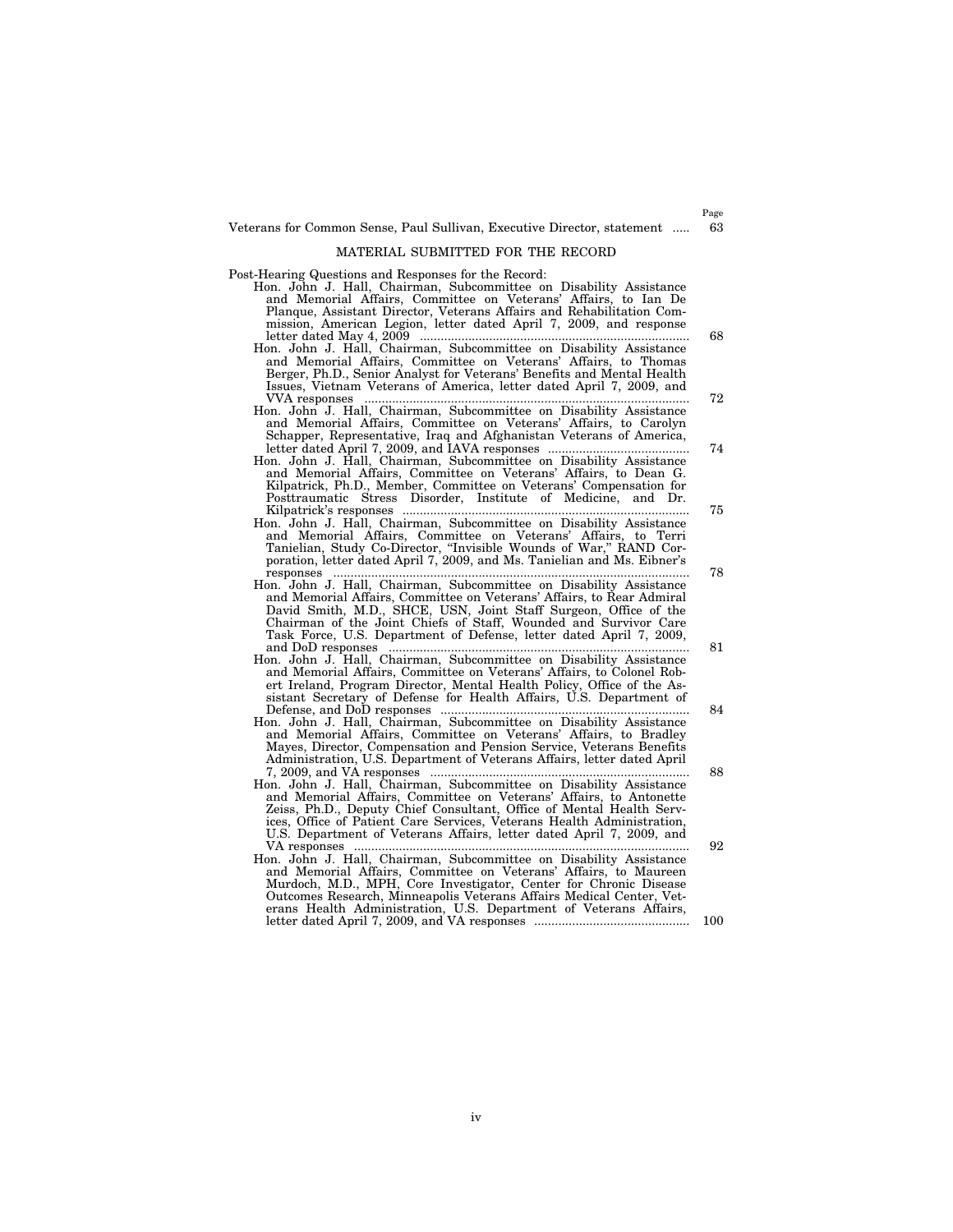| | Page |
|---|---|
| Veterans for Common Sense, Paul Sullivan, Executive Director, statement | 63 |

## MATERIAL SUBMITTED FOR THE RECORD

Post-Hearing Questions and Responses for the Record:

| | |
|---|---|
| Hon. John J. Hall, Chairman, Subcommittee on Disability Assistance and Memorial Affairs, Committee on Veterans' Affairs, to Ian De Planque, Assistant Director, Veterans Affairs and Rehabilitation Commission, American Legion, letter dated April 7, 2009, and response letter dated May 4, 2009 | 68 |
| Hon. John J. Hall, Chairman, Subcommittee on Disability Assistance and Memorial Affairs, Committee on Veterans' Affairs, to Thomas Berger, Ph.D., Senior Analyst for Veterans' Benefits and Mental Health Issues, Vietnam Veterans of America, letter dated April 7, 2009, and VVA responses | 72 |
| Hon. John J. Hall, Chairman, Subcommittee on Disability Assistance and Memorial Affairs, Committee on Veterans' Affairs, to Carolyn Schapper, Representative, Iraq and Afghanistan Veterans of America, letter dated April 7, 2009, and IAVA responses | 74 |
| Hon. John J. Hall, Chairman, Subcommittee on Disability Assistance and Memorial Affairs, Committee on Veterans' Affairs, to Dean G. Kilpatrick, Ph.D., Member, Committee on Veterans' Compensation for Posttraumatic Stress Disorder, Institute of Medicine, and Dr. Kilpatrick's responses | 75 |
| Hon. John J. Hall, Chairman, Subcommittee on Disability Assistance and Memorial Affairs, Committee on Veterans' Affairs, to Terri Tanielian, Study Co-Director, "Invisible Wounds of War," RAND Corporation, letter dated April 7, 2009, and Ms. Tanielian and Ms. Eibner's responses | 78 |
| Hon. John J. Hall, Chairman, Subcommittee on Disability Assistance and Memorial Affairs, Committee on Veterans' Affairs, to Rear Admiral David Smith, M.D., SHCE, USN, Joint Staff Surgeon, Office of the Chairman of the Joint Chiefs of Staff, Wounded and Survivor Care Task Force, U.S. Department of Defense, letter dated April 7, 2009, and DoD responses | 81 |
| Hon. John J. Hall, Chairman, Subcommittee on Disability Assistance and Memorial Affairs, Committee on Veterans' Affairs, to Colonel Robert Ireland, Program Director, Mental Health Policy, Office of the Assistant Secretary of Defense for Health Affairs, U.S. Department of Defense, and DoD responses | 84 |
| Hon. John J. Hall, Chairman, Subcommittee on Disability Assistance and Memorial Affairs, Committee on Veterans' Affairs, to Bradley Mayes, Director, Compensation and Pension Service, Veterans Benefits Administration, U.S. Department of Veterans Affairs, letter dated April 7, 2009, and VA responses | 88 |
| Hon. John J. Hall, Chairman, Subcommittee on Disability Assistance and Memorial Affairs, Committee on Veterans' Affairs, to Antonette Zeiss, Ph.D., Deputy Chief Consultant, Office of Mental Health Services, Office of Patient Care Services, Veterans Health Administration, U.S. Department of Veterans Affairs, letter dated April 7, 2009, and VA responses | 92 |
| Hon. John J. Hall, Chairman, Subcommittee on Disability Assistance and Memorial Affairs, Committee on Veterans' Affairs, to Maureen Murdoch, M.D., MPH, Core Investigator, Center for Chronic Disease Outcomes Research, Minneapolis Veterans Affairs Medical Center, Veterans Health Administration, U.S. Department of Veterans Affairs, letter dated April 7, 2009, and VA responses | 100 |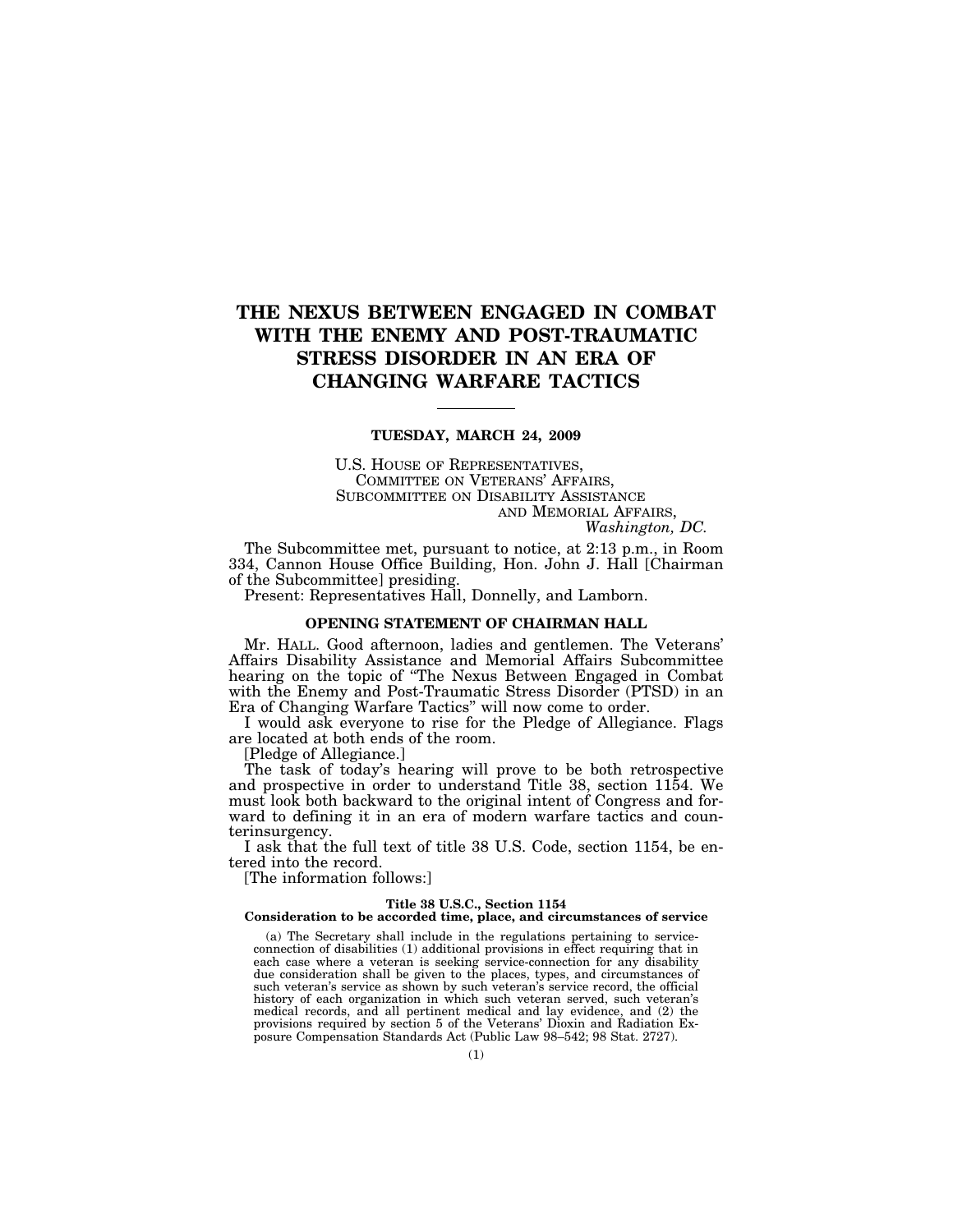# THE NEXUS BETWEEN ENGAGED IN COMBAT WITH THE ENEMY AND POST-TRAUMATIC STRESS DISORDER IN AN ERA OF CHANGING WARFARE TACTICS

---

**TUESDAY, MARCH 24, 2009**

U.S. HOUSE OF REPRESENTATIVES,
COMMITTEE ON VETERANS' AFFAIRS,
SUBCOMMITTEE ON DISABILITY ASSISTANCE
AND MEMORIAL AFFAIRS,
*Washington, DC.*

The Subcommittee met, pursuant to notice, at 2:13 p.m., in Room 334, Cannon House Office Building, Hon. John J. Hall [Chairman of the Subcommittee] presiding.

Present: Representatives Hall, Donnelly, and Lamborn.

## OPENING STATEMENT OF CHAIRMAN HALL

Mr. HALL. Good afternoon, ladies and gentlemen. The Veterans' Affairs Disability Assistance and Memorial Affairs Subcommittee hearing on the topic of "The Nexus Between Engaged in Combat with the Enemy and Post-Traumatic Stress Disorder (PTSD) in an Era of Changing Warfare Tactics" will now come to order.

I would ask everyone to rise for the Pledge of Allegiance. Flags are located at both ends of the room.

[Pledge of Allegiance.]

The task of today's hearing will prove to be both retrospective and prospective in order to understand Title 38, section 1154. We must look both backward to the original intent of Congress and forward to defining it in an era of modern warfare tactics and counterinsurgency.

I ask that the full text of title 38 U.S. Code, section 1154, be entered into the record.

[The information follows:]

**Title 38 U.S.C., Section 1154**
**Consideration to be accorded time, place, and circumstances of service**

(a) The Secretary shall include in the regulations pertaining to service-connection of disabilities (1) additional provisions in effect requiring that in each case where a veteran is seeking service-connection for any disability due consideration shall be given to the places, types, and circumstances of such veteran's service as shown by such veteran's service record, the official history of each organization in which such veteran served, such veteran's medical records, and all pertinent medical and lay evidence, and (2) the provisions required by section 5 of the Veterans' Dioxin and Radiation Exposure Compensation Standards Act (Public Law 98–542; 98 Stat. 2727).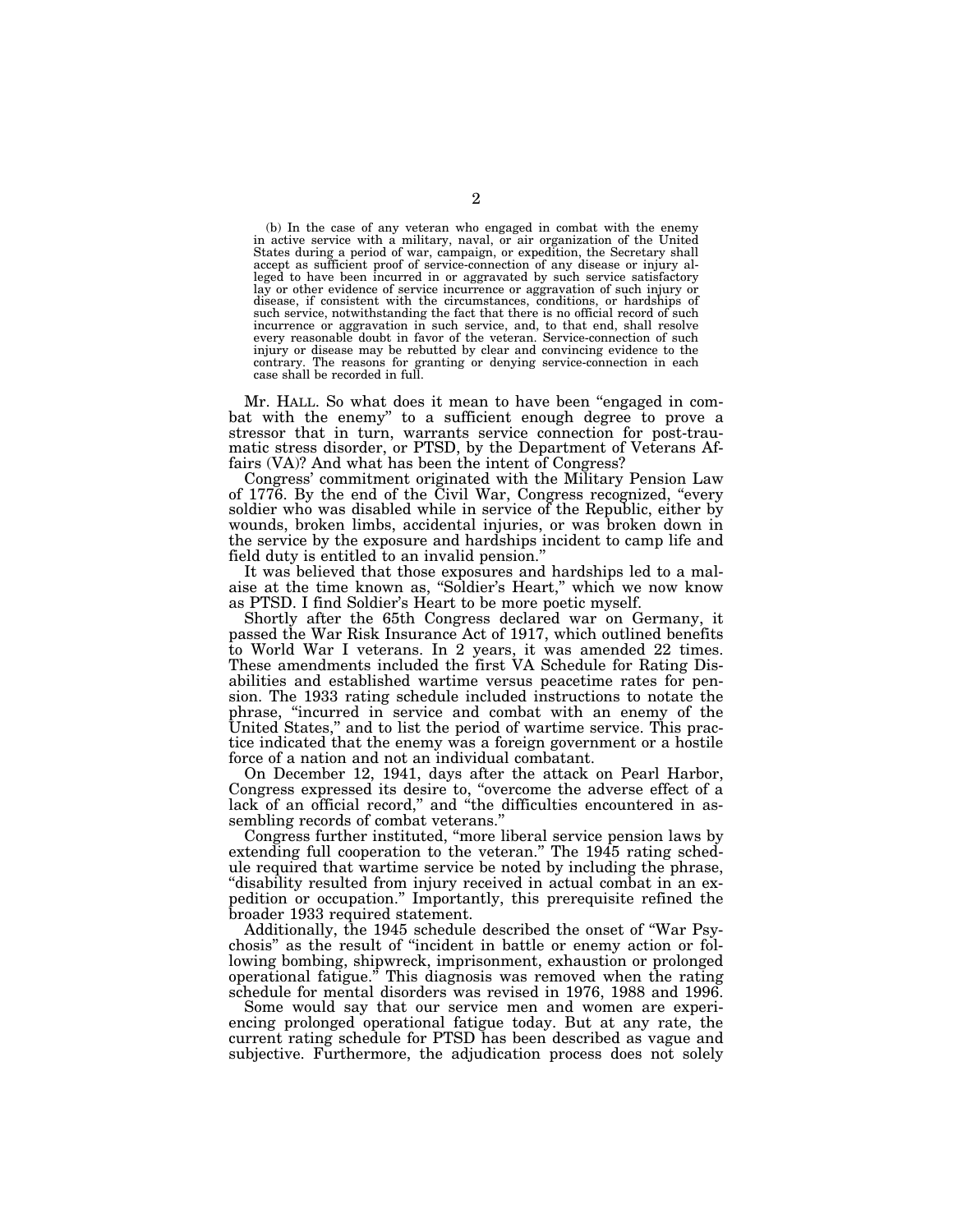(b) In the case of any veteran who engaged in combat with the enemy in active service with a military, naval, or air organization of the United States during a period of war, campaign, or expedition, the Secretary shall accept as sufficient proof of service-connection of any disease or injury alleged to have been incurred in or aggravated by such service satisfactory lay or other evidence of service incurrence or aggravation of such injury or disease, if consistent with the circumstances, conditions, or hardships of such service, notwithstanding the fact that there is no official record of such incurrence or aggravation in such service, and, to that end, shall resolve every reasonable doubt in favor of the veteran. Service-connection of such injury or disease may be rebutted by clear and convincing evidence to the contrary. The reasons for granting or denying service-connection in each case shall be recorded in full.

Mr. HALL. So what does it mean to have been "engaged in combat with the enemy" to a sufficient enough degree to prove a stressor that in turn, warrants service connection for post-traumatic stress disorder, or PTSD, by the Department of Veterans Affairs (VA)? And what has been the intent of Congress?

Congress' commitment originated with the Military Pension Law of 1776. By the end of the Civil War, Congress recognized, "every soldier who was disabled while in service of the Republic, either by wounds, broken limbs, accidental injuries, or was broken down in the service by the exposure and hardships incident to camp life and field duty is entitled to an invalid pension."

It was believed that those exposures and hardships led to a malaise at the time known as, "Soldier's Heart," which we now know as PTSD. I find Soldier's Heart to be more poetic myself.

Shortly after the 65th Congress declared war on Germany, it passed the War Risk Insurance Act of 1917, which outlined benefits to World War I veterans. In 2 years, it was amended 22 times. These amendments included the first VA Schedule for Rating Disabilities and established wartime versus peacetime rates for pension. The 1933 rating schedule included instructions to notate the phrase, "incurred in service and combat with an enemy of the United States," and to list the period of wartime service. This practice indicated that the enemy was a foreign government or a hostile force of a nation and not an individual combatant.

On December 12, 1941, days after the attack on Pearl Harbor, Congress expressed its desire to, "overcome the adverse effect of a lack of an official record," and "the difficulties encountered in assembling records of combat veterans."

Congress further instituted, "more liberal service pension laws by extending full cooperation to the veteran." The 1945 rating schedule required that wartime service be noted by including the phrase, "disability resulted from injury received in actual combat in an expedition or occupation." Importantly, this prerequisite refined the broader 1933 required statement.

Additionally, the 1945 schedule described the onset of "War Psychosis" as the result of "incident in battle or enemy action or following bombing, shipwreck, imprisonment, exhaustion or prolonged operational fatigue." This diagnosis was removed when the rating schedule for mental disorders was revised in 1976, 1988 and 1996.

Some would say that our service men and women are experiencing prolonged operational fatigue today. But at any rate, the current rating schedule for PTSD has been described as vague and subjective. Furthermore, the adjudication process does not solely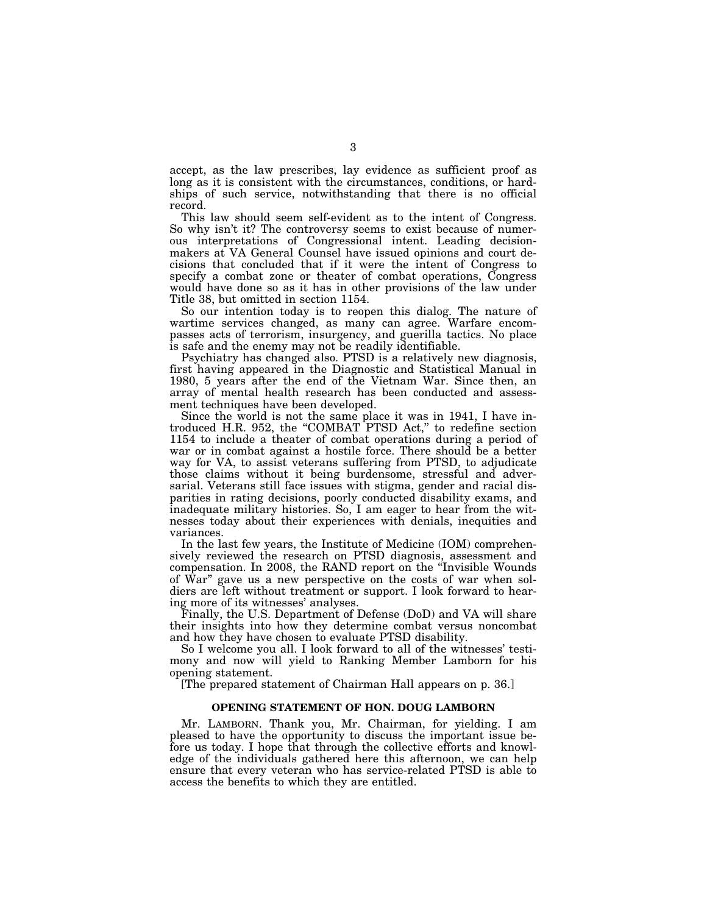accept, as the law prescribes, lay evidence as sufficient proof as long as it is consistent with the circumstances, conditions, or hardships of such service, notwithstanding that there is no official record.

This law should seem self-evident as to the intent of Congress. So why isn't it? The controversy seems to exist because of numerous interpretations of Congressional intent. Leading decisionmakers at VA General Counsel have issued opinions and court decisions that concluded that if it were the intent of Congress to specify a combat zone or theater of combat operations, Congress would have done so as it has in other provisions of the law under Title 38, but omitted in section 1154.

So our intention today is to reopen this dialog. The nature of wartime services changed, as many can agree. Warfare encompasses acts of terrorism, insurgency, and guerilla tactics. No place is safe and the enemy may not be readily identifiable.

Psychiatry has changed also. PTSD is a relatively new diagnosis, first having appeared in the Diagnostic and Statistical Manual in 1980, 5 years after the end of the Vietnam War. Since then, an array of mental health research has been conducted and assessment techniques have been developed.

Since the world is not the same place it was in 1941, I have introduced H.R. 952, the "COMBAT PTSD Act," to redefine section 1154 to include a theater of combat operations during a period of war or in combat against a hostile force. There should be a better way for VA, to assist veterans suffering from PTSD, to adjudicate those claims without it being burdensome, stressful and adversarial. Veterans still face issues with stigma, gender and racial disparities in rating decisions, poorly conducted disability exams, and inadequate military histories. So, I am eager to hear from the witnesses today about their experiences with denials, inequities and variances.

In the last few years, the Institute of Medicine (IOM) comprehensively reviewed the research on PTSD diagnosis, assessment and compensation. In 2008, the RAND report on the "Invisible Wounds of War" gave us a new perspective on the costs of war when soldiers are left without treatment or support. I look forward to hearing more of its witnesses' analyses.

Finally, the U.S. Department of Defense (DoD) and VA will share their insights into how they determine combat versus noncombat and how they have chosen to evaluate PTSD disability.

So I welcome you all. I look forward to all of the witnesses' testimony and now will yield to Ranking Member Lamborn for his opening statement.

[The prepared statement of Chairman Hall appears on p. 36.]

## OPENING STATEMENT OF HON. DOUG LAMBORN

Mr. LAMBORN. Thank you, Mr. Chairman, for yielding. I am pleased to have the opportunity to discuss the important issue before us today. I hope that through the collective efforts and knowledge of the individuals gathered here this afternoon, we can help ensure that every veteran who has service-related PTSD is able to access the benefits to which they are entitled.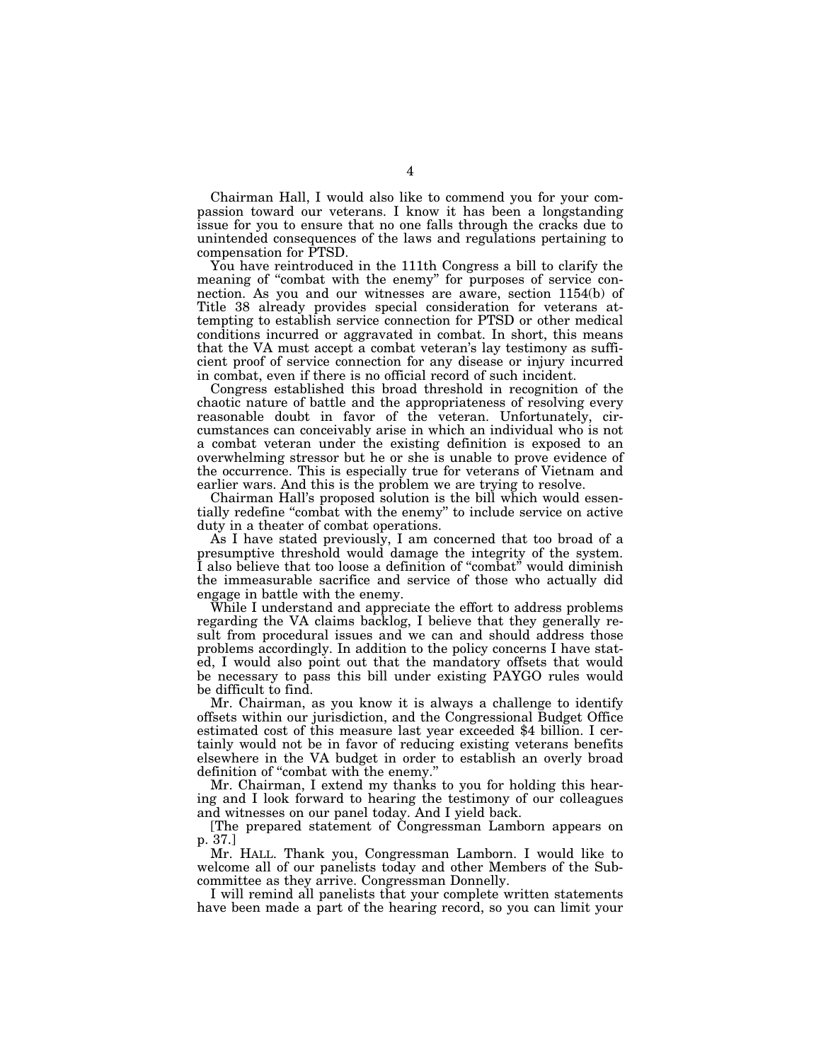Chairman Hall, I would also like to commend you for your compassion toward our veterans. I know it has been a longstanding issue for you to ensure that no one falls through the cracks due to unintended consequences of the laws and regulations pertaining to compensation for PTSD.

You have reintroduced in the 111th Congress a bill to clarify the meaning of "combat with the enemy" for purposes of service connection. As you and our witnesses are aware, section 1154(b) of Title 38 already provides special consideration for veterans attempting to establish service connection for PTSD or other medical conditions incurred or aggravated in combat. In short, this means that the VA must accept a combat veteran's lay testimony as sufficient proof of service connection for any disease or injury incurred in combat, even if there is no official record of such incident.

Congress established this broad threshold in recognition of the chaotic nature of battle and the appropriateness of resolving every reasonable doubt in favor of the veteran. Unfortunately, circumstances can conceivably arise in which an individual who is not a combat veteran under the existing definition is exposed to an overwhelming stressor but he or she is unable to prove evidence of the occurrence. This is especially true for veterans of Vietnam and earlier wars. And this is the problem we are trying to resolve.

Chairman Hall's proposed solution is the bill which would essentially redefine "combat with the enemy" to include service on active duty in a theater of combat operations.

As I have stated previously, I am concerned that too broad of a presumptive threshold would damage the integrity of the system. I also believe that too loose a definition of "combat" would diminish the immeasurable sacrifice and service of those who actually did engage in battle with the enemy.

While I understand and appreciate the effort to address problems regarding the VA claims backlog, I believe that they generally result from procedural issues and we can and should address those problems accordingly. In addition to the policy concerns I have stated, I would also point out that the mandatory offsets that would be necessary to pass this bill under existing PAYGO rules would be difficult to find.

Mr. Chairman, as you know it is always a challenge to identify offsets within our jurisdiction, and the Congressional Budget Office estimated cost of this measure last year exceeded $4 billion. I certainly would not be in favor of reducing existing veterans benefits elsewhere in the VA budget in order to establish an overly broad definition of "combat with the enemy."

Mr. Chairman, I extend my thanks to you for holding this hearing and I look forward to hearing the testimony of our colleagues and witnesses on our panel today. And I yield back.

[The prepared statement of Congressman Lamborn appears on p. 37.]

Mr. HALL. Thank you, Congressman Lamborn. I would like to welcome all of our panelists today and other Members of the Subcommittee as they arrive. Congressman Donnelly.

I will remind all panelists that your complete written statements have been made a part of the hearing record, so you can limit your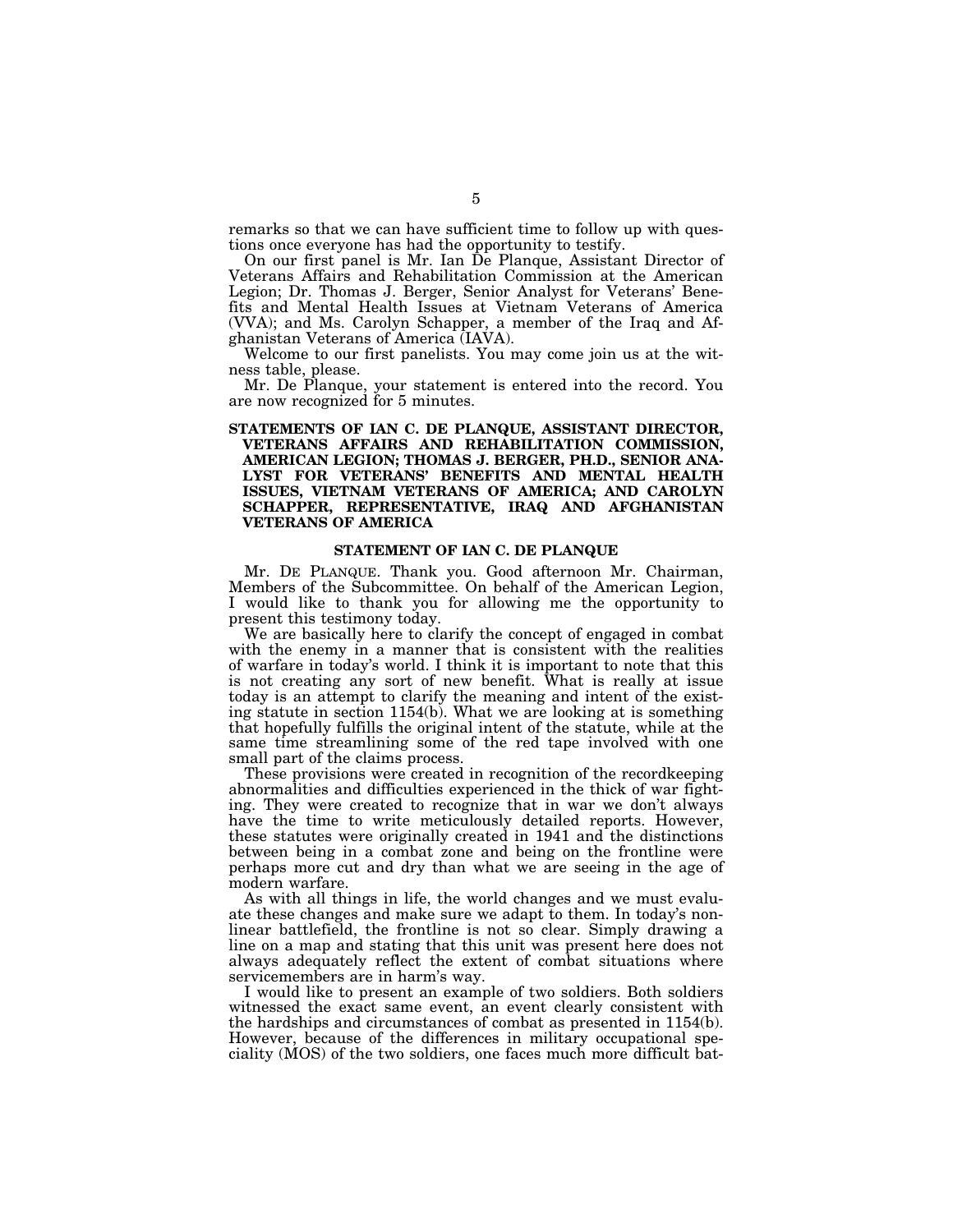remarks so that we can have sufficient time to follow up with questions once everyone has had the opportunity to testify.

On our first panel is Mr. Ian De Planque, Assistant Director of Veterans Affairs and Rehabilitation Commission at the American Legion; Dr. Thomas J. Berger, Senior Analyst for Veterans' Benefits and Mental Health Issues at Vietnam Veterans of America (VVA); and Ms. Carolyn Schapper, a member of the Iraq and Afghanistan Veterans of America (IAVA).

Welcome to our first panelists. You may come join us at the witness table, please.

Mr. De Planque, your statement is entered into the record. You are now recognized for 5 minutes.

## STATEMENTS OF IAN C. DE PLANQUE, ASSISTANT DIRECTOR, VETERANS AFFAIRS AND REHABILITATION COMMISSION, AMERICAN LEGION; THOMAS J. BERGER, PH.D., SENIOR ANALYST FOR VETERANS' BENEFITS AND MENTAL HEALTH ISSUES, VIETNAM VETERANS OF AMERICA; AND CAROLYN SCHAPPER, REPRESENTATIVE, IRAQ AND AFGHANISTAN VETERANS OF AMERICA

### STATEMENT OF IAN C. DE PLANQUE

Mr. DE PLANQUE. Thank you. Good afternoon Mr. Chairman, Members of the Subcommittee. On behalf of the American Legion, I would like to thank you for allowing me the opportunity to present this testimony today.

We are basically here to clarify the concept of engaged in combat with the enemy in a manner that is consistent with the realities of warfare in today's world. I think it is important to note that this is not creating any sort of new benefit. What is really at issue today is an attempt to clarify the meaning and intent of the existing statute in section 1154(b). What we are looking at is something that hopefully fulfills the original intent of the statute, while at the same time streamlining some of the red tape involved with one small part of the claims process.

These provisions were created in recognition of the recordkeeping abnormalities and difficulties experienced in the thick of war fighting. They were created to recognize that in war we don't always have the time to write meticulously detailed reports. However, these statutes were originally created in 1941 and the distinctions between being in a combat zone and being on the frontline were perhaps more cut and dry than what we are seeing in the age of modern warfare.

As with all things in life, the world changes and we must evaluate these changes and make sure we adapt to them. In today's nonlinear battlefield, the frontline is not so clear. Simply drawing a line on a map and stating that this unit was present here does not always adequately reflect the extent of combat situations where servicemembers are in harm's way.

I would like to present an example of two soldiers. Both soldiers witnessed the exact same event, an event clearly consistent with the hardships and circumstances of combat as presented in 1154(b). However, because of the differences in military occupational speciality (MOS) of the two soldiers, one faces much more difficult bat-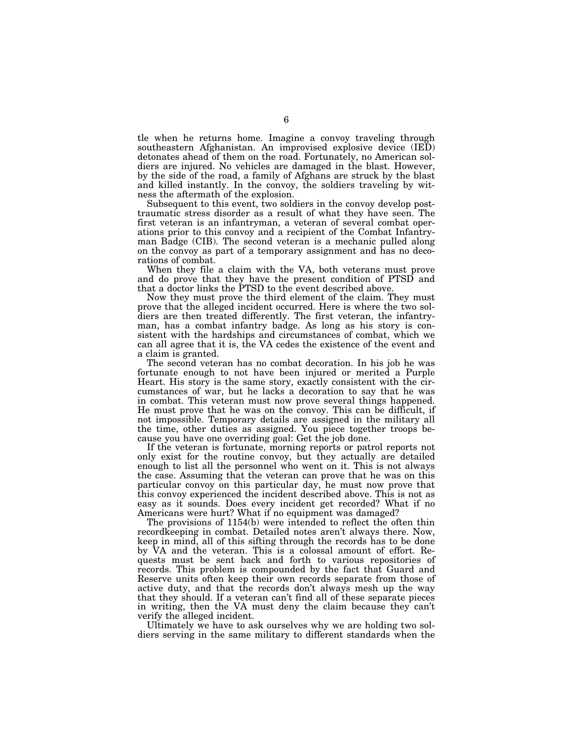tle when he returns home. Imagine a convoy traveling through southeastern Afghanistan. An improvised explosive device (IED) detonates ahead of them on the road. Fortunately, no American soldiers are injured. No vehicles are damaged in the blast. However, by the side of the road, a family of Afghans are struck by the blast and killed instantly. In the convoy, the soldiers traveling by witness the aftermath of the explosion.

Subsequent to this event, two soldiers in the convoy develop post-traumatic stress disorder as a result of what they have seen. The first veteran is an infantryman, a veteran of several combat operations prior to this convoy and a recipient of the Combat Infantryman Badge (CIB). The second veteran is a mechanic pulled along on the convoy as part of a temporary assignment and has no decorations of combat.

When they file a claim with the VA, both veterans must prove and do prove that they have the present condition of PTSD and that a doctor links the PTSD to the event described above.

Now they must prove the third element of the claim. They must prove that the alleged incident occurred. Here is where the two soldiers are then treated differently. The first veteran, the infantryman, has a combat infantry badge. As long as his story is consistent with the hardships and circumstances of combat, which we can all agree that it is, the VA cedes the existence of the event and a claim is granted.

The second veteran has no combat decoration. In his job he was fortunate enough to not have been injured or merited a Purple Heart. His story is the same story, exactly consistent with the circumstances of war, but he lacks a decoration to say that he was in combat. This veteran must now prove several things happened. He must prove that he was on the convoy. This can be difficult, if not impossible. Temporary details are assigned in the military all the time, other duties as assigned. You piece together troops because you have one overriding goal: Get the job done.

If the veteran is fortunate, morning reports or patrol reports not only exist for the routine convoy, but they actually are detailed enough to list all the personnel who went on it. This is not always the case. Assuming that the veteran can prove that he was on this particular convoy on this particular day, he must now prove that this convoy experienced the incident described above. This is not as easy as it sounds. Does every incident get recorded? What if no Americans were hurt? What if no equipment was damaged?

The provisions of 1154(b) were intended to reflect the often thin recordkeeping in combat. Detailed notes aren't always there. Now, keep in mind, all of this sifting through the records has to be done by VA and the veteran. This is a colossal amount of effort. Requests must be sent back and forth to various repositories of records. This problem is compounded by the fact that Guard and Reserve units often keep their own records separate from those of active duty, and that the records don't always mesh up the way that they should. If a veteran can't find all of these separate pieces in writing, then the VA must deny the claim because they can't verify the alleged incident.

Ultimately we have to ask ourselves why we are holding two soldiers serving in the same military to different standards when the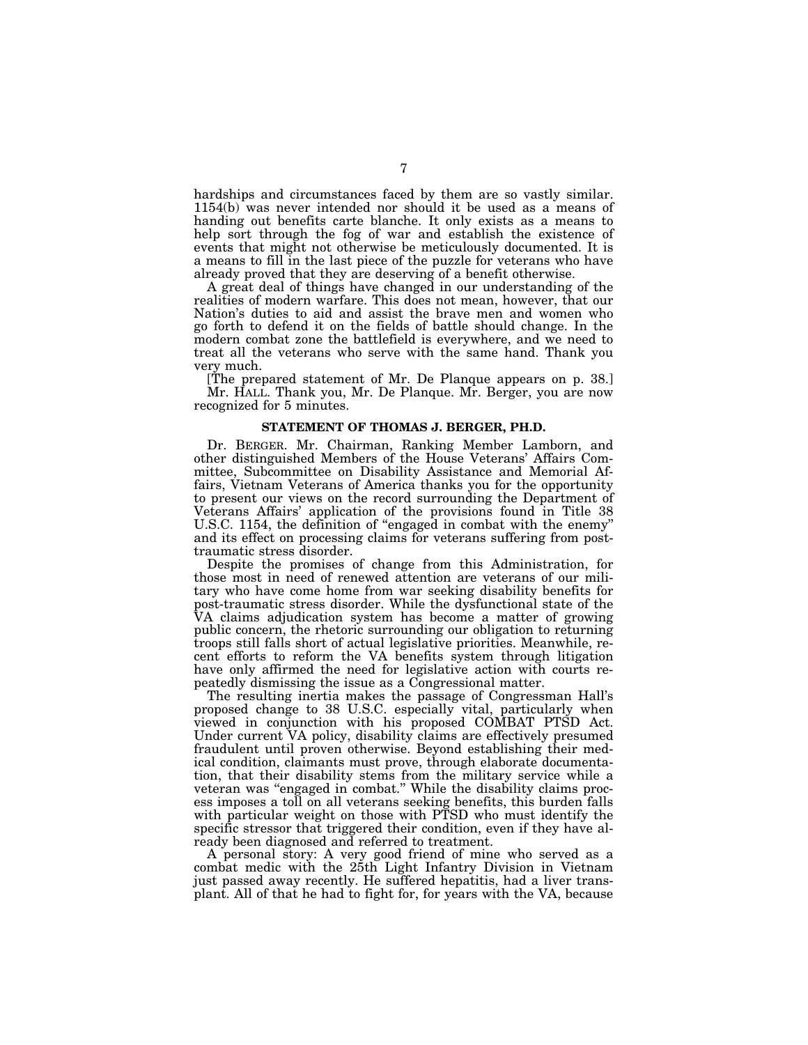hardships and circumstances faced by them are so vastly similar. 1154(b) was never intended nor should it be used as a means of handing out benefits carte blanche. It only exists as a means to help sort through the fog of war and establish the existence of events that might not otherwise be meticulously documented. It is a means to fill in the last piece of the puzzle for veterans who have already proved that they are deserving of a benefit otherwise.

A great deal of things have changed in our understanding of the realities of modern warfare. This does not mean, however, that our Nation's duties to aid and assist the brave men and women who go forth to defend it on the fields of battle should change. In the modern combat zone the battlefield is everywhere, and we need to treat all the veterans who serve with the same hand. Thank you very much.

[The prepared statement of Mr. De Planque appears on p. 38.]

Mr. HALL. Thank you, Mr. De Planque. Mr. Berger, you are now recognized for 5 minutes.

## STATEMENT OF THOMAS J. BERGER, PH.D.

Dr. BERGER. Mr. Chairman, Ranking Member Lamborn, and other distinguished Members of the House Veterans' Affairs Committee, Subcommittee on Disability Assistance and Memorial Affairs, Vietnam Veterans of America thanks you for the opportunity to present our views on the record surrounding the Department of Veterans Affairs' application of the provisions found in Title 38 U.S.C. 1154, the definition of "engaged in combat with the enemy" and its effect on processing claims for veterans suffering from post-traumatic stress disorder.

Despite the promises of change from this Administration, for those most in need of renewed attention are veterans of our military who have come home from war seeking disability benefits for post-traumatic stress disorder. While the dysfunctional state of the VA claims adjudication system has become a matter of growing public concern, the rhetoric surrounding our obligation to returning troops still falls short of actual legislative priorities. Meanwhile, recent efforts to reform the VA benefits system through litigation have only affirmed the need for legislative action with courts repeatedly dismissing the issue as a Congressional matter.

The resulting inertia makes the passage of Congressman Hall's proposed change to 38 U.S.C. especially vital, particularly when viewed in conjunction with his proposed COMBAT PTSD Act. Under current VA policy, disability claims are effectively presumed fraudulent until proven otherwise. Beyond establishing their medical condition, claimants must prove, through elaborate documentation, that their disability stems from the military service while a veteran was "engaged in combat." While the disability claims process imposes a toll on all veterans seeking benefits, this burden falls with particular weight on those with PTSD who must identify the specific stressor that triggered their condition, even if they have already been diagnosed and referred to treatment.

A personal story: A very good friend of mine who served as a combat medic with the 25th Light Infantry Division in Vietnam just passed away recently. He suffered hepatitis, had a liver transplant. All of that he had to fight for, for years with the VA, because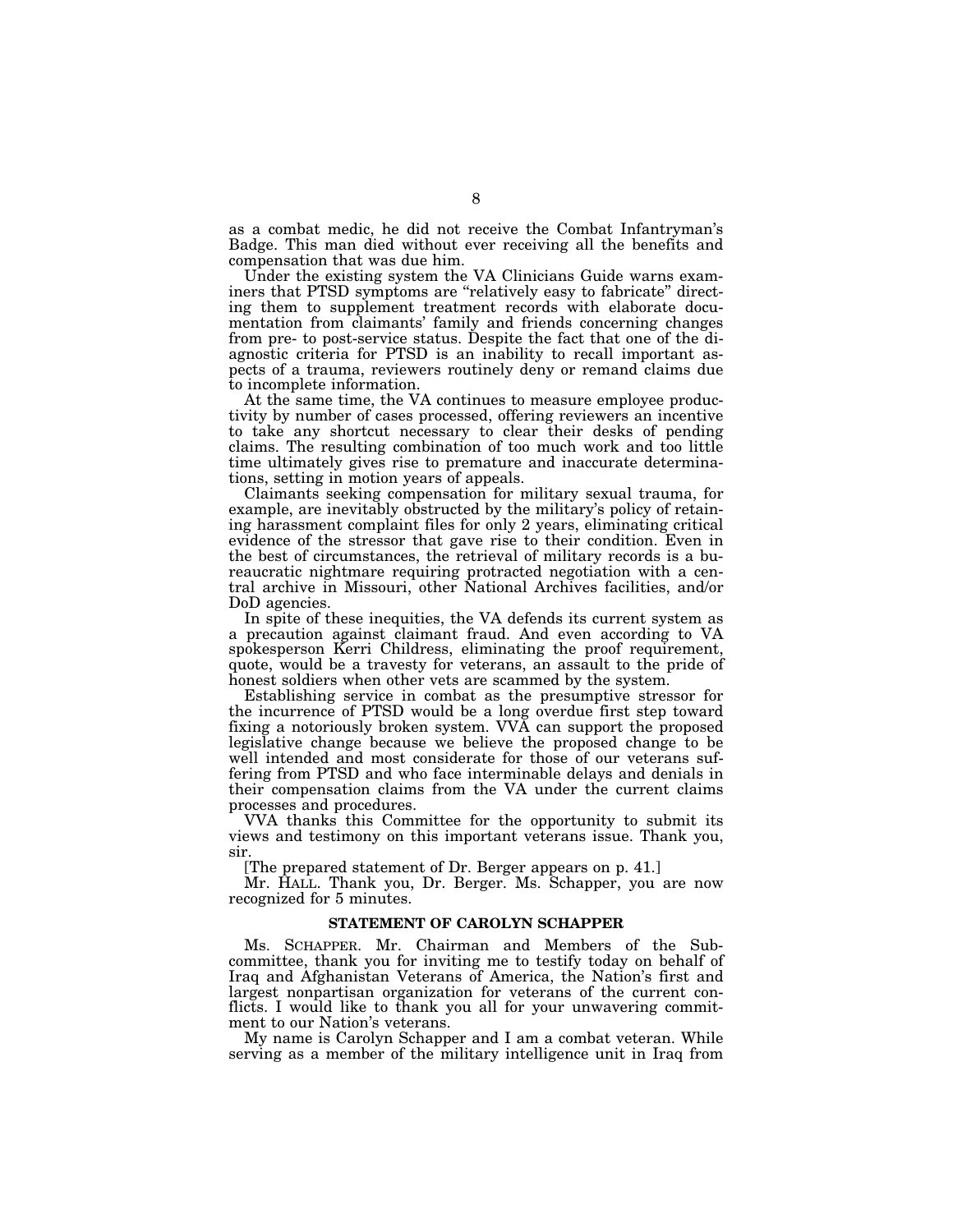as a combat medic, he did not receive the Combat Infantryman's Badge. This man died without ever receiving all the benefits and compensation that was due him.

Under the existing system the VA Clinicians Guide warns examiners that PTSD symptoms are "relatively easy to fabricate" directing them to supplement treatment records with elaborate documentation from claimants' family and friends concerning changes from pre- to post-service status. Despite the fact that one of the diagnostic criteria for PTSD is an inability to recall important aspects of a trauma, reviewers routinely deny or remand claims due to incomplete information.

At the same time, the VA continues to measure employee productivity by number of cases processed, offering reviewers an incentive to take any shortcut necessary to clear their desks of pending claims. The resulting combination of too much work and too little time ultimately gives rise to premature and inaccurate determinations, setting in motion years of appeals.

Claimants seeking compensation for military sexual trauma, for example, are inevitably obstructed by the military's policy of retaining harassment complaint files for only 2 years, eliminating critical evidence of the stressor that gave rise to their condition. Even in the best of circumstances, the retrieval of military records is a bureaucratic nightmare requiring protracted negotiation with a central archive in Missouri, other National Archives facilities, and/or DoD agencies.

In spite of these inequities, the VA defends its current system as a precaution against claimant fraud. And even according to VA spokesperson Kerri Childress, eliminating the proof requirement, quote, would be a travesty for veterans, an assault to the pride of honest soldiers when other vets are scammed by the system.

Establishing service in combat as the presumptive stressor for the incurrence of PTSD would be a long overdue first step toward fixing a notoriously broken system. VVA can support the proposed legislative change because we believe the proposed change to be well intended and most considerate for those of our veterans suffering from PTSD and who face interminable delays and denials in their compensation claims from the VA under the current claims processes and procedures.

VVA thanks this Committee for the opportunity to submit its views and testimony on this important veterans issue. Thank you, sir.

[The prepared statement of Dr. Berger appears on p. 41.]

Mr. HALL. Thank you, Dr. Berger. Ms. Schapper, you are now recognized for 5 minutes.

### STATEMENT OF CAROLYN SCHAPPER

Ms. SCHAPPER. Mr. Chairman and Members of the Subcommittee, thank you for inviting me to testify today on behalf of Iraq and Afghanistan Veterans of America, the Nation's first and largest nonpartisan organization for veterans of the current conflicts. I would like to thank you all for your unwavering commitment to our Nation's veterans.

My name is Carolyn Schapper and I am a combat veteran. While serving as a member of the military intelligence unit in Iraq from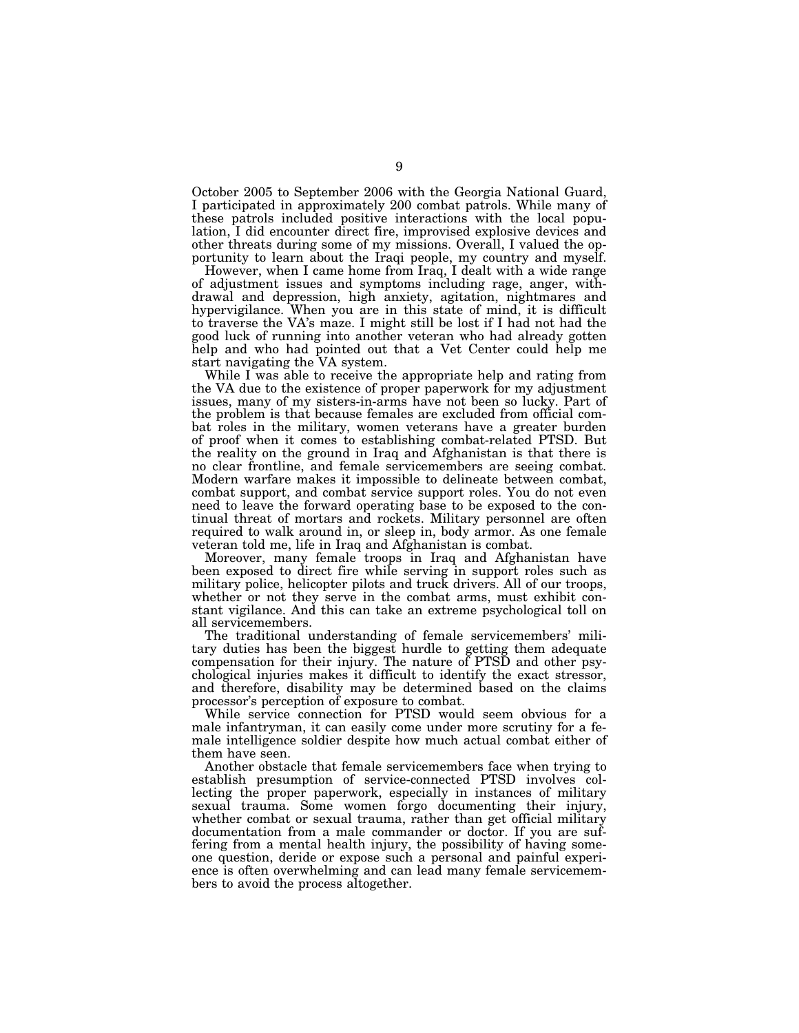October 2005 to September 2006 with the Georgia National Guard, I participated in approximately 200 combat patrols. While many of these patrols included positive interactions with the local population, I did encounter direct fire, improvised explosive devices and other threats during some of my missions. Overall, I valued the opportunity to learn about the Iraqi people, my country and myself.

However, when I came home from Iraq, I dealt with a wide range of adjustment issues and symptoms including rage, anger, withdrawal and depression, high anxiety, agitation, nightmares and hypervigilance. When you are in this state of mind, it is difficult to traverse the VA's maze. I might still be lost if I had not had the good luck of running into another veteran who had already gotten help and who had pointed out that a Vet Center could help me start navigating the VA system.

While I was able to receive the appropriate help and rating from the VA due to the existence of proper paperwork for my adjustment issues, many of my sisters-in-arms have not been so lucky. Part of the problem is that because females are excluded from official combat roles in the military, women veterans have a greater burden of proof when it comes to establishing combat-related PTSD. But the reality on the ground in Iraq and Afghanistan is that there is no clear frontline, and female servicemembers are seeing combat. Modern warfare makes it impossible to delineate between combat, combat support, and combat service support roles. You do not even need to leave the forward operating base to be exposed to the continual threat of mortars and rockets. Military personnel are often required to walk around in, or sleep in, body armor. As one female veteran told me, life in Iraq and Afghanistan is combat.

Moreover, many female troops in Iraq and Afghanistan have been exposed to direct fire while serving in support roles such as military police, helicopter pilots and truck drivers. All of our troops, whether or not they serve in the combat arms, must exhibit constant vigilance. And this can take an extreme psychological toll on all servicemembers.

The traditional understanding of female servicemembers' military duties has been the biggest hurdle to getting them adequate compensation for their injury. The nature of PTSD and other psychological injuries makes it difficult to identify the exact stressor, and therefore, disability may be determined based on the claims processor's perception of exposure to combat.

While service connection for PTSD would seem obvious for a male infantryman, it can easily come under more scrutiny for a female intelligence soldier despite how much actual combat either of them have seen.

Another obstacle that female servicemembers face when trying to establish presumption of service-connected PTSD involves collecting the proper paperwork, especially in instances of military sexual trauma. Some women forgo documenting their injury, whether combat or sexual trauma, rather than get official military documentation from a male commander or doctor. If you are suffering from a mental health injury, the possibility of having someone question, deride or expose such a personal and painful experience is often overwhelming and can lead many female servicemembers to avoid the process altogether.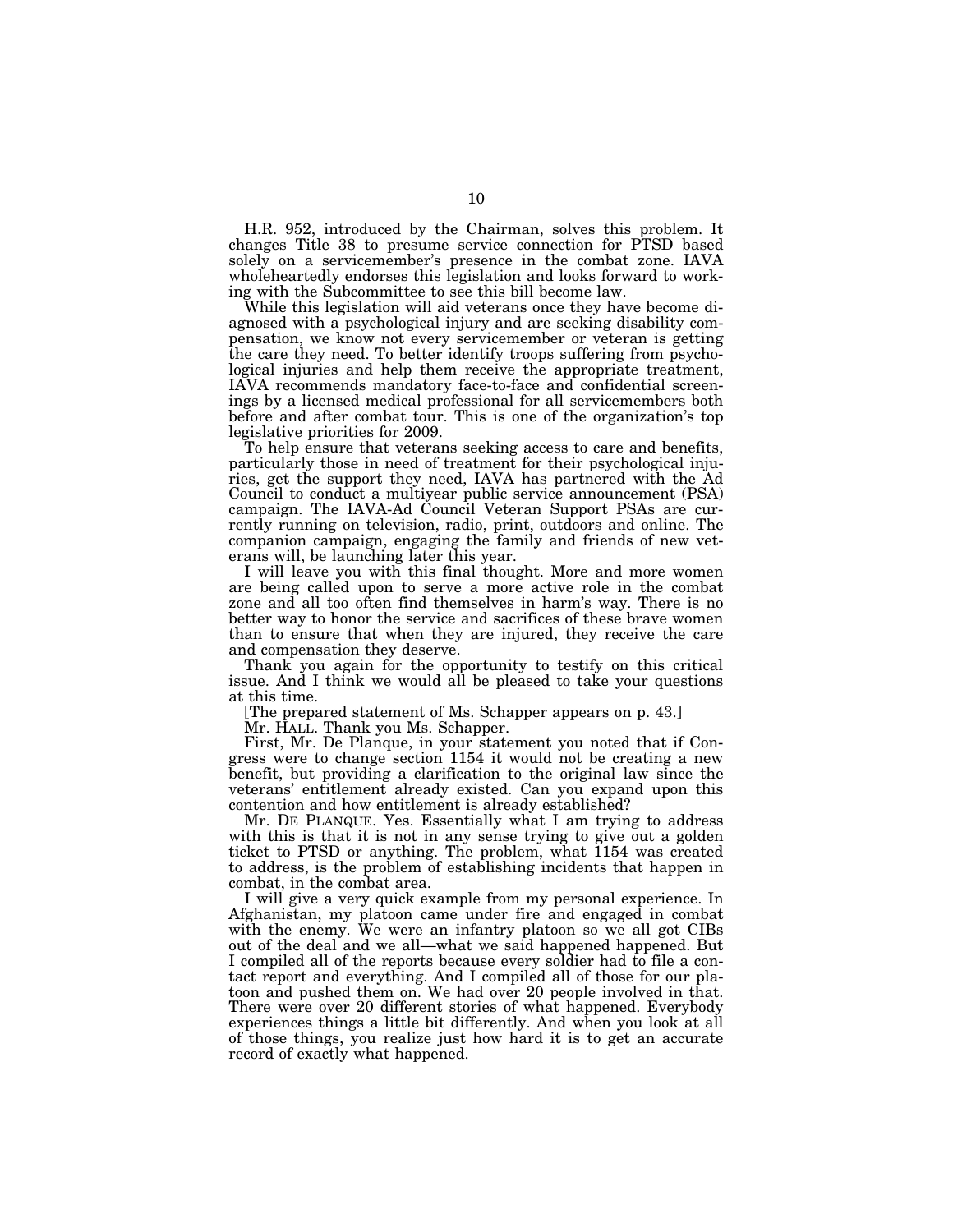H.R. 952, introduced by the Chairman, solves this problem. It changes Title 38 to presume service connection for PTSD based solely on a servicemember's presence in the combat zone. IAVA wholeheartedly endorses this legislation and looks forward to working with the Subcommittee to see this bill become law.

While this legislation will aid veterans once they have become diagnosed with a psychological injury and are seeking disability compensation, we know not every servicemember or veteran is getting the care they need. To better identify troops suffering from psychological injuries and help them receive the appropriate treatment, IAVA recommends mandatory face-to-face and confidential screenings by a licensed medical professional for all servicemembers both before and after combat tour. This is one of the organization's top legislative priorities for 2009.

To help ensure that veterans seeking access to care and benefits, particularly those in need of treatment for their psychological injuries, get the support they need, IAVA has partnered with the Ad Council to conduct a multiyear public service announcement (PSA) campaign. The IAVA-Ad Council Veteran Support PSAs are currently running on television, radio, print, outdoors and online. The companion campaign, engaging the family and friends of new veterans will, be launching later this year.

I will leave you with this final thought. More and more women are being called upon to serve a more active role in the combat zone and all too often find themselves in harm's way. There is no better way to honor the service and sacrifices of these brave women than to ensure that when they are injured, they receive the care and compensation they deserve.

Thank you again for the opportunity to testify on this critical issue. And I think we would all be pleased to take your questions at this time.

[The prepared statement of Ms. Schapper appears on p. 43.]

Mr. HALL. Thank you Ms. Schapper.

First, Mr. De Planque, in your statement you noted that if Congress were to change section 1154 it would not be creating a new benefit, but providing a clarification to the original law since the veterans' entitlement already existed. Can you expand upon this contention and how entitlement is already established?

Mr. DE PLANQUE. Yes. Essentially what I am trying to address with this is that it is not in any sense trying to give out a golden ticket to PTSD or anything. The problem, what 1154 was created to address, is the problem of establishing incidents that happen in combat, in the combat area.

I will give a very quick example from my personal experience. In Afghanistan, my platoon came under fire and engaged in combat with the enemy. We were an infantry platoon so we all got CIBs out of the deal and we all—what we said happened happened. But I compiled all of the reports because every soldier had to file a contact report and everything. And I compiled all of those for our platoon and pushed them on. We had over 20 people involved in that. There were over 20 different stories of what happened. Everybody experiences things a little bit differently. And when you look at all of those things, you realize just how hard it is to get an accurate record of exactly what happened.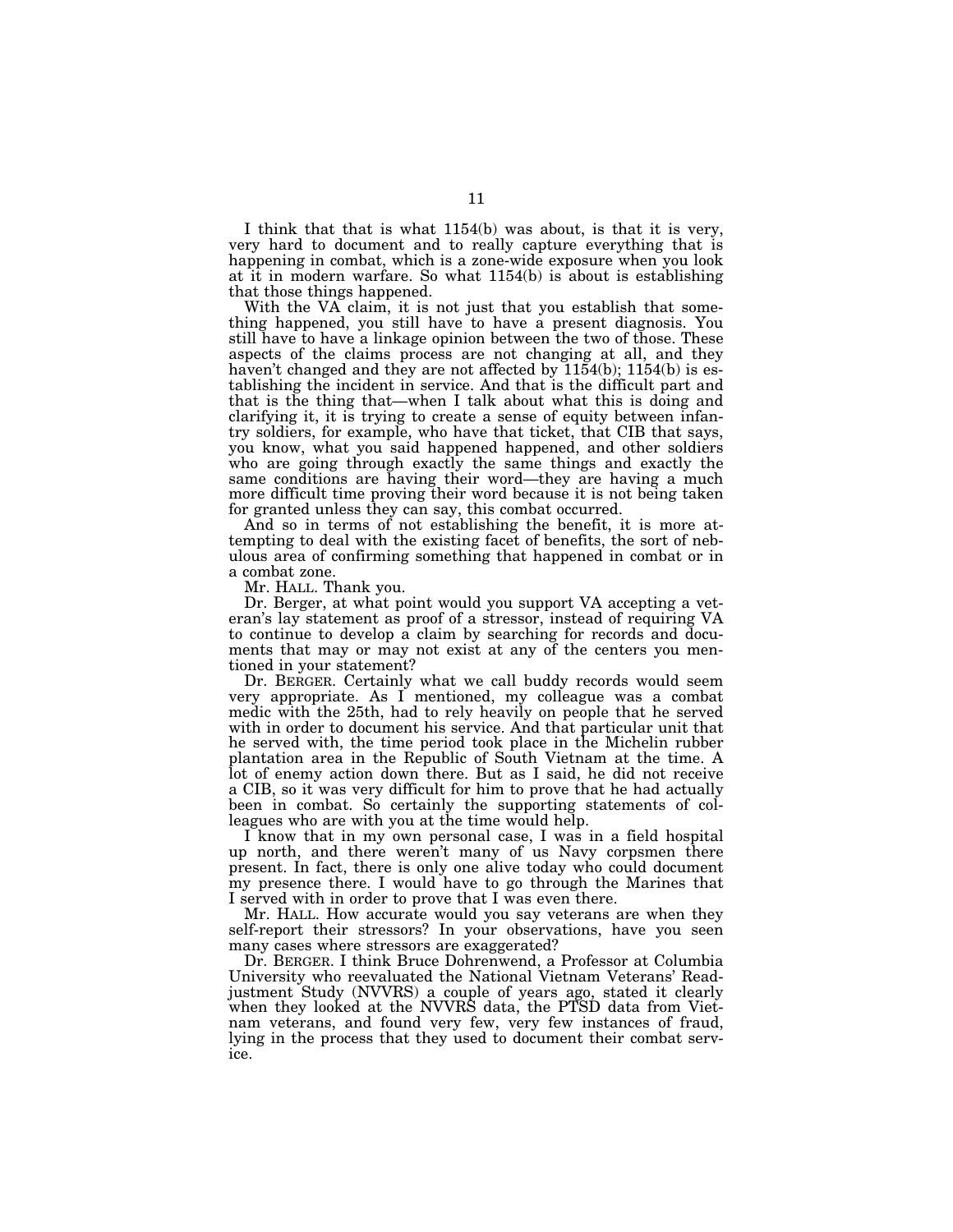I think that that is what 1154(b) was about, is that it is very, very hard to document and to really capture everything that is happening in combat, which is a zone-wide exposure when you look at it in modern warfare. So what 1154(b) is about is establishing that those things happened.

With the VA claim, it is not just that you establish that something happened, you still have to have a present diagnosis. You still have to have a linkage opinion between the two of those. These aspects of the claims process are not changing at all, and they haven't changed and they are not affected by 1154(b); 1154(b) is establishing the incident in service. And that is the difficult part and that is the thing that—when I talk about what this is doing and clarifying it, it is trying to create a sense of equity between infantry soldiers, for example, who have that ticket, that CIB that says, you know, what you said happened happened, and other soldiers who are going through exactly the same things and exactly the same conditions are having their word—they are having a much more difficult time proving their word because it is not being taken for granted unless they can say, this combat occurred.

And so in terms of not establishing the benefit, it is more attempting to deal with the existing facet of benefits, the sort of nebulous area of confirming something that happened in combat or in a combat zone.

Mr. HALL. Thank you.

Dr. Berger, at what point would you support VA accepting a veteran's lay statement as proof of a stressor, instead of requiring VA to continue to develop a claim by searching for records and documents that may or may not exist at any of the centers you mentioned in your statement?

Dr. BERGER. Certainly what we call buddy records would seem very appropriate. As I mentioned, my colleague was a combat medic with the 25th, had to rely heavily on people that he served with in order to document his service. And that particular unit that he served with, the time period took place in the Michelin rubber plantation area in the Republic of South Vietnam at the time. A lot of enemy action down there. But as I said, he did not receive a CIB, so it was very difficult for him to prove that he had actually been in combat. So certainly the supporting statements of colleagues who are with you at the time would help.

I know that in my own personal case, I was in a field hospital up north, and there weren't many of us Navy corpsmen there present. In fact, there is only one alive today who could document my presence there. I would have to go through the Marines that I served with in order to prove that I was even there.

Mr. HALL. How accurate would you say veterans are when they self-report their stressors? In your observations, have you seen many cases where stressors are exaggerated?

Dr. BERGER. I think Bruce Dohrenwend, a Professor at Columbia University who reevaluated the National Vietnam Veterans' Readjustment Study (NVVRS) a couple of years ago, stated it clearly when they looked at the NVVRS data, the PTSD data from Vietnam veterans, and found very few, very few instances of fraud, lying in the process that they used to document their combat service.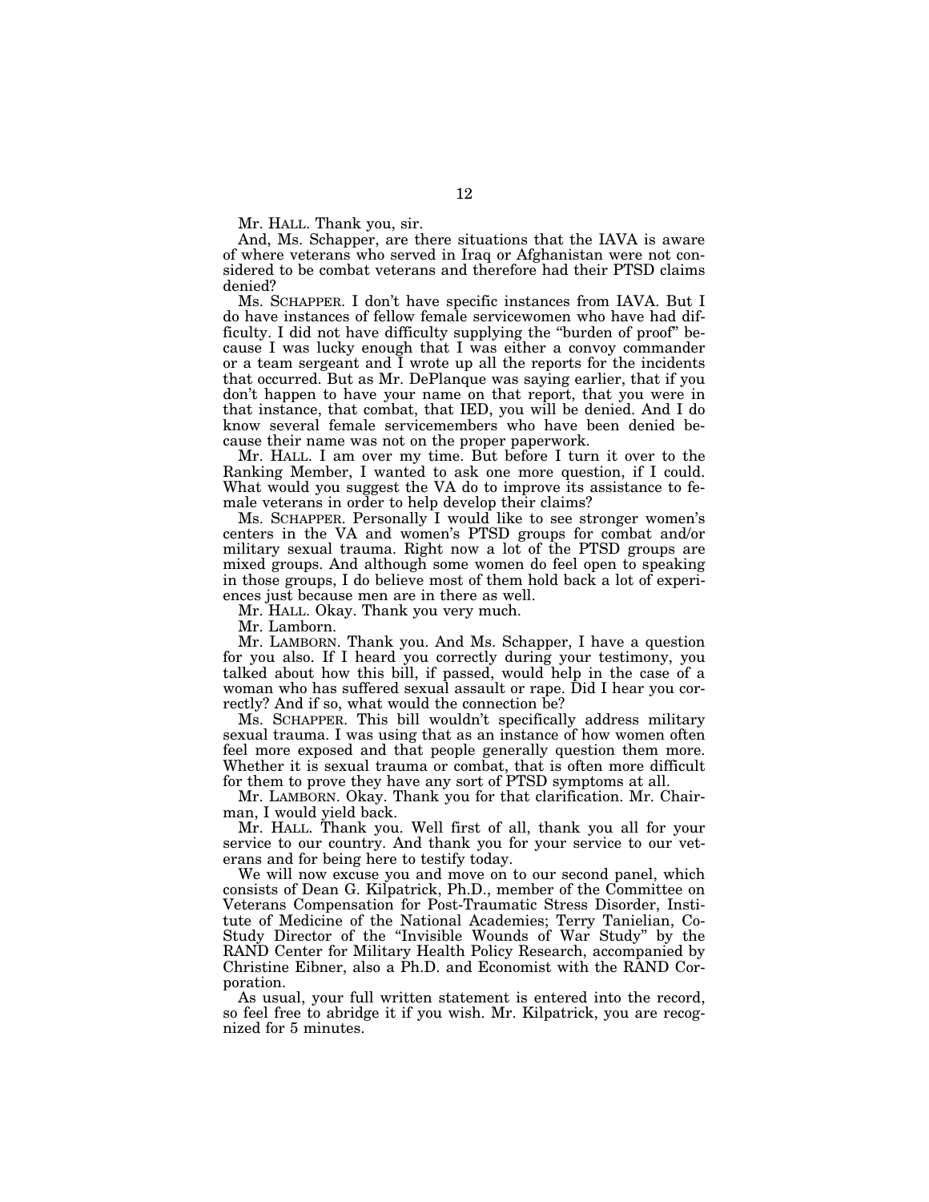Mr. HALL. Thank you, sir.

And, Ms. Schapper, are there situations that the IAVA is aware of where veterans who served in Iraq or Afghanistan were not considered to be combat veterans and therefore had their PTSD claims denied?

Ms. SCHAPPER. I don't have specific instances from IAVA. But I do have instances of fellow female servicewomen who have had difficulty. I did not have difficulty supplying the "burden of proof" because I was lucky enough that I was either a convoy commander or a team sergeant and I wrote up all the reports for the incidents that occurred. But as Mr. DePlanque was saying earlier, that if you don't happen to have your name on that report, that you were in that instance, that combat, that IED, you will be denied. And I do know several female servicemembers who have been denied because their name was not on the proper paperwork.

Mr. HALL. I am over my time. But before I turn it over to the Ranking Member, I wanted to ask one more question, if I could. What would you suggest the VA do to improve its assistance to female veterans in order to help develop their claims?

Ms. SCHAPPER. Personally I would like to see stronger women's centers in the VA and women's PTSD groups for combat and/or military sexual trauma. Right now a lot of the PTSD groups are mixed groups. And although some women do feel open to speaking in those groups, I do believe most of them hold back a lot of experiences just because men are in there as well.

Mr. HALL. Okay. Thank you very much.

Mr. Lamborn.

Mr. LAMBORN. Thank you. And Ms. Schapper, I have a question for you also. If I heard you correctly during your testimony, you talked about how this bill, if passed, would help in the case of a woman who has suffered sexual assault or rape. Did I hear you correctly? And if so, what would the connection be?

Ms. SCHAPPER. This bill wouldn't specifically address military sexual trauma. I was using that as an instance of how women often feel more exposed and that people generally question them more. Whether it is sexual trauma or combat, that is often more difficult for them to prove they have any sort of PTSD symptoms at all.

Mr. LAMBORN. Okay. Thank you for that clarification. Mr. Chairman, I would yield back.

Mr. HALL. Thank you. Well first of all, thank you all for your service to our country. And thank you for your service to our veterans and for being here to testify today.

We will now excuse you and move on to our second panel, which consists of Dean G. Kilpatrick, Ph.D., member of the Committee on Veterans Compensation for Post-Traumatic Stress Disorder, Institute of Medicine of the National Academies; Terry Tanielian, Co-Study Director of the "Invisible Wounds of War Study" by the RAND Center for Military Health Policy Research, accompanied by Christine Eibner, also a Ph.D. and Economist with the RAND Corporation.

As usual, your full written statement is entered into the record, so feel free to abridge it if you wish. Mr. Kilpatrick, you are recognized for 5 minutes.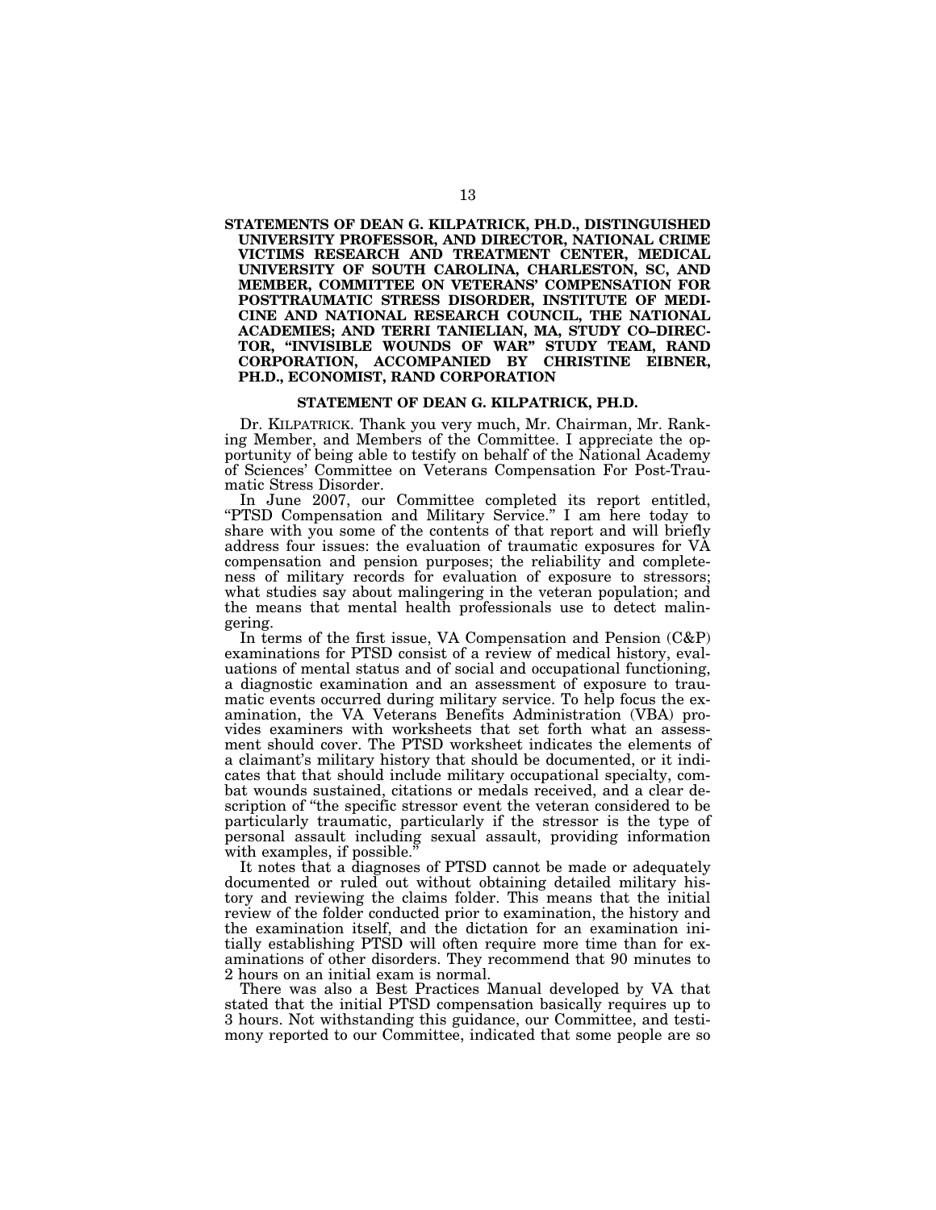**STATEMENTS OF DEAN G. KILPATRICK, PH.D., DISTINGUISHED UNIVERSITY PROFESSOR, AND DIRECTOR, NATIONAL CRIME VICTIMS RESEARCH AND TREATMENT CENTER, MEDICAL UNIVERSITY OF SOUTH CAROLINA, CHARLESTON, SC, AND MEMBER, COMMITTEE ON VETERANS' COMPENSATION FOR POSTTRAUMATIC STRESS DISORDER, INSTITUTE OF MEDICINE AND NATIONAL RESEARCH COUNCIL, THE NATIONAL ACADEMIES; AND TERRI TANIELIAN, MA, STUDY CO–DIRECTOR, "INVISIBLE WOUNDS OF WAR" STUDY TEAM, RAND CORPORATION, ACCOMPANIED BY CHRISTINE EIBNER, PH.D., ECONOMIST, RAND CORPORATION**

## STATEMENT OF DEAN G. KILPATRICK, PH.D.

Dr. KILPATRICK. Thank you very much, Mr. Chairman, Mr. Ranking Member, and Members of the Committee. I appreciate the opportunity of being able to testify on behalf of the National Academy of Sciences' Committee on Veterans Compensation For Post-Traumatic Stress Disorder.

In June 2007, our Committee completed its report entitled, "PTSD Compensation and Military Service." I am here today to share with you some of the contents of that report and will briefly address four issues: the evaluation of traumatic exposures for VA compensation and pension purposes; the reliability and completeness of military records for evaluation of exposure to stressors; what studies say about malingering in the veteran population; and the means that mental health professionals use to detect malingering.

In terms of the first issue, VA Compensation and Pension (C&P) examinations for PTSD consist of a review of medical history, evaluations of mental status and of social and occupational functioning, a diagnostic examination and an assessment of exposure to traumatic events occurred during military service. To help focus the examination, the VA Veterans Benefits Administration (VBA) provides examiners with worksheets that set forth what an assessment should cover. The PTSD worksheet indicates the elements of a claimant's military history that should be documented, or it indicates that that should include military occupational specialty, combat wounds sustained, citations or medals received, and a clear description of "the specific stressor event the veteran considered to be particularly traumatic, particularly if the stressor is the type of personal assault including sexual assault, providing information with examples, if possible."

It notes that a diagnoses of PTSD cannot be made or adequately documented or ruled out without obtaining detailed military history and reviewing the claims folder. This means that the initial review of the folder conducted prior to examination, the history and the examination itself, and the dictation for an examination initially establishing PTSD will often require more time than for examinations of other disorders. They recommend that 90 minutes to 2 hours on an initial exam is normal.

There was also a Best Practices Manual developed by VA that stated that the initial PTSD compensation basically requires up to 3 hours. Not withstanding this guidance, our Committee, and testimony reported to our Committee, indicated that some people are so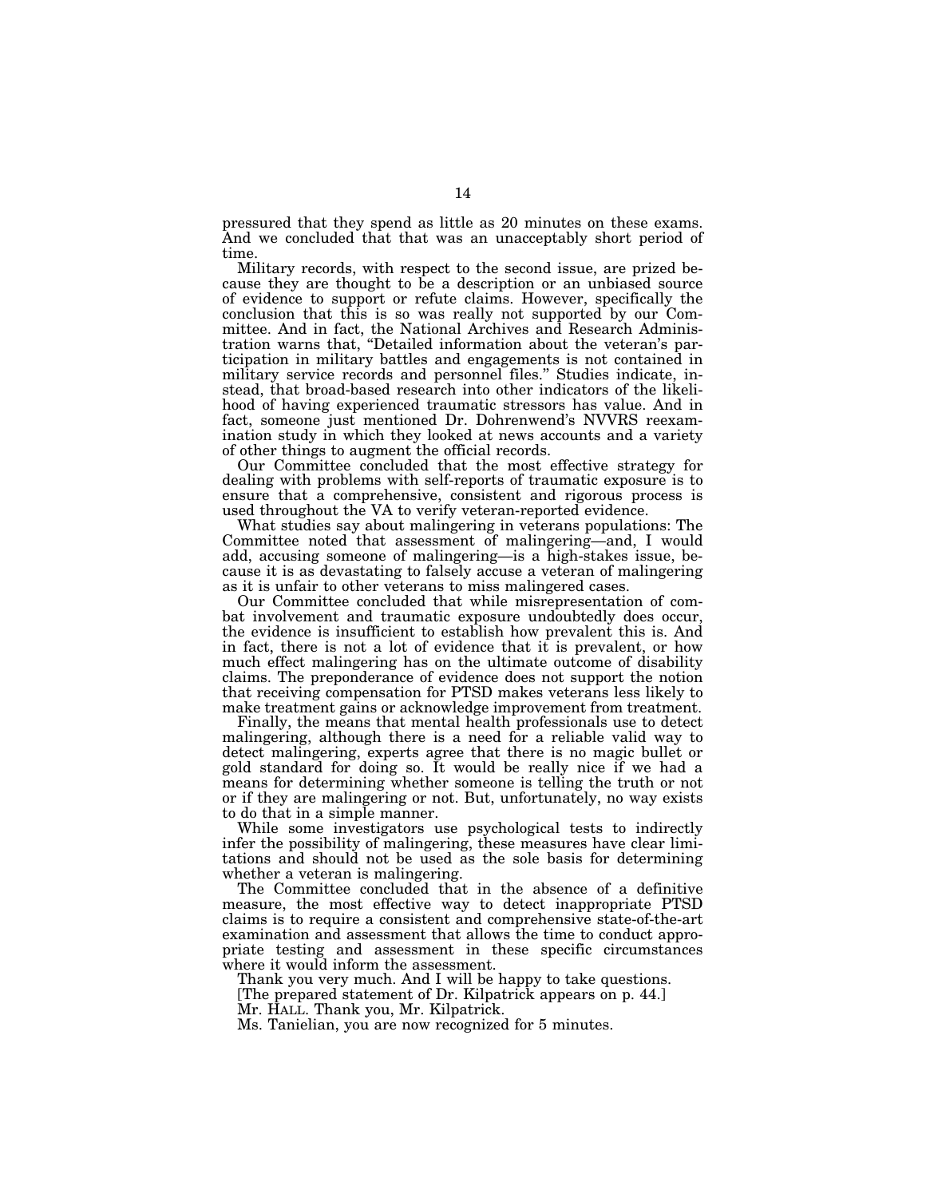pressured that they spend as little as 20 minutes on these exams. And we concluded that that was an unacceptably short period of time.

Military records, with respect to the second issue, are prized because they are thought to be a description or an unbiased source of evidence to support or refute claims. However, specifically the conclusion that this is so was really not supported by our Committee. And in fact, the National Archives and Research Administration warns that, "Detailed information about the veteran's participation in military battles and engagements is not contained in military service records and personnel files." Studies indicate, instead, that broad-based research into other indicators of the likelihood of having experienced traumatic stressors has value. And in fact, someone just mentioned Dr. Dohrenwend's NVVRS reexamination study in which they looked at news accounts and a variety of other things to augment the official records.

Our Committee concluded that the most effective strategy for dealing with problems with self-reports of traumatic exposure is to ensure that a comprehensive, consistent and rigorous process is used throughout the VA to verify veteran-reported evidence.

What studies say about malingering in veterans populations: The Committee noted that assessment of malingering—and, I would add, accusing someone of malingering—is a high-stakes issue, because it is as devastating to falsely accuse a veteran of malingering as it is unfair to other veterans to miss malingered cases.

Our Committee concluded that while misrepresentation of combat involvement and traumatic exposure undoubtedly does occur, the evidence is insufficient to establish how prevalent this is. And in fact, there is not a lot of evidence that it is prevalent, or how much effect malingering has on the ultimate outcome of disability claims. The preponderance of evidence does not support the notion that receiving compensation for PTSD makes veterans less likely to make treatment gains or acknowledge improvement from treatment.

Finally, the means that mental health professionals use to detect malingering, although there is a need for a reliable valid way to detect malingering, experts agree that there is no magic bullet or gold standard for doing so. It would be really nice if we had a means for determining whether someone is telling the truth or not or if they are malingering or not. But, unfortunately, no way exists to do that in a simple manner.

While some investigators use psychological tests to indirectly infer the possibility of malingering, these measures have clear limitations and should not be used as the sole basis for determining whether a veteran is malingering.

The Committee concluded that in the absence of a definitive measure, the most effective way to detect inappropriate PTSD claims is to require a consistent and comprehensive state-of-the-art examination and assessment that allows the time to conduct appropriate testing and assessment in these specific circumstances where it would inform the assessment.

Thank you very much. And I will be happy to take questions.

[The prepared statement of Dr. Kilpatrick appears on p. 44.]

Mr. HALL. Thank you, Mr. Kilpatrick.

Ms. Tanielian, you are now recognized for 5 minutes.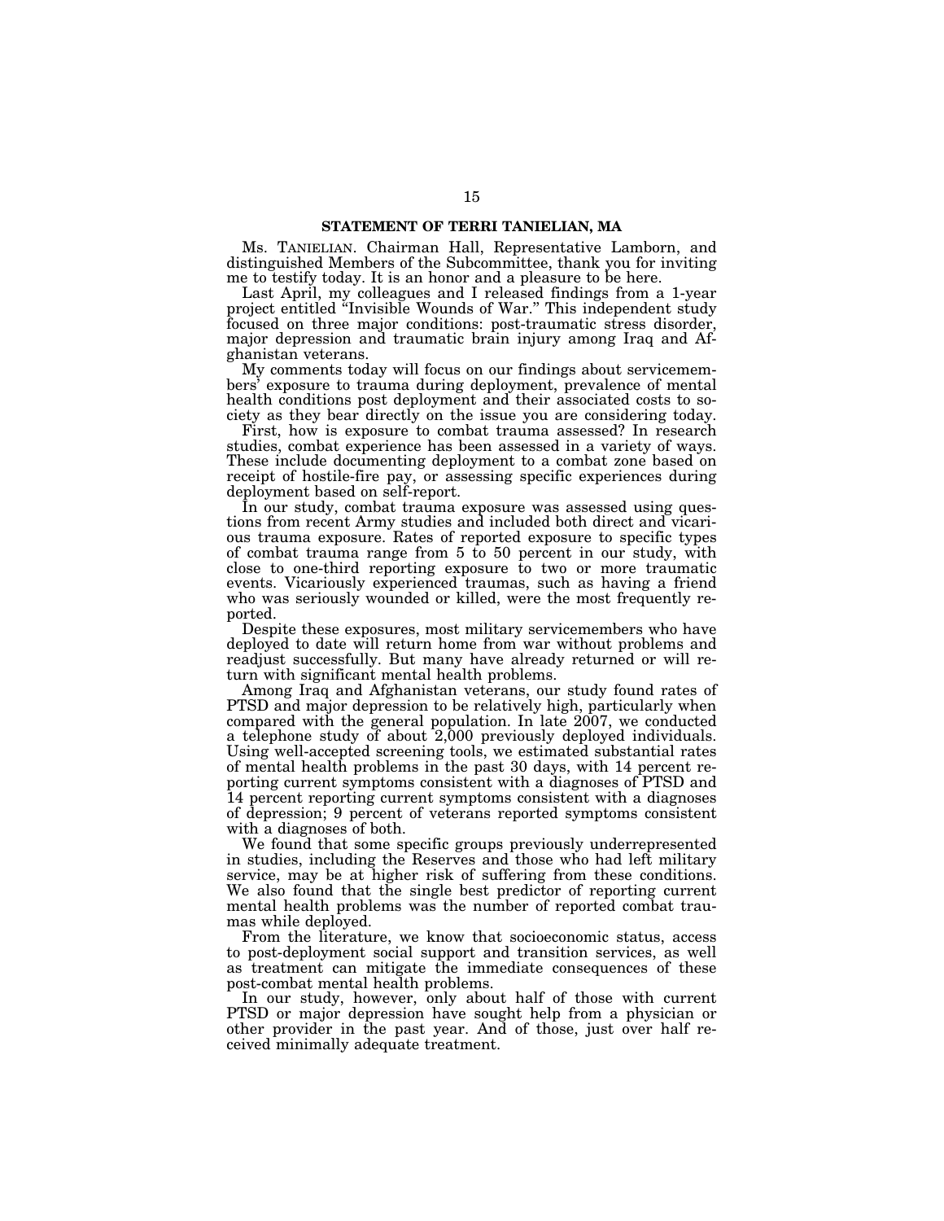## STATEMENT OF TERRI TANIELIAN, MA

Ms. TANIELIAN. Chairman Hall, Representative Lamborn, and distinguished Members of the Subcommittee, thank you for inviting me to testify today. It is an honor and a pleasure to be here.

Last April, my colleagues and I released findings from a 1-year project entitled "Invisible Wounds of War." This independent study focused on three major conditions: post-traumatic stress disorder, major depression and traumatic brain injury among Iraq and Afghanistan veterans.

My comments today will focus on our findings about servicemembers' exposure to trauma during deployment, prevalence of mental health conditions post deployment and their associated costs to society as they bear directly on the issue you are considering today.

First, how is exposure to combat trauma assessed? In research studies, combat experience has been assessed in a variety of ways. These include documenting deployment to a combat zone based on receipt of hostile-fire pay, or assessing specific experiences during deployment based on self-report.

In our study, combat trauma exposure was assessed using questions from recent Army studies and included both direct and vicarious trauma exposure. Rates of reported exposure to specific types of combat trauma range from 5 to 50 percent in our study, with close to one-third reporting exposure to two or more traumatic events. Vicariously experienced traumas, such as having a friend who was seriously wounded or killed, were the most frequently reported.

Despite these exposures, most military servicemembers who have deployed to date will return home from war without problems and readjust successfully. But many have already returned or will return with significant mental health problems.

Among Iraq and Afghanistan veterans, our study found rates of PTSD and major depression to be relatively high, particularly when compared with the general population. In late 2007, we conducted a telephone study of about 2,000 previously deployed individuals. Using well-accepted screening tools, we estimated substantial rates of mental health problems in the past 30 days, with 14 percent reporting current symptoms consistent with a diagnoses of PTSD and 14 percent reporting current symptoms consistent with a diagnoses of depression; 9 percent of veterans reported symptoms consistent with a diagnoses of both.

We found that some specific groups previously underrepresented in studies, including the Reserves and those who had left military service, may be at higher risk of suffering from these conditions. We also found that the single best predictor of reporting current mental health problems was the number of reported combat traumas while deployed.

From the literature, we know that socioeconomic status, access to post-deployment social support and transition services, as well as treatment can mitigate the immediate consequences of these post-combat mental health problems.

In our study, however, only about half of those with current PTSD or major depression have sought help from a physician or other provider in the past year. And of those, just over half received minimally adequate treatment.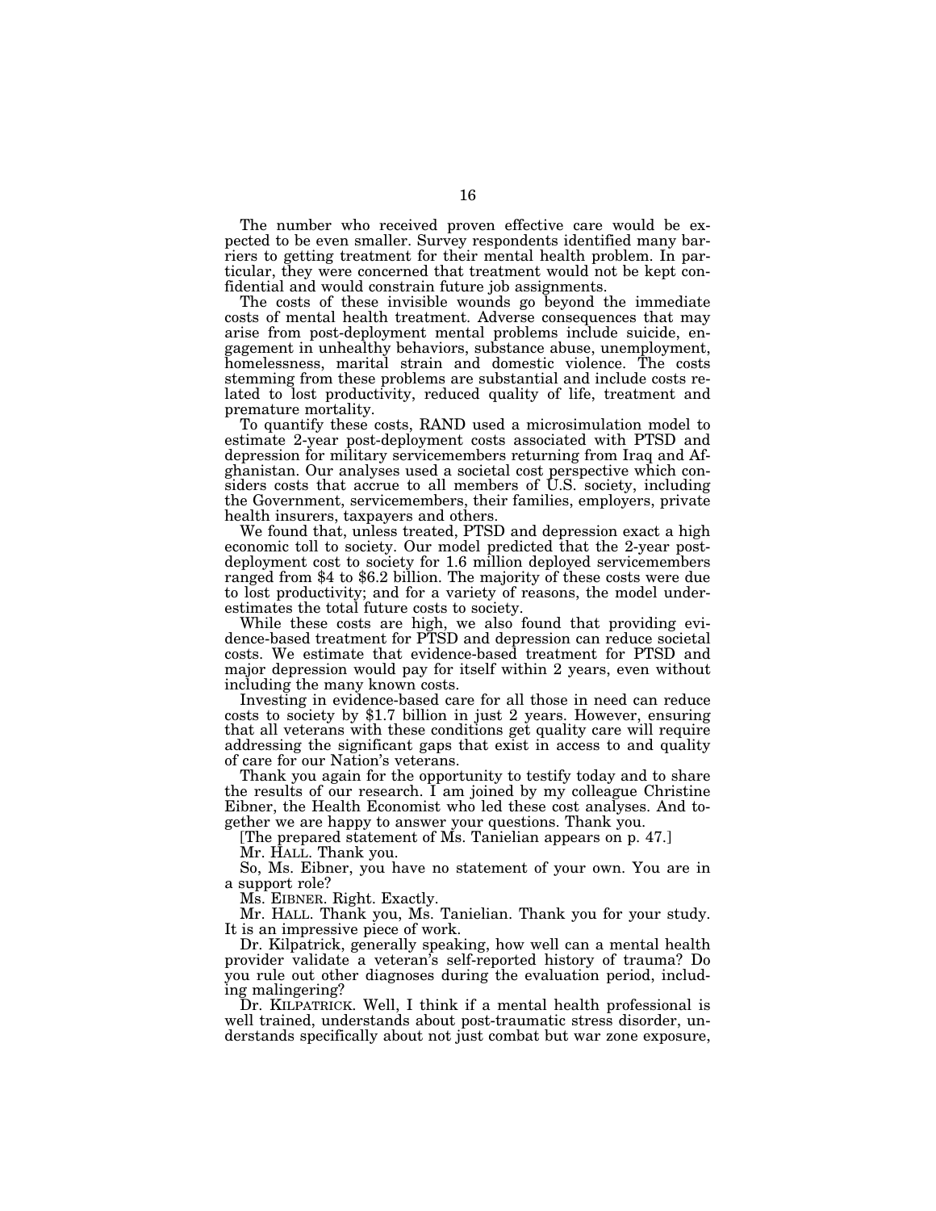The number who received proven effective care would be expected to be even smaller. Survey respondents identified many barriers to getting treatment for their mental health problem. In particular, they were concerned that treatment would not be kept confidential and would constrain future job assignments.

The costs of these invisible wounds go beyond the immediate costs of mental health treatment. Adverse consequences that may arise from post-deployment mental problems include suicide, engagement in unhealthy behaviors, substance abuse, unemployment, homelessness, marital strain and domestic violence. The costs stemming from these problems are substantial and include costs related to lost productivity, reduced quality of life, treatment and premature mortality.

To quantify these costs, RAND used a microsimulation model to estimate 2-year post-deployment costs associated with PTSD and depression for military servicemembers returning from Iraq and Afghanistan. Our analyses used a societal cost perspective which considers costs that accrue to all members of U.S. society, including the Government, servicemembers, their families, employers, private health insurers, taxpayers and others.

We found that, unless treated, PTSD and depression exact a high economic toll to society. Our model predicted that the 2-year post-deployment cost to society for 1.6 million deployed servicemembers ranged from $4 to $6.2 billion. The majority of these costs were due to lost productivity; and for a variety of reasons, the model underestimates the total future costs to society.

While these costs are high, we also found that providing evidence-based treatment for PTSD and depression can reduce societal costs. We estimate that evidence-based treatment for PTSD and major depression would pay for itself within 2 years, even without including the many known costs.

Investing in evidence-based care for all those in need can reduce costs to society by $1.7 billion in just 2 years. However, ensuring that all veterans with these conditions get quality care will require addressing the significant gaps that exist in access to and quality of care for our Nation's veterans.

Thank you again for the opportunity to testify today and to share the results of our research. I am joined by my colleague Christine Eibner, the Health Economist who led these cost analyses. And together we are happy to answer your questions. Thank you.

[The prepared statement of Ms. Tanielian appears on p. 47.]

Mr. HALL. Thank you.

So, Ms. Eibner, you have no statement of your own. You are in a support role?

Ms. EIBNER. Right. Exactly.

Mr. HALL. Thank you, Ms. Tanielian. Thank you for your study. It is an impressive piece of work.

Dr. Kilpatrick, generally speaking, how well can a mental health provider validate a veteran's self-reported history of trauma? Do you rule out other diagnoses during the evaluation period, including malingering?

Dr. KILPATRICK. Well, I think if a mental health professional is well trained, understands about post-traumatic stress disorder, understands specifically about not just combat but war zone exposure,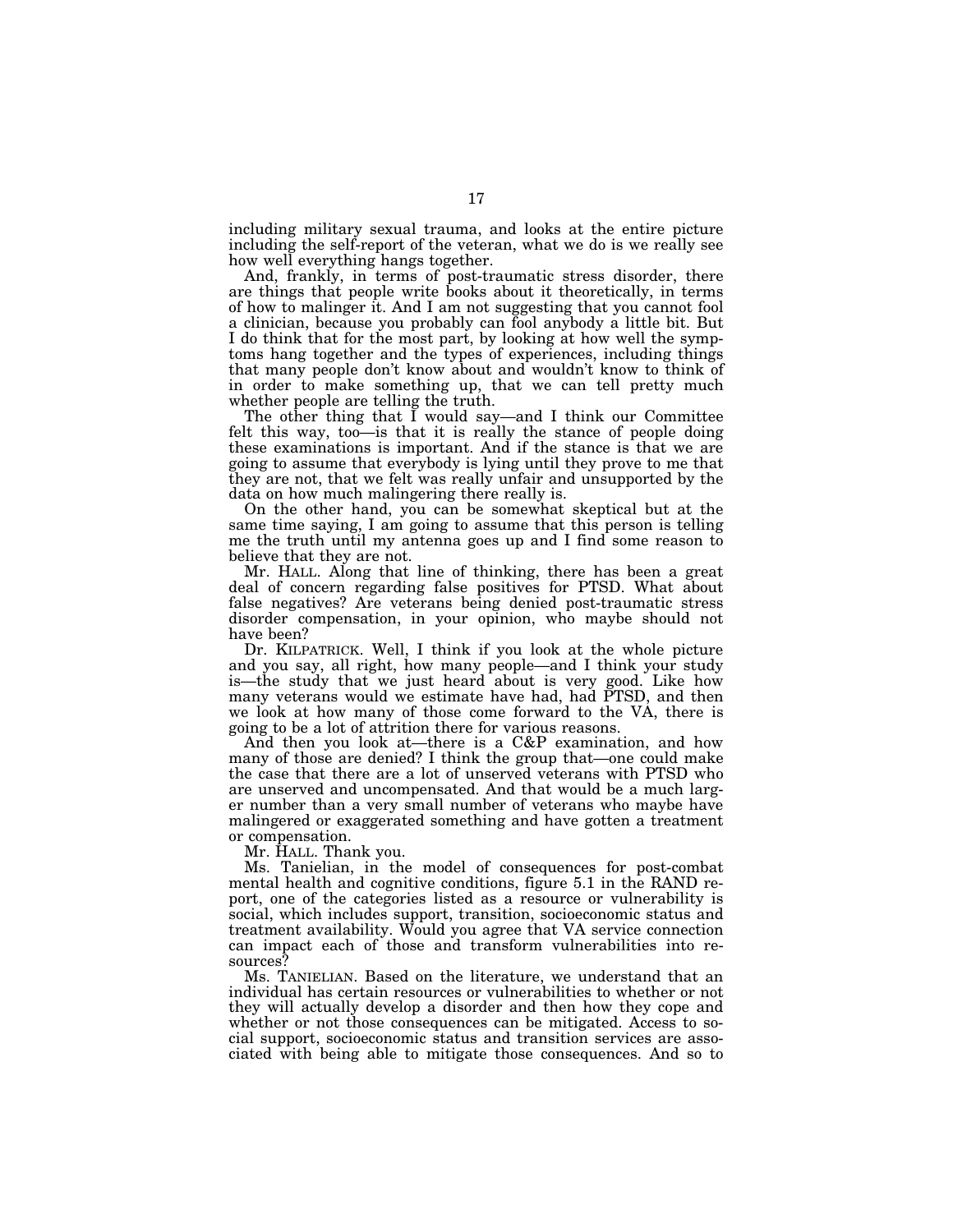including military sexual trauma, and looks at the entire picture including the self-report of the veteran, what we do is we really see how well everything hangs together.

And, frankly, in terms of post-traumatic stress disorder, there are things that people write books about it theoretically, in terms of how to malinger it. And I am not suggesting that you cannot fool a clinician, because you probably can fool anybody a little bit. But I do think that for the most part, by looking at how well the symptoms hang together and the types of experiences, including things that many people don't know about and wouldn't know to think of in order to make something up, that we can tell pretty much whether people are telling the truth.

The other thing that I would say—and I think our Committee felt this way, too—is that it is really the stance of people doing these examinations is important. And if the stance is that we are going to assume that everybody is lying until they prove to me that they are not, that we felt was really unfair and unsupported by the data on how much malingering there really is.

On the other hand, you can be somewhat skeptical but at the same time saying, I am going to assume that this person is telling me the truth until my antenna goes up and I find some reason to believe that they are not.

Mr. HALL. Along that line of thinking, there has been a great deal of concern regarding false positives for PTSD. What about false negatives? Are veterans being denied post-traumatic stress disorder compensation, in your opinion, who maybe should not have been?

Dr. KILPATRICK. Well, I think if you look at the whole picture and you say, all right, how many people—and I think your study is—the study that we just heard about is very good. Like how many veterans would we estimate have had, had PTSD, and then we look at how many of those come forward to the VA, there is going to be a lot of attrition there for various reasons.

And then you look at—there is a C&P examination, and how many of those are denied? I think the group that—one could make the case that there are a lot of unserved veterans with PTSD who are unserved and uncompensated. And that would be a much larger number than a very small number of veterans who maybe have malingered or exaggerated something and have gotten a treatment or compensation.

Mr. HALL. Thank you.

Ms. Tanielian, in the model of consequences for post-combat mental health and cognitive conditions, figure 5.1 in the RAND report, one of the categories listed as a resource or vulnerability is social, which includes support, transition, socioeconomic status and treatment availability. Would you agree that VA service connection can impact each of those and transform vulnerabilities into resources?

Ms. TANIELIAN. Based on the literature, we understand that an individual has certain resources or vulnerabilities to whether or not they will actually develop a disorder and then how they cope and whether or not those consequences can be mitigated. Access to social support, socioeconomic status and transition services are associated with being able to mitigate those consequences. And so to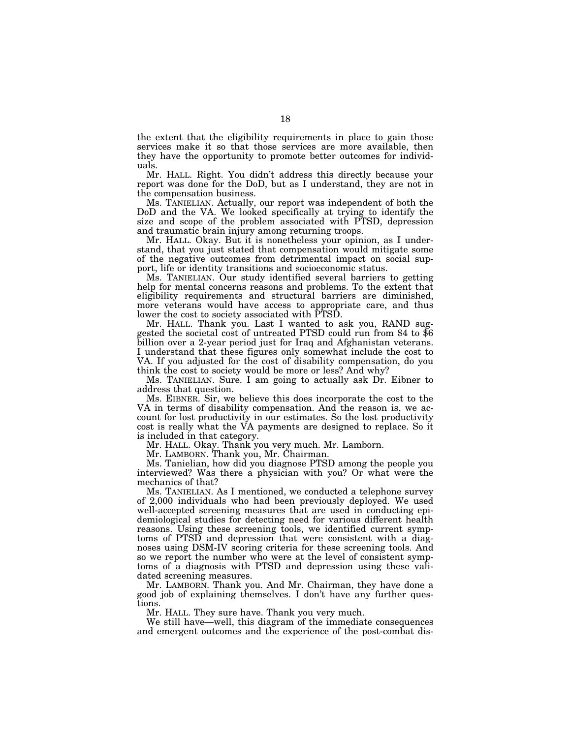the extent that the eligibility requirements in place to gain those services make it so that those services are more available, then they have the opportunity to promote better outcomes for individuals.

Mr. HALL. Right. You didn't address this directly because your report was done for the DoD, but as I understand, they are not in the compensation business.

Ms. TANIELIAN. Actually, our report was independent of both the DoD and the VA. We looked specifically at trying to identify the size and scope of the problem associated with PTSD, depression and traumatic brain injury among returning troops.

Mr. HALL. Okay. But it is nonetheless your opinion, as I understand, that you just stated that compensation would mitigate some of the negative outcomes from detrimental impact on social support, life or identity transitions and socioeconomic status.

Ms. TANIELIAN. Our study identified several barriers to getting help for mental concerns reasons and problems. To the extent that eligibility requirements and structural barriers are diminished, more veterans would have access to appropriate care, and thus lower the cost to society associated with PTSD.

Mr. HALL. Thank you. Last I wanted to ask you, RAND suggested the societal cost of untreated PTSD could run from $4 to $6 billion over a 2-year period just for Iraq and Afghanistan veterans. I understand that these figures only somewhat include the cost to VA. If you adjusted for the cost of disability compensation, do you think the cost to society would be more or less? And why?

Ms. TANIELIAN. Sure. I am going to actually ask Dr. Eibner to address that question.

Ms. EIBNER. Sir, we believe this does incorporate the cost to the VA in terms of disability compensation. And the reason is, we account for lost productivity in our estimates. So the lost productivity cost is really what the VA payments are designed to replace. So it is included in that category.

Mr. HALL. Okay. Thank you very much. Mr. Lamborn.

Mr. LAMBORN. Thank you, Mr. Chairman.

Ms. Tanielian, how did you diagnose PTSD among the people you interviewed? Was there a physician with you? Or what were the mechanics of that?

Ms. TANIELIAN. As I mentioned, we conducted a telephone survey of 2,000 individuals who had been previously deployed. We used well-accepted screening measures that are used in conducting epidemiological studies for detecting need for various different health reasons. Using these screening tools, we identified current symptoms of PTSD and depression that were consistent with a diagnoses using DSM-IV scoring criteria for these screening tools. And so we report the number who were at the level of consistent symptoms of a diagnosis with PTSD and depression using these validated screening measures.

Mr. LAMBORN. Thank you. And Mr. Chairman, they have done a good job of explaining themselves. I don't have any further questions.

Mr. HALL. They sure have. Thank you very much.

We still have—well, this diagram of the immediate consequences and emergent outcomes and the experience of the post-combat dis-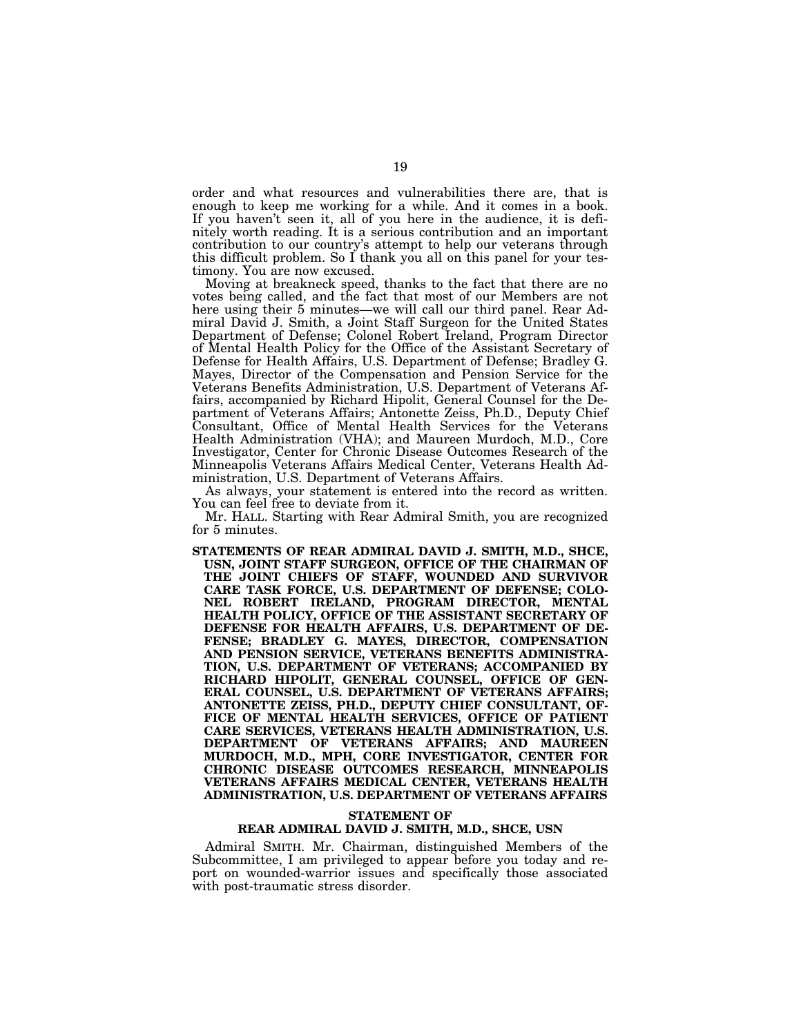order and what resources and vulnerabilities there are, that is enough to keep me working for a while. And it comes in a book. If you haven't seen it, all of you here in the audience, it is definitely worth reading. It is a serious contribution and an important contribution to our country's attempt to help our veterans through this difficult problem. So I thank you all on this panel for your testimony. You are now excused.

Moving at breakneck speed, thanks to the fact that there are no votes being called, and the fact that most of our Members are not here using their 5 minutes—we will call our third panel. Rear Admiral David J. Smith, a Joint Staff Surgeon for the United States Department of Defense; Colonel Robert Ireland, Program Director of Mental Health Policy for the Office of the Assistant Secretary of Defense for Health Affairs, U.S. Department of Defense; Bradley G. Mayes, Director of the Compensation and Pension Service for the Veterans Benefits Administration, U.S. Department of Veterans Affairs, accompanied by Richard Hipolit, General Counsel for the Department of Veterans Affairs; Antonette Zeiss, Ph.D., Deputy Chief Consultant, Office of Mental Health Services for the Veterans Health Administration (VHA); and Maureen Murdoch, M.D., Core Investigator, Center for Chronic Disease Outcomes Research of the Minneapolis Veterans Affairs Medical Center, Veterans Health Administration, U.S. Department of Veterans Affairs.

As always, your statement is entered into the record as written. You can feel free to deviate from it.

Mr. HALL. Starting with Rear Admiral Smith, you are recognized for 5 minutes.

**STATEMENTS OF REAR ADMIRAL DAVID J. SMITH, M.D., SHCE, USN, JOINT STAFF SURGEON, OFFICE OF THE CHAIRMAN OF THE JOINT CHIEFS OF STAFF, WOUNDED AND SURVIVOR CARE TASK FORCE, U.S. DEPARTMENT OF DEFENSE; COLONEL ROBERT IRELAND, PROGRAM DIRECTOR, MENTAL HEALTH POLICY, OFFICE OF THE ASSISTANT SECRETARY OF DEFENSE FOR HEALTH AFFAIRS, U.S. DEPARTMENT OF DEFENSE; BRADLEY G. MAYES, DIRECTOR, COMPENSATION AND PENSION SERVICE, VETERANS BENEFITS ADMINISTRATION, U.S. DEPARTMENT OF VETERANS; ACCOMPANIED BY RICHARD HIPOLIT, GENERAL COUNSEL, OFFICE OF GENERAL COUNSEL, U.S. DEPARTMENT OF VETERANS AFFAIRS; ANTONETTE ZEISS, PH.D., DEPUTY CHIEF CONSULTANT, OFFICE OF MENTAL HEALTH SERVICES, OFFICE OF PATIENT CARE SERVICES, VETERANS HEALTH ADMINISTRATION, U.S. DEPARTMENT OF VETERANS AFFAIRS; AND MAUREEN MURDOCH, M.D., MPH, CORE INVESTIGATOR, CENTER FOR CHRONIC DISEASE OUTCOMES RESEARCH, MINNEAPOLIS VETERANS AFFAIRS MEDICAL CENTER, VETERANS HEALTH ADMINISTRATION, U.S. DEPARTMENT OF VETERANS AFFAIRS**

## STATEMENT OF REAR ADMIRAL DAVID J. SMITH, M.D., SHCE, USN

Admiral SMITH. Mr. Chairman, distinguished Members of the Subcommittee, I am privileged to appear before you today and report on wounded-warrior issues and specifically those associated with post-traumatic stress disorder.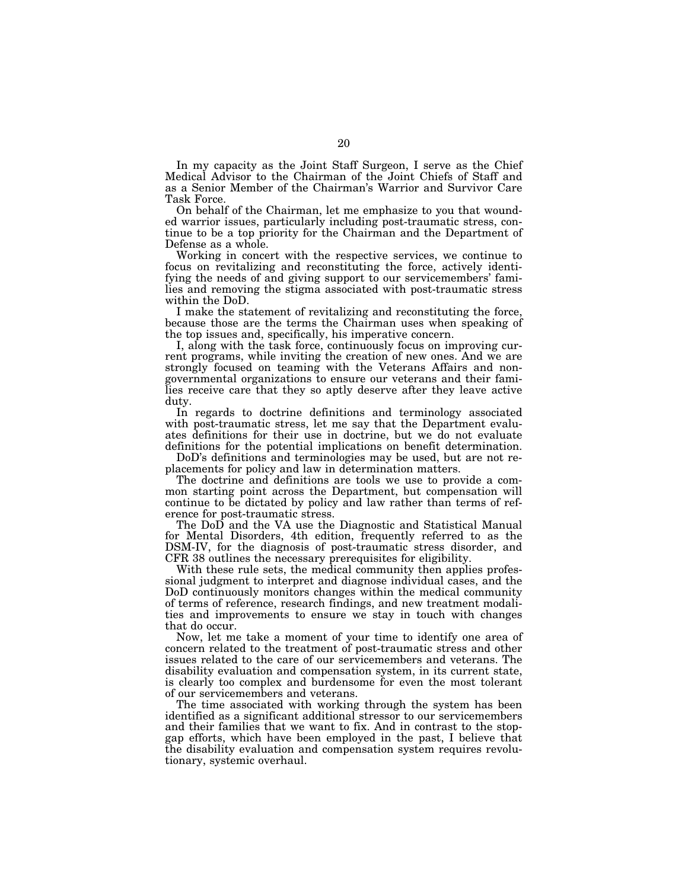In my capacity as the Joint Staff Surgeon, I serve as the Chief Medical Advisor to the Chairman of the Joint Chiefs of Staff and as a Senior Member of the Chairman's Warrior and Survivor Care Task Force.

On behalf of the Chairman, let me emphasize to you that wounded warrior issues, particularly including post-traumatic stress, continue to be a top priority for the Chairman and the Department of Defense as a whole.

Working in concert with the respective services, we continue to focus on revitalizing and reconstituting the force, actively identifying the needs of and giving support to our servicemembers' families and removing the stigma associated with post-traumatic stress within the DoD.

I make the statement of revitalizing and reconstituting the force, because those are the terms the Chairman uses when speaking of the top issues and, specifically, his imperative concern.

I, along with the task force, continuously focus on improving current programs, while inviting the creation of new ones. And we are strongly focused on teaming with the Veterans Affairs and nongovernmental organizations to ensure our veterans and their families receive care that they so aptly deserve after they leave active duty.

In regards to doctrine definitions and terminology associated with post-traumatic stress, let me say that the Department evaluates definitions for their use in doctrine, but we do not evaluate definitions for the potential implications on benefit determination.

DoD's definitions and terminologies may be used, but are not replacements for policy and law in determination matters.

The doctrine and definitions are tools we use to provide a common starting point across the Department, but compensation will continue to be dictated by policy and law rather than terms of reference for post-traumatic stress.

The DoD and the VA use the Diagnostic and Statistical Manual for Mental Disorders, 4th edition, frequently referred to as the DSM-IV, for the diagnosis of post-traumatic stress disorder, and CFR 38 outlines the necessary prerequisites for eligibility.

With these rule sets, the medical community then applies professional judgment to interpret and diagnose individual cases, and the DoD continuously monitors changes within the medical community of terms of reference, research findings, and new treatment modalities and improvements to ensure we stay in touch with changes that do occur.

Now, let me take a moment of your time to identify one area of concern related to the treatment of post-traumatic stress and other issues related to the care of our servicemembers and veterans. The disability evaluation and compensation system, in its current state, is clearly too complex and burdensome for even the most tolerant of our servicemembers and veterans.

The time associated with working through the system has been identified as a significant additional stressor to our servicemembers and their families that we want to fix. And in contrast to the stopgap efforts, which have been employed in the past, I believe that the disability evaluation and compensation system requires revolutionary, systemic overhaul.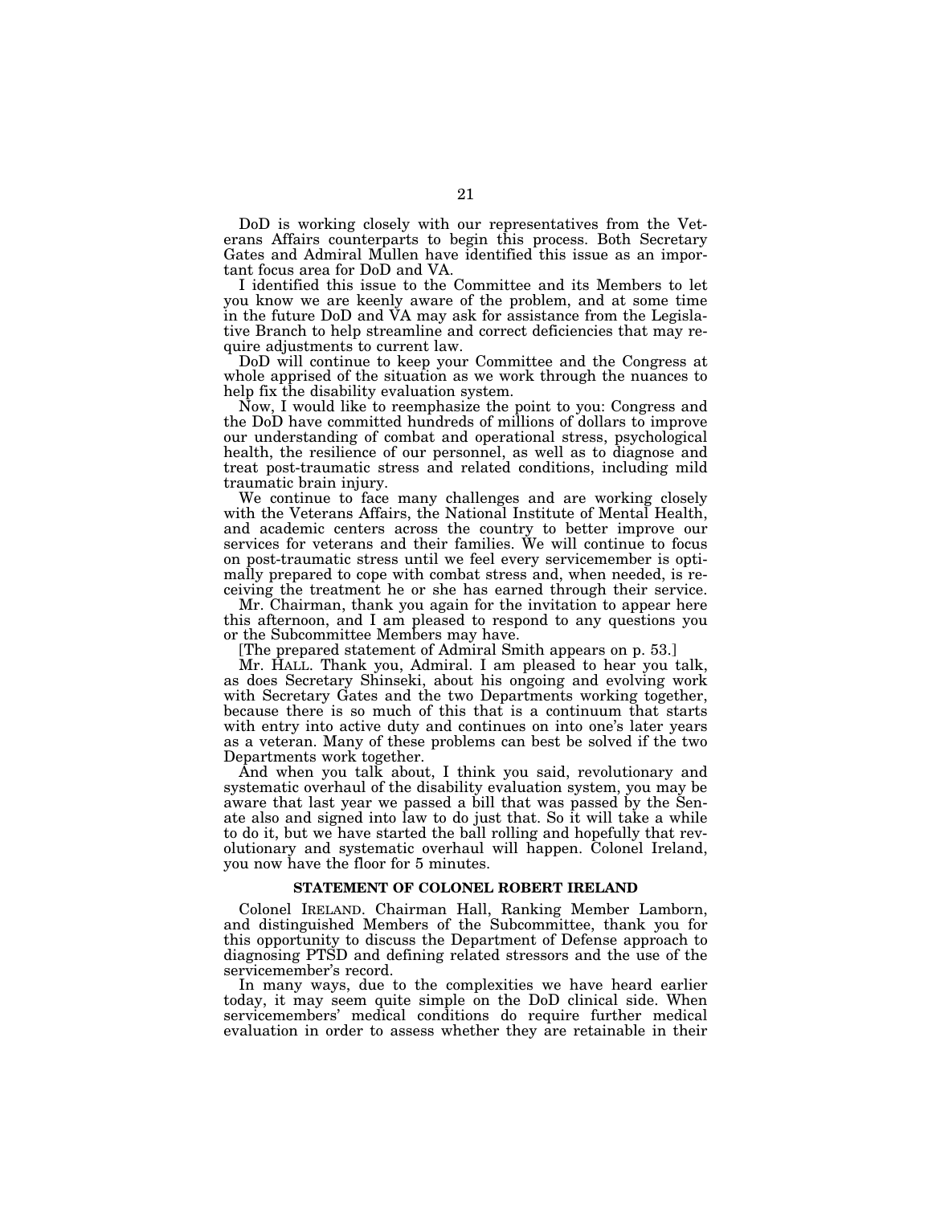DoD is working closely with our representatives from the Veterans Affairs counterparts to begin this process. Both Secretary Gates and Admiral Mullen have identified this issue as an important focus area for DoD and VA.

I identified this issue to the Committee and its Members to let you know we are keenly aware of the problem, and at some time in the future DoD and VA may ask for assistance from the Legislative Branch to help streamline and correct deficiencies that may require adjustments to current law.

DoD will continue to keep your Committee and the Congress at whole apprised of the situation as we work through the nuances to help fix the disability evaluation system.

Now, I would like to reemphasize the point to you: Congress and the DoD have committed hundreds of millions of dollars to improve our understanding of combat and operational stress, psychological health, the resilience of our personnel, as well as to diagnose and treat post-traumatic stress and related conditions, including mild traumatic brain injury.

We continue to face many challenges and are working closely with the Veterans Affairs, the National Institute of Mental Health, and academic centers across the country to better improve our services for veterans and their families. We will continue to focus on post-traumatic stress until we feel every servicemember is optimally prepared to cope with combat stress and, when needed, is receiving the treatment he or she has earned through their service.

Mr. Chairman, thank you again for the invitation to appear here this afternoon, and I am pleased to respond to any questions you or the Subcommittee Members may have.

[The prepared statement of Admiral Smith appears on p. 53.]

Mr. HALL. Thank you, Admiral. I am pleased to hear you talk, as does Secretary Shinseki, about his ongoing and evolving work with Secretary Gates and the two Departments working together, because there is so much of this that is a continuum that starts with entry into active duty and continues on into one's later years as a veteran. Many of these problems can best be solved if the two Departments work together.

And when you talk about, I think you said, revolutionary and systematic overhaul of the disability evaluation system, you may be aware that last year we passed a bill that was passed by the Senate also and signed into law to do just that. So it will take a while to do it, but we have started the ball rolling and hopefully that revolutionary and systematic overhaul will happen. Colonel Ireland, you now have the floor for 5 minutes.

### STATEMENT OF COLONEL ROBERT IRELAND

Colonel IRELAND. Chairman Hall, Ranking Member Lamborn, and distinguished Members of the Subcommittee, thank you for this opportunity to discuss the Department of Defense approach to diagnosing PTSD and defining related stressors and the use of the servicemember's record.

In many ways, due to the complexities we have heard earlier today, it may seem quite simple on the DoD clinical side. When servicemembers' medical conditions do require further medical evaluation in order to assess whether they are retainable in their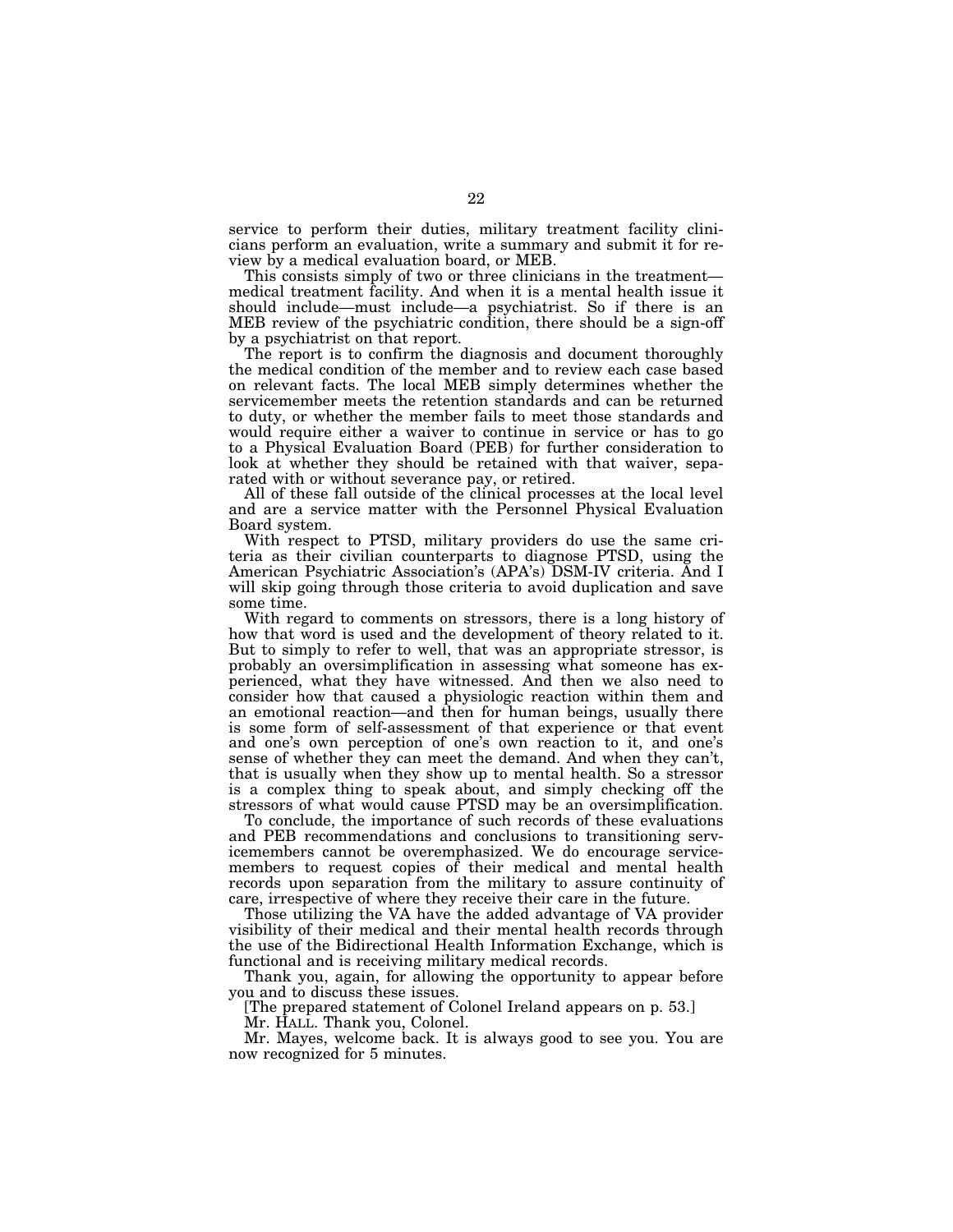service to perform their duties, military treatment facility clinicians perform an evaluation, write a summary and submit it for review by a medical evaluation board, or MEB.

This consists simply of two or three clinicians in the treatment—medical treatment facility. And when it is a mental health issue it should include—must include—a psychiatrist. So if there is an MEB review of the psychiatric condition, there should be a sign-off by a psychiatrist on that report.

The report is to confirm the diagnosis and document thoroughly the medical condition of the member and to review each case based on relevant facts. The local MEB simply determines whether the servicemember meets the retention standards and can be returned to duty, or whether the member fails to meet those standards and would require either a waiver to continue in service or has to go to a Physical Evaluation Board (PEB) for further consideration to look at whether they should be retained with that waiver, separated with or without severance pay, or retired.

All of these fall outside of the clinical processes at the local level and are a service matter with the Personnel Physical Evaluation Board system.

With respect to PTSD, military providers do use the same criteria as their civilian counterparts to diagnose PTSD, using the American Psychiatric Association's (APA's) DSM-IV criteria. And I will skip going through those criteria to avoid duplication and save some time.

With regard to comments on stressors, there is a long history of how that word is used and the development of theory related to it. But to simply to refer to well, that was an appropriate stressor, is probably an oversimplification in assessing what someone has experienced, what they have witnessed. And then we also need to consider how that caused a physiologic reaction within them and an emotional reaction—and then for human beings, usually there is some form of self-assessment of that experience or that event and one's own perception of one's own reaction to it, and one's sense of whether they can meet the demand. And when they can't, that is usually when they show up to mental health. So a stressor is a complex thing to speak about, and simply checking off the stressors of what would cause PTSD may be an oversimplification.

To conclude, the importance of such records of these evaluations and PEB recommendations and conclusions to transitioning servicemembers cannot be overemphasized. We do encourage servicemembers to request copies of their medical and mental health records upon separation from the military to assure continuity of care, irrespective of where they receive their care in the future.

Those utilizing the VA have the added advantage of VA provider visibility of their medical and their mental health records through the use of the Bidirectional Health Information Exchange, which is functional and is receiving military medical records.

Thank you, again, for allowing the opportunity to appear before you and to discuss these issues.

[The prepared statement of Colonel Ireland appears on p. 53.]

Mr. HALL. Thank you, Colonel.

Mr. Mayes, welcome back. It is always good to see you. You are now recognized for 5 minutes.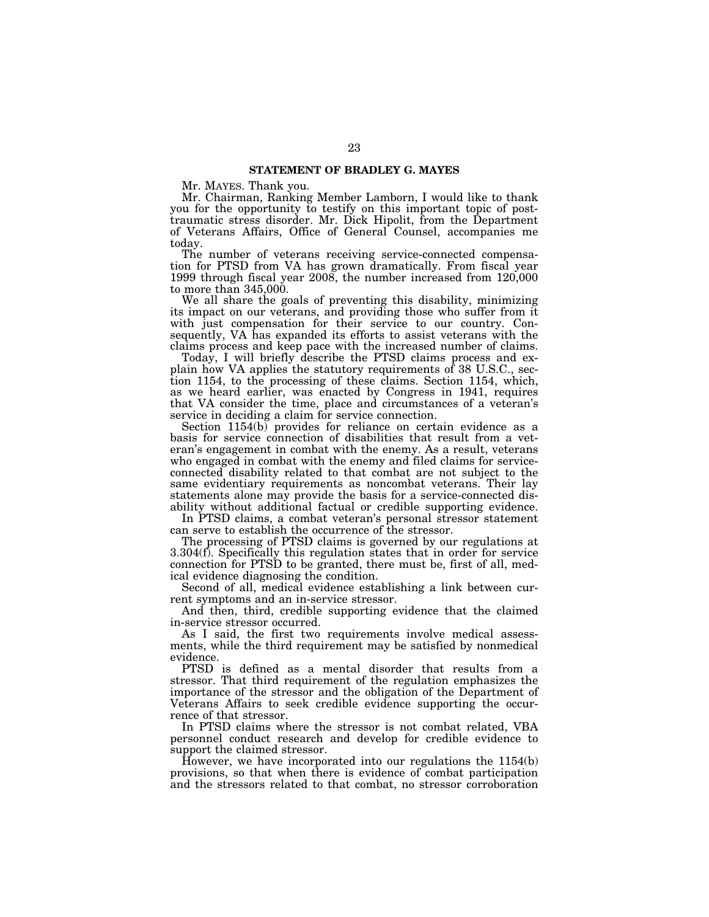## STATEMENT OF BRADLEY G. MAYES

Mr. MAYES. Thank you.

Mr. Chairman, Ranking Member Lamborn, I would like to thank you for the opportunity to testify on this important topic of post-traumatic stress disorder. Mr. Dick Hipolit, from the Department of Veterans Affairs, Office of General Counsel, accompanies me today.

The number of veterans receiving service-connected compensation for PTSD from VA has grown dramatically. From fiscal year 1999 through fiscal year 2008, the number increased from 120,000 to more than 345,000.

We all share the goals of preventing this disability, minimizing its impact on our veterans, and providing those who suffer from it with just compensation for their service to our country. Consequently, VA has expanded its efforts to assist veterans with the claims process and keep pace with the increased number of claims.

Today, I will briefly describe the PTSD claims process and explain how VA applies the statutory requirements of 38 U.S.C., section 1154, to the processing of these claims. Section 1154, which, as we heard earlier, was enacted by Congress in 1941, requires that VA consider the time, place and circumstances of a veteran's service in deciding a claim for service connection.

Section 1154(b) provides for reliance on certain evidence as a basis for service connection of disabilities that result from a veteran's engagement in combat with the enemy. As a result, veterans who engaged in combat with the enemy and filed claims for service-connected disability related to that combat are not subject to the same evidentiary requirements as noncombat veterans. Their lay statements alone may provide the basis for a service-connected disability without additional factual or credible supporting evidence.

In PTSD claims, a combat veteran's personal stressor statement can serve to establish the occurrence of the stressor.

The processing of PTSD claims is governed by our regulations at 3.304(f). Specifically this regulation states that in order for service connection for PTSD to be granted, there must be, first of all, medical evidence diagnosing the condition.

Second of all, medical evidence establishing a link between current symptoms and an in-service stressor.

And then, third, credible supporting evidence that the claimed in-service stressor occurred.

As I said, the first two requirements involve medical assessments, while the third requirement may be satisfied by nonmedical evidence.

PTSD is defined as a mental disorder that results from a stressor. That third requirement of the regulation emphasizes the importance of the stressor and the obligation of the Department of Veterans Affairs to seek credible evidence supporting the occurrence of that stressor.

In PTSD claims where the stressor is not combat related, VBA personnel conduct research and develop for credible evidence to support the claimed stressor.

However, we have incorporated into our regulations the 1154(b) provisions, so that when there is evidence of combat participation and the stressors related to that combat, no stressor corroboration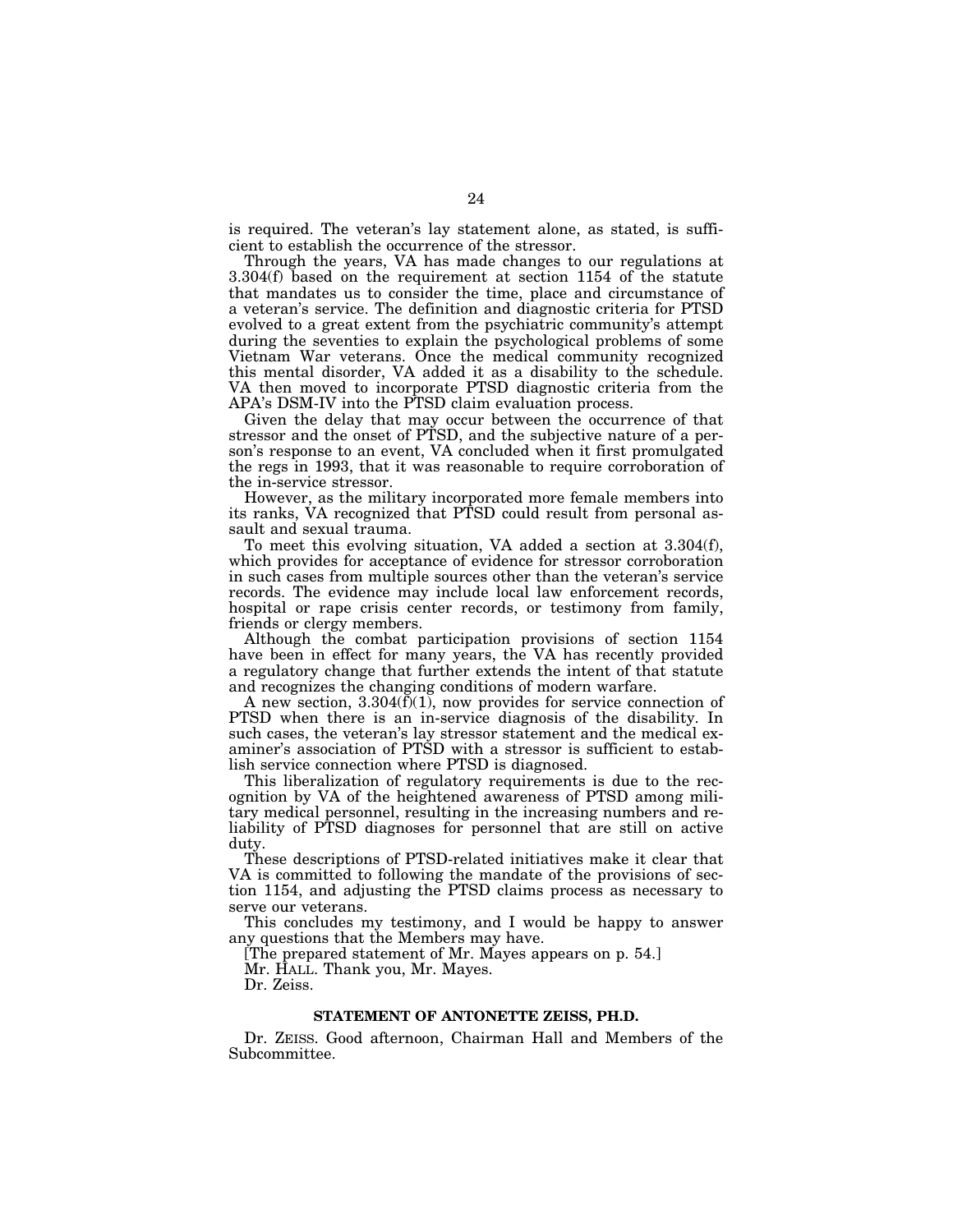is required. The veteran's lay statement alone, as stated, is sufficient to establish the occurrence of the stressor.

Through the years, VA has made changes to our regulations at 3.304(f) based on the requirement at section 1154 of the statute that mandates us to consider the time, place and circumstance of a veteran's service. The definition and diagnostic criteria for PTSD evolved to a great extent from the psychiatric community's attempt during the seventies to explain the psychological problems of some Vietnam War veterans. Once the medical community recognized this mental disorder, VA added it as a disability to the schedule. VA then moved to incorporate PTSD diagnostic criteria from the APA's DSM-IV into the PTSD claim evaluation process.

Given the delay that may occur between the occurrence of that stressor and the onset of PTSD, and the subjective nature of a person's response to an event, VA concluded when it first promulgated the regs in 1993, that it was reasonable to require corroboration of the in-service stressor.

However, as the military incorporated more female members into its ranks, VA recognized that PTSD could result from personal assault and sexual trauma.

To meet this evolving situation, VA added a section at 3.304(f), which provides for acceptance of evidence for stressor corroboration in such cases from multiple sources other than the veteran's service records. The evidence may include local law enforcement records, hospital or rape crisis center records, or testimony from family, friends or clergy members.

Although the combat participation provisions of section 1154 have been in effect for many years, the VA has recently provided a regulatory change that further extends the intent of that statute and recognizes the changing conditions of modern warfare.

A new section, 3.304(f)(1), now provides for service connection of PTSD when there is an in-service diagnosis of the disability. In such cases, the veteran's lay stressor statement and the medical examiner's association of PTSD with a stressor is sufficient to establish service connection where PTSD is diagnosed.

This liberalization of regulatory requirements is due to the recognition by VA of the heightened awareness of PTSD among military medical personnel, resulting in the increasing numbers and reliability of PTSD diagnoses for personnel that are still on active duty.

These descriptions of PTSD-related initiatives make it clear that VA is committed to following the mandate of the provisions of section 1154, and adjusting the PTSD claims process as necessary to serve our veterans.

This concludes my testimony, and I would be happy to answer any questions that the Members may have.

[The prepared statement of Mr. Mayes appears on p. 54.]

Mr. HALL. Thank you, Mr. Mayes.

Dr. Zeiss.

## STATEMENT OF ANTONETTE ZEISS, PH.D.

Dr. ZEISS. Good afternoon, Chairman Hall and Members of the Subcommittee.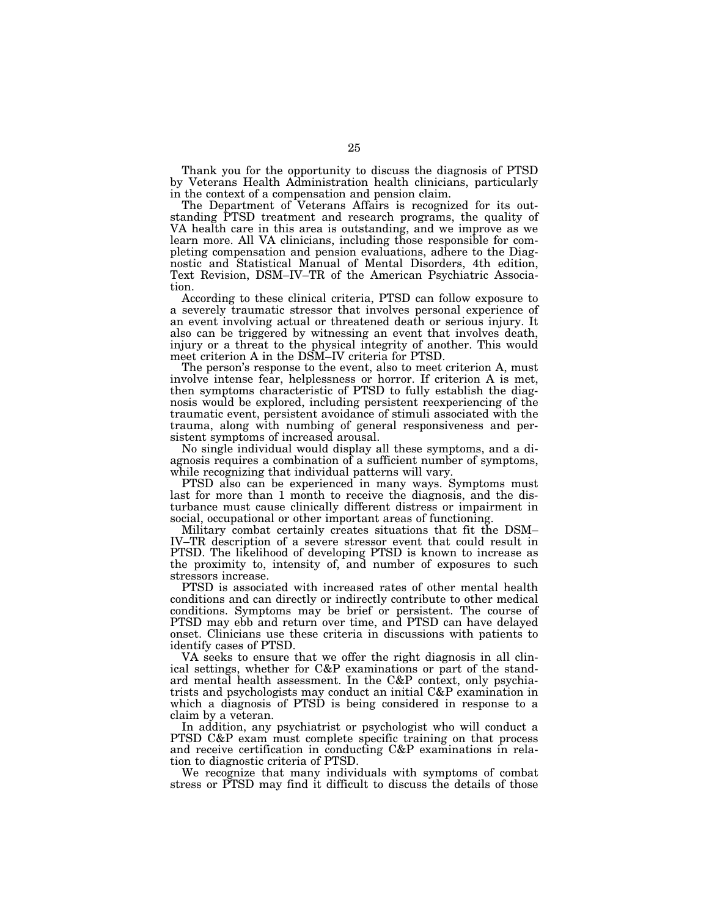Thank you for the opportunity to discuss the diagnosis of PTSD by Veterans Health Administration health clinicians, particularly in the context of a compensation and pension claim.

The Department of Veterans Affairs is recognized for its outstanding PTSD treatment and research programs, the quality of VA health care in this area is outstanding, and we improve as we learn more. All VA clinicians, including those responsible for completing compensation and pension evaluations, adhere to the Diagnostic and Statistical Manual of Mental Disorders, 4th edition, Text Revision, DSM–IV–TR of the American Psychiatric Association.

According to these clinical criteria, PTSD can follow exposure to a severely traumatic stressor that involves personal experience of an event involving actual or threatened death or serious injury. It also can be triggered by witnessing an event that involves death, injury or a threat to the physical integrity of another. This would meet criterion A in the DSM–IV criteria for PTSD.

The person's response to the event, also to meet criterion A, must involve intense fear, helplessness or horror. If criterion A is met, then symptoms characteristic of PTSD to fully establish the diagnosis would be explored, including persistent reexperiencing of the traumatic event, persistent avoidance of stimuli associated with the trauma, along with numbing of general responsiveness and persistent symptoms of increased arousal.

No single individual would display all these symptoms, and a diagnosis requires a combination of a sufficient number of symptoms, while recognizing that individual patterns will vary.

PTSD also can be experienced in many ways. Symptoms must last for more than 1 month to receive the diagnosis, and the disturbance must cause clinically different distress or impairment in social, occupational or other important areas of functioning.

Military combat certainly creates situations that fit the DSM–IV–TR description of a severe stressor event that could result in PTSD. The likelihood of developing PTSD is known to increase as the proximity to, intensity of, and number of exposures to such stressors increase.

PTSD is associated with increased rates of other mental health conditions and can directly or indirectly contribute to other medical conditions. Symptoms may be brief or persistent. The course of PTSD may ebb and return over time, and PTSD can have delayed onset. Clinicians use these criteria in discussions with patients to identify cases of PTSD.

VA seeks to ensure that we offer the right diagnosis in all clinical settings, whether for C&P examinations or part of the standard mental health assessment. In the C&P context, only psychiatrists and psychologists may conduct an initial C&P examination in which a diagnosis of PTSD is being considered in response to a claim by a veteran.

In addition, any psychiatrist or psychologist who will conduct a PTSD C&P exam must complete specific training on that process and receive certification in conducting C&P examinations in relation to diagnostic criteria of PTSD.

We recognize that many individuals with symptoms of combat stress or PTSD may find it difficult to discuss the details of those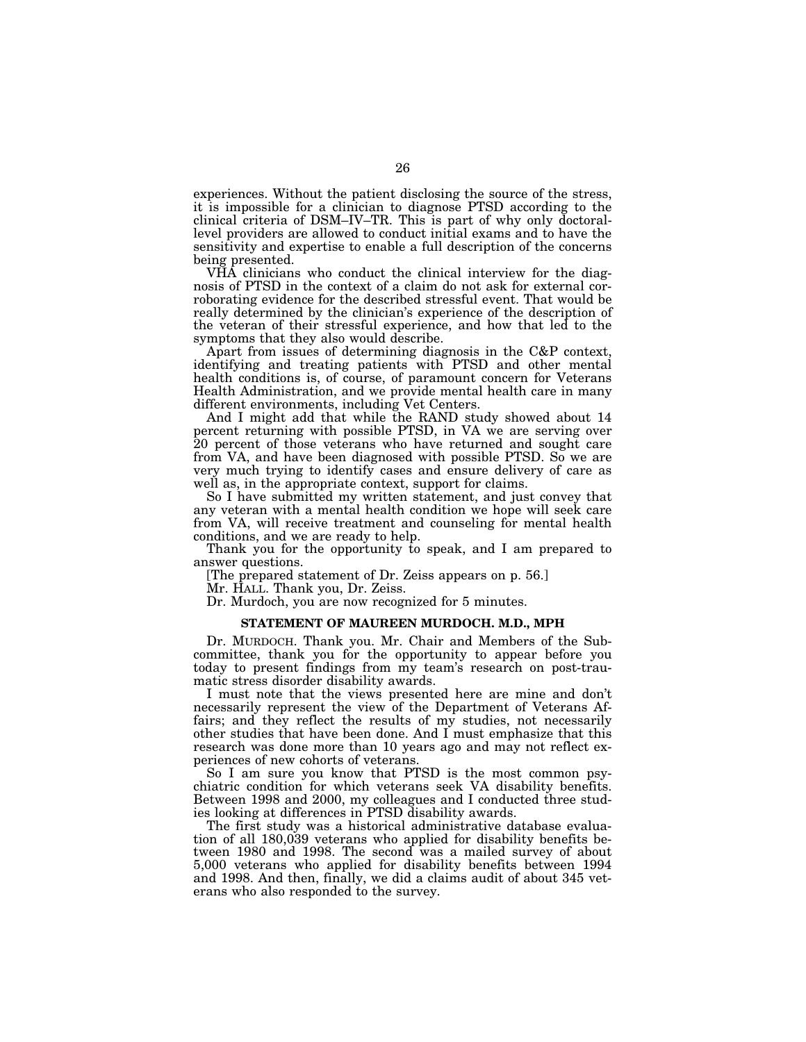experiences. Without the patient disclosing the source of the stress, it is impossible for a clinician to diagnose PTSD according to the clinical criteria of DSM–IV–TR. This is part of why only doctoral-level providers are allowed to conduct initial exams and to have the sensitivity and expertise to enable a full description of the concerns being presented.

VHA clinicians who conduct the clinical interview for the diagnosis of PTSD in the context of a claim do not ask for external corroborating evidence for the described stressful event. That would be really determined by the clinician's experience of the description of the veteran of their stressful experience, and how that led to the symptoms that they also would describe.

Apart from issues of determining diagnosis in the C&P context, identifying and treating patients with PTSD and other mental health conditions is, of course, of paramount concern for Veterans Health Administration, and we provide mental health care in many different environments, including Vet Centers.

And I might add that while the RAND study showed about 14 percent returning with possible PTSD, in VA we are serving over 20 percent of those veterans who have returned and sought care from VA, and have been diagnosed with possible PTSD. So we are very much trying to identify cases and ensure delivery of care as well as, in the appropriate context, support for claims.

So I have submitted my written statement, and just convey that any veteran with a mental health condition we hope will seek care from VA, will receive treatment and counseling for mental health conditions, and we are ready to help.

Thank you for the opportunity to speak, and I am prepared to answer questions.

[The prepared statement of Dr. Zeiss appears on p. 56.]

Mr. HALL. Thank you, Dr. Zeiss.

Dr. Murdoch, you are now recognized for 5 minutes.

### STATEMENT OF MAUREEN MURDOCH. M.D., MPH

Dr. MURDOCH. Thank you. Mr. Chair and Members of the Subcommittee, thank you for the opportunity to appear before you today to present findings from my team's research on post-traumatic stress disorder disability awards.

I must note that the views presented here are mine and don't necessarily represent the view of the Department of Veterans Affairs; and they reflect the results of my studies, not necessarily other studies that have been done. And I must emphasize that this research was done more than 10 years ago and may not reflect experiences of new cohorts of veterans.

So I am sure you know that PTSD is the most common psychiatric condition for which veterans seek VA disability benefits. Between 1998 and 2000, my colleagues and I conducted three studies looking at differences in PTSD disability awards.

The first study was a historical administrative database evaluation of all 180,039 veterans who applied for disability benefits between 1980 and 1998. The second was a mailed survey of about 5,000 veterans who applied for disability benefits between 1994 and 1998. And then, finally, we did a claims audit of about 345 veterans who also responded to the survey.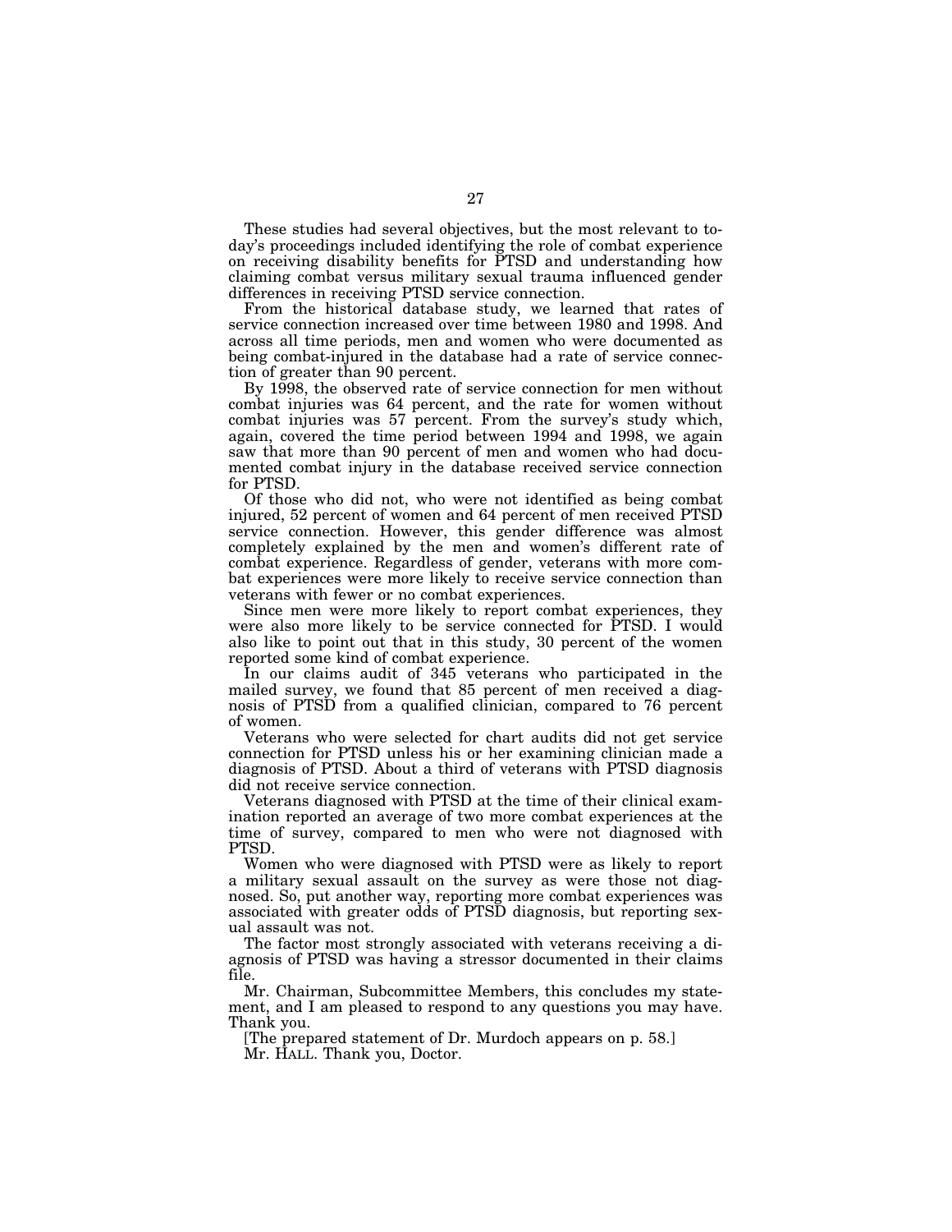These studies had several objectives, but the most relevant to today's proceedings included identifying the role of combat experience on receiving disability benefits for PTSD and understanding how claiming combat versus military sexual trauma influenced gender differences in receiving PTSD service connection.

From the historical database study, we learned that rates of service connection increased over time between 1980 and 1998. And across all time periods, men and women who were documented as being combat-injured in the database had a rate of service connection of greater than 90 percent.

By 1998, the observed rate of service connection for men without combat injuries was 64 percent, and the rate for women without combat injuries was 57 percent. From the survey's study which, again, covered the time period between 1994 and 1998, we again saw that more than 90 percent of men and women who had documented combat injury in the database received service connection for PTSD.

Of those who did not, who were not identified as being combat injured, 52 percent of women and 64 percent of men received PTSD service connection. However, this gender difference was almost completely explained by the men and women's different rate of combat experience. Regardless of gender, veterans with more combat experiences were more likely to receive service connection than veterans with fewer or no combat experiences.

Since men were more likely to report combat experiences, they were also more likely to be service connected for PTSD. I would also like to point out that in this study, 30 percent of the women reported some kind of combat experience.

In our claims audit of 345 veterans who participated in the mailed survey, we found that 85 percent of men received a diagnosis of PTSD from a qualified clinician, compared to 76 percent of women.

Veterans who were selected for chart audits did not get service connection for PTSD unless his or her examining clinician made a diagnosis of PTSD. About a third of veterans with PTSD diagnosis did not receive service connection.

Veterans diagnosed with PTSD at the time of their clinical examination reported an average of two more combat experiences at the time of survey, compared to men who were not diagnosed with PTSD.

Women who were diagnosed with PTSD were as likely to report a military sexual assault on the survey as were those not diagnosed. So, put another way, reporting more combat experiences was associated with greater odds of PTSD diagnosis, but reporting sexual assault was not.

The factor most strongly associated with veterans receiving a diagnosis of PTSD was having a stressor documented in their claims file.

Mr. Chairman, Subcommittee Members, this concludes my statement, and I am pleased to respond to any questions you may have. Thank you.

[The prepared statement of Dr. Murdoch appears on p. 58.]

Mr. HALL. Thank you, Doctor.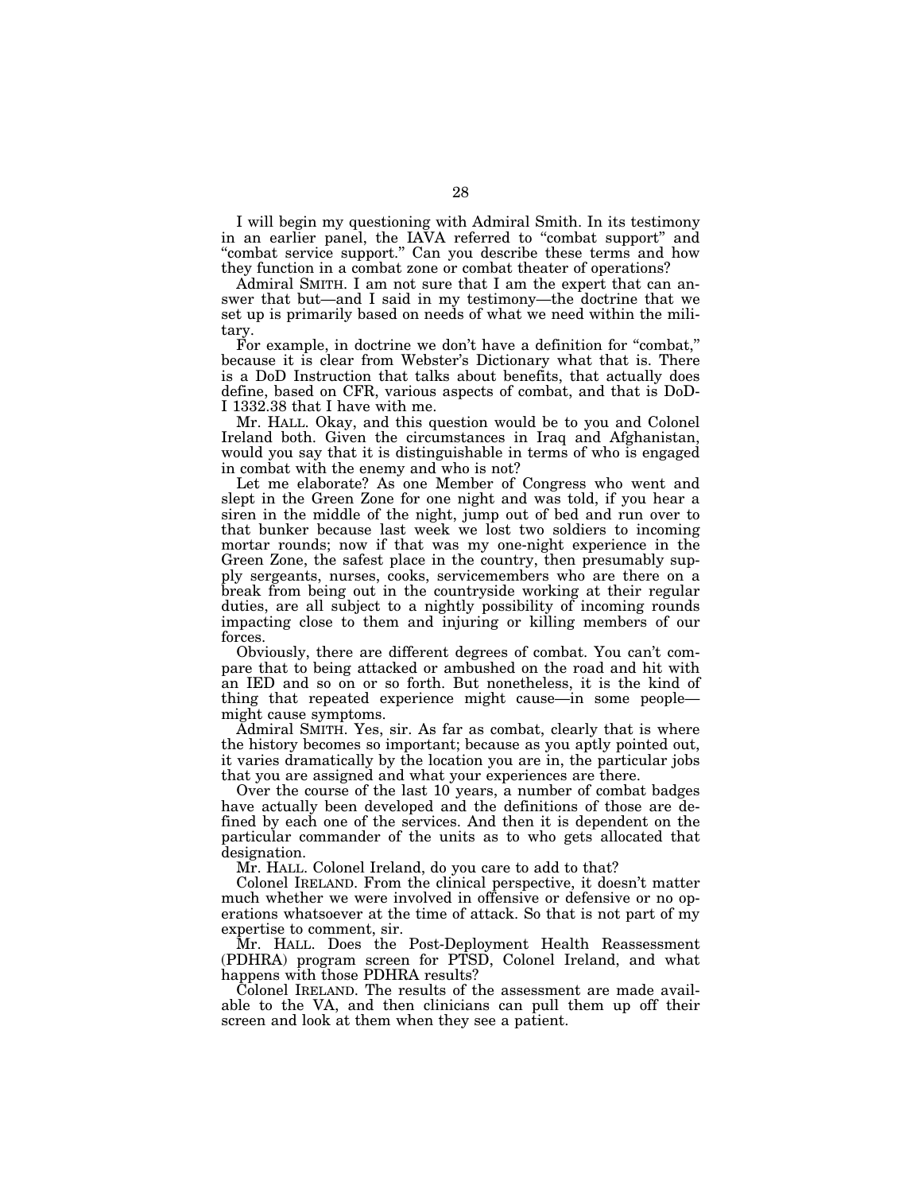I will begin my questioning with Admiral Smith. In its testimony in an earlier panel, the IAVA referred to "combat support" and "combat service support." Can you describe these terms and how they function in a combat zone or combat theater of operations?

Admiral SMITH. I am not sure that I am the expert that can answer that but—and I said in my testimony—the doctrine that we set up is primarily based on needs of what we need within the military.

For example, in doctrine we don't have a definition for "combat," because it is clear from Webster's Dictionary what that is. There is a DoD Instruction that talks about benefits, that actually does define, based on CFR, various aspects of combat, and that is DoD-I 1332.38 that I have with me.

Mr. HALL. Okay, and this question would be to you and Colonel Ireland both. Given the circumstances in Iraq and Afghanistan, would you say that it is distinguishable in terms of who is engaged in combat with the enemy and who is not?

Let me elaborate? As one Member of Congress who went and slept in the Green Zone for one night and was told, if you hear a siren in the middle of the night, jump out of bed and run over to that bunker because last week we lost two soldiers to incoming mortar rounds; now if that was my one-night experience in the Green Zone, the safest place in the country, then presumably supply sergeants, nurses, cooks, servicemembers who are there on a break from being out in the countryside working at their regular duties, are all subject to a nightly possibility of incoming rounds impacting close to them and injuring or killing members of our forces.

Obviously, there are different degrees of combat. You can't compare that to being attacked or ambushed on the road and hit with an IED and so on or so forth. But nonetheless, it is the kind of thing that repeated experience might cause—in some people—might cause symptoms.

Admiral SMITH. Yes, sir. As far as combat, clearly that is where the history becomes so important; because as you aptly pointed out, it varies dramatically by the location you are in, the particular jobs that you are assigned and what your experiences are there.

Over the course of the last 10 years, a number of combat badges have actually been developed and the definitions of those are defined by each one of the services. And then it is dependent on the particular commander of the units as to who gets allocated that designation.

Mr. HALL. Colonel Ireland, do you care to add to that?

Colonel IRELAND. From the clinical perspective, it doesn't matter much whether we were involved in offensive or defensive or no operations whatsoever at the time of attack. So that is not part of my expertise to comment, sir.

Mr. HALL. Does the Post-Deployment Health Reassessment (PDHRA) program screen for PTSD, Colonel Ireland, and what happens with those PDHRA results?

Colonel IRELAND. The results of the assessment are made available to the VA, and then clinicians can pull them up off their screen and look at them when they see a patient.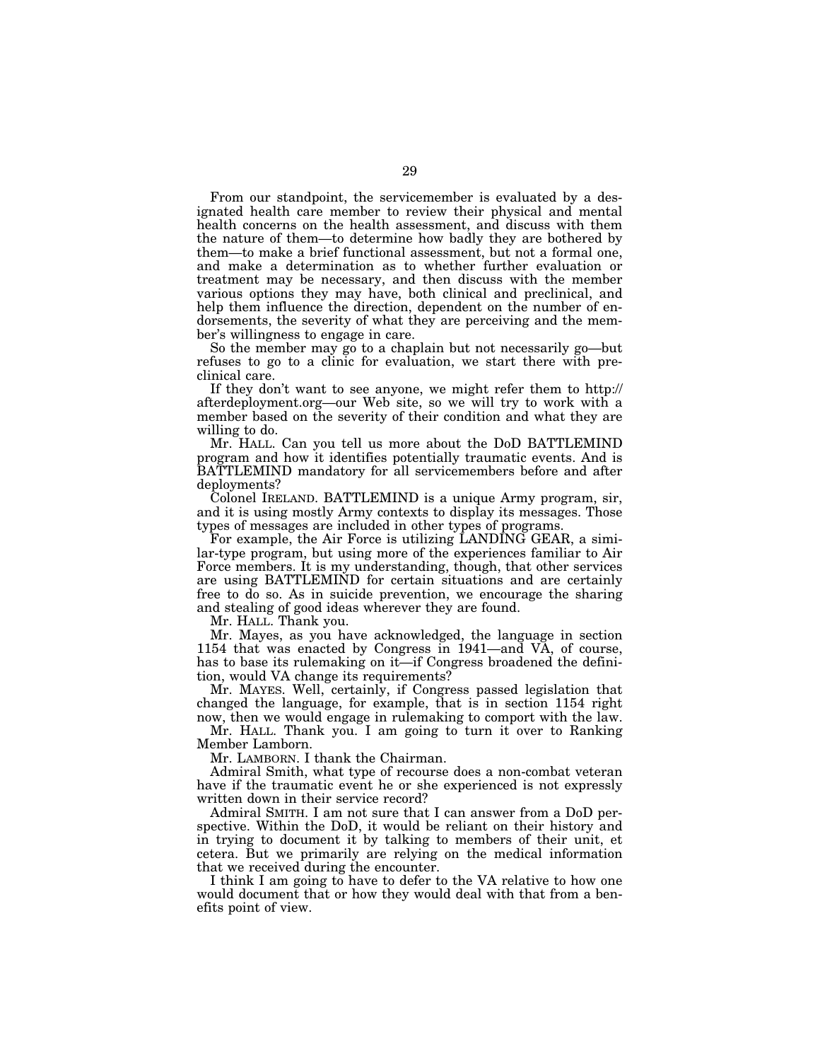From our standpoint, the servicemember is evaluated by a designated health care member to review their physical and mental health concerns on the health assessment, and discuss with them the nature of them—to determine how badly they are bothered by them—to make a brief functional assessment, but not a formal one, and make a determination as to whether further evaluation or treatment may be necessary, and then discuss with the member various options they may have, both clinical and preclinical, and help them influence the direction, dependent on the number of endorsements, the severity of what they are perceiving and the member's willingness to engage in care.

So the member may go to a chaplain but not necessarily go—but refuses to go to a clinic for evaluation, we start there with preclinical care.

If they don't want to see anyone, we might refer them to http://afterdeployment.org—our Web site, so we will try to work with a member based on the severity of their condition and what they are willing to do.

Mr. HALL. Can you tell us more about the DoD BATTLEMIND program and how it identifies potentially traumatic events. And is BATTLEMIND mandatory for all servicemembers before and after deployments?

Colonel IRELAND. BATTLEMIND is a unique Army program, sir, and it is using mostly Army contexts to display its messages. Those types of messages are included in other types of programs.

For example, the Air Force is utilizing LANDING GEAR, a similar-type program, but using more of the experiences familiar to Air Force members. It is my understanding, though, that other services are using BATTLEMIND for certain situations and are certainly free to do so. As in suicide prevention, we encourage the sharing and stealing of good ideas wherever they are found.

Mr. HALL. Thank you.

Mr. Mayes, as you have acknowledged, the language in section 1154 that was enacted by Congress in 1941—and VA, of course, has to base its rulemaking on it—if Congress broadened the definition, would VA change its requirements?

Mr. MAYES. Well, certainly, if Congress passed legislation that changed the language, for example, that is in section 1154 right now, then we would engage in rulemaking to comport with the law.

Mr. HALL. Thank you. I am going to turn it over to Ranking Member Lamborn.

Mr. LAMBORN. I thank the Chairman.

Admiral Smith, what type of recourse does a non-combat veteran have if the traumatic event he or she experienced is not expressly written down in their service record?

Admiral SMITH. I am not sure that I can answer from a DoD perspective. Within the DoD, it would be reliant on their history and in trying to document it by talking to members of their unit, et cetera. But we primarily are relying on the medical information that we received during the encounter.

I think I am going to have to defer to the VA relative to how one would document that or how they would deal with that from a benefits point of view.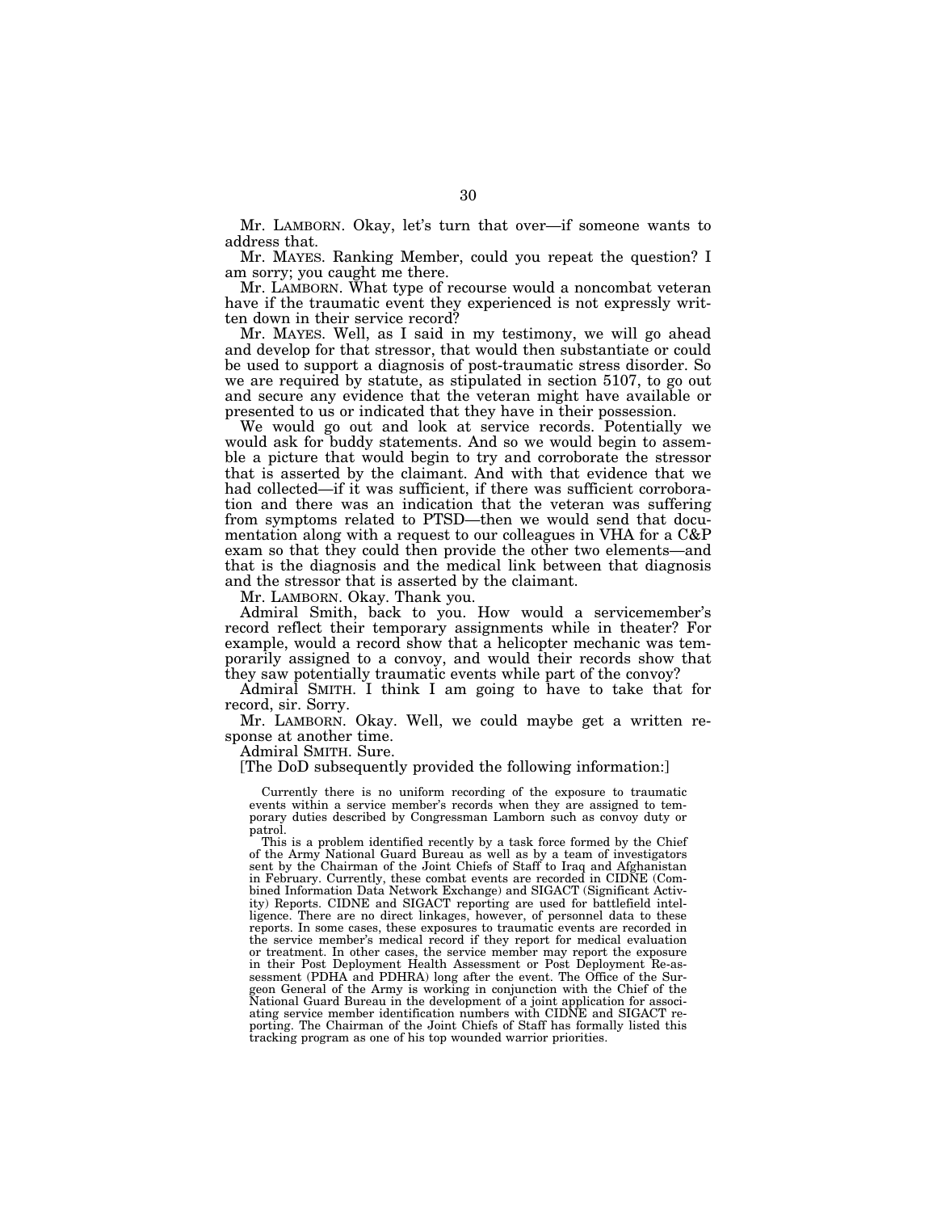Mr. LAMBORN. Okay, let's turn that over—if someone wants to address that.

Mr. MAYES. Ranking Member, could you repeat the question? I am sorry; you caught me there.

Mr. LAMBORN. What type of recourse would a noncombat veteran have if the traumatic event they experienced is not expressly written down in their service record?

Mr. MAYES. Well, as I said in my testimony, we will go ahead and develop for that stressor, that would then substantiate or could be used to support a diagnosis of post-traumatic stress disorder. So we are required by statute, as stipulated in section 5107, to go out and secure any evidence that the veteran might have available or presented to us or indicated that they have in their possession.

We would go out and look at service records. Potentially we would ask for buddy statements. And so we would begin to assemble a picture that would begin to try and corroborate the stressor that is asserted by the claimant. And with that evidence that we had collected—if it was sufficient, if there was sufficient corroboration and there was an indication that the veteran was suffering from symptoms related to PTSD—then we would send that documentation along with a request to our colleagues in VHA for a C&P exam so that they could then provide the other two elements—and that is the diagnosis and the medical link between that diagnosis and the stressor that is asserted by the claimant.

Mr. LAMBORN. Okay. Thank you.

Admiral Smith, back to you. How would a servicemember's record reflect their temporary assignments while in theater? For example, would a record show that a helicopter mechanic was temporarily assigned to a convoy, and would their records show that they saw potentially traumatic events while part of the convoy?

Admiral SMITH. I think I am going to have to take that for record, sir. Sorry.

Mr. LAMBORN. Okay. Well, we could maybe get a written response at another time.

Admiral SMITH. Sure.

[The DoD subsequently provided the following information:]

> Currently there is no uniform recording of the exposure to traumatic events within a service member's records when they are assigned to temporary duties described by Congressman Lamborn such as convoy duty or patrol.
>
> This is a problem identified recently by a task force formed by the Chief of the Army National Guard Bureau as well as by a team of investigators sent by the Chairman of the Joint Chiefs of Staff to Iraq and Afghanistan in February. Currently, these combat events are recorded in CIDNE (Combined Information Data Network Exchange) and SIGACT (Significant Activity) Reports. CIDNE and SIGACT reporting are used for battlefield intelligence. There are no direct linkages, however, of personnel data to these reports. In some cases, these exposures to traumatic events are recorded in the service member's medical record if they report for medical evaluation or treatment. In other cases, the service member may report the exposure in their Post Deployment Health Assessment or Post Deployment Re-assessment (PDHA and PDHRA) long after the event. The Office of the Surgeon General of the Army is working in conjunction with the Chief of the National Guard Bureau in the development of a joint application for associating service member identification numbers with CIDNE and SIGACT reporting. The Chairman of the Joint Chiefs of Staff has formally listed this tracking program as one of his top wounded warrior priorities.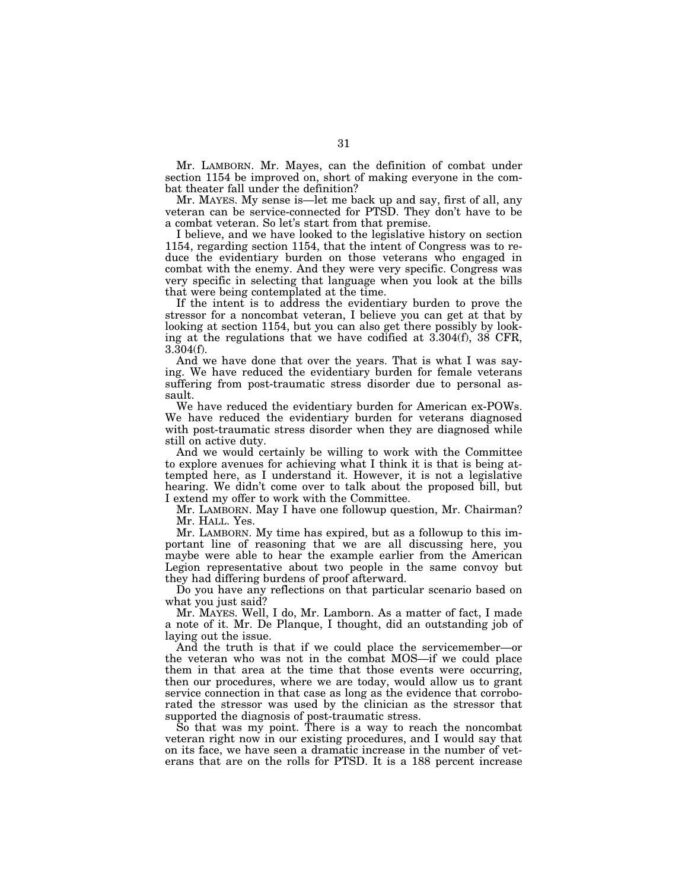Mr. LAMBORN. Mr. Mayes, can the definition of combat under section 1154 be improved on, short of making everyone in the combat theater fall under the definition?

Mr. MAYES. My sense is—let me back up and say, first of all, any veteran can be service-connected for PTSD. They don't have to be a combat veteran. So let's start from that premise.

I believe, and we have looked to the legislative history on section 1154, regarding section 1154, that the intent of Congress was to reduce the evidentiary burden on those veterans who engaged in combat with the enemy. And they were very specific. Congress was very specific in selecting that language when you look at the bills that were being contemplated at the time.

If the intent is to address the evidentiary burden to prove the stressor for a noncombat veteran, I believe you can get at that by looking at section 1154, but you can also get there possibly by looking at the regulations that we have codified at 3.304(f), 38 CFR, 3.304(f).

And we have done that over the years. That is what I was saying. We have reduced the evidentiary burden for female veterans suffering from post-traumatic stress disorder due to personal assault.

We have reduced the evidentiary burden for American ex-POWs. We have reduced the evidentiary burden for veterans diagnosed with post-traumatic stress disorder when they are diagnosed while still on active duty.

And we would certainly be willing to work with the Committee to explore avenues for achieving what I think it is that is being attempted here, as I understand it. However, it is not a legislative hearing. We didn't come over to talk about the proposed bill, but I extend my offer to work with the Committee.

Mr. LAMBORN. May I have one followup question, Mr. Chairman?

Mr. HALL. Yes.

Mr. LAMBORN. My time has expired, but as a followup to this important line of reasoning that we are all discussing here, you maybe were able to hear the example earlier from the American Legion representative about two people in the same convoy but they had differing burdens of proof afterward.

Do you have any reflections on that particular scenario based on what you just said?

Mr. MAYES. Well, I do, Mr. Lamborn. As a matter of fact, I made a note of it. Mr. De Planque, I thought, did an outstanding job of laying out the issue.

And the truth is that if we could place the servicemember—or the veteran who was not in the combat MOS—if we could place them in that area at the time that those events were occurring, then our procedures, where we are today, would allow us to grant service connection in that case as long as the evidence that corroborated the stressor was used by the clinician as the stressor that supported the diagnosis of post-traumatic stress.

So that was my point. There is a way to reach the noncombat veteran right now in our existing procedures, and I would say that on its face, we have seen a dramatic increase in the number of veterans that are on the rolls for PTSD. It is a 188 percent increase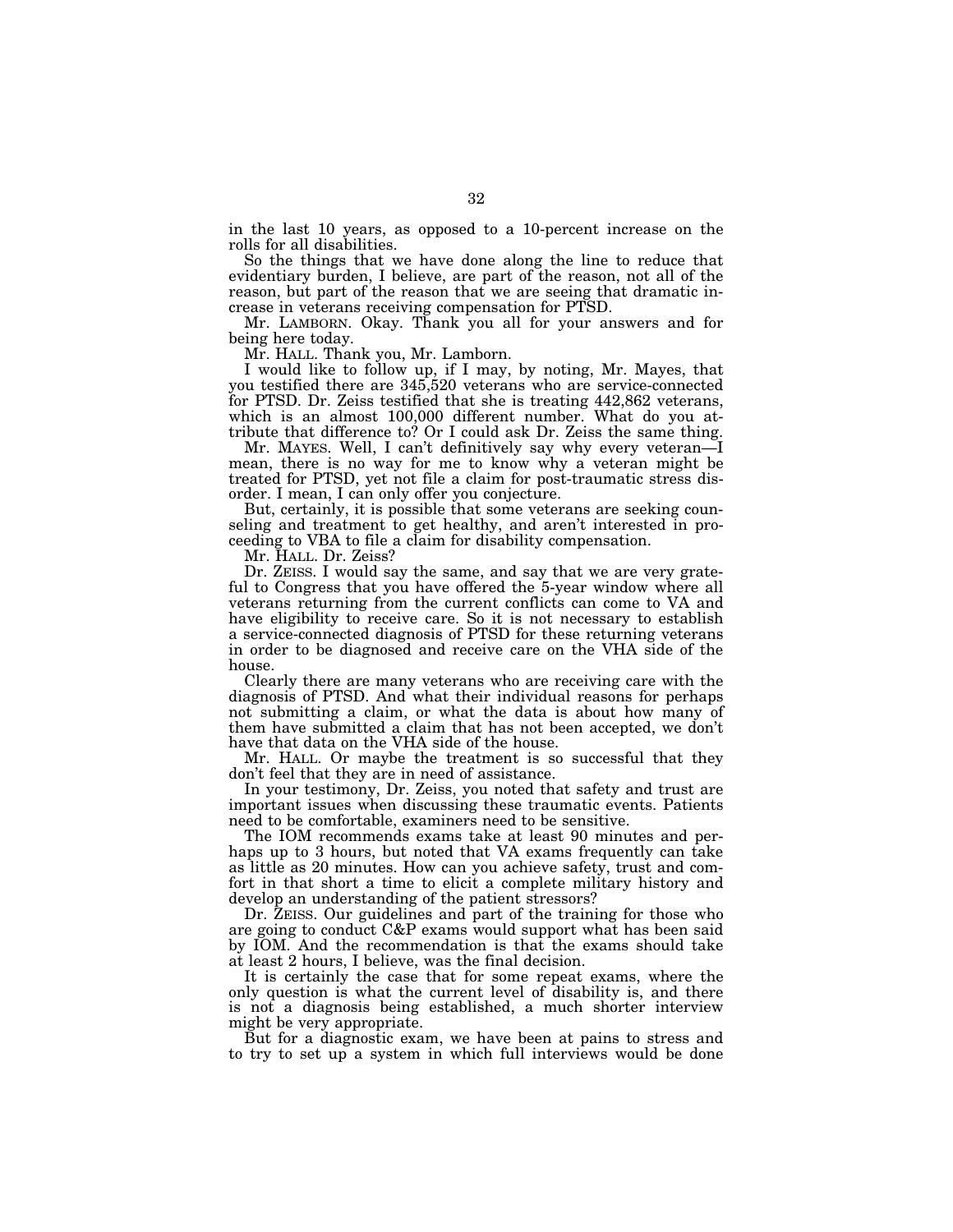in the last 10 years, as opposed to a 10-percent increase on the rolls for all disabilities.

So the things that we have done along the line to reduce that evidentiary burden, I believe, are part of the reason, not all of the reason, but part of the reason that we are seeing that dramatic increase in veterans receiving compensation for PTSD.

Mr. LAMBORN. Okay. Thank you all for your answers and for being here today.

Mr. HALL. Thank you, Mr. Lamborn.

I would like to follow up, if I may, by noting, Mr. Mayes, that you testified there are 345,520 veterans who are service-connected for PTSD. Dr. Zeiss testified that she is treating 442,862 veterans, which is an almost 100,000 different number. What do you attribute that difference to? Or I could ask Dr. Zeiss the same thing.

Mr. MAYES. Well, I can't definitively say why every veteran—I mean, there is no way for me to know why a veteran might be treated for PTSD, yet not file a claim for post-traumatic stress disorder. I mean, I can only offer you conjecture.

But, certainly, it is possible that some veterans are seeking counseling and treatment to get healthy, and aren't interested in proceeding to VBA to file a claim for disability compensation.

Mr. HALL. Dr. Zeiss?

Dr. ZEISS. I would say the same, and say that we are very grateful to Congress that you have offered the 5-year window where all veterans returning from the current conflicts can come to VA and have eligibility to receive care. So it is not necessary to establish a service-connected diagnosis of PTSD for these returning veterans in order to be diagnosed and receive care on the VHA side of the house.

Clearly there are many veterans who are receiving care with the diagnosis of PTSD. And what their individual reasons for perhaps not submitting a claim, or what the data is about how many of them have submitted a claim that has not been accepted, we don't have that data on the VHA side of the house.

Mr. HALL. Or maybe the treatment is so successful that they don't feel that they are in need of assistance.

In your testimony, Dr. Zeiss, you noted that safety and trust are important issues when discussing these traumatic events. Patients need to be comfortable, examiners need to be sensitive.

The IOM recommends exams take at least 90 minutes and perhaps up to 3 hours, but noted that VA exams frequently can take as little as 20 minutes. How can you achieve safety, trust and comfort in that short a time to elicit a complete military history and develop an understanding of the patient stressors?

Dr. ZEISS. Our guidelines and part of the training for those who are going to conduct C&P exams would support what has been said by IOM. And the recommendation is that the exams should take at least 2 hours, I believe, was the final decision.

It is certainly the case that for some repeat exams, where the only question is what the current level of disability is, and there is not a diagnosis being established, a much shorter interview might be very appropriate.

But for a diagnostic exam, we have been at pains to stress and to try to set up a system in which full interviews would be done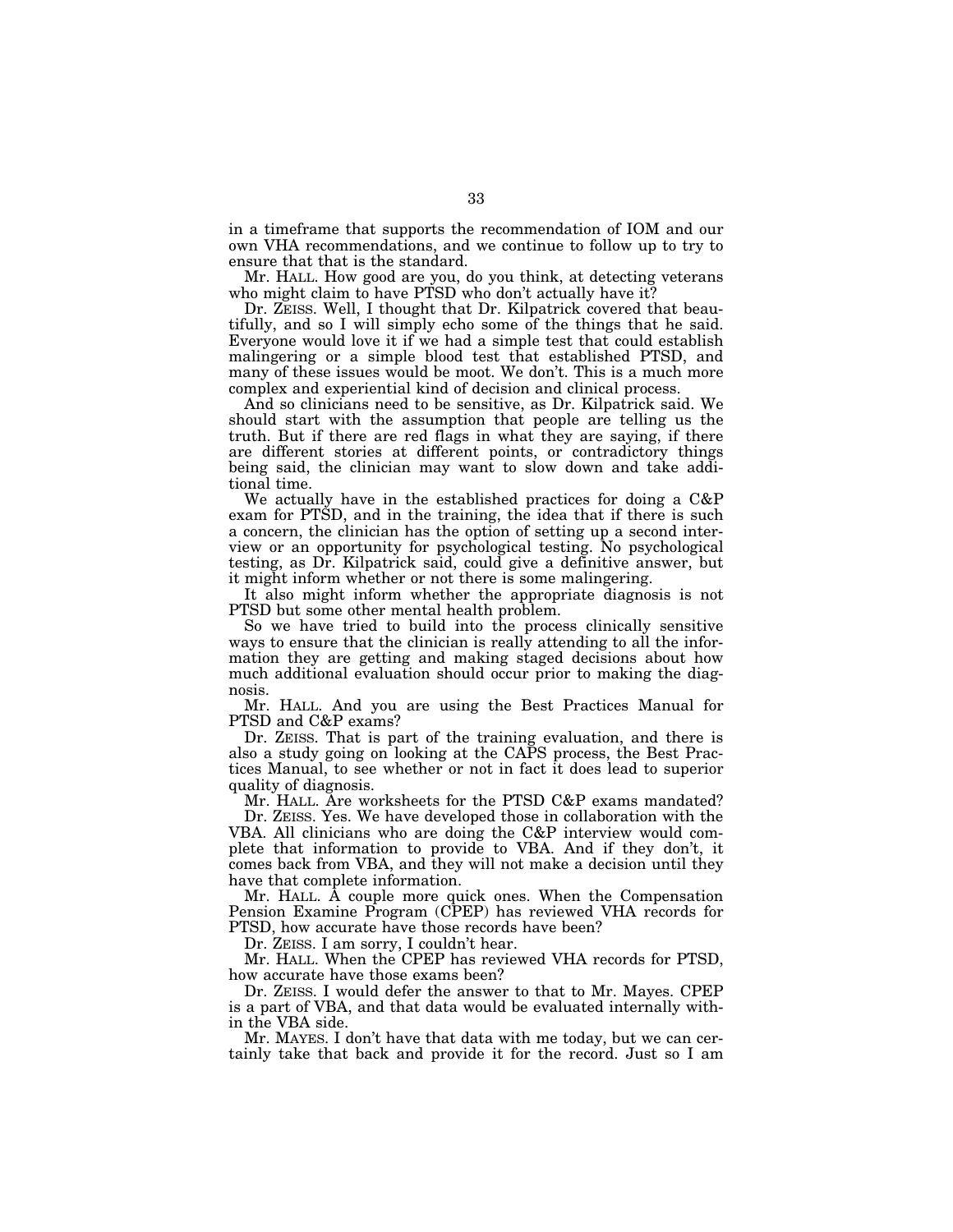in a timeframe that supports the recommendation of IOM and our own VHA recommendations, and we continue to follow up to try to ensure that that is the standard.

Mr. HALL. How good are you, do you think, at detecting veterans who might claim to have PTSD who don't actually have it?

Dr. ZEISS. Well, I thought that Dr. Kilpatrick covered that beautifully, and so I will simply echo some of the things that he said. Everyone would love it if we had a simple test that could establish malingering or a simple blood test that established PTSD, and many of these issues would be moot. We don't. This is a much more complex and experiential kind of decision and clinical process.

And so clinicians need to be sensitive, as Dr. Kilpatrick said. We should start with the assumption that people are telling us the truth. But if there are red flags in what they are saying, if there are different stories at different points, or contradictory things being said, the clinician may want to slow down and take additional time.

We actually have in the established practices for doing a C&P exam for PTSD, and in the training, the idea that if there is such a concern, the clinician has the option of setting up a second interview or an opportunity for psychological testing. No psychological testing, as Dr. Kilpatrick said, could give a definitive answer, but it might inform whether or not there is some malingering.

It also might inform whether the appropriate diagnosis is not PTSD but some other mental health problem.

So we have tried to build into the process clinically sensitive ways to ensure that the clinician is really attending to all the information they are getting and making staged decisions about how much additional evaluation should occur prior to making the diagnosis.

Mr. HALL. And you are using the Best Practices Manual for PTSD and C&P exams?

Dr. ZEISS. That is part of the training evaluation, and there is also a study going on looking at the CAPS process, the Best Practices Manual, to see whether or not in fact it does lead to superior quality of diagnosis.

Mr. HALL. Are worksheets for the PTSD C&P exams mandated?

Dr. ZEISS. Yes. We have developed those in collaboration with the VBA. All clinicians who are doing the C&P interview would complete that information to provide to VBA. And if they don't, it comes back from VBA, and they will not make a decision until they have that complete information.

Mr. HALL. A couple more quick ones. When the Compensation Pension Examine Program (CPEP) has reviewed VHA records for PTSD, how accurate have those records have been?

Dr. ZEISS. I am sorry, I couldn't hear.

Mr. HALL. When the CPEP has reviewed VHA records for PTSD, how accurate have those exams been?

Dr. ZEISS. I would defer the answer to that to Mr. Mayes. CPEP is a part of VBA, and that data would be evaluated internally within the VBA side.

Mr. MAYES. I don't have that data with me today, but we can certainly take that back and provide it for the record. Just so I am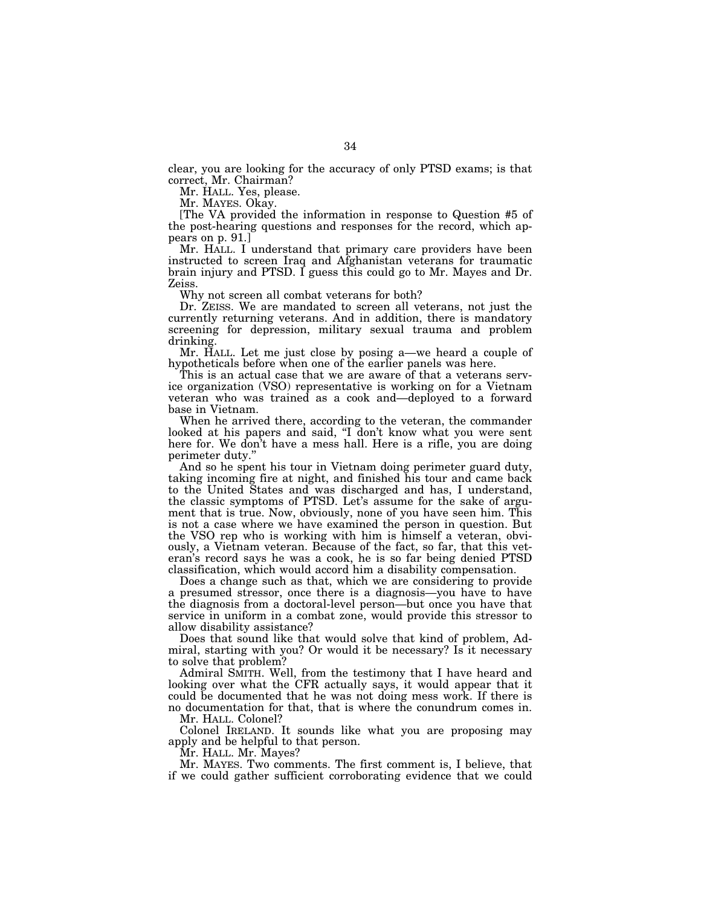clear, you are looking for the accuracy of only PTSD exams; is that correct, Mr. Chairman?

Mr. HALL. Yes, please.

Mr. MAYES. Okay.

[The VA provided the information in response to Question #5 of the post-hearing questions and responses for the record, which appears on p. 91.]

Mr. HALL. I understand that primary care providers have been instructed to screen Iraq and Afghanistan veterans for traumatic brain injury and PTSD. I guess this could go to Mr. Mayes and Dr. Zeiss.

Why not screen all combat veterans for both?

Dr. ZEISS. We are mandated to screen all veterans, not just the currently returning veterans. And in addition, there is mandatory screening for depression, military sexual trauma and problem drinking.

Mr. HALL. Let me just close by posing a—we heard a couple of hypotheticals before when one of the earlier panels was here.

This is an actual case that we are aware of that a veterans service organization (VSO) representative is working on for a Vietnam veteran who was trained as a cook and—deployed to a forward base in Vietnam.

When he arrived there, according to the veteran, the commander looked at his papers and said, "I don't know what you were sent here for. We don't have a mess hall. Here is a rifle, you are doing perimeter duty."

And so he spent his tour in Vietnam doing perimeter guard duty, taking incoming fire at night, and finished his tour and came back to the United States and was discharged and has, I understand, the classic symptoms of PTSD. Let's assume for the sake of argument that is true. Now, obviously, none of you have seen him. This is not a case where we have examined the person in question. But the VSO rep who is working with him is himself a veteran, obviously, a Vietnam veteran. Because of the fact, so far, that this veteran's record says he was a cook, he is so far being denied PTSD classification, which would accord him a disability compensation.

Does a change such as that, which we are considering to provide a presumed stressor, once there is a diagnosis—you have to have the diagnosis from a doctoral-level person—but once you have that service in uniform in a combat zone, would provide this stressor to allow disability assistance?

Does that sound like that would solve that kind of problem, Admiral, starting with you? Or would it be necessary? Is it necessary to solve that problem?

Admiral SMITH. Well, from the testimony that I have heard and looking over what the CFR actually says, it would appear that it could be documented that he was not doing mess work. If there is no documentation for that, that is where the conundrum comes in.

Mr. HALL. Colonel?

Colonel IRELAND. It sounds like what you are proposing may apply and be helpful to that person.

Mr. HALL. Mr. Mayes?

Mr. MAYES. Two comments. The first comment is, I believe, that if we could gather sufficient corroborating evidence that we could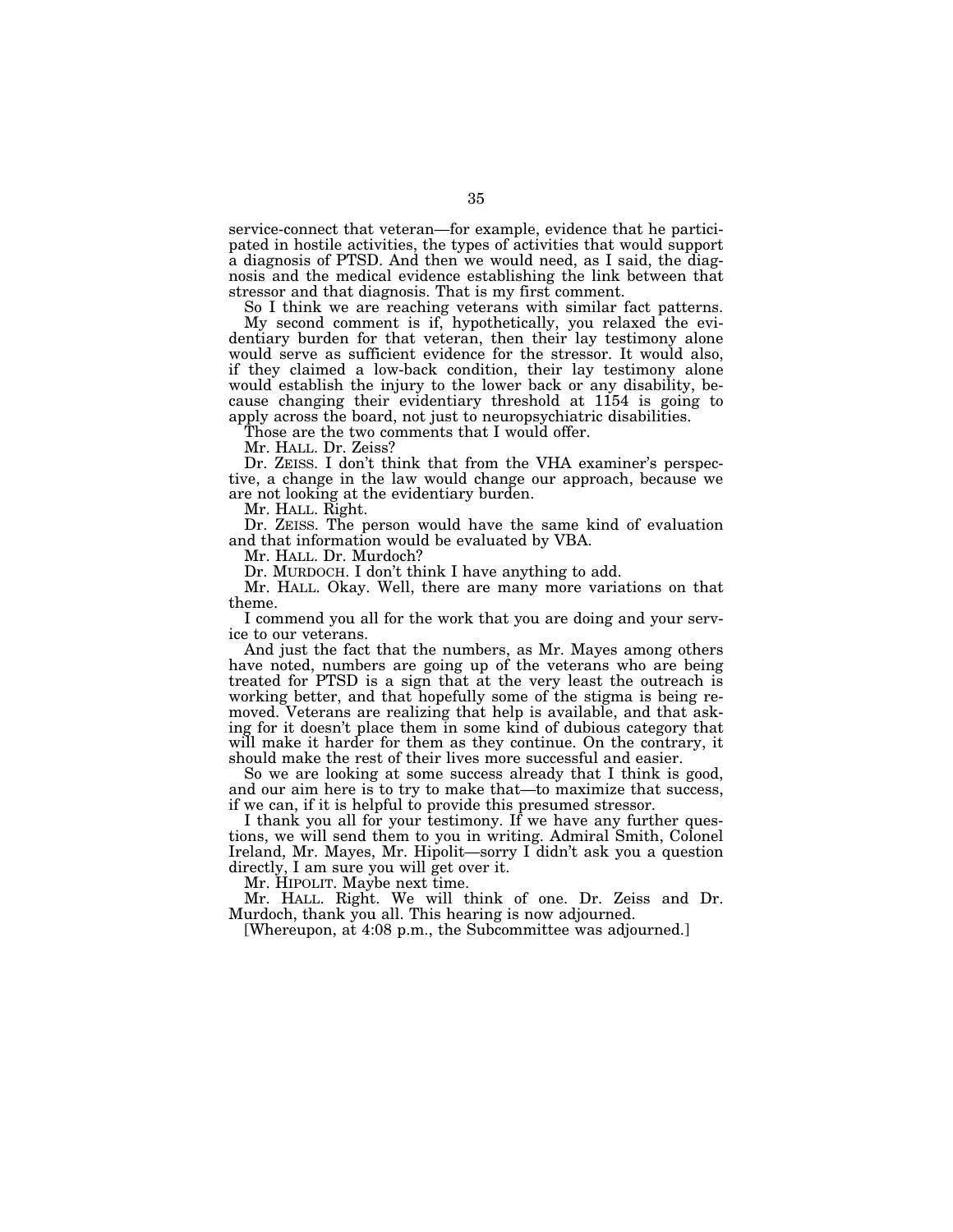service-connect that veteran—for example, evidence that he participated in hostile activities, the types of activities that would support a diagnosis of PTSD. And then we would need, as I said, the diagnosis and the medical evidence establishing the link between that stressor and that diagnosis. That is my first comment.

So I think we are reaching veterans with similar fact patterns.

My second comment is if, hypothetically, you relaxed the evidentiary burden for that veteran, then their lay testimony alone would serve as sufficient evidence for the stressor. It would also, if they claimed a low-back condition, their lay testimony alone would establish the injury to the lower back or any disability, because changing their evidentiary threshold at 1154 is going to apply across the board, not just to neuropsychiatric disabilities.

Those are the two comments that I would offer.

Mr. HALL. Dr. Zeiss?

Dr. ZEISS. I don't think that from the VHA examiner's perspective, a change in the law would change our approach, because we are not looking at the evidentiary burden.

Mr. HALL. Right.

Dr. ZEISS. The person would have the same kind of evaluation and that information would be evaluated by VBA.

Mr. HALL. Dr. Murdoch?

Dr. MURDOCH. I don't think I have anything to add.

Mr. HALL. Okay. Well, there are many more variations on that theme.

I commend you all for the work that you are doing and your service to our veterans.

And just the fact that the numbers, as Mr. Mayes among others have noted, numbers are going up of the veterans who are being treated for PTSD is a sign that at the very least the outreach is working better, and that hopefully some of the stigma is being removed. Veterans are realizing that help is available, and that asking for it doesn't place them in some kind of dubious category that will make it harder for them as they continue. On the contrary, it should make the rest of their lives more successful and easier.

So we are looking at some success already that I think is good, and our aim here is to try to make that—to maximize that success, if we can, if it is helpful to provide this presumed stressor.

I thank you all for your testimony. If we have any further questions, we will send them to you in writing. Admiral Smith, Colonel Ireland, Mr. Mayes, Mr. Hipolit—sorry I didn't ask you a question directly, I am sure you will get over it.

Mr. HIPOLIT. Maybe next time.

Mr. HALL. Right. We will think of one. Dr. Zeiss and Dr. Murdoch, thank you all. This hearing is now adjourned.

[Whereupon, at 4:08 p.m., the Subcommittee was adjourned.]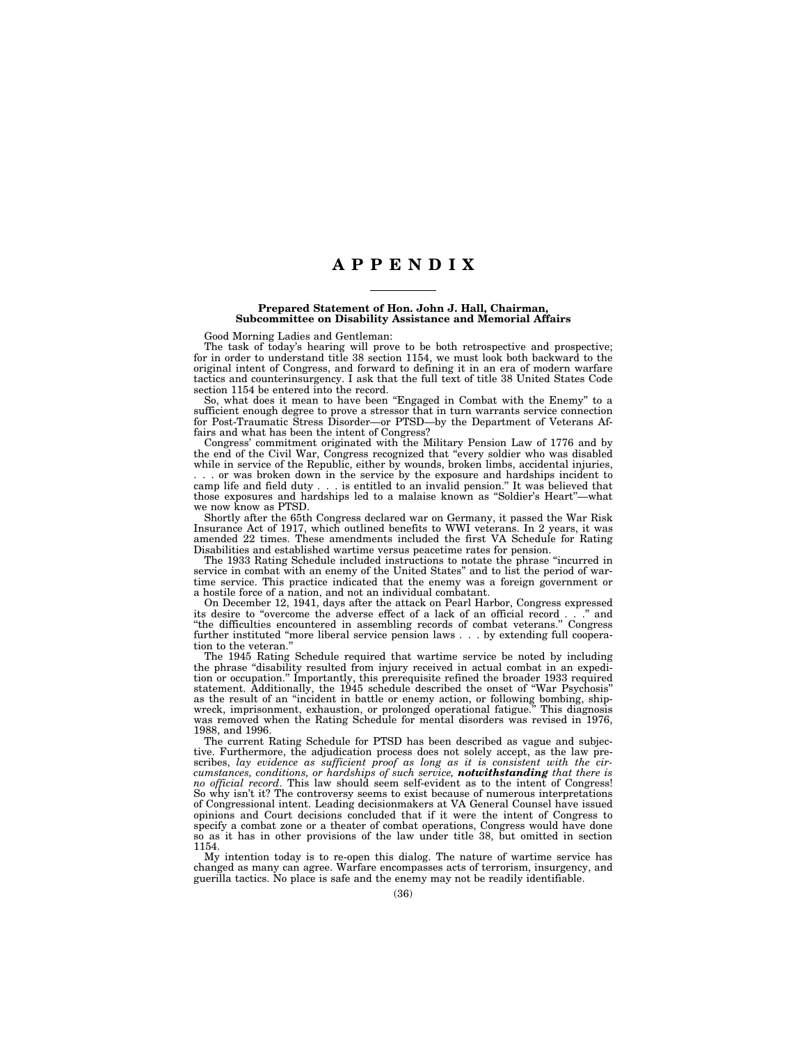# A P P E N D I X

### Prepared Statement of Hon. John J. Hall, Chairman, Subcommittee on Disability Assistance and Memorial Affairs

Good Morning Ladies and Gentleman:

The task of today's hearing will prove to be both retrospective and prospective; for in order to understand title 38 section 1154, we must look both backward to the original intent of Congress, and forward to defining it in an era of modern warfare tactics and counterinsurgency. I ask that the full text of title 38 United States Code section 1154 be entered into the record.

So, what does it mean to have been "Engaged in Combat with the Enemy" to a sufficient enough degree to prove a stressor that in turn warrants service connection for Post-Traumatic Stress Disorder—or PTSD—by the Department of Veterans Affairs and what has been the intent of Congress?

Congress' commitment originated with the Military Pension Law of 1776 and by the end of the Civil War, Congress recognized that "every soldier who was disabled while in service of the Republic, either by wounds, broken limbs, accidental injuries, . . . or was broken down in the service by the exposure and hardships incident to camp life and field duty . . . is entitled to an invalid pension." It was believed that those exposures and hardships led to a malaise known as "Soldier's Heart"—what we now know as PTSD.

Shortly after the 65th Congress declared war on Germany, it passed the War Risk Insurance Act of 1917, which outlined benefits to WWI veterans. In 2 years, it was amended 22 times. These amendments included the first VA Schedule for Rating Disabilities and established wartime versus peacetime rates for pension.

The 1933 Rating Schedule included instructions to notate the phrase "incurred in service in combat with an enemy of the United States" and to list the period of wartime service. This practice indicated that the enemy was a foreign government or a hostile force of a nation, and not an individual combatant.

On December 12, 1941, days after the attack on Pearl Harbor, Congress expressed its desire to "overcome the adverse effect of a lack of an official record . . ." and "the difficulties encountered in assembling records of combat veterans." Congress further instituted "more liberal service pension laws . . . by extending full cooperation to the veteran."

The 1945 Rating Schedule required that wartime service be noted by including the phrase "disability resulted from injury received in actual combat in an expedition or occupation." Importantly, this prerequisite refined the broader 1933 required statement. Additionally, the 1945 schedule described the onset of "War Psychosis" as the result of an "incident in battle or enemy action, or following bombing, shipwreck, imprisonment, exhaustion, or prolonged operational fatigue." This diagnosis was removed when the Rating Schedule for mental disorders was revised in 1976, 1988, and 1996.

The current Rating Schedule for PTSD has been described as vague and subjective. Furthermore, the adjudication process does not solely accept, as the law prescribes, *lay evidence as sufficient proof as long as it is consistent with the circumstances, conditions, or hardships of such service,* ***notwithstanding*** *that there is no official record*. This law should seem self-evident as to the intent of Congress! So why isn't it? The controversy seems to exist because of numerous interpretations of Congressional intent. Leading decisionmakers at VA General Counsel have issued opinions and Court decisions concluded that if it were the intent of Congress to specify a combat zone or a theater of combat operations, Congress would have done so as it has in other provisions of the law under title 38, but omitted in section 1154.

My intention today is to re-open this dialog. The nature of wartime service has changed as many can agree. Warfare encompasses acts of terrorism, insurgency, and guerilla tactics. No place is safe and the enemy may not be readily identifiable.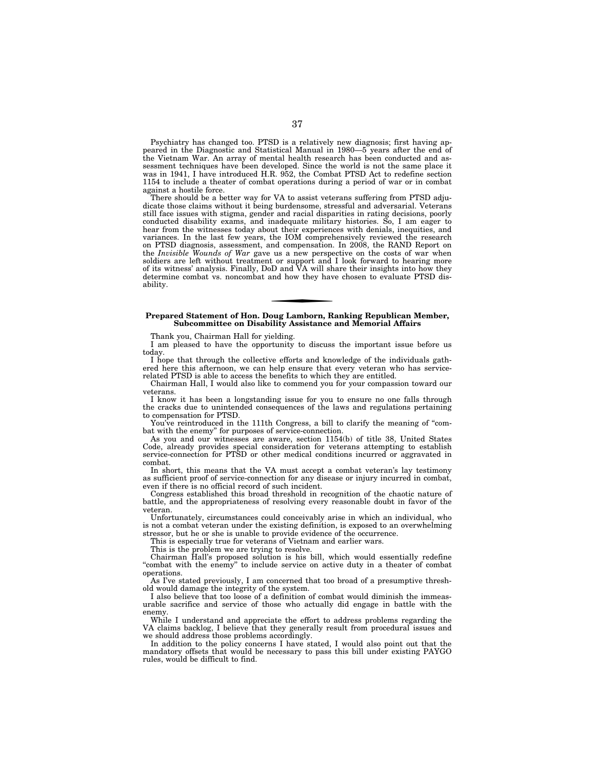Psychiatry has changed too. PTSD is a relatively new diagnosis; first having appeared in the Diagnostic and Statistical Manual in 1980—5 years after the end of the Vietnam War. An array of mental health research has been conducted and assessment techniques have been developed. Since the world is not the same place it was in 1941, I have introduced H.R. 952, the Combat PTSD Act to redefine section 1154 to include a theater of combat operations during a period of war or in combat against a hostile force.

There should be a better way for VA to assist veterans suffering from PTSD adjudicate those claims without it being burdensome, stressful and adversarial. Veterans still face issues with stigma, gender and racial disparities in rating decisions, poorly conducted disability exams, and inadequate military histories. So, I am eager to hear from the witnesses today about their experiences with denials, inequities, and variances. In the last few years, the IOM comprehensively reviewed the research on PTSD diagnosis, assessment, and compensation. In 2008, the RAND Report on the *Invisible Wounds of War* gave us a new perspective on the costs of war when soldiers are left without treatment or support and I look forward to hearing more of its witness' analysis. Finally, DoD and VA will share their insights into how they determine combat vs. noncombat and how they have chosen to evaluate PTSD disability.

---

## Prepared Statement of Hon. Doug Lamborn, Ranking Republican Member, Subcommittee on Disability Assistance and Memorial Affairs

Thank you, Chairman Hall for yielding.

I am pleased to have the opportunity to discuss the important issue before us today.

I hope that through the collective efforts and knowledge of the individuals gathered here this afternoon, we can help ensure that every veteran who has service-related PTSD is able to access the benefits to which they are entitled.

Chairman Hall, I would also like to commend you for your compassion toward our veterans.

I know it has been a longstanding issue for you to ensure no one falls through the cracks due to unintended consequences of the laws and regulations pertaining to compensation for PTSD.

You've reintroduced in the 111th Congress, a bill to clarify the meaning of "combat with the enemy" for purposes of service-connection.

As you and our witnesses are aware, section 1154(b) of title 38, United States Code, already provides special consideration for veterans attempting to establish service-connection for PTSD or other medical conditions incurred or aggravated in combat.

In short, this means that the VA must accept a combat veteran's lay testimony as sufficient proof of service-connection for any disease or injury incurred in combat, even if there is no official record of such incident.

Congress established this broad threshold in recognition of the chaotic nature of battle, and the appropriateness of resolving every reasonable doubt in favor of the veteran.

Unfortunately, circumstances could conceivably arise in which an individual, who is not a combat veteran under the existing definition, is exposed to an overwhelming stressor, but he or she is unable to provide evidence of the occurrence.

This is especially true for veterans of Vietnam and earlier wars.

This is the problem we are trying to resolve.

Chairman Hall's proposed solution is his bill, which would essentially redefine "combat with the enemy" to include service on active duty in a theater of combat operations.

As I've stated previously, I am concerned that too broad of a presumptive threshold would damage the integrity of the system.

I also believe that too loose of a definition of combat would diminish the immeasurable sacrifice and service of those who actually did engage in battle with the enemy.

While I understand and appreciate the effort to address problems regarding the VA claims backlog, I believe that they generally result from procedural issues and we should address those problems accordingly.

In addition to the policy concerns I have stated, I would also point out that the mandatory offsets that would be necessary to pass this bill under existing PAYGO rules, would be difficult to find.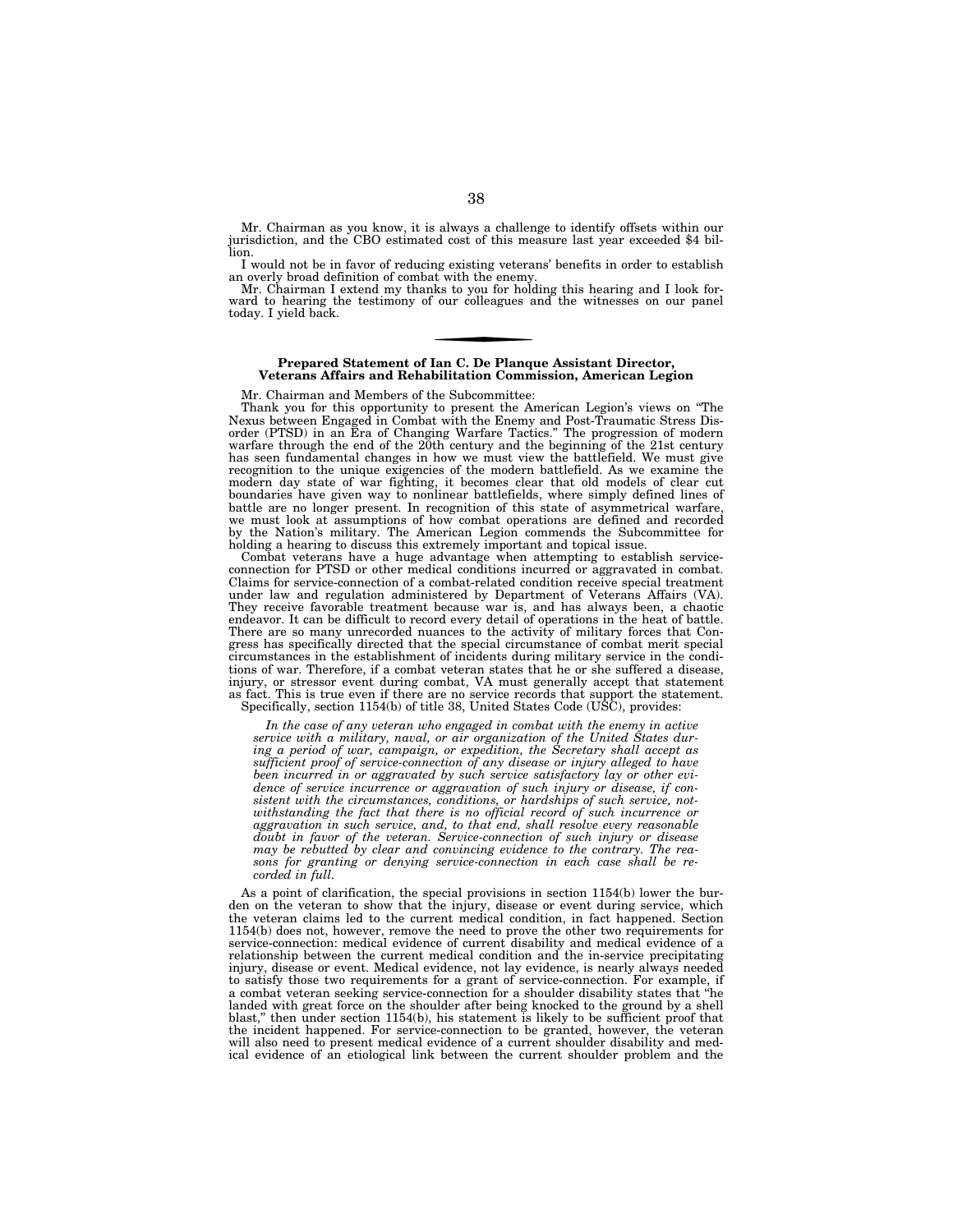Mr. Chairman as you know, it is always a challenge to identify offsets within our jurisdiction, and the CBO estimated cost of this measure last year exceeded $4 billion.

I would not be in favor of reducing existing veterans' benefits in order to establish an overly broad definition of combat with the enemy.

Mr. Chairman I extend my thanks to you for holding this hearing and I look forward to hearing the testimony of our colleagues and the witnesses on our panel today. I yield back.

---

**Prepared Statement of Ian C. De Planque Assistant Director, Veterans Affairs and Rehabilitation Commission, American Legion**

Mr. Chairman and Members of the Subcommittee:

Thank you for this opportunity to present the American Legion's views on "The Nexus between Engaged in Combat with the Enemy and Post-Traumatic Stress Disorder (PTSD) in an Era of Changing Warfare Tactics." The progression of modern warfare through the end of the 20th century and the beginning of the 21st century has seen fundamental changes in how we must view the battlefield. We must give recognition to the unique exigencies of the modern battlefield. As we examine the modern day state of war fighting, it becomes clear that old models of clear cut boundaries have given way to nonlinear battlefields, where simply defined lines of battle are no longer present. In recognition of this state of asymmetrical warfare, we must look at assumptions of how combat operations are defined and recorded by the Nation's military. The American Legion commends the Subcommittee for holding a hearing to discuss this extremely important and topical issue.

Combat veterans have a huge advantage when attempting to establish service-connection for PTSD or other medical conditions incurred or aggravated in combat. Claims for service-connection of a combat-related condition receive special treatment under law and regulation administered by Department of Veterans Affairs (VA). They receive favorable treatment because war is, and has always been, a chaotic endeavor. It can be difficult to record every detail of operations in the heat of battle. There are so many unrecorded nuances to the activity of military forces that Congress has specifically directed that the special circumstance of combat merit special circumstances in the establishment of incidents during military service in the conditions of war. Therefore, if a combat veteran states that he or she suffered a disease, injury, or stressor event during combat, VA must generally accept that statement as fact. This is true even if there are no service records that support the statement.

Specifically, section 1154(b) of title 38, United States Code (USC), provides:

> *In the case of any veteran who engaged in combat with the enemy in active service with a military, naval, or air organization of the United States during a period of war, campaign, or expedition, the Secretary shall accept as sufficient proof of service-connection of any disease or injury alleged to have been incurred in or aggravated by such service satisfactory lay or other evidence of service incurrence or aggravation of such injury or disease, if consistent with the circumstances, conditions, or hardships of such service, notwithstanding the fact that there is no official record of such incurrence or aggravation in such service, and, to that end, shall resolve every reasonable doubt in favor of the veteran. Service-connection of such injury or disease may be rebutted by clear and convincing evidence to the contrary. The reasons for granting or denying service-connection in each case shall be recorded in full.*

As a point of clarification, the special provisions in section 1154(b) lower the burden on the veteran to show that the injury, disease or event during service, which the veteran claims led to the current medical condition, in fact happened. Section 1154(b) does not, however, remove the need to prove the other two requirements for service-connection: medical evidence of current disability and medical evidence of a relationship between the current medical condition and the in-service precipitating injury, disease or event. Medical evidence, not lay evidence, is nearly always needed to satisfy those two requirements for a grant of service-connection. For example, if a combat veteran seeking service-connection for a shoulder disability states that "he landed with great force on the shoulder after being knocked to the ground by a shell blast," then under section 1154(b), his statement is likely to be sufficient proof that the incident happened. For service-connection to be granted, however, the veteran will also need to present medical evidence of a current shoulder disability and medical evidence of an etiological link between the current shoulder problem and the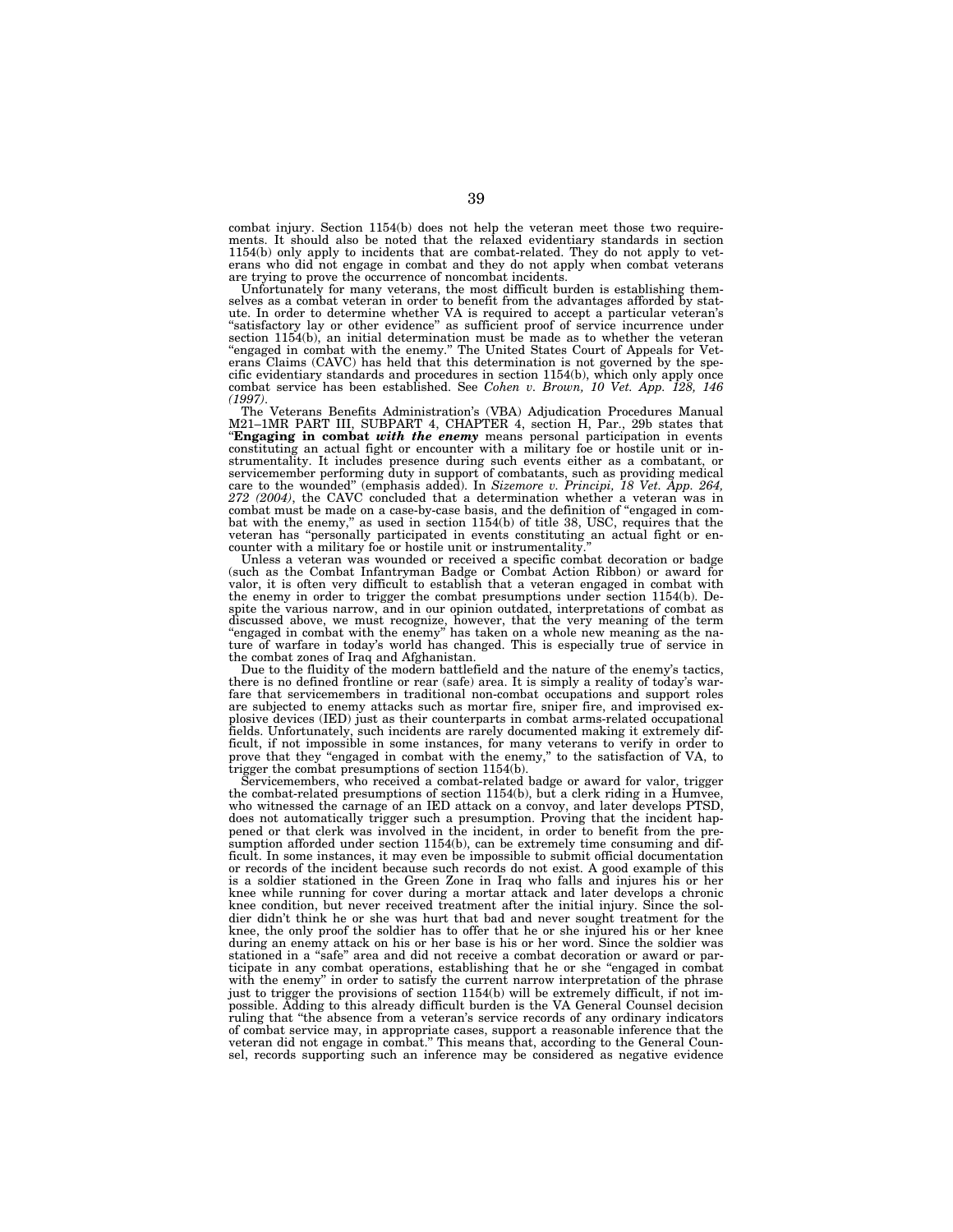combat injury. Section 1154(b) does not help the veteran meet those two requirements. It should also be noted that the relaxed evidentiary standards in section 1154(b) only apply to incidents that are combat-related. They do not apply to veterans who did not engage in combat and they do not apply when combat veterans are trying to prove the occurrence of noncombat incidents.

Unfortunately for many veterans, the most difficult burden is establishing themselves as a combat veteran in order to benefit from the advantages afforded by statute. In order to determine whether VA is required to accept a particular veteran's "satisfactory lay or other evidence" as sufficient proof of service incurrence under section 1154(b), an initial determination must be made as to whether the veteran "engaged in combat with the enemy." The United States Court of Appeals for Veterans Claims (CAVC) has held that this determination is not governed by the specific evidentiary standards and procedures in section 1154(b), which only apply once combat service has been established. See *Cohen v. Brown, 10 Vet. App. 128, 146 (1997)*.

The Veterans Benefits Administration's (VBA) Adjudication Procedures Manual M21–1MR PART III, SUBPART 4, CHAPTER 4, section H, Par., 29b states that "**Engaging in combat *with the enemy*** means personal participation in events constituting an actual fight or encounter with a military foe or hostile unit or instrumentality. It includes presence during such events either as a combatant, or servicemember performing duty in support of combatants, such as providing medical care to the wounded" (emphasis added). In *Sizemore v. Principi, 18 Vet. App. 264, 272 (2004)*, the CAVC concluded that a determination whether a veteran was in combat must be made on a case-by-case basis, and the definition of "engaged in combat with the enemy," as used in section 1154(b) of title 38, USC, requires that the veteran has "personally participated in events constituting an actual fight or encounter with a military foe or hostile unit or instrumentality."

Unless a veteran was wounded or received a specific combat decoration or badge (such as the Combat Infantryman Badge or Combat Action Ribbon) or award for valor, it is often very difficult to establish that a veteran engaged in combat with the enemy in order to trigger the combat presumptions under section 1154(b). Despite the various narrow, and in our opinion outdated, interpretations of combat as discussed above, we must recognize, however, that the very meaning of the term "engaged in combat with the enemy" has taken on a whole new meaning as the nature of warfare in today's world has changed. This is especially true of service in the combat zones of Iraq and Afghanistan.

Due to the fluidity of the modern battlefield and the nature of the enemy's tactics, there is no defined frontline or rear (safe) area. It is simply a reality of today's warfare that servicemembers in traditional non-combat occupations and support roles are subjected to enemy attacks such as mortar fire, sniper fire, and improvised explosive devices (IED) just as their counterparts in combat arms-related occupational fields. Unfortunately, such incidents are rarely documented making it extremely difficult, if not impossible in some instances, for many veterans to verify in order to prove that they "engaged in combat with the enemy," to the satisfaction of VA, to trigger the combat presumptions of section 1154(b).

Servicemembers, who received a combat-related badge or award for valor, trigger the combat-related presumptions of section 1154(b), but a clerk riding in a Humvee, who witnessed the carnage of an IED attack on a convoy, and later develops PTSD, does not automatically trigger such a presumption. Proving that the incident happened or that clerk was involved in the incident, in order to benefit from the presumption afforded under section 1154(b), can be extremely time consuming and difficult. In some instances, it may even be impossible to submit official documentation or records of the incident because such records do not exist. A good example of this is a soldier stationed in the Green Zone in Iraq who falls and injures his or her knee while running for cover during a mortar attack and later develops a chronic knee condition, but never received treatment after the initial injury. Since the soldier didn't think he or she was hurt that bad and never sought treatment for the knee, the only proof the soldier has to offer that he or she injured his or her knee during an enemy attack on his or her base is his or her word. Since the soldier was stationed in a "safe" area and did not receive a combat decoration or award or participate in any combat operations, establishing that he or she "engaged in combat with the enemy" in order to satisfy the current narrow interpretation of the phrase just to trigger the provisions of section 1154(b) will be extremely difficult, if not impossible. Adding to this already difficult burden is the VA General Counsel decision ruling that "the absence from a veteran's service records of any ordinary indicators of combat service may, in appropriate cases, support a reasonable inference that the veteran did not engage in combat." This means that, according to the General Counsel, records supporting such an inference may be considered as negative evidence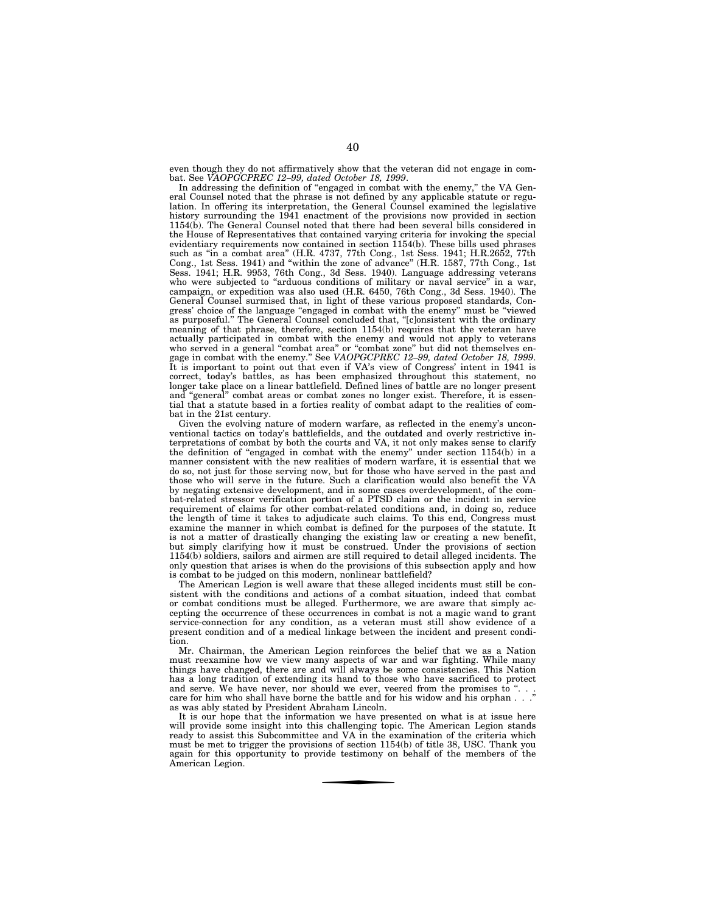even though they do not affirmatively show that the veteran did not engage in combat. See *VAOPGCPREC 12–99, dated October 18, 1999*.

In addressing the definition of "engaged in combat with the enemy," the VA General Counsel noted that the phrase is not defined by any applicable statute or regulation. In offering its interpretation, the General Counsel examined the legislative history surrounding the 1941 enactment of the provisions now provided in section 1154(b). The General Counsel noted that there had been several bills considered in the House of Representatives that contained varying criteria for invoking the special evidentiary requirements now contained in section 1154(b). These bills used phrases such as "in a combat area" (H.R. 4737, 77th Cong., 1st Sess. 1941; H.R.2652, 77th Cong., 1st Sess. 1941) and "within the zone of advance" (H.R. 1587, 77th Cong., 1st Sess. 1941; H.R. 9953, 76th Cong., 3d Sess. 1940). Language addressing veterans who were subjected to "arduous conditions of military or naval service" in a war, campaign, or expedition was also used (H.R. 6450, 76th Cong., 3d Sess. 1940). The General Counsel surmised that, in light of these various proposed standards, Congress' choice of the language "engaged in combat with the enemy" must be "viewed as purposeful." The General Counsel concluded that, "[c]onsistent with the ordinary meaning of that phrase, therefore, section 1154(b) requires that the veteran have actually participated in combat with the enemy and would not apply to veterans who served in a general "combat area" or "combat zone" but did not themselves engage in combat with the enemy." See *VAOPGCPREC 12–99, dated October 18, 1999*. It is important to point out that even if VA's view of Congress' intent in 1941 is correct, today's battles, as has been emphasized throughout this statement, no longer take place on a linear battlefield. Defined lines of battle are no longer present and "general" combat areas or combat zones no longer exist. Therefore, it is essential that a statute based in a forties reality of combat adapt to the realities of combat in the 21st century.

Given the evolving nature of modern warfare, as reflected in the enemy's unconventional tactics on today's battlefields, and the outdated and overly restrictive interpretations of combat by both the courts and VA, it not only makes sense to clarify the definition of "engaged in combat with the enemy" under section 1154(b) in a manner consistent with the new realities of modern warfare, it is essential that we do so, not just for those serving now, but for those who have served in the past and those who will serve in the future. Such a clarification would also benefit the VA by negating extensive development, and in some cases overdevelopment, of the combat-related stressor verification portion of a PTSD claim or the incident in service requirement of claims for other combat-related conditions and, in doing so, reduce the length of time it takes to adjudicate such claims. To this end, Congress must examine the manner in which combat is defined for the purposes of the statute. It is not a matter of drastically changing the existing law or creating a new benefit, but simply clarifying how it must be construed. Under the provisions of section 1154(b) soldiers, sailors and airmen are still required to detail alleged incidents. The only question that arises is when do the provisions of this subsection apply and how is combat to be judged on this modern, nonlinear battlefield?

The American Legion is well aware that these alleged incidents must still be consistent with the conditions and actions of a combat situation, indeed that combat or combat conditions must be alleged. Furthermore, we are aware that simply accepting the occurrence of these occurrences in combat is not a magic wand to grant service-connection for any condition, as a veteran must still show evidence of a present condition and of a medical linkage between the incident and present condition.

Mr. Chairman, the American Legion reinforces the belief that we as a Nation must reexamine how we view many aspects of war and war fighting. While many things have changed, there are and will always be some consistencies. This Nation has a long tradition of extending its hand to those who have sacrificed to protect and serve. We have never, nor should we ever, veered from the promises to ". . . care for him who shall have borne the battle and for his widow and his orphan . . ." as was ably stated by President Abraham Lincoln.

It is our hope that the information we have presented on what is at issue here will provide some insight into this challenging topic. The American Legion stands ready to assist this Subcommittee and VA in the examination of the criteria which must be met to trigger the provisions of section 1154(b) of title 38, USC. Thank you again for this opportunity to provide testimony on behalf of the members of the American Legion.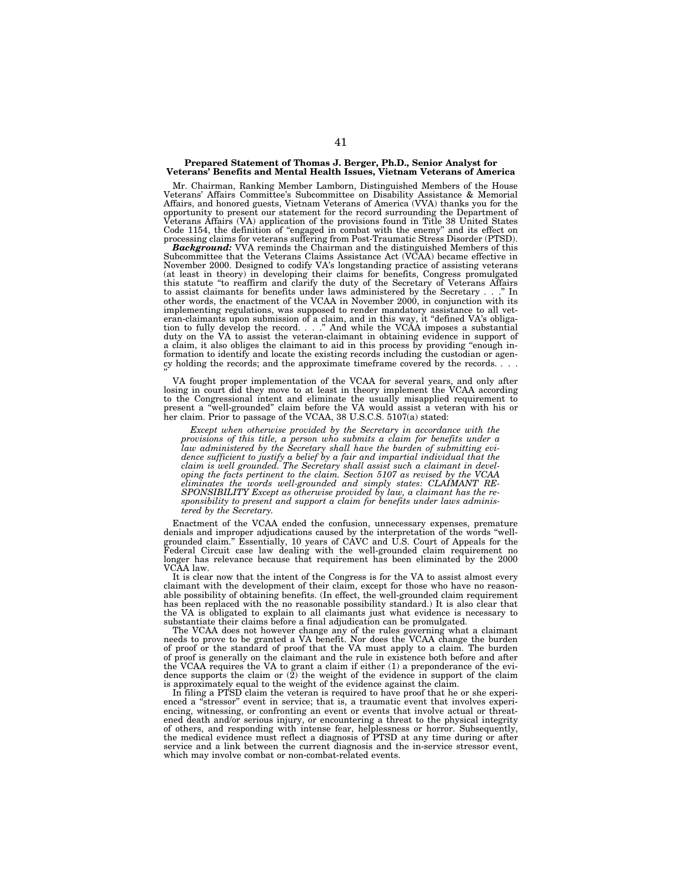**Prepared Statement of Thomas J. Berger, Ph.D., Senior Analyst for Veterans' Benefits and Mental Health Issues, Vietnam Veterans of America**

Mr. Chairman, Ranking Member Lamborn, Distinguished Members of the House Veterans' Affairs Committee's Subcommittee on Disability Assistance & Memorial Affairs, and honored guests, Vietnam Veterans of America (VVA) thanks you for the opportunity to present our statement for the record surrounding the Department of Veterans Affairs (VA) application of the provisions found in Title 38 United States Code 1154, the definition of "engaged in combat with the enemy" and its effect on processing claims for veterans suffering from Post-Traumatic Stress Disorder (PTSD).

***Background:*** VVA reminds the Chairman and the distinguished Members of this Subcommittee that the Veterans Claims Assistance Act (VCAA) became effective in November 2000. Designed to codify VA's longstanding practice of assisting veterans (at least in theory) in developing their claims for benefits, Congress promulgated this statute "to reaffirm and clarify the duty of the Secretary of Veterans Affairs to assist claimants for benefits under laws administered by the Secretary . . ." In other words, the enactment of the VCAA in November 2000, in conjunction with its implementing regulations, was supposed to render mandatory assistance to all veteran-claimants upon submission of a claim, and in this way, it "defined VA's obligation to fully develop the record. . . ." And while the VCAA imposes a substantial duty on the VA to assist the veteran-claimant in obtaining evidence in support of a claim, it also obliges the claimant to aid in this process by providing "enough information to identify and locate the existing records including the custodian or agency holding the records; and the approximate timeframe covered by the records. . . ."

VA fought proper implementation of the VCAA for several years, and only after losing in court did they move to at least in theory implement the VCAA according to the Congressional intent and eliminate the usually misapplied requirement to present a "well-grounded" claim before the VA would assist a veteran with his or her claim. Prior to passage of the VCAA, 38 U.S.C.S. 5107(a) stated:

> *Except when otherwise provided by the Secretary in accordance with the provisions of this title, a person who submits a claim for benefits under a law administered by the Secretary shall have the burden of submitting evidence sufficient to justify a belief by a fair and impartial individual that the claim is well grounded. The Secretary shall assist such a claimant in developing the facts pertinent to the claim. Section 5107 as revised by the VCAA eliminates the words well-grounded and simply states: CLAIMANT RESPONSIBILITY Except as otherwise provided by law, a claimant has the responsibility to present and support a claim for benefits under laws administered by the Secretary.*

Enactment of the VCAA ended the confusion, unnecessary expenses, premature denials and improper adjudications caused by the interpretation of the words "well-grounded claim." Essentially, 10 years of CAVC and U.S. Court of Appeals for the Federal Circuit case law dealing with the well-grounded claim requirement no longer has relevance because that requirement has been eliminated by the 2000 VCAA law.

It is clear now that the intent of the Congress is for the VA to assist almost every claimant with the development of their claim, except for those who have no reasonable possibility of obtaining benefits. (In effect, the well-grounded claim requirement has been replaced with the no reasonable possibility standard.) It is also clear that the VA is obligated to explain to all claimants just what evidence is necessary to substantiate their claims before a final adjudication can be promulgated.

The VCAA does not however change any of the rules governing what a claimant needs to prove to be granted a VA benefit. Nor does the VCAA change the burden of proof or the standard of proof that the VA must apply to a claim. The burden of proof is generally on the claimant and the rule in existence both before and after the VCAA requires the VA to grant a claim if either (1) a preponderance of the evidence supports the claim or (2) the weight of the evidence in support of the claim is approximately equal to the weight of the evidence against the claim.

In filing a PTSD claim the veteran is required to have proof that he or she experienced a "stressor" event in service; that is, a traumatic event that involves experiencing, witnessing, or confronting an event or events that involve actual or threatened death and/or serious injury, or encountering a threat to the physical integrity of others, and responding with intense fear, helplessness or horror. Subsequently, the medical evidence must reflect a diagnosis of PTSD at any time during or after service and a link between the current diagnosis and the in-service stressor event, which may involve combat or non-combat-related events.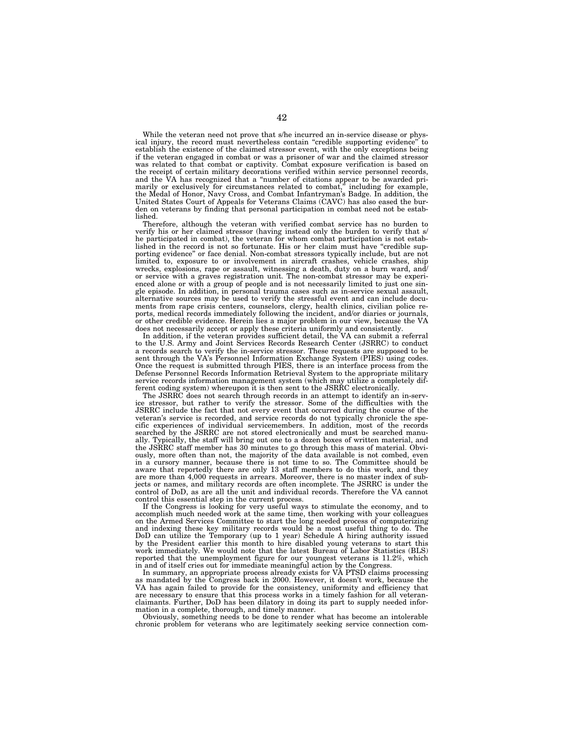While the veteran need not prove that s/he incurred an in-service disease or physical injury, the record must nevertheless contain "credible supporting evidence" to establish the existence of the claimed stressor event, with the only exceptions being if the veteran engaged in combat or was a prisoner of war and the claimed stressor was related to that combat or captivity. Combat exposure verification is based on the receipt of certain military decorations verified within service personnel records, and the VA has recognized that a "number of citations appear to be awarded primarily or exclusively for circumstances related to combat," including for example, the Medal of Honor, Navy Cross, and Combat Infantryman's Badge. In addition, the United States Court of Appeals for Veterans Claims (CAVC) has also eased the burden on veterans by finding that personal participation in combat need not be established.

Therefore, although the veteran with verified combat service has no burden to verify his or her claimed stressor (having instead only the burden to verify that s/he participated in combat), the veteran for whom combat participation is not established in the record is not so fortunate. His or her claim must have "credible supporting evidence" or face denial. Non-combat stressors typically include, but are not limited to, exposure to or involvement in aircraft crashes, vehicle crashes, ship wrecks, explosions, rape or assault, witnessing a death, duty on a burn ward, and/or service with a graves registration unit. The non-combat stressor may be experienced alone or with a group of people and is not necessarily limited to just one single episode. In addition, in personal trauma cases such as in-service sexual assault, alternative sources may be used to verify the stressful event and can include documents from rape crisis centers, counselors, clergy, health clinics, civilian police reports, medical records immediately following the incident, and/or diaries or journals, or other credible evidence. Herein lies a major problem in our view, because the VA does not necessarily accept or apply these criteria uniformly and consistently.

In addition, if the veteran provides sufficient detail, the VA can submit a referral to the U.S. Army and Joint Services Records Research Center (JSRRC) to conduct a records search to verify the in-service stressor. These requests are supposed to be sent through the VA's Personnel Information Exchange System (PIES) using codes. Once the request is submitted through PIES, there is an interface process from the Defense Personnel Records Information Retrieval System to the appropriate military service records information management system (which may utilize a completely different coding system) whereupon it is then sent to the JSRRC electronically.

The JSRRC does not search through records in an attempt to identify an in-service stressor, but rather to verify the stressor. Some of the difficulties with the JSRRC include the fact that not every event that occurred during the course of the veteran's service is recorded, and service records do not typically chronicle the specific experiences of individual servicemembers. In addition, most of the records searched by the JSRRC are not stored electronically and must be searched manually. Typically, the staff will bring out one to a dozen boxes of written material, and the JSRRC staff member has 30 minutes to go through this mass of material. Obviously, more often than not, the majority of the data available is not combed, even in a cursory manner, because there is not time to so. The Committee should be aware that reportedly there are only 13 staff members to do this work, and they are more than 4,000 requests in arrears. Moreover, there is no master index of subjects or names, and military records are often incomplete. The JSRRC is under the control of DoD, as are all the unit and individual records. Therefore the VA cannot control this essential step in the current process.

If the Congress is looking for very useful ways to stimulate the economy, and to accomplish much needed work at the same time, then working with your colleagues on the Armed Services Committee to start the long needed process of computerizing and indexing these key military records would be a most useful thing to do. The DoD can utilize the Temporary (up to 1 year) Schedule A hiring authority issued by the President earlier this month to hire disabled young veterans to start this work immediately. We would note that the latest Bureau of Labor Statistics (BLS) reported that the unemployment figure for our youngest veterans is 11.2%, which in and of itself cries out for immediate meaningful action by the Congress.

In summary, an appropriate process already exists for VA PTSD claims processing as mandated by the Congress back in 2000. However, it doesn't work, because the VA has again failed to provide for the consistency, uniformity and efficiency that are necessary to ensure that this process works in a timely fashion for all veteran-claimants. Further, DoD has been dilatory in doing its part to supply needed information in a complete, thorough, and timely manner.

Obviously, something needs to be done to render what has become an intolerable chronic problem for veterans who are legitimately seeking service connection com-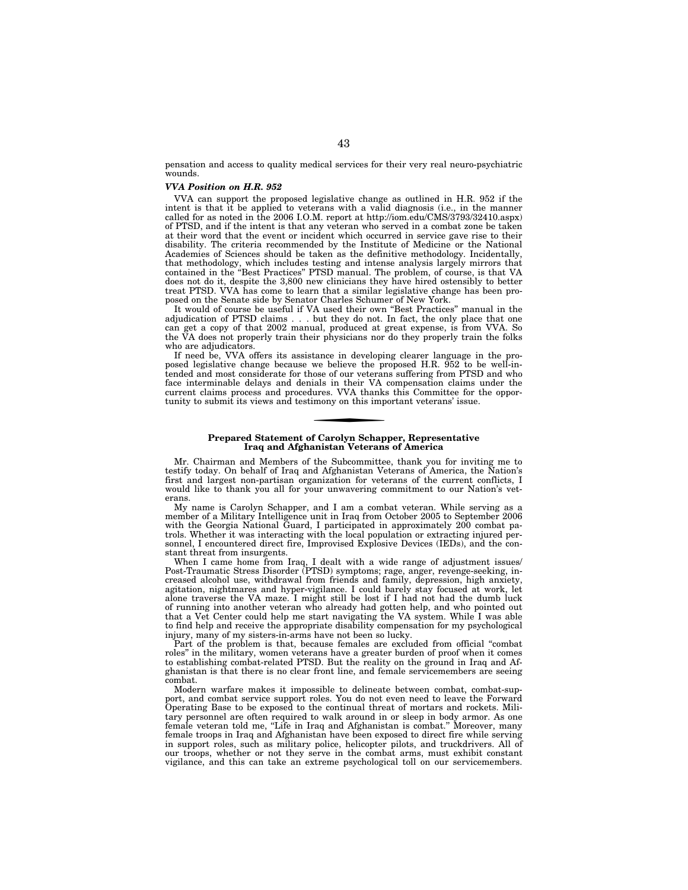pensation and access to quality medical services for their very real neuro-psychiatric wounds.

***VVA Position on H.R. 952***

VVA can support the proposed legislative change as outlined in H.R. 952 if the intent is that it be applied to veterans with a valid diagnosis (i.e., in the manner called for as noted in the 2006 I.O.M. report at http://iom.edu/CMS/3793/32410.aspx) of PTSD, and if the intent is that any veteran who served in a combat zone be taken at their word that the event or incident which occurred in service gave rise to their disability. The criteria recommended by the Institute of Medicine or the National Academies of Sciences should be taken as the definitive methodology. Incidentally, that methodology, which includes testing and intense analysis largely mirrors that contained in the "Best Practices" PTSD manual. The problem, of course, is that VA does not do it, despite the 3,800 new clinicians they have hired ostensibly to better treat PTSD. VVA has come to learn that a similar legislative change has been proposed on the Senate side by Senator Charles Schumer of New York.

It would of course be useful if VA used their own "Best Practices" manual in the adjudication of PTSD claims . . . but they do not. In fact, the only place that one can get a copy of that 2002 manual, produced at great expense, is from VVA. So the VA does not properly train their physicians nor do they properly train the folks who are adjudicators.

If need be, VVA offers its assistance in developing clearer language in the proposed legislative change because we believe the proposed H.R. 952 to be well-intended and most considerate for those of our veterans suffering from PTSD and who face interminable delays and denials in their VA compensation claims under the current claims process and procedures. VVA thanks this Committee for the opportunity to submit its views and testimony on this important veterans' issue.

---

**Prepared Statement of Carolyn Schapper, Representative Iraq and Afghanistan Veterans of America**

Mr. Chairman and Members of the Subcommittee, thank you for inviting me to testify today. On behalf of Iraq and Afghanistan Veterans of America, the Nation's first and largest non-partisan organization for veterans of the current conflicts, I would like to thank you all for your unwavering commitment to our Nation's veterans.

My name is Carolyn Schapper, and I am a combat veteran. While serving as a member of a Military Intelligence unit in Iraq from October 2005 to September 2006 with the Georgia National Guard, I participated in approximately 200 combat patrols. Whether it was interacting with the local population or extracting injured personnel, I encountered direct fire, Improvised Explosive Devices (IEDs), and the constant threat from insurgents.

When I came home from Iraq, I dealt with a wide range of adjustment issues/ Post-Traumatic Stress Disorder (PTSD) symptoms; rage, anger, revenge-seeking, increased alcohol use, withdrawal from friends and family, depression, high anxiety, agitation, nightmares and hyper-vigilance. I could barely stay focused at work, let alone traverse the VA maze. I might still be lost if I had not had the dumb luck of running into another veteran who already had gotten help, and who pointed out that a Vet Center could help me start navigating the VA system. While I was able to find help and receive the appropriate disability compensation for my psychological injury, many of my sisters-in-arms have not been so lucky.

Part of the problem is that, because females are excluded from official "combat roles" in the military, women veterans have a greater burden of proof when it comes to establishing combat-related PTSD. But the reality on the ground in Iraq and Afghanistan is that there is no clear front line, and female servicemembers are seeing combat.

Modern warfare makes it impossible to delineate between combat, combat-support, and combat service support roles. You do not even need to leave the Forward Operating Base to be exposed to the continual threat of mortars and rockets. Military personnel are often required to walk around in or sleep in body armor. As one female veteran told me, "Life in Iraq and Afghanistan is combat." Moreover, many female troops in Iraq and Afghanistan have been exposed to direct fire while serving in support roles, such as military police, helicopter pilots, and truckdrivers. All of our troops, whether or not they serve in the combat arms, must exhibit constant vigilance, and this can take an extreme psychological toll on our servicemembers.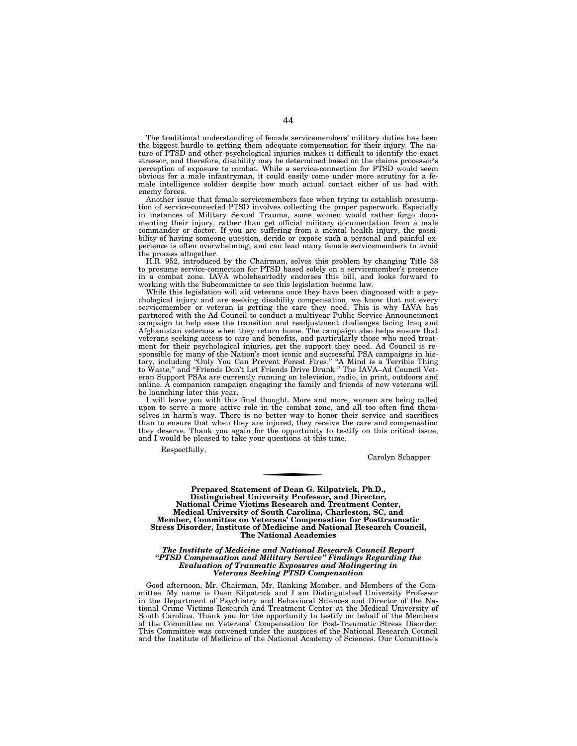The traditional understanding of female servicemembers' military duties has been the biggest hurdle to getting them adequate compensation for their injury. The nature of PTSD and other psychological injuries makes it difficult to identify the exact stressor, and therefore, disability may be determined based on the claims processor's perception of exposure to combat. While a service-connection for PTSD would seem obvious for a male infantryman, it could easily come under more scrutiny for a female intelligence soldier despite how much actual contact either of us had with enemy forces.

Another issue that female servicemembers face when trying to establish presumption of service-connected PTSD involves collecting the proper paperwork. Especially in instances of Military Sexual Trauma, some women would rather forgo documenting their injury, rather than get official military documentation from a male commander or doctor. If you are suffering from a mental health injury, the possibility of having someone question, deride or expose such a personal and painful experience is often overwhelming, and can lead many female servicemembers to avoid the process altogether.

H.R. 952, introduced by the Chairman, solves this problem by changing Title 38 to presume service-connection for PTSD based solely on a servicemember's presence in a combat zone. IAVA wholeheartedly endorses this bill, and looks forward to working with the Subcommittee to see this legislation become law.

While this legislation will aid veterans once they have been diagnosed with a psychological injury and are seeking disability compensation, we know that not every servicemember or veteran is getting the care they need. This is why IAVA has partnered with the Ad Council to conduct a multiyear Public Service Announcement campaign to help ease the transition and readjustment challenges facing Iraq and Afghanistan veterans when they return home. The campaign also helps ensure that veterans seeking access to care and benefits, and particularly those who need treatment for their psychological injuries, get the support they need. Ad Council is responsible for many of the Nation's most iconic and successful PSA campaigns in history, including "Only You Can Prevent Forest Fires," "A Mind is a Terrible Thing to Waste," and "Friends Don't Let Friends Drive Drunk." The IAVA–Ad Council Veteran Support PSAs are currently running on television, radio, in print, outdoors and online. A companion campaign engaging the family and friends of new veterans will be launching later this year.

I will leave you with this final thought. More and more, women are being called upon to serve a more active role in the combat zone, and all too often find themselves in harm's way. There is no better way to honor their service and sacrifices than to ensure that when they are injured, they receive the care and compensation they deserve. Thank you again for the opportunity to testify on this critical issue, and I would be pleased to take your questions at this time.

Respectfully,

Carolyn Schapper

---

**Prepared Statement of Dean G. Kilpatrick, Ph.D., Distinguished University Professor, and Director, National Crime Victims Research and Treatment Center, Medical University of South Carolina, Charleston, SC, and Member, Committee on Veterans' Compensation for Posttraumatic Stress Disorder, Institute of Medicine and National Research Council, The National Academies**

***The Institute of Medicine and National Research Council Report "PTSD Compensation and Military Service" Findings Regarding the Evaluation of Traumatic Exposures and Malingering in Veterans Seeking PTSD Compensation***

Good afternoon, Mr. Chairman, Mr. Ranking Member, and Members of the Committee. My name is Dean Kilpatrick and I am Distinguished University Professor in the Department of Psychiatry and Behavioral Sciences and Director of the National Crime Victims Research and Treatment Center at the Medical University of South Carolina. Thank you for the opportunity to testify on behalf of the Members of the Committee on Veterans' Compensation for Post-Traumatic Stress Disorder. This Committee was convened under the auspices of the National Research Council and the Institute of Medicine of the National Academy of Sciences. Our Committee's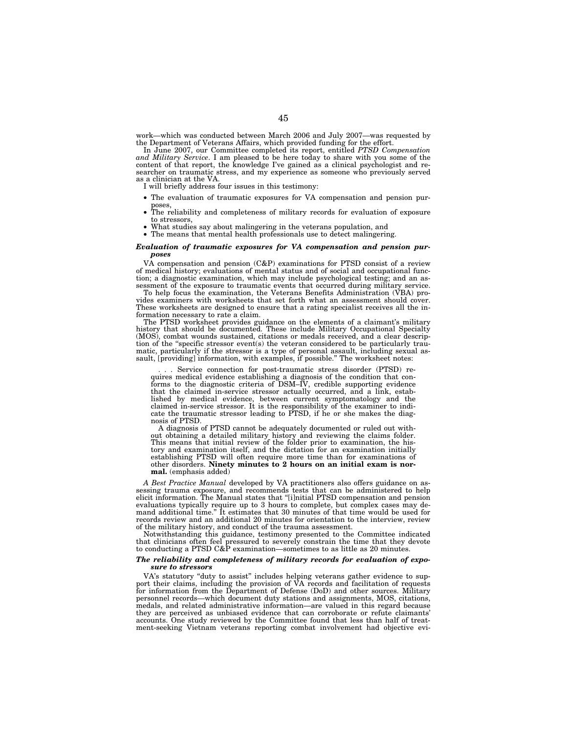work—which was conducted between March 2006 and July 2007—was requested by the Department of Veterans Affairs, which provided funding for the effort.

In June 2007, our Committee completed its report, entitled *PTSD Compensation and Military Service*. I am pleased to be here today to share with you some of the content of that report, the knowledge I've gained as a clinical psychologist and researcher on traumatic stress, and my experience as someone who previously served as a clinician at the VA.

I will briefly address four issues in this testimony:

- The evaluation of traumatic exposures for VA compensation and pension purposes,
- The reliability and completeness of military records for evaluation of exposure to stressors,
- What studies say about malingering in the veterans population, and
- The means that mental health professionals use to detect malingering.

### *Evaluation of traumatic exposures for VA compensation and pension purposes*

VA compensation and pension (C&P) examinations for PTSD consist of a review of medical history; evaluations of mental status and of social and occupational function; a diagnostic examination, which may include psychological testing; and an assessment of the exposure to traumatic events that occurred during military service.

To help focus the examination, the Veterans Benefits Administration (VBA) provides examiners with worksheets that set forth what an assessment should cover. These worksheets are designed to ensure that a rating specialist receives all the information necessary to rate a claim.

The PTSD worksheet provides guidance on the elements of a claimant's military history that should be documented. These include Military Occupational Specialty (MOS), combat wounds sustained, citations or medals received, and a clear description of the "specific stressor event(s) the veteran considered to be particularly traumatic, particularly if the stressor is a type of personal assault, including sexual assault, [providing] information, with examples, if possible." The worksheet notes:

> . . . Service connection for post-traumatic stress disorder (PTSD) requires medical evidence establishing a diagnosis of the condition that conforms to the diagnostic criteria of DSM–IV, credible supporting evidence that the claimed in-service stressor actually occurred, and a link, established by medical evidence, between current symptomatology and the claimed in-service stressor. It is the responsibility of the examiner to indicate the traumatic stressor leading to PTSD, if he or she makes the diagnosis of PTSD.
>
> A diagnosis of PTSD cannot be adequately documented or ruled out without obtaining a detailed military history and reviewing the claims folder. This means that initial review of the folder prior to examination, the history and examination itself, and the dictation for an examination initially establishing PTSD will often require more time than for examinations of other disorders. **Ninety minutes to 2 hours on an initial exam is normal.** (emphasis added)

*A Best Practice Manual* developed by VA practitioners also offers guidance on assessing trauma exposure, and recommends tests that can be administered to help elicit information. The Manual states that "[i]nitial PTSD compensation and pension evaluations typically require up to 3 hours to complete, but complex cases may demand additional time." It estimates that 30 minutes of that time would be used for records review and an additional 20 minutes for orientation to the interview, review of the military history, and conduct of the trauma assessment.

Notwithstanding this guidance, testimony presented to the Committee indicated that clinicians often feel pressured to severely constrain the time that they devote to conducting a PTSD C&P examination—sometimes to as little as 20 minutes.

### *The reliability and completeness of military records for evaluation of exposure to stressors*

VA's statutory "duty to assist" includes helping veterans gather evidence to support their claims, including the provision of VA records and facilitation of requests for information from the Department of Defense (DoD) and other sources. Military personnel records—which document duty stations and assignments, MOS, citations, medals, and related administrative information—are valued in this regard because they are perceived as unbiased evidence that can corroborate or refute claimants' accounts. One study reviewed by the Committee found that less than half of treatment-seeking Vietnam veterans reporting combat involvement had objective evi-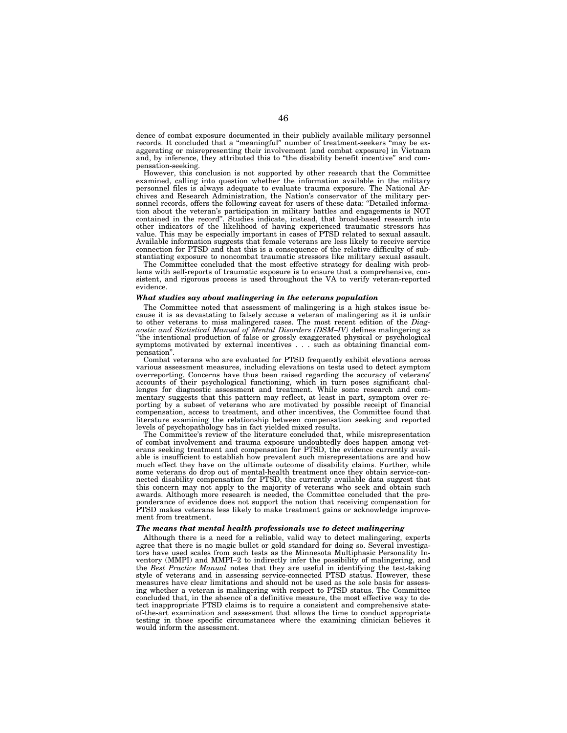dence of combat exposure documented in their publicly available military personnel records. It concluded that a "meaningful" number of treatment-seekers "may be exaggerating or misrepresenting their involvement [and combat exposure] in Vietnam and, by inference, they attributed this to "the disability benefit incentive" and compensation-seeking.

However, this conclusion is not supported by other research that the Committee examined, calling into question whether the information available in the military personnel files is always adequate to evaluate trauma exposure. The National Archives and Research Administration, the Nation's conservator of the military personnel records, offers the following caveat for users of these data: "Detailed information about the veteran's participation in military battles and engagements is NOT contained in the record". Studies indicate, instead, that broad-based research into other indicators of the likelihood of having experienced traumatic stressors has value. This may be especially important in cases of PTSD related to sexual assault. Available information suggests that female veterans are less likely to receive service connection for PTSD and that this is a consequence of the relative difficulty of substantiating exposure to noncombat traumatic stressors like military sexual assault.

The Committee concluded that the most effective strategy for dealing with problems with self-reports of traumatic exposure is to ensure that a comprehensive, consistent, and rigorous process is used throughout the VA to verify veteran-reported evidence.

### *What studies say about malingering in the veterans population*

The Committee noted that assessment of malingering is a high stakes issue because it is as devastating to falsely accuse a veteran of malingering as it is unfair to other veterans to miss malingered cases. The most recent edition of the *Diagnostic and Statistical Manual of Mental Disorders (DSM–IV)* defines malingering as "the intentional production of false or grossly exaggerated physical or psychological symptoms motivated by external incentives . . . such as obtaining financial compensation".

Combat veterans who are evaluated for PTSD frequently exhibit elevations across various assessment measures, including elevations on tests used to detect symptom overreporting. Concerns have thus been raised regarding the accuracy of veterans' accounts of their psychological functioning, which in turn poses significant challenges for diagnostic assessment and treatment. While some research and commentary suggests that this pattern may reflect, at least in part, symptom over reporting by a subset of veterans who are motivated by possible receipt of financial compensation, access to treatment, and other incentives, the Committee found that literature examining the relationship between compensation seeking and reported levels of psychopathology has in fact yielded mixed results.

The Committee's review of the literature concluded that, while misrepresentation of combat involvement and trauma exposure undoubtedly does happen among veterans seeking treatment and compensation for PTSD, the evidence currently available is insufficient to establish how prevalent such misrepresentations are and how much effect they have on the ultimate outcome of disability claims. Further, while some veterans do drop out of mental-health treatment once they obtain service-connected disability compensation for PTSD, the currently available data suggest that this concern may not apply to the majority of veterans who seek and obtain such awards. Although more research is needed, the Committee concluded that the preponderance of evidence does not support the notion that receiving compensation for PTSD makes veterans less likely to make treatment gains or acknowledge improvement from treatment.

### *The means that mental health professionals use to detect malingering*

Although there is a need for a reliable, valid way to detect malingering, experts agree that there is no magic bullet or gold standard for doing so. Several investigators have used scales from such tests as the Minnesota Multiphasic Personality Inventory (MMPI) and MMPI–2 to indirectly infer the possibility of malingering, and the *Best Practice Manual* notes that they are useful in identifying the test-taking style of veterans and in assessing service-connected PTSD status. However, these measures have clear limitations and should not be used as the sole basis for assessing whether a veteran is malingering with respect to PTSD status. The Committee concluded that, in the absence of a definitive measure, the most effective way to detect inappropriate PTSD claims is to require a consistent and comprehensive state-of-the-art examination and assessment that allows the time to conduct appropriate testing in those specific circumstances where the examining clinician believes it would inform the assessment.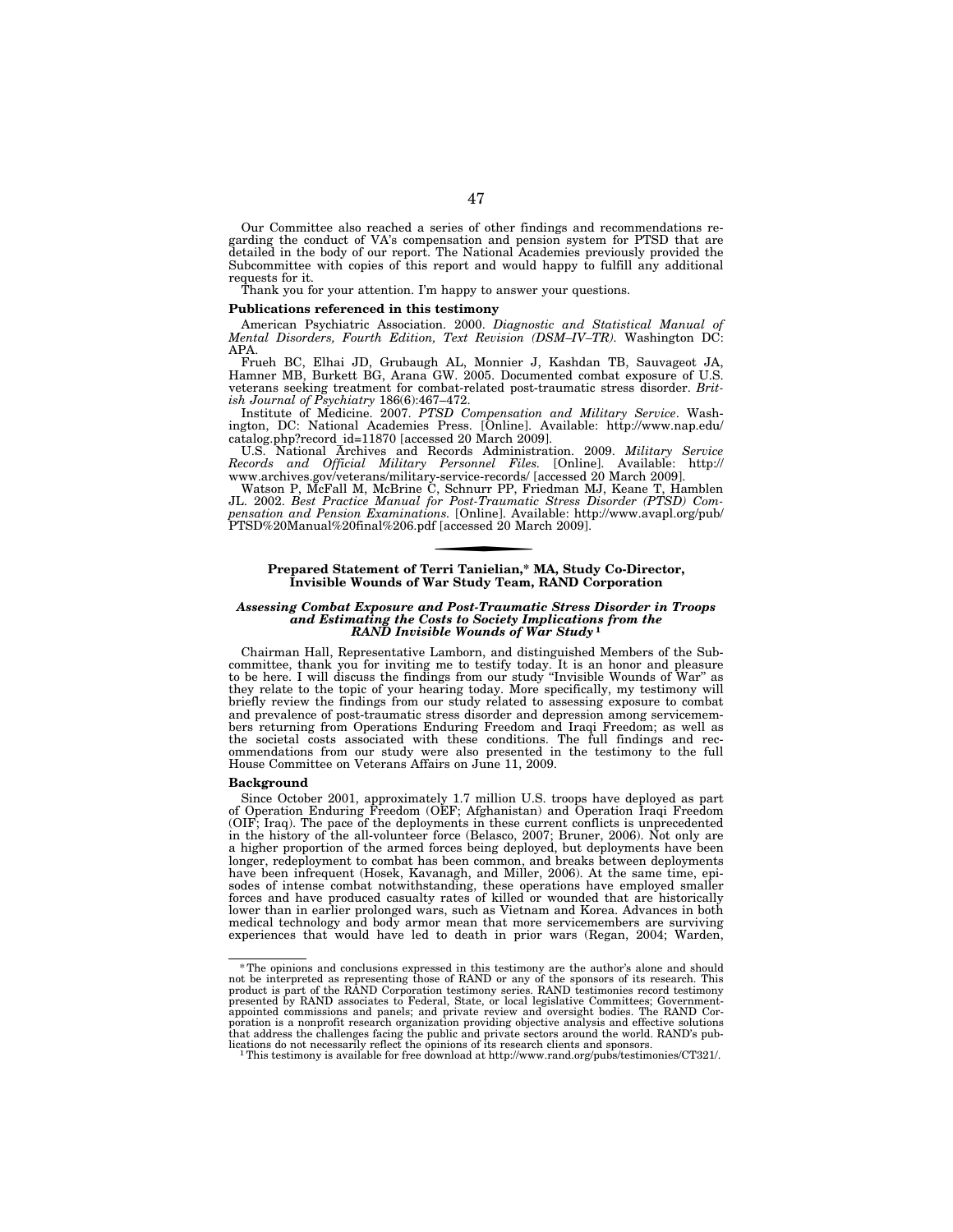Our Committee also reached a series of other findings and recommendations regarding the conduct of VA's compensation and pension system for PTSD that are detailed in the body of our report. The National Academies previously provided the Subcommittee with copies of this report and would happy to fulfill any additional requests for it.

Thank you for your attention. I'm happy to answer your questions.

**Publications referenced in this testimony**

American Psychiatric Association. 2000. *Diagnostic and Statistical Manual of Mental Disorders, Fourth Edition, Text Revision (DSM–IV–TR).* Washington DC: APA.

Frueh BC, Elhai JD, Grubaugh AL, Monnier J, Kashdan TB, Sauvageot JA, Hamner MB, Burkett BG, Arana GW. 2005. Documented combat exposure of U.S. veterans seeking treatment for combat-related post-traumatic stress disorder. *British Journal of Psychiatry* 186(6):467–472.

Institute of Medicine. 2007. *PTSD Compensation and Military Service*. Washington, DC: National Academies Press. [Online]. Available: http://www.nap.edu/catalog.php?record_id=11870 [accessed 20 March 2009].

U.S. National Archives and Records Administration. 2009. *Military Service Records and Official Military Personnel Files.* [Online]. Available: http://www.archives.gov/veterans/military-service-records/ [accessed 20 March 2009].

Watson P, McFall M, McBrine C, Schnurr PP, Friedman MJ, Keane T, Hamblen JL. 2002. *Best Practice Manual for Post-Traumatic Stress Disorder (PTSD) Compensation and Pension Examinations.* [Online]. Available: http://www.avapl.org/pub/PTSD%20Manual%20final%206.pdf [accessed 20 March 2009].

---

## Prepared Statement of Terri Tanielian,* MA, Study Co-Director, Invisible Wounds of War Study Team, RAND Corporation

### *Assessing Combat Exposure and Post-Traumatic Stress Disorder in Troops and Estimating the Costs to Society Implications from the RAND Invisible Wounds of War Study*[1]

Chairman Hall, Representative Lamborn, and distinguished Members of the Subcommittee, thank you for inviting me to testify today. It is an honor and pleasure to be here. I will discuss the findings from our study "Invisible Wounds of War" as they relate to the topic of your hearing today. More specifically, my testimony will briefly review the findings from our study related to assessing exposure to combat and prevalence of post-traumatic stress disorder and depression among servicemembers returning from Operations Enduring Freedom and Iraqi Freedom; as well as the societal costs associated with these conditions. The full findings and recommendations from our study were also presented in the testimony to the full House Committee on Veterans Affairs on June 11, 2009.

**Background**

Since October 2001, approximately 1.7 million U.S. troops have deployed as part of Operation Enduring Freedom (OEF; Afghanistan) and Operation Iraqi Freedom (OIF; Iraq). The pace of the deployments in these current conflicts is unprecedented in the history of the all-volunteer force (Belasco, 2007; Bruner, 2006). Not only are a higher proportion of the armed forces being deployed, but deployments have been longer, redeployment to combat has been common, and breaks between deployments have been infrequent (Hosek, Kavanagh, and Miller, 2006). At the same time, episodes of intense combat notwithstanding, these operations have employed smaller forces and have produced casualty rates of killed or wounded that are historically lower than in earlier prolonged wars, such as Vietnam and Korea. Advances in both medical technology and body armor mean that more servicemembers are surviving experiences that would have led to death in prior wars (Regan, 2004; Warden,

---

\* The opinions and conclusions expressed in this testimony are the author's alone and should not be interpreted as representing those of RAND or any of the sponsors of its research. This product is part of the RAND Corporation testimony series. RAND testimonies record testimony presented by RAND associates to Federal, State, or local legislative Committees; Government-appointed commissions and panels; and private review and oversight bodies. The RAND Corporation is a nonprofit research organization providing objective analysis and effective solutions that address the challenges facing the public and private sectors around the world. RAND's publications do not necessarily reflect the opinions of its research clients and sponsors.

[1] This testimony is available for free download at http://www.rand.org/pubs/testimonies/CT321/.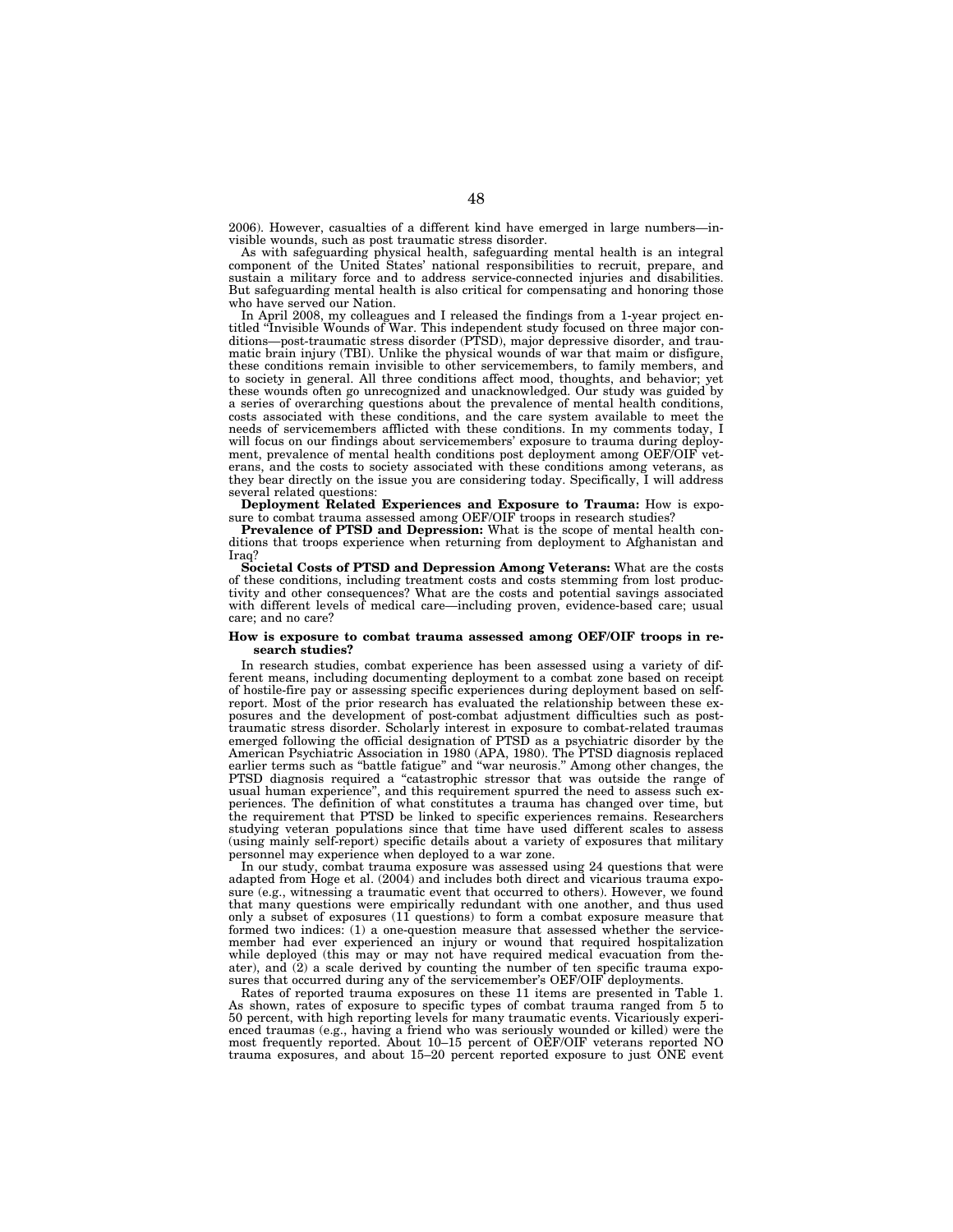2006). However, casualties of a different kind have emerged in large numbers—invisible wounds, such as post traumatic stress disorder.

As with safeguarding physical health, safeguarding mental health is an integral component of the United States' national responsibilities to recruit, prepare, and sustain a military force and to address service-connected injuries and disabilities. But safeguarding mental health is also critical for compensating and honoring those who have served our Nation.

In April 2008, my colleagues and I released the findings from a 1-year project entitled "Invisible Wounds of War. This independent study focused on three major conditions—post-traumatic stress disorder (PTSD), major depressive disorder, and traumatic brain injury (TBI). Unlike the physical wounds of war that maim or disfigure, these conditions remain invisible to other servicemembers, to family members, and to society in general. All three conditions affect mood, thoughts, and behavior; yet these wounds often go unrecognized and unacknowledged. Our study was guided by a series of overarching questions about the prevalence of mental health conditions, costs associated with these conditions, and the care system available to meet the needs of servicemembers afflicted with these conditions. In my comments today, I will focus on our findings about servicemembers' exposure to trauma during deployment, prevalence of mental health conditions post deployment among OEF/OIF veterans, and the costs to society associated with these conditions among veterans, as they bear directly on the issue you are considering today. Specifically, I will address several related questions:

**Deployment Related Experiences and Exposure to Trauma:** How is exposure to combat trauma assessed among OEF/OIF troops in research studies?

**Prevalence of PTSD and Depression:** What is the scope of mental health conditions that troops experience when returning from deployment to Afghanistan and Iraq?

**Societal Costs of PTSD and Depression Among Veterans:** What are the costs of these conditions, including treatment costs and costs stemming from lost productivity and other consequences? What are the costs and potential savings associated with different levels of medical care—including proven, evidence-based care; usual care; and no care?

**How is exposure to combat trauma assessed among OEF/OIF troops in research studies?**

In research studies, combat experience has been assessed using a variety of different means, including documenting deployment to a combat zone based on receipt of hostile-fire pay or assessing specific experiences during deployment based on self-report. Most of the prior research has evaluated the relationship between these exposures and the development of post-combat adjustment difficulties such as post-traumatic stress disorder. Scholarly interest in exposure to combat-related traumas emerged following the official designation of PTSD as a psychiatric disorder by the American Psychiatric Association in 1980 (APA, 1980). The PTSD diagnosis replaced earlier terms such as "battle fatigue" and "war neurosis." Among other changes, the PTSD diagnosis required a "catastrophic stressor that was outside the range of usual human experience", and this requirement spurred the need to assess such experiences. The definition of what constitutes a trauma has changed over time, but the requirement that PTSD be linked to specific experiences remains. Researchers studying veteran populations since that time have used different scales to assess (using mainly self-report) specific details about a variety of exposures that military personnel may experience when deployed to a war zone.

In our study, combat trauma exposure was assessed using 24 questions that were adapted from Hoge et al. (2004) and includes both direct and vicarious trauma exposure (e.g., witnessing a traumatic event that occurred to others). However, we found that many questions were empirically redundant with one another, and thus used only a subset of exposures (11 questions) to form a combat exposure measure that formed two indices: (1) a one-question measure that assessed whether the servicemember had ever experienced an injury or wound that required hospitalization while deployed (this may or may not have required medical evacuation from theater), and (2) a scale derived by counting the number of ten specific trauma exposures that occurred during any of the servicemember's OEF/OIF deployments.

Rates of reported trauma exposures on these 11 items are presented in Table 1. As shown, rates of exposure to specific types of combat trauma ranged from 5 to 50 percent, with high reporting levels for many traumatic events. Vicariously experienced traumas (e.g., having a friend who was seriously wounded or killed) were the most frequently reported. About 10–15 percent of OEF/OIF veterans reported NO trauma exposures, and about 15–20 percent reported exposure to just ONE event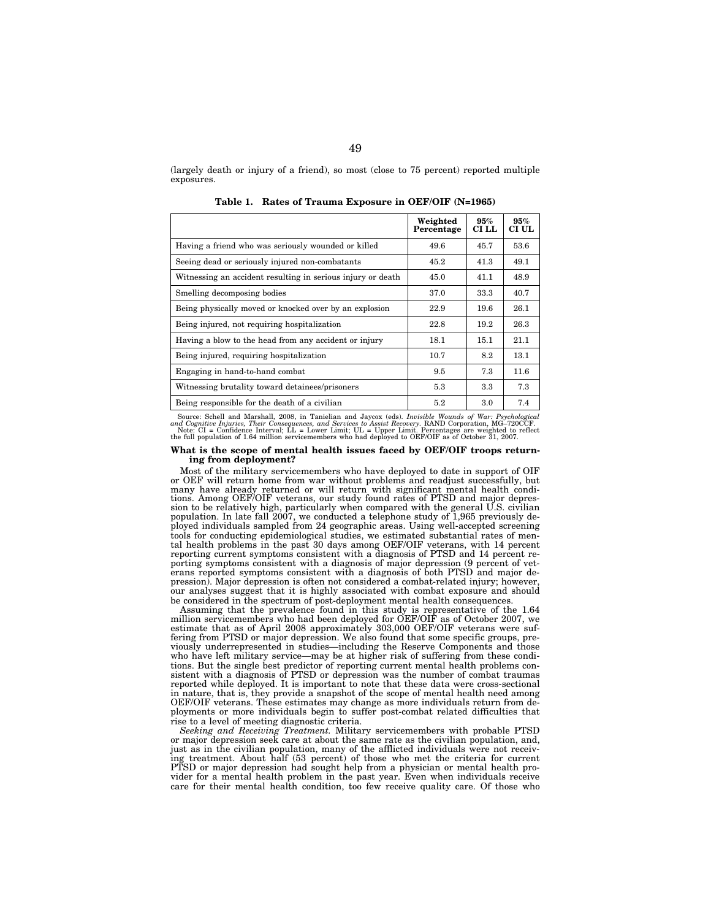(largely death or injury of a friend), so most (close to 75 percent) reported multiple exposures.

**Table 1. Rates of Trauma Exposure in OEF/OIF (N=1965)**

| | Weighted Percentage | 95% CI LL | 95% CI UL |
|---|---|---|---|
| Having a friend who was seriously wounded or killed | 49.6 | 45.7 | 53.6 |
| Seeing dead or seriously injured non-combatants | 45.2 | 41.3 | 49.1 |
| Witnessing an accident resulting in serious injury or death | 45.0 | 41.1 | 48.9 |
| Smelling decomposing bodies | 37.0 | 33.3 | 40.7 |
| Being physically moved or knocked over by an explosion | 22.9 | 19.6 | 26.1 |
| Being injured, not requiring hospitalization | 22.8 | 19.2 | 26.3 |
| Having a blow to the head from any accident or injury | 18.1 | 15.1 | 21.1 |
| Being injured, requiring hospitalization | 10.7 | 8.2 | 13.1 |
| Engaging in hand-to-hand combat | 9.5 | 7.3 | 11.6 |
| Witnessing brutality toward detainees/prisoners | 5.3 | 3.3 | 7.3 |
| Being responsible for the death of a civilian | 5.2 | 3.0 | 7.4 |

Source: Schell and Marshall, 2008, in Tanielian and Jaycox (eds). *Invisible Wounds of War: Psychological and Cognitive Injuries, Their Consequences, and Services to Assist Recovery.* RAND Corporation, MG–720CCF.
Note: CI = Confidence Interval; LL = Lower Limit; UL = Upper Limit. Percentages are weighted to reflect the full population of 1.64 million servicemembers who had deployed to OEF/OIF as of October 31, 2007.

**What is the scope of mental health issues faced by OEF/OIF troops returning from deployment?**

Most of the military servicemembers who have deployed to date in support of OIF or OEF will return home from war without problems and readjust successfully, but many have already returned or will return with significant mental health conditions. Among OEF/OIF veterans, our study found rates of PTSD and major depression to be relatively high, particularly when compared with the general U.S. civilian population. In late fall 2007, we conducted a telephone study of 1,965 previously deployed individuals sampled from 24 geographic areas. Using well-accepted screening tools for conducting epidemiological studies, we estimated substantial rates of mental health problems in the past 30 days among OEF/OIF veterans, with 14 percent reporting current symptoms consistent with a diagnosis of PTSD and 14 percent reporting symptoms consistent with a diagnosis of major depression (9 percent of veterans reported symptoms consistent with a diagnosis of both PTSD and major depression). Major depression is often not considered a combat-related injury; however, our analyses suggest that it is highly associated with combat exposure and should be considered in the spectrum of post-deployment mental health consequences.

Assuming that the prevalence found in this study is representative of the 1.64 million servicemembers who had been deployed for OEF/OIF as of October 2007, we estimate that as of April 2008 approximately 303,000 OEF/OIF veterans were suffering from PTSD or major depression. We also found that some specific groups, previously underrepresented in studies—including the Reserve Components and those who have left military service—may be at higher risk of suffering from these conditions. But the single best predictor of reporting current mental health problems consistent with a diagnosis of PTSD or depression was the number of combat traumas reported while deployed. It is important to note that these data were cross-sectional in nature, that is, they provide a snapshot of the scope of mental health need among OEF/OIF veterans. These estimates may change as more individuals return from deployments or more individuals begin to suffer post-combat related difficulties that rise to a level of meeting diagnostic criteria.

*Seeking and Receiving Treatment.* Military servicemembers with probable PTSD or major depression seek care at about the same rate as the civilian population, and, just as in the civilian population, many of the afflicted individuals were not receiving treatment. About half (53 percent) of those who met the criteria for current PTSD or major depression had sought help from a physician or mental health provider for a mental health problem in the past year. Even when individuals receive care for their mental health condition, too few receive quality care. Of those who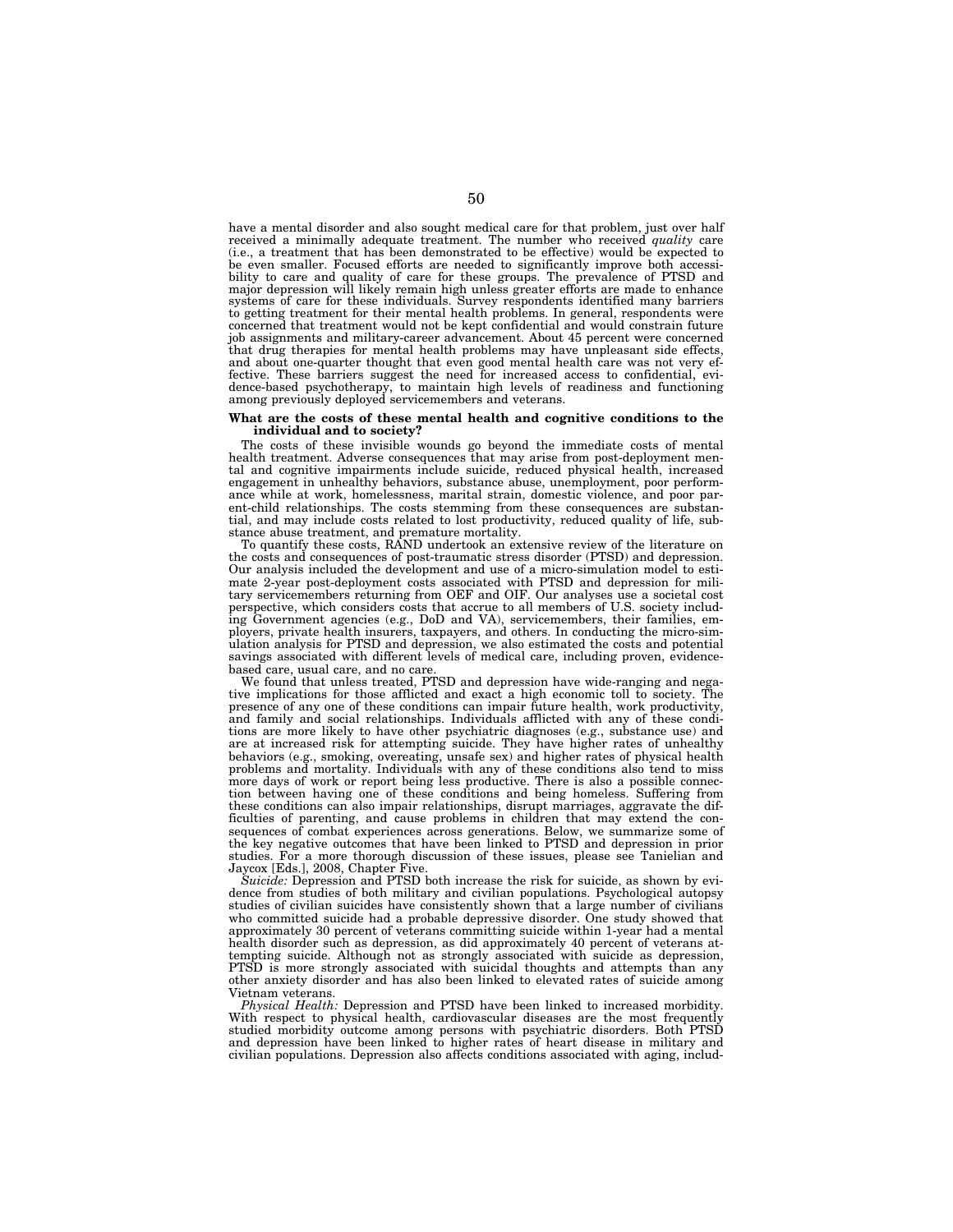have a mental disorder and also sought medical care for that problem, just over half received a minimally adequate treatment. The number who received *quality* care (i.e., a treatment that has been demonstrated to be effective) would be expected to be even smaller. Focused efforts are needed to significantly improve both accessibility to care and quality of care for these groups. The prevalence of PTSD and major depression will likely remain high unless greater efforts are made to enhance systems of care for these individuals. Survey respondents identified many barriers to getting treatment for their mental health problems. In general, respondents were concerned that treatment would not be kept confidential and would constrain future job assignments and military-career advancement. About 45 percent were concerned that drug therapies for mental health problems may have unpleasant side effects, and about one-quarter thought that even good mental health care was not very effective. These barriers suggest the need for increased access to confidential, evidence-based psychotherapy, to maintain high levels of readiness and functioning among previously deployed servicemembers and veterans.

**What are the costs of these mental health and cognitive conditions to the individual and to society?**

The costs of these invisible wounds go beyond the immediate costs of mental health treatment. Adverse consequences that may arise from post-deployment mental and cognitive impairments include suicide, reduced physical health, increased engagement in unhealthy behaviors, substance abuse, unemployment, poor performance while at work, homelessness, marital strain, domestic violence, and poor parent-child relationships. The costs stemming from these consequences are substantial, and may include costs related to lost productivity, reduced quality of life, substance abuse treatment, and premature mortality.

To quantify these costs, RAND undertook an extensive review of the literature on the costs and consequences of post-traumatic stress disorder (PTSD) and depression. Our analysis included the development and use of a micro-simulation model to estimate 2-year post-deployment costs associated with PTSD and depression for military servicemembers returning from OEF and OIF. Our analyses use a societal cost perspective, which considers costs that accrue to all members of U.S. society including Government agencies (e.g., DoD and VA), servicemembers, their families, employers, private health insurers, taxpayers, and others. In conducting the micro-simulation analysis for PTSD and depression, we also estimated the costs and potential savings associated with different levels of medical care, including proven, evidence-based care, usual care, and no care.

We found that unless treated, PTSD and depression have wide-ranging and negative implications for those afflicted and exact a high economic toll to society. The presence of any one of these conditions can impair future health, work productivity, and family and social relationships. Individuals afflicted with any of these conditions are more likely to have other psychiatric diagnoses (e.g., substance use) and are at increased risk for attempting suicide. They have higher rates of unhealthy behaviors (e.g., smoking, overeating, unsafe sex) and higher rates of physical health problems and mortality. Individuals with any of these conditions also tend to miss more days of work or report being less productive. There is also a possible connection between having one of these conditions and being homeless. Suffering from these conditions can also impair relationships, disrupt marriages, aggravate the difficulties of parenting, and cause problems in children that may extend the consequences of combat experiences across generations. Below, we summarize some of the key negative outcomes that have been linked to PTSD and depression in prior studies. For a more thorough discussion of these issues, please see Tanielian and Jaycox [Eds.], 2008, Chapter Five.

*Suicide:* Depression and PTSD both increase the risk for suicide, as shown by evidence from studies of both military and civilian populations. Psychological autopsy studies of civilian suicides have consistently shown that a large number of civilians who committed suicide had a probable depressive disorder. One study showed that approximately 30 percent of veterans committing suicide within 1-year had a mental health disorder such as depression, as did approximately 40 percent of veterans attempting suicide. Although not as strongly associated with suicide as depression, PTSD is more strongly associated with suicidal thoughts and attempts than any other anxiety disorder and has also been linked to elevated rates of suicide among Vietnam veterans.

*Physical Health:* Depression and PTSD have been linked to increased morbidity. With respect to physical health, cardiovascular diseases are the most frequently studied morbidity outcome among persons with psychiatric disorders. Both PTSD and depression have been linked to higher rates of heart disease in military and civilian populations. Depression also affects conditions associated with aging, includ-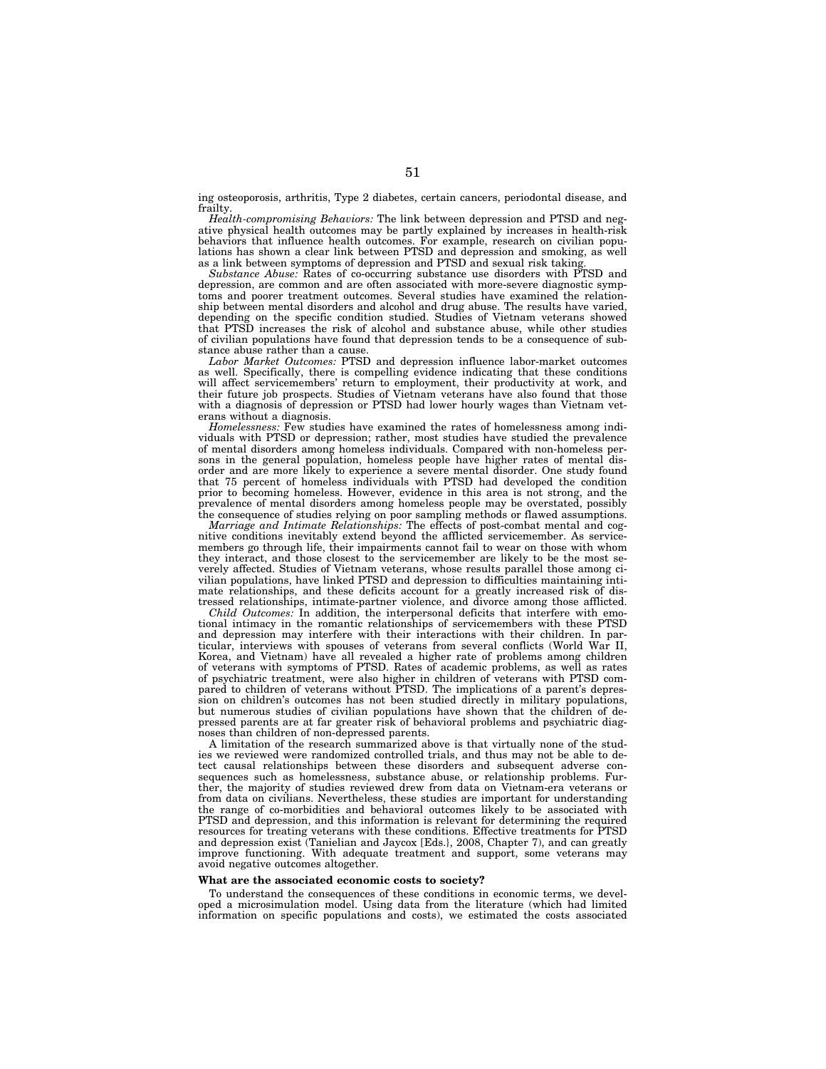ing osteoporosis, arthritis, Type 2 diabetes, certain cancers, periodontal disease, and frailty.

*Health-compromising Behaviors:* The link between depression and PTSD and negative physical health outcomes may be partly explained by increases in health-risk behaviors that influence health outcomes. For example, research on civilian populations has shown a clear link between PTSD and depression and smoking, as well as a link between symptoms of depression and PTSD and sexual risk taking.

*Substance Abuse:* Rates of co-occurring substance use disorders with PTSD and depression, are common and are often associated with more-severe diagnostic symptoms and poorer treatment outcomes. Several studies have examined the relationship between mental disorders and alcohol and drug abuse. The results have varied, depending on the specific condition studied. Studies of Vietnam veterans showed that PTSD increases the risk of alcohol and substance abuse, while other studies of civilian populations have found that depression tends to be a consequence of substance abuse rather than a cause.

*Labor Market Outcomes:* PTSD and depression influence labor-market outcomes as well. Specifically, there is compelling evidence indicating that these conditions will affect servicemembers' return to employment, their productivity at work, and their future job prospects. Studies of Vietnam veterans have also found that those with a diagnosis of depression or PTSD had lower hourly wages than Vietnam veterans without a diagnosis.

*Homelessness:* Few studies have examined the rates of homelessness among individuals with PTSD or depression; rather, most studies have studied the prevalence of mental disorders among homeless individuals. Compared with non-homeless persons in the general population, homeless people have higher rates of mental disorder and are more likely to experience a severe mental disorder. One study found that 75 percent of homeless individuals with PTSD had developed the condition prior to becoming homeless. However, evidence in this area is not strong, and the prevalence of mental disorders among homeless people may be overstated, possibly the consequence of studies relying on poor sampling methods or flawed assumptions.

*Marriage and Intimate Relationships:* The effects of post-combat mental and cognitive conditions inevitably extend beyond the afflicted servicemember. As servicemembers go through life, their impairments cannot fail to wear on those with whom they interact, and those closest to the servicemember are likely to be the most severely affected. Studies of Vietnam veterans, whose results parallel those among civilian populations, have linked PTSD and depression to difficulties maintaining intimate relationships, and these deficits account for a greatly increased risk of distressed relationships, intimate-partner violence, and divorce among those afflicted.

*Child Outcomes:* In addition, the interpersonal deficits that interfere with emotional intimacy in the romantic relationships of servicemembers with these PTSD and depression may interfere with their interactions with their children. In particular, interviews with spouses of veterans from several conflicts (World War II, Korea, and Vietnam) have all revealed a higher rate of problems among children of veterans with symptoms of PTSD. Rates of academic problems, as well as rates of psychiatric treatment, were also higher in children of veterans with PTSD compared to children of veterans without PTSD. The implications of a parent's depression on children's outcomes has not been studied directly in military populations, but numerous studies of civilian populations have shown that the children of depressed parents are at far greater risk of behavioral problems and psychiatric diagnoses than children of non-depressed parents.

A limitation of the research summarized above is that virtually none of the studies we reviewed were randomized controlled trials, and thus may not be able to detect causal relationships between these disorders and subsequent adverse consequences such as homelessness, substance abuse, or relationship problems. Further, the majority of studies reviewed drew from data on Vietnam-era veterans or from data on civilians. Nevertheless, these studies are important for understanding the range of co-morbidities and behavioral outcomes likely to be associated with PTSD and depression, and this information is relevant for determining the required resources for treating veterans with these conditions. Effective treatments for PTSD and depression exist (Tanielian and Jaycox [Eds.], 2008, Chapter 7), and can greatly improve functioning. With adequate treatment and support, some veterans may avoid negative outcomes altogether.

**What are the associated economic costs to society?**

To understand the consequences of these conditions in economic terms, we developed a microsimulation model. Using data from the literature (which had limited information on specific populations and costs), we estimated the costs associated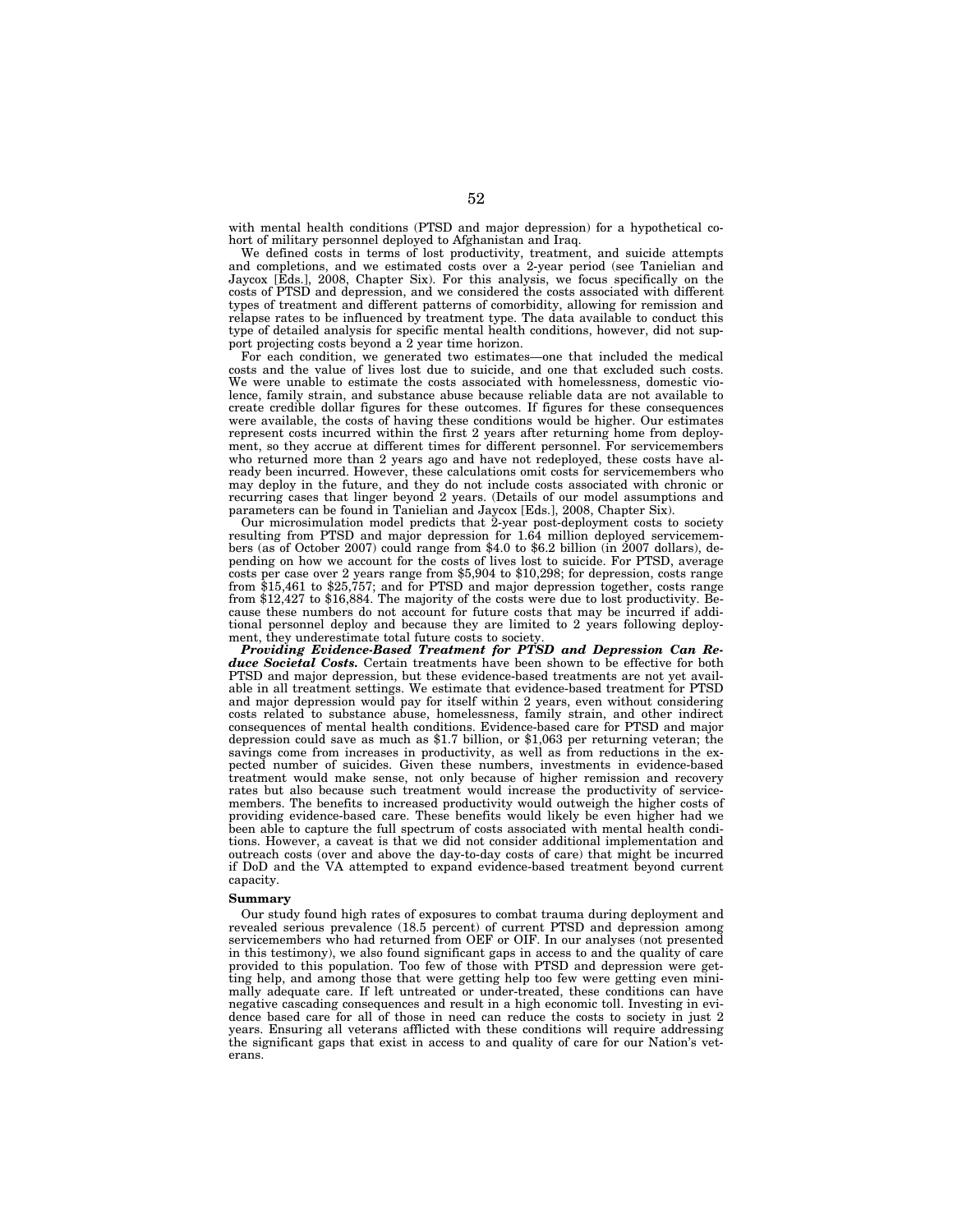with mental health conditions (PTSD and major depression) for a hypothetical cohort of military personnel deployed to Afghanistan and Iraq.

We defined costs in terms of lost productivity, treatment, and suicide attempts and completions, and we estimated costs over a 2-year period (see Tanielian and Jaycox [Eds.], 2008, Chapter Six). For this analysis, we focus specifically on the costs of PTSD and depression, and we considered the costs associated with different types of treatment and different patterns of comorbidity, allowing for remission and relapse rates to be influenced by treatment type. The data available to conduct this type of detailed analysis for specific mental health conditions, however, did not support projecting costs beyond a 2 year time horizon.

For each condition, we generated two estimates—one that included the medical costs and the value of lives lost due to suicide, and one that excluded such costs. We were unable to estimate the costs associated with homelessness, domestic violence, family strain, and substance abuse because reliable data are not available to create credible dollar figures for these outcomes. If figures for these consequences were available, the costs of having these conditions would be higher. Our estimates represent costs incurred within the first 2 years after returning home from deployment, so they accrue at different times for different personnel. For servicemembers who returned more than 2 years ago and have not redeployed, these costs have already been incurred. However, these calculations omit costs for servicemembers who may deploy in the future, and they do not include costs associated with chronic or recurring cases that linger beyond 2 years. (Details of our model assumptions and parameters can be found in Tanielian and Jaycox [Eds.], 2008, Chapter Six).

Our microsimulation model predicts that 2-year post-deployment costs to society resulting from PTSD and major depression for 1.64 million deployed servicemembers (as of October 2007) could range from $4.0 to $6.2 billion (in 2007 dollars), depending on how we account for the costs of lives lost to suicide. For PTSD, average costs per case over 2 years range from $5,904 to $10,298; for depression, costs range from $15,461 to $25,757; and for PTSD and major depression together, costs range from $12,427 to $16,884. The majority of the costs were due to lost productivity. Because these numbers do not account for future costs that may be incurred if additional personnel deploy and because they are limited to 2 years following deployment, they underestimate total future costs to society.

***Providing Evidence-Based Treatment for PTSD and Depression Can Reduce Societal Costs.*** Certain treatments have been shown to be effective for both PTSD and major depression, but these evidence-based treatments are not yet available in all treatment settings. We estimate that evidence-based treatment for PTSD and major depression would pay for itself within 2 years, even without considering costs related to substance abuse, homelessness, family strain, and other indirect consequences of mental health conditions. Evidence-based care for PTSD and major depression could save as much as $1.7 billion, or $1,063 per returning veteran; the savings come from increases in productivity, as well as from reductions in the expected number of suicides. Given these numbers, investments in evidence-based treatment would make sense, not only because of higher remission and recovery rates but also because such treatment would increase the productivity of servicemembers. The benefits to increased productivity would outweigh the higher costs of providing evidence-based care. These benefits would likely be even higher had we been able to capture the full spectrum of costs associated with mental health conditions. However, a caveat is that we did not consider additional implementation and outreach costs (over and above the day-to-day costs of care) that might be incurred if DoD and the VA attempted to expand evidence-based treatment beyond current capacity.

**Summary**

Our study found high rates of exposures to combat trauma during deployment and revealed serious prevalence (18.5 percent) of current PTSD and depression among servicemembers who had returned from OEF or OIF. In our analyses (not presented in this testimony), we also found significant gaps in access to and the quality of care provided to this population. Too few of those with PTSD and depression were getting help, and among those that were getting help too few were getting even minimally adequate care. If left untreated or under-treated, these conditions can have negative cascading consequences and result in a high economic toll. Investing in evidence based care for all of those in need can reduce the costs to society in just 2 years. Ensuring all veterans afflicted with these conditions will require addressing the significant gaps that exist in access to and quality of care for our Nation's veterans.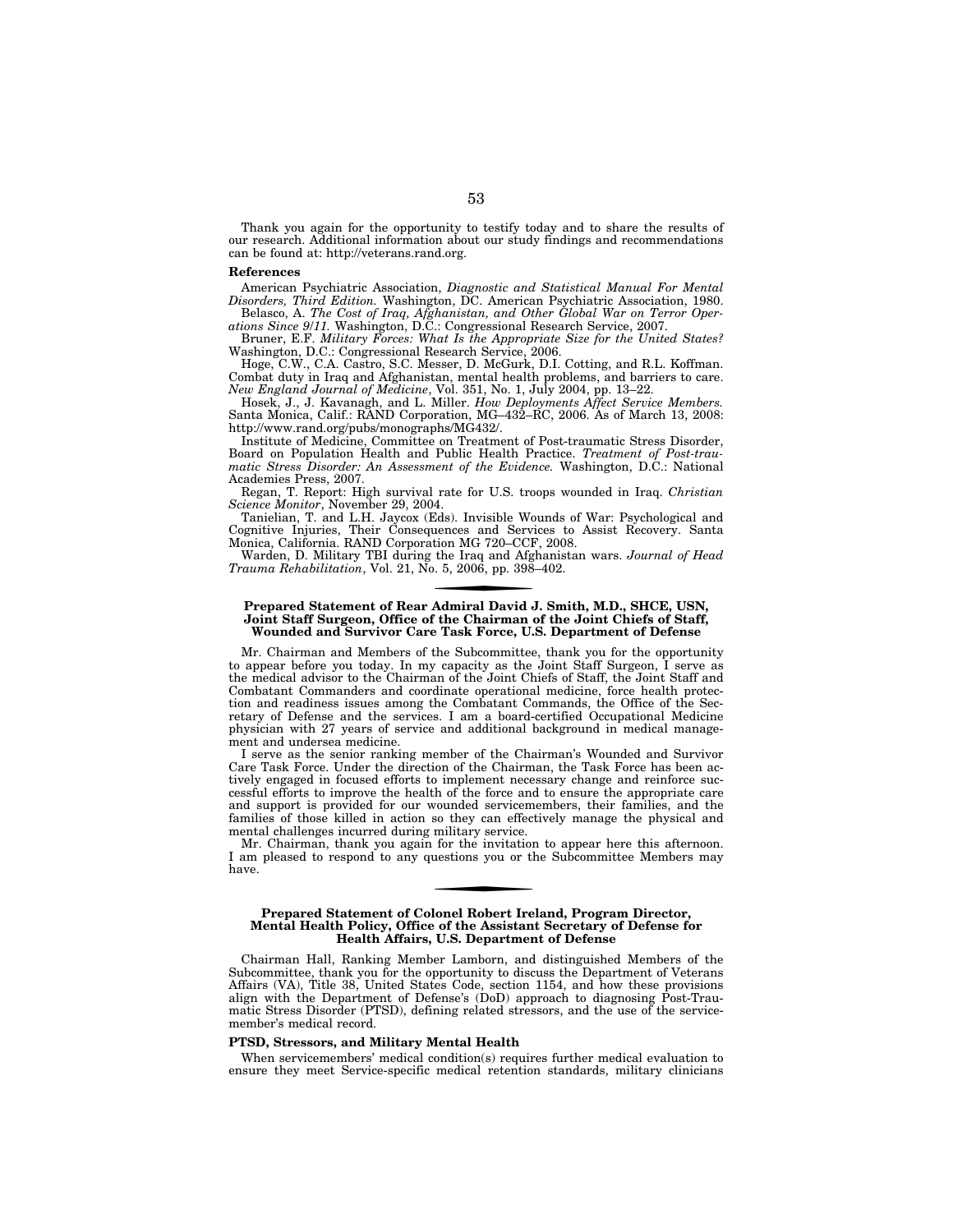Thank you again for the opportunity to testify today and to share the results of our research. Additional information about our study findings and recommendations can be found at: http://veterans.rand.org.

**References**

American Psychiatric Association, *Diagnostic and Statistical Manual For Mental Disorders, Third Edition.* Washington, DC. American Psychiatric Association, 1980.

Belasco, A. *The Cost of Iraq, Afghanistan, and Other Global War on Terror Operations Since 9/11.* Washington, D.C.: Congressional Research Service, 2007.

Bruner, E.F. *Military Forces: What Is the Appropriate Size for the United States?* Washington, D.C.: Congressional Research Service, 2006.

Hoge, C.W., C.A. Castro, S.C. Messer, D. McGurk, D.I. Cotting, and R.L. Koffman. Combat duty in Iraq and Afghanistan, mental health problems, and barriers to care. *New England Journal of Medicine*, Vol. 351, No. 1, July 2004, pp. 13–22.

Hosek, J., J. Kavanagh, and L. Miller. *How Deployments Affect Service Members.* Santa Monica, Calif.: RAND Corporation, MG–432–RC, 2006. As of March 13, 2008: http://www.rand.org/pubs/monographs/MG432/.

Institute of Medicine, Committee on Treatment of Post-traumatic Stress Disorder, Board on Population Health and Public Health Practice. *Treatment of Post-traumatic Stress Disorder: An Assessment of the Evidence.* Washington, D.C.: National Academies Press, 2007.

Regan, T. Report: High survival rate for U.S. troops wounded in Iraq. *Christian Science Monitor*, November 29, 2004.

Tanielian, T. and L.H. Jaycox (Eds). Invisible Wounds of War: Psychological and Cognitive Injuries, Their Consequences and Services to Assist Recovery. Santa Monica, California. RAND Corporation MG 720–CCF, 2008.

Warden, D. Military TBI during the Iraq and Afghanistan wars. *Journal of Head Trauma Rehabilitation*, Vol. 21, No. 5, 2006, pp. 398–402.

## Prepared Statement of Rear Admiral David J. Smith, M.D., SHCE, USN, Joint Staff Surgeon, Office of the Chairman of the Joint Chiefs of Staff, Wounded and Survivor Care Task Force, U.S. Department of Defense

Mr. Chairman and Members of the Subcommittee, thank you for the opportunity to appear before you today. In my capacity as the Joint Staff Surgeon, I serve as the medical advisor to the Chairman of the Joint Chiefs of Staff, the Joint Staff and Combatant Commanders and coordinate operational medicine, force health protection and readiness issues among the Combatant Commands, the Office of the Secretary of Defense and the services. I am a board-certified Occupational Medicine physician with 27 years of service and additional background in medical management and undersea medicine.

I serve as the senior ranking member of the Chairman's Wounded and Survivor Care Task Force. Under the direction of the Chairman, the Task Force has been actively engaged in focused efforts to implement necessary change and reinforce successful efforts to improve the health of the force and to ensure the appropriate care and support is provided for our wounded servicemembers, their families, and the families of those killed in action so they can effectively manage the physical and mental challenges incurred during military service.

Mr. Chairman, thank you again for the invitation to appear here this afternoon. I am pleased to respond to any questions you or the Subcommittee Members may have.

## Prepared Statement of Colonel Robert Ireland, Program Director, Mental Health Policy, Office of the Assistant Secretary of Defense for Health Affairs, U.S. Department of Defense

Chairman Hall, Ranking Member Lamborn, and distinguished Members of the Subcommittee, thank you for the opportunity to discuss the Department of Veterans Affairs (VA), Title 38, United States Code, section 1154, and how these provisions align with the Department of Defense's (DoD) approach to diagnosing Post-Traumatic Stress Disorder (PTSD), defining related stressors, and the use of the servicemember's medical record.

### PTSD, Stressors, and Military Mental Health

When servicemembers' medical condition(s) requires further medical evaluation to ensure they meet Service-specific medical retention standards, military clinicians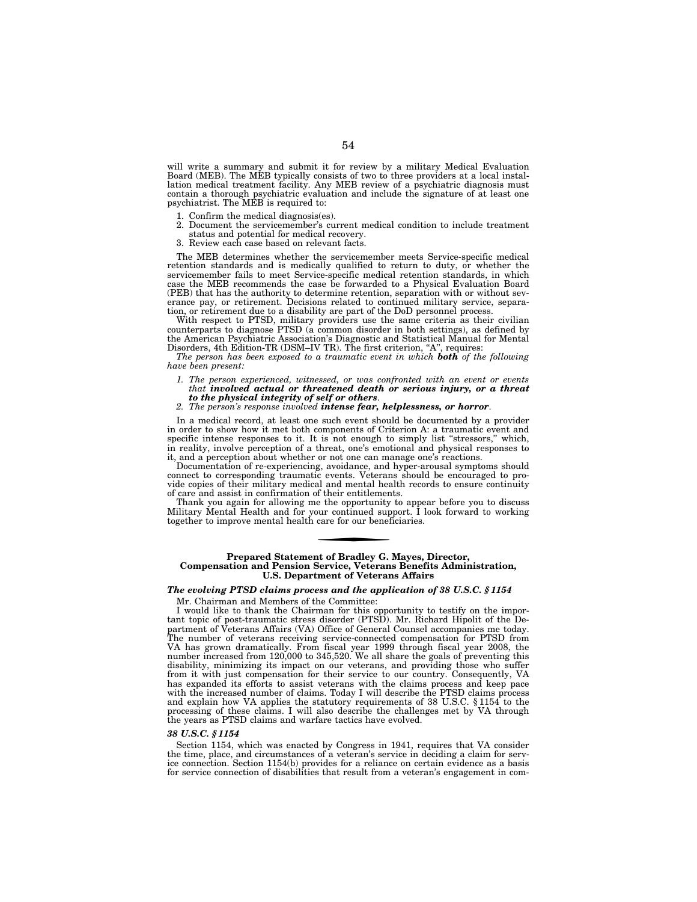will write a summary and submit it for review by a military Medical Evaluation Board (MEB). The MEB typically consists of two to three providers at a local installation medical treatment facility. Any MEB review of a psychiatric diagnosis must contain a thorough psychiatric evaluation and include the signature of at least one psychiatrist. The MEB is required to:

1. Confirm the medical diagnosis(es).
2. Document the servicemember's current medical condition to include treatment status and potential for medical recovery.
3. Review each case based on relevant facts.

The MEB determines whether the servicemember meets Service-specific medical retention standards and is medically qualified to return to duty, or whether the servicemember fails to meet Service-specific medical retention standards, in which case the MEB recommends the case be forwarded to a Physical Evaluation Board (PEB) that has the authority to determine retention, separation with or without severance pay, or retirement. Decisions related to continued military service, separation, or retirement due to a disability are part of the DoD personnel process.

With respect to PTSD, military providers use the same criteria as their civilian counterparts to diagnose PTSD (a common disorder in both settings), as defined by the American Psychiatric Association's Diagnostic and Statistical Manual for Mental Disorders, 4th Edition-TR (DSM–IV TR). The first criterion, "A", requires:

*The person has been exposed to a traumatic event in which **both** of the following have been present:*

1. *The person experienced, witnessed, or was confronted with an event or events that **involved actual or threatened death or serious injury, or a threat to the physical integrity of self or others**.*
2. *The person's response involved **intense fear, helplessness, or horror**.*

In a medical record, at least one such event should be documented by a provider in order to show how it met both components of Criterion A: a traumatic event and specific intense responses to it. It is not enough to simply list "stressors," which, in reality, involve perception of a threat, one's emotional and physical responses to it, and a perception about whether or not one can manage one's reactions.

Documentation of re-experiencing, avoidance, and hyper-arousal symptoms should connect to corresponding traumatic events. Veterans should be encouraged to provide copies of their military medical and mental health records to ensure continuity of care and assist in confirmation of their entitlements.

Thank you again for allowing me the opportunity to appear before you to discuss Military Mental Health and for your continued support. I look forward to working together to improve mental health care for our beneficiaries.

---

## Prepared Statement of Bradley G. Mayes, Director, Compensation and Pension Service, Veterans Benefits Administration, U.S. Department of Veterans Affairs

### *The evolving PTSD claims process and the application of 38 U.S.C. § 1154*

Mr. Chairman and Members of the Committee:

I would like to thank the Chairman for this opportunity to testify on the important topic of post-traumatic stress disorder (PTSD). Mr. Richard Hipolit of the Department of Veterans Affairs (VA) Office of General Counsel accompanies me today. The number of veterans receiving service-connected compensation for PTSD from VA has grown dramatically. From fiscal year 1999 through fiscal year 2008, the number increased from 120,000 to 345,520. We all share the goals of preventing this disability, minimizing its impact on our veterans, and providing those who suffer from it with just compensation for their service to our country. Consequently, VA has expanded its efforts to assist veterans with the claims process and keep pace with the increased number of claims. Today I will describe the PTSD claims process and explain how VA applies the statutory requirements of 38 U.S.C. § 1154 to the processing of these claims. I will also describe the challenges met by VA through the years as PTSD claims and warfare tactics have evolved.

### *38 U.S.C. § 1154*

Section 1154, which was enacted by Congress in 1941, requires that VA consider the time, place, and circumstances of a veteran's service in deciding a claim for service connection. Section 1154(b) provides for a reliance on certain evidence as a basis for service connection of disabilities that result from a veteran's engagement in com-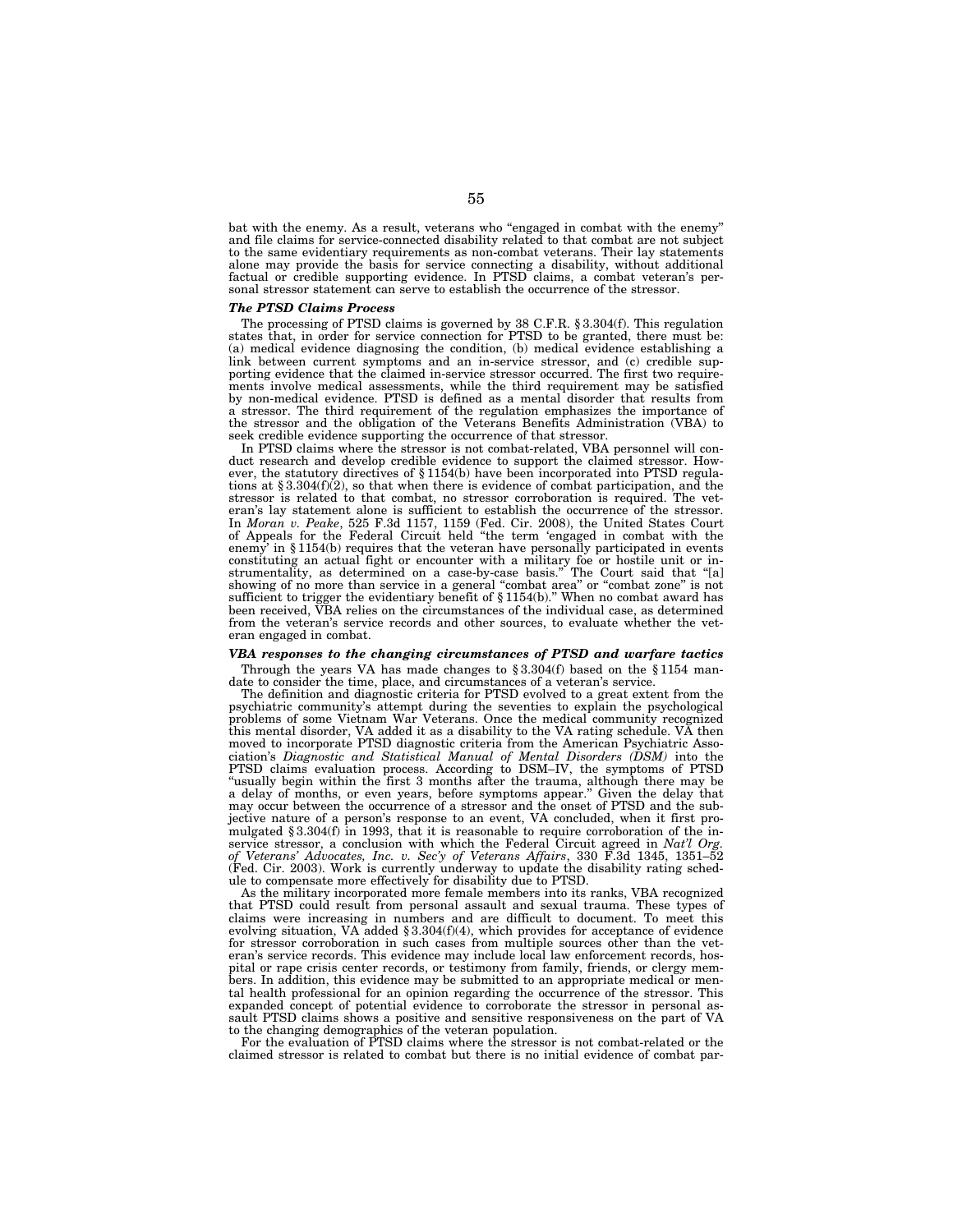bat with the enemy. As a result, veterans who "engaged in combat with the enemy" and file claims for service-connected disability related to that combat are not subject to the same evidentiary requirements as non-combat veterans. Their lay statements alone may provide the basis for service connecting a disability, without additional factual or credible supporting evidence. In PTSD claims, a combat veteran's personal stressor statement can serve to establish the occurrence of the stressor.

***The PTSD Claims Process***

The processing of PTSD claims is governed by 38 C.F.R. § 3.304(f). This regulation states that, in order for service connection for PTSD to be granted, there must be: (a) medical evidence diagnosing the condition, (b) medical evidence establishing a link between current symptoms and an in-service stressor, and (c) credible supporting evidence that the claimed in-service stressor occurred. The first two requirements involve medical assessments, while the third requirement may be satisfied by non-medical evidence. PTSD is defined as a mental disorder that results from a stressor. The third requirement of the regulation emphasizes the importance of the stressor and the obligation of the Veterans Benefits Administration (VBA) to seek credible evidence supporting the occurrence of that stressor.

In PTSD claims where the stressor is not combat-related, VBA personnel will conduct research and develop credible evidence to support the claimed stressor. However, the statutory directives of § 1154(b) have been incorporated into PTSD regulations at § 3.304(f)(2), so that when there is evidence of combat participation, and the stressor is related to that combat, no stressor corroboration is required. The veteran's lay statement alone is sufficient to establish the occurrence of the stressor. In *Moran v. Peake*, 525 F.3d 1157, 1159 (Fed. Cir. 2008), the United States Court of Appeals for the Federal Circuit held "the term 'engaged in combat with the enemy' in § 1154(b) requires that the veteran have personally participated in events constituting an actual fight or encounter with a military foe or hostile unit or instrumentality, as determined on a case-by-case basis." The Court said that "[a] showing of no more than service in a general "combat area" or "combat zone" is not sufficient to trigger the evidentiary benefit of § 1154(b)." When no combat award has been received, VBA relies on the circumstances of the individual case, as determined from the veteran's service records and other sources, to evaluate whether the veteran engaged in combat.

***VBA responses to the changing circumstances of PTSD and warfare tactics***

Through the years VA has made changes to § 3.304(f) based on the § 1154 mandate to consider the time, place, and circumstances of a veteran's service.

The definition and diagnostic criteria for PTSD evolved to a great extent from the psychiatric community's attempt during the seventies to explain the psychological problems of some Vietnam War Veterans. Once the medical community recognized this mental disorder, VA added it as a disability to the VA rating schedule. VA then moved to incorporate PTSD diagnostic criteria from the American Psychiatric Association's *Diagnostic and Statistical Manual of Mental Disorders (DSM)* into the PTSD claims evaluation process. According to DSM–IV, the symptoms of PTSD "usually begin within the first 3 months after the trauma, although there may be a delay of months, or even years, before symptoms appear." Given the delay that may occur between the occurrence of a stressor and the onset of PTSD and the subjective nature of a person's response to an event, VA concluded, when it first promulgated § 3.304(f) in 1993, that it is reasonable to require corroboration of the in-service stressor, a conclusion with which the Federal Circuit agreed in *Nat'l Org. of Veterans' Advocates, Inc. v. Sec'y of Veterans Affairs*, 330 F.3d 1345, 1351–52 (Fed. Cir. 2003). Work is currently underway to update the disability rating schedule to compensate more effectively for disability due to PTSD.

As the military incorporated more female members into its ranks, VBA recognized that PTSD could result from personal assault and sexual trauma. These types of claims were increasing in numbers and are difficult to document. To meet this evolving situation, VA added § 3.304(f)(4), which provides for acceptance of evidence for stressor corroboration in such cases from multiple sources other than the veteran's service records. This evidence may include local law enforcement records, hospital or rape crisis center records, or testimony from family, friends, or clergy members. In addition, this evidence may be submitted to an appropriate medical or mental health professional for an opinion regarding the occurrence of the stressor. This expanded concept of potential evidence to corroborate the stressor in personal assault PTSD claims shows a positive and sensitive responsiveness on the part of VA to the changing demographics of the veteran population.

For the evaluation of PTSD claims where the stressor is not combat-related or the claimed stressor is related to combat but there is no initial evidence of combat par-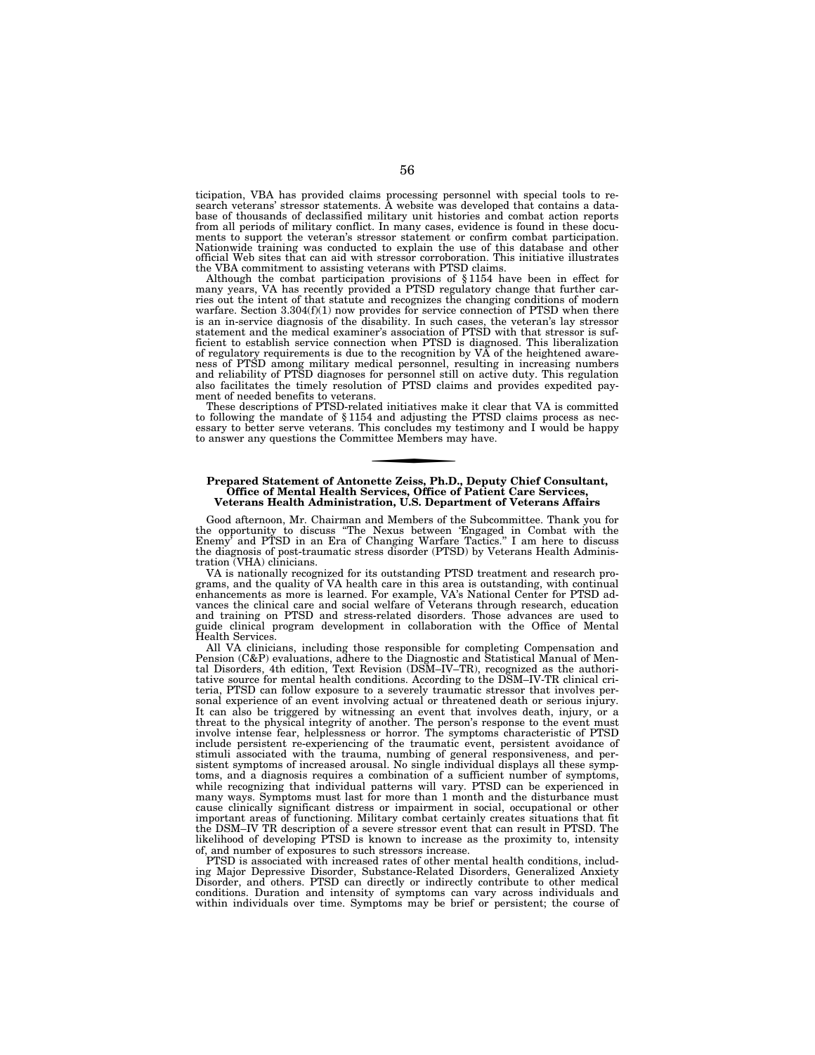ticipation, VBA has provided claims processing personnel with special tools to research veterans' stressor statements. A website was developed that contains a database of thousands of declassified military unit histories and combat action reports from all periods of military conflict. In many cases, evidence is found in these documents to support the veteran's stressor statement or confirm combat participation. Nationwide training was conducted to explain the use of this database and other official Web sites that can aid with stressor corroboration. This initiative illustrates the VBA commitment to assisting veterans with PTSD claims.

Although the combat participation provisions of § 1154 have been in effect for many years, VA has recently provided a PTSD regulatory change that further carries out the intent of that statute and recognizes the changing conditions of modern warfare. Section 3.304(f)(1) now provides for service connection of PTSD when there is an in-service diagnosis of the disability. In such cases, the veteran's lay stressor statement and the medical examiner's association of PTSD with that stressor is sufficient to establish service connection when PTSD is diagnosed. This liberalization of regulatory requirements is due to the recognition by VA of the heightened awareness of PTSD among military medical personnel, resulting in increasing numbers and reliability of PTSD diagnoses for personnel still on active duty. This regulation also facilitates the timely resolution of PTSD claims and provides expedited payment of needed benefits to veterans.

These descriptions of PTSD-related initiatives make it clear that VA is committed to following the mandate of § 1154 and adjusting the PTSD claims process as necessary to better serve veterans. This concludes my testimony and I would be happy to answer any questions the Committee Members may have.

---

## Prepared Statement of Antonette Zeiss, Ph.D., Deputy Chief Consultant, Office of Mental Health Services, Office of Patient Care Services, Veterans Health Administration, U.S. Department of Veterans Affairs

Good afternoon, Mr. Chairman and Members of the Subcommittee. Thank you for the opportunity to discuss "The Nexus between 'Engaged in Combat with the Enemy' and PTSD in an Era of Changing Warfare Tactics." I am here to discuss the diagnosis of post-traumatic stress disorder (PTSD) by Veterans Health Administration (VHA) clinicians.

VA is nationally recognized for its outstanding PTSD treatment and research programs, and the quality of VA health care in this area is outstanding, with continual enhancements as more is learned. For example, VA's National Center for PTSD advances the clinical care and social welfare of Veterans through research, education and training on PTSD and stress-related disorders. Those advances are used to guide clinical program development in collaboration with the Office of Mental Health Services.

All VA clinicians, including those responsible for completing Compensation and Pension (C&P) evaluations, adhere to the Diagnostic and Statistical Manual of Mental Disorders, 4th edition, Text Revision (DSM–IV–TR), recognized as the authoritative source for mental health conditions. According to the DSM–IV-TR clinical criteria, PTSD can follow exposure to a severely traumatic stressor that involves personal experience of an event involving actual or threatened death or serious injury. It can also be triggered by witnessing an event that involves death, injury, or a threat to the physical integrity of another. The person's response to the event must involve intense fear, helplessness or horror. The symptoms characteristic of PTSD include persistent re-experiencing of the traumatic event, persistent avoidance of stimuli associated with the trauma, numbing of general responsiveness, and persistent symptoms of increased arousal. No single individual displays all these symptoms, and a diagnosis requires a combination of a sufficient number of symptoms, while recognizing that individual patterns will vary. PTSD can be experienced in many ways. Symptoms must last for more than 1 month and the disturbance must cause clinically significant distress or impairment in social, occupational or other important areas of functioning. Military combat certainly creates situations that fit the DSM–IV TR description of a severe stressor event that can result in PTSD. The likelihood of developing PTSD is known to increase as the proximity to, intensity of, and number of exposures to such stressors increase.

PTSD is associated with increased rates of other mental health conditions, including Major Depressive Disorder, Substance-Related Disorders, Generalized Anxiety Disorder, and others. PTSD can directly or indirectly contribute to other medical conditions. Duration and intensity of symptoms can vary across individuals and within individuals over time. Symptoms may be brief or persistent; the course of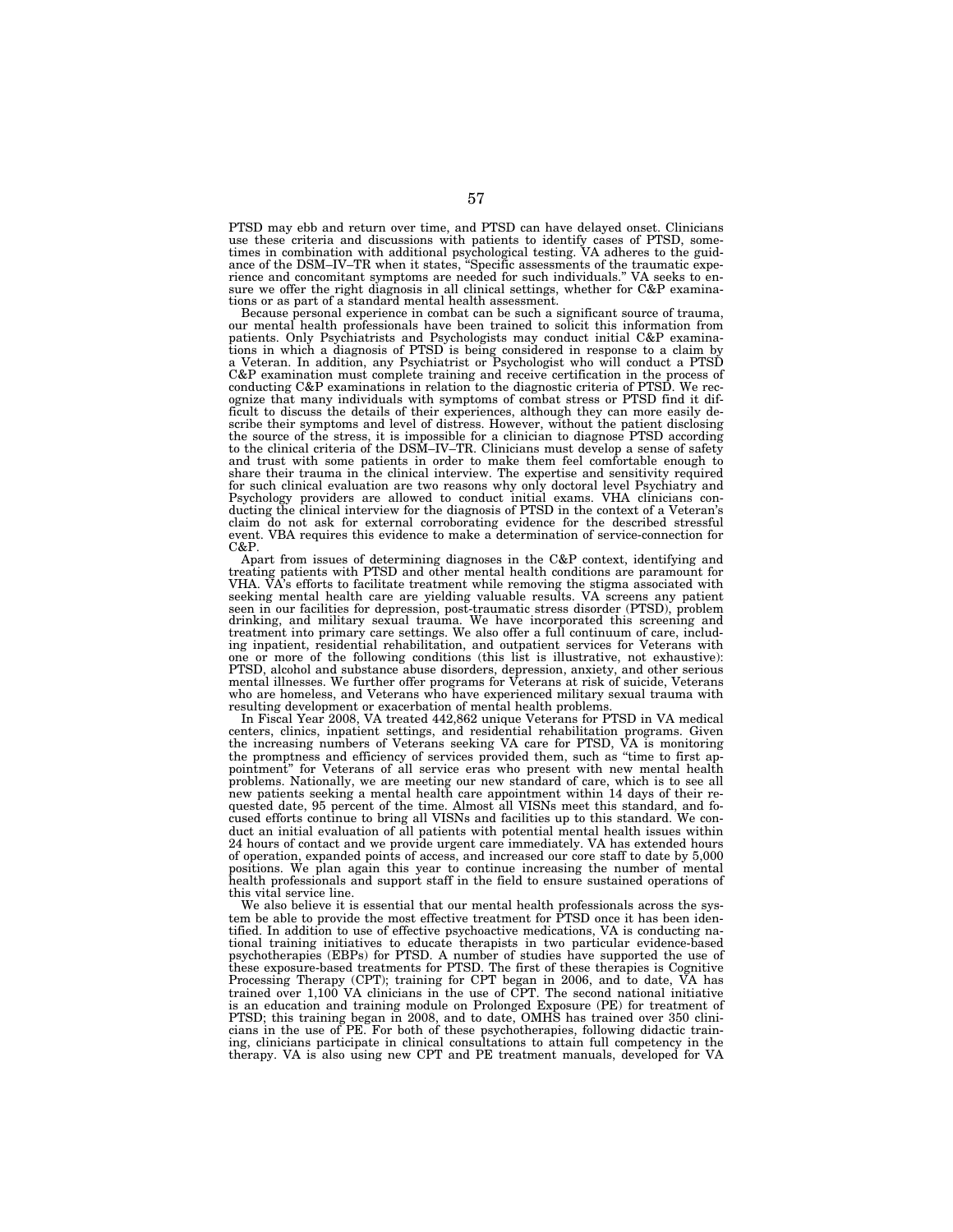PTSD may ebb and return over time, and PTSD can have delayed onset. Clinicians use these criteria and discussions with patients to identify cases of PTSD, sometimes in combination with additional psychological testing. VA adheres to the guidance of the DSM–IV–TR when it states, "Specific assessments of the traumatic experience and concomitant symptoms are needed for such individuals." VA seeks to ensure we offer the right diagnosis in all clinical settings, whether for C&P examinations or as part of a standard mental health assessment.

Because personal experience in combat can be such a significant source of trauma, our mental health professionals have been trained to solicit this information from patients. Only Psychiatrists and Psychologists may conduct initial C&P examinations in which a diagnosis of PTSD is being considered in response to a claim by a Veteran. In addition, any Psychiatrist or Psychologist who will conduct a PTSD C&P examination must complete training and receive certification in the process of conducting C&P examinations in relation to the diagnostic criteria of PTSD. We recognize that many individuals with symptoms of combat stress or PTSD find it difficult to discuss the details of their experiences, although they can more easily describe their symptoms and level of distress. However, without the patient disclosing the source of the stress, it is impossible for a clinician to diagnose PTSD according to the clinical criteria of the DSM–IV–TR. Clinicians must develop a sense of safety and trust with some patients in order to make them feel comfortable enough to share their trauma in the clinical interview. The expertise and sensitivity required for such clinical evaluation are two reasons why only doctoral level Psychiatry and Psychology providers are allowed to conduct initial exams. VHA clinicians conducting the clinical interview for the diagnosis of PTSD in the context of a Veteran's claim do not ask for external corroborating evidence for the described stressful event. VBA requires this evidence to make a determination of service-connection for C&P.

Apart from issues of determining diagnoses in the C&P context, identifying and treating patients with PTSD and other mental health conditions are paramount for VHA. VA's efforts to facilitate treatment while removing the stigma associated with seeking mental health care are yielding valuable results. VA screens any patient seen in our facilities for depression, post-traumatic stress disorder (PTSD), problem drinking, and military sexual trauma. We have incorporated this screening and treatment into primary care settings. We also offer a full continuum of care, including inpatient, residential rehabilitation, and outpatient services for Veterans with one or more of the following conditions (this list is illustrative, not exhaustive): PTSD, alcohol and substance abuse disorders, depression, anxiety, and other serious mental illnesses. We further offer programs for Veterans at risk of suicide, Veterans who are homeless, and Veterans who have experienced military sexual trauma with resulting development or exacerbation of mental health problems.

In Fiscal Year 2008, VA treated 442,862 unique Veterans for PTSD in VA medical centers, clinics, inpatient settings, and residential rehabilitation programs. Given the increasing numbers of Veterans seeking VA care for PTSD, VA is monitoring the promptness and efficiency of services provided them, such as "time to first appointment" for Veterans of all service eras who present with new mental health problems. Nationally, we are meeting our new standard of care, which is to see all new patients seeking a mental health care appointment within 14 days of their requested date, 95 percent of the time. Almost all VISNs meet this standard, and focused efforts continue to bring all VISNs and facilities up to this standard. We conduct an initial evaluation of all patients with potential mental health issues within 24 hours of contact and we provide urgent care immediately. VA has extended hours of operation, expanded points of access, and increased our core staff to date by 5,000 positions. We plan again this year to continue increasing the number of mental health professionals and support staff in the field to ensure sustained operations of this vital service line.

We also believe it is essential that our mental health professionals across the system be able to provide the most effective treatment for PTSD once it has been identified. In addition to use of effective psychoactive medications, VA is conducting national training initiatives to educate therapists in two particular evidence-based psychotherapies (EBPs) for PTSD. A number of studies have supported the use of these exposure-based treatments for PTSD. The first of these therapies is Cognitive Processing Therapy (CPT); training for CPT began in 2006, and to date, VA has trained over 1,100 VA clinicians in the use of CPT. The second national initiative is an education and training module on Prolonged Exposure (PE) for treatment of PTSD; this training began in 2008, and to date, OMHS has trained over 350 clinicians in the use of PE. For both of these psychotherapies, following didactic training, clinicians participate in clinical consultations to attain full competency in the therapy. VA is also using new CPT and PE treatment manuals, developed for VA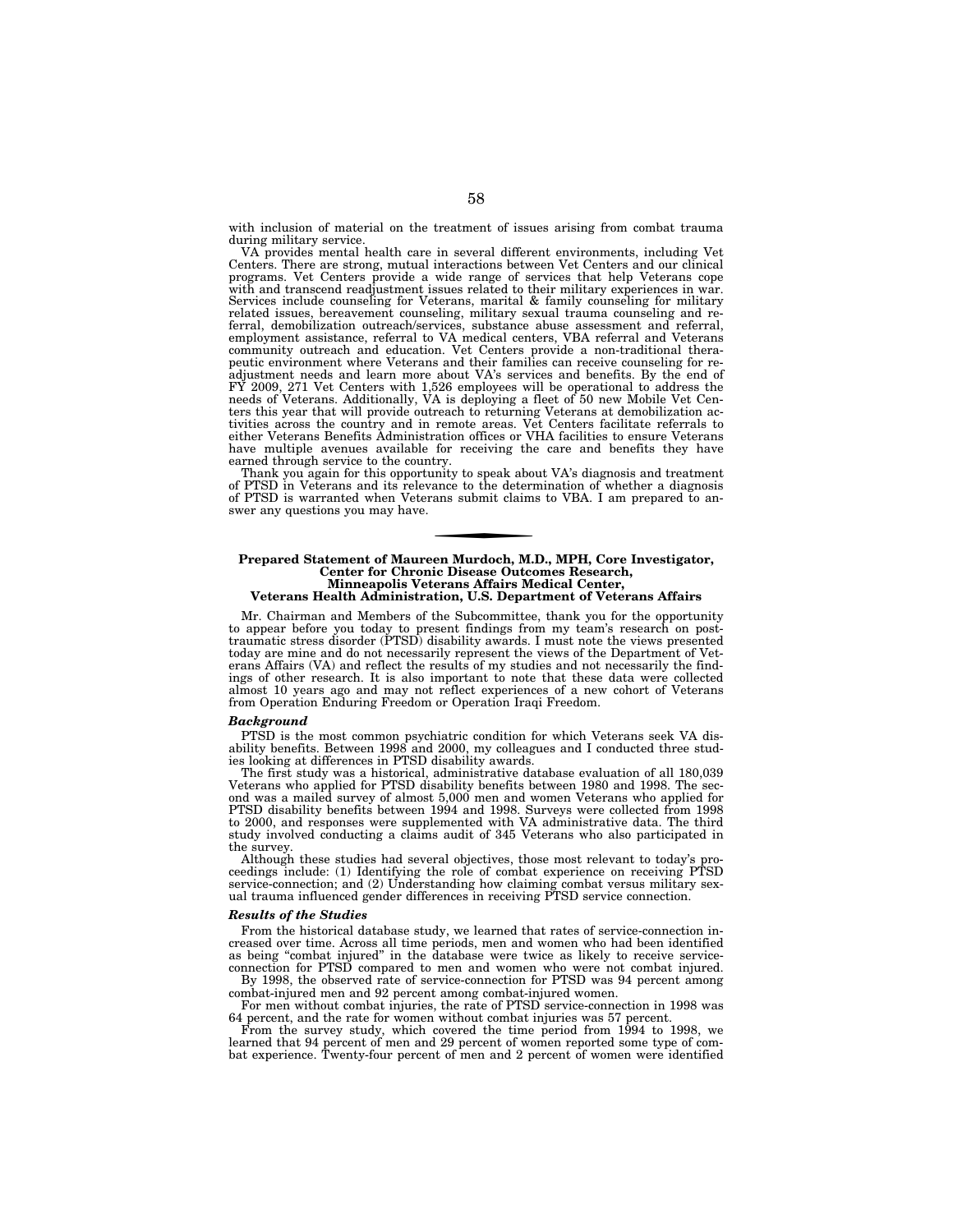with inclusion of material on the treatment of issues arising from combat trauma during military service.

VA provides mental health care in several different environments, including Vet Centers. There are strong, mutual interactions between Vet Centers and our clinical programs. Vet Centers provide a wide range of services that help Veterans cope with and transcend readjustment issues related to their military experiences in war. Services include counseling for Veterans, marital & family counseling for military related issues, bereavement counseling, military sexual trauma counseling and referral, demobilization outreach/services, substance abuse assessment and referral, employment assistance, referral to VA medical centers, VBA referral and Veterans community outreach and education. Vet Centers provide a non-traditional therapeutic environment where Veterans and their families can receive counseling for readjustment needs and learn more about VA's services and benefits. By the end of FY 2009, 271 Vet Centers with 1,526 employees will be operational to address the needs of Veterans. Additionally, VA is deploying a fleet of 50 new Mobile Vet Centers this year that will provide outreach to returning Veterans at demobilization activities across the country and in remote areas. Vet Centers facilitate referrals to either Veterans Benefits Administration offices or VHA facilities to ensure Veterans have multiple avenues available for receiving the care and benefits they have earned through service to the country.

Thank you again for this opportunity to speak about VA's diagnosis and treatment of PTSD in Veterans and its relevance to the determination of whether a diagnosis of PTSD is warranted when Veterans submit claims to VBA. I am prepared to answer any questions you may have.

## Prepared Statement of Maureen Murdoch, M.D., MPH, Core Investigator, Center for Chronic Disease Outcomes Research, Minneapolis Veterans Affairs Medical Center, Veterans Health Administration, U.S. Department of Veterans Affairs

Mr. Chairman and Members of the Subcommittee, thank you for the opportunity to appear before you today to present findings from my team's research on post-traumatic stress disorder (PTSD) disability awards. I must note the views presented today are mine and do not necessarily represent the views of the Department of Veterans Affairs (VA) and reflect the results of my studies and not necessarily the findings of other research. It is also important to note that these data were collected almost 10 years ago and may not reflect experiences of a new cohort of Veterans from Operation Enduring Freedom or Operation Iraqi Freedom.

### *Background*

PTSD is the most common psychiatric condition for which Veterans seek VA disability benefits. Between 1998 and 2000, my colleagues and I conducted three studies looking at differences in PTSD disability awards.

The first study was a historical, administrative database evaluation of all 180,039 Veterans who applied for PTSD disability benefits between 1980 and 1998. The second was a mailed survey of almost 5,000 men and women Veterans who applied for PTSD disability benefits between 1994 and 1998. Surveys were collected from 1998 to 2000, and responses were supplemented with VA administrative data. The third study involved conducting a claims audit of 345 Veterans who also participated in the survey.

Although these studies had several objectives, those most relevant to today's proceedings include: (1) Identifying the role of combat experience on receiving PTSD service-connection; and (2) Understanding how claiming combat versus military sexual trauma influenced gender differences in receiving PTSD service connection.

### *Results of the Studies*

From the historical database study, we learned that rates of service-connection increased over time. Across all time periods, men and women who had been identified as being "combat injured" in the database were twice as likely to receive service-connection for PTSD compared to men and women who were not combat injured.

By 1998, the observed rate of service-connection for PTSD was 94 percent among combat-injured men and 92 percent among combat-injured women.

For men without combat injuries, the rate of PTSD service-connection in 1998 was 64 percent, and the rate for women without combat injuries was 57 percent.

From the survey study, which covered the time period from 1994 to 1998, we learned that 94 percent of men and 29 percent of women reported some type of combat experience. Twenty-four percent of men and 2 percent of women were identified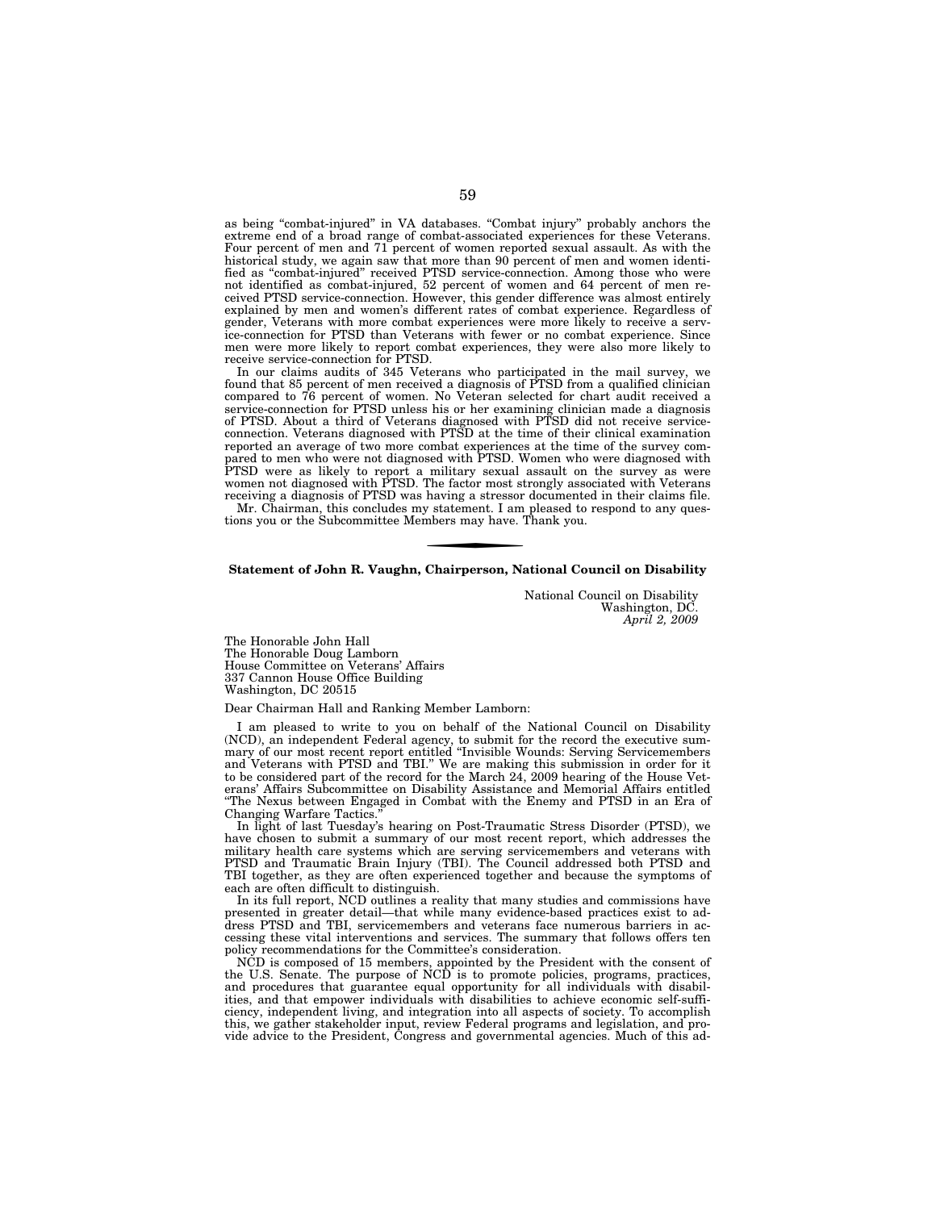as being "combat-injured" in VA databases. "Combat injury" probably anchors the extreme end of a broad range of combat-associated experiences for these Veterans. Four percent of men and 71 percent of women reported sexual assault. As with the historical study, we again saw that more than 90 percent of men and women identified as "combat-injured" received PTSD service-connection. Among those who were not identified as combat-injured, 52 percent of women and 64 percent of men received PTSD service-connection. However, this gender difference was almost entirely explained by men and women's different rates of combat experience. Regardless of gender, Veterans with more combat experiences were more likely to receive a service-connection for PTSD than Veterans with fewer or no combat experience. Since men were more likely to report combat experiences, they were also more likely to receive service-connection for PTSD.

In our claims audits of 345 Veterans who participated in the mail survey, we found that 85 percent of men received a diagnosis of PTSD from a qualified clinician compared to 76 percent of women. No Veteran selected for chart audit received a service-connection for PTSD unless his or her examining clinician made a diagnosis of PTSD. About a third of Veterans diagnosed with PTSD did not receive service-connection. Veterans diagnosed with PTSD at the time of their clinical examination reported an average of two more combat experiences at the time of the survey compared to men who were not diagnosed with PTSD. Women who were diagnosed with PTSD were as likely to report a military sexual assault on the survey as were women not diagnosed with PTSD. The factor most strongly associated with Veterans receiving a diagnosis of PTSD was having a stressor documented in their claims file.

Mr. Chairman, this concludes my statement. I am pleased to respond to any questions you or the Subcommittee Members may have. Thank you.

---

**Statement of John R. Vaughn, Chairperson, National Council on Disability**

National Council on Disability
Washington, DC.
*April 2, 2009*

The Honorable John Hall
The Honorable Doug Lamborn
House Committee on Veterans' Affairs
337 Cannon House Office Building
Washington, DC 20515

Dear Chairman Hall and Ranking Member Lamborn:

I am pleased to write to you on behalf of the National Council on Disability (NCD), an independent Federal agency, to submit for the record the executive summary of our most recent report entitled "Invisible Wounds: Serving Servicemembers and Veterans with PTSD and TBI." We are making this submission in order for it to be considered part of the record for the March 24, 2009 hearing of the House Veterans' Affairs Subcommittee on Disability Assistance and Memorial Affairs entitled "The Nexus between Engaged in Combat with the Enemy and PTSD in an Era of Changing Warfare Tactics."

In light of last Tuesday's hearing on Post-Traumatic Stress Disorder (PTSD), we have chosen to submit a summary of our most recent report, which addresses the military health care systems which are serving servicemembers and veterans with PTSD and Traumatic Brain Injury (TBI). The Council addressed both PTSD and TBI together, as they are often experienced together and because the symptoms of each are often difficult to distinguish.

In its full report, NCD outlines a reality that many studies and commissions have presented in greater detail—that while many evidence-based practices exist to address PTSD and TBI, servicemembers and veterans face numerous barriers in accessing these vital interventions and services. The summary that follows offers ten policy recommendations for the Committee's consideration.

NCD is composed of 15 members, appointed by the President with the consent of the U.S. Senate. The purpose of NCD is to promote policies, programs, practices, and procedures that guarantee equal opportunity for all individuals with disabilities, and that empower individuals with disabilities to achieve economic self-sufficiency, independent living, and integration into all aspects of society. To accomplish this, we gather stakeholder input, review Federal programs and legislation, and provide advice to the President, Congress and governmental agencies. Much of this ad-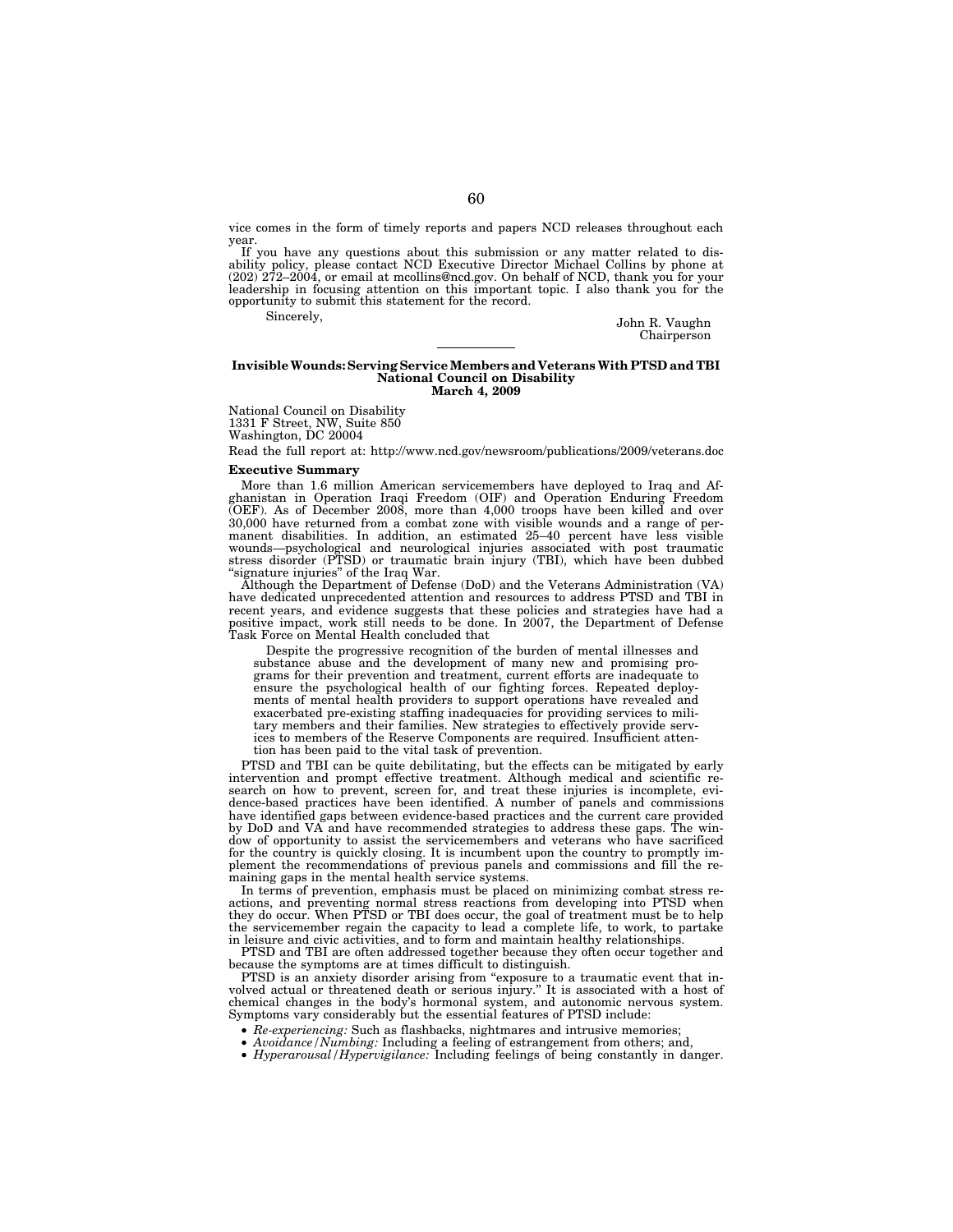vice comes in the form of timely reports and papers NCD releases throughout each year.

If you have any questions about this submission or any matter related to disability policy, please contact NCD Executive Director Michael Collins by phone at (202) 272–2004, or email at mcollins@ncd.gov. On behalf of NCD, thank you for your leadership in focusing attention on this important topic. I also thank you for the opportunity to submit this statement for the record.

Sincerely,

John R. Vaughn
Chairperson

---

**Invisible Wounds: Serving Service Members and Veterans With PTSD and TBI**
**National Council on Disability**
**March 4, 2009**

National Council on Disability
1331 F Street, NW, Suite 850
Washington, DC 20004

Read the full report at: http://www.ncd.gov/newsroom/publications/2009/veterans.doc

**Executive Summary**

More than 1.6 million American servicemembers have deployed to Iraq and Afghanistan in Operation Iraqi Freedom (OIF) and Operation Enduring Freedom (OEF). As of December 2008, more than 4,000 troops have been killed and over 30,000 have returned from a combat zone with visible wounds and a range of permanent disabilities. In addition, an estimated 25–40 percent have less visible wounds—psychological and neurological injuries associated with post traumatic stress disorder (PTSD) or traumatic brain injury (TBI), which have been dubbed "signature injuries" of the Iraq War.

Although the Department of Defense (DoD) and the Veterans Administration (VA) have dedicated unprecedented attention and resources to address PTSD and TBI in recent years, and evidence suggests that these policies and strategies have had a positive impact, work still needs to be done. In 2007, the Department of Defense Task Force on Mental Health concluded that

> Despite the progressive recognition of the burden of mental illnesses and substance abuse and the development of many new and promising programs for their prevention and treatment, current efforts are inadequate to ensure the psychological health of our fighting forces. Repeated deployments of mental health providers to support operations have revealed and exacerbated pre-existing staffing inadequacies for providing services to military members and their families. New strategies to effectively provide services to members of the Reserve Components are required. Insufficient attention has been paid to the vital task of prevention.

PTSD and TBI can be quite debilitating, but the effects can be mitigated by early intervention and prompt effective treatment. Although medical and scientific research on how to prevent, screen for, and treat these injuries is incomplete, evidence-based practices have been identified. A number of panels and commissions have identified gaps between evidence-based practices and the current care provided by DoD and VA and have recommended strategies to address these gaps. The window of opportunity to assist the servicemembers and veterans who have sacrificed for the country is quickly closing. It is incumbent upon the country to promptly implement the recommendations of previous panels and commissions and fill the remaining gaps in the mental health service systems.

In terms of prevention, emphasis must be placed on minimizing combat stress reactions, and preventing normal stress reactions from developing into PTSD when they do occur. When PTSD or TBI does occur, the goal of treatment must be to help the servicemember regain the capacity to lead a complete life, to work, to partake in leisure and civic activities, and to form and maintain healthy relationships.

PTSD and TBI are often addressed together because they often occur together and because the symptoms are at times difficult to distinguish.

PTSD is an anxiety disorder arising from "exposure to a traumatic event that involved actual or threatened death or serious injury." It is associated with a host of chemical changes in the body's hormonal system, and autonomic nervous system. Symptoms vary considerably but the essential features of PTSD include:

- *Re-experiencing:* Such as flashbacks, nightmares and intrusive memories;
- *Avoidance/Numbing:* Including a feeling of estrangement from others; and,
- *Hyperarousal/Hypervigilance:* Including feelings of being constantly in danger.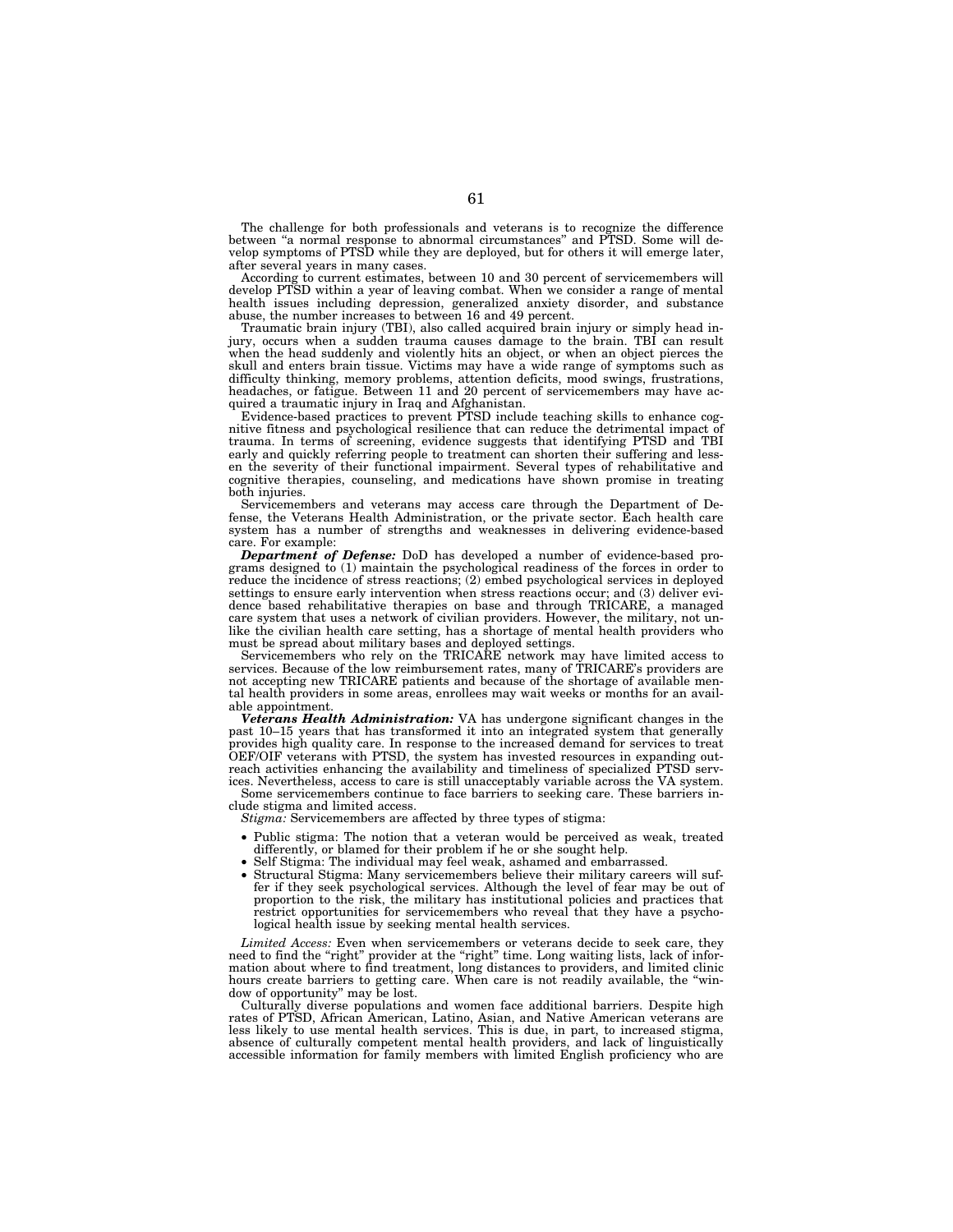The challenge for both professionals and veterans is to recognize the difference between "a normal response to abnormal circumstances" and PTSD. Some will develop symptoms of PTSD while they are deployed, but for others it will emerge later, after several years in many cases.

According to current estimates, between 10 and 30 percent of servicemembers will develop PTSD within a year of leaving combat. When we consider a range of mental health issues including depression, generalized anxiety disorder, and substance abuse, the number increases to between 16 and 49 percent.

Traumatic brain injury (TBI), also called acquired brain injury or simply head injury, occurs when a sudden trauma causes damage to the brain. TBI can result when the head suddenly and violently hits an object, or when an object pierces the skull and enters brain tissue. Victims may have a wide range of symptoms such as difficulty thinking, memory problems, attention deficits, mood swings, frustrations, headaches, or fatigue. Between 11 and 20 percent of servicemembers may have acquired a traumatic injury in Iraq and Afghanistan.

Evidence-based practices to prevent PTSD include teaching skills to enhance cognitive fitness and psychological resilience that can reduce the detrimental impact of trauma. In terms of screening, evidence suggests that identifying PTSD and TBI early and quickly referring people to treatment can shorten their suffering and lessen the severity of their functional impairment. Several types of rehabilitative and cognitive therapies, counseling, and medications have shown promise in treating both injuries.

Servicemembers and veterans may access care through the Department of Defense, the Veterans Health Administration, or the private sector. Each health care system has a number of strengths and weaknesses in delivering evidence-based care. For example:

***Department of Defense:*** DoD has developed a number of evidence-based programs designed to (1) maintain the psychological readiness of the forces in order to reduce the incidence of stress reactions; (2) embed psychological services in deployed settings to ensure early intervention when stress reactions occur; and (3) deliver evidence based rehabilitative therapies on base and through TRICARE, a managed care system that uses a network of civilian providers. However, the military, not unlike the civilian health care setting, has a shortage of mental health providers who must be spread about military bases and deployed settings.

Servicemembers who rely on the TRICARE network may have limited access to services. Because of the low reimbursement rates, many of TRICARE's providers are not accepting new TRICARE patients and because of the shortage of available mental health providers in some areas, enrollees may wait weeks or months for an available appointment.

***Veterans Health Administration:*** VA has undergone significant changes in the past 10–15 years that has transformed it into an integrated system that generally provides high quality care. In response to the increased demand for services to treat OEF/OIF veterans with PTSD, the system has invested resources in expanding outreach activities enhancing the availability and timeliness of specialized PTSD services. Nevertheless, access to care is still unacceptably variable across the VA system.

Some servicemembers continue to face barriers to seeking care. These barriers include stigma and limited access.

*Stigma:* Servicemembers are affected by three types of stigma:

- Public stigma: The notion that a veteran would be perceived as weak, treated differently, or blamed for their problem if he or she sought help.
- Self Stigma: The individual may feel weak, ashamed and embarrassed.
- Structural Stigma: Many servicemembers believe their military careers will suffer if they seek psychological services. Although the level of fear may be out of proportion to the risk, the military has institutional policies and practices that restrict opportunities for servicemembers who reveal that they have a psychological health issue by seeking mental health services.

*Limited Access:* Even when servicemembers or veterans decide to seek care, they need to find the "right" provider at the "right" time. Long waiting lists, lack of information about where to find treatment, long distances to providers, and limited clinic hours create barriers to getting care. When care is not readily available, the "window of opportunity" may be lost.

Culturally diverse populations and women face additional barriers. Despite high rates of PTSD, African American, Latino, Asian, and Native American veterans are less likely to use mental health services. This is due, in part, to increased stigma, absence of culturally competent mental health providers, and lack of linguistically accessible information for family members with limited English proficiency who are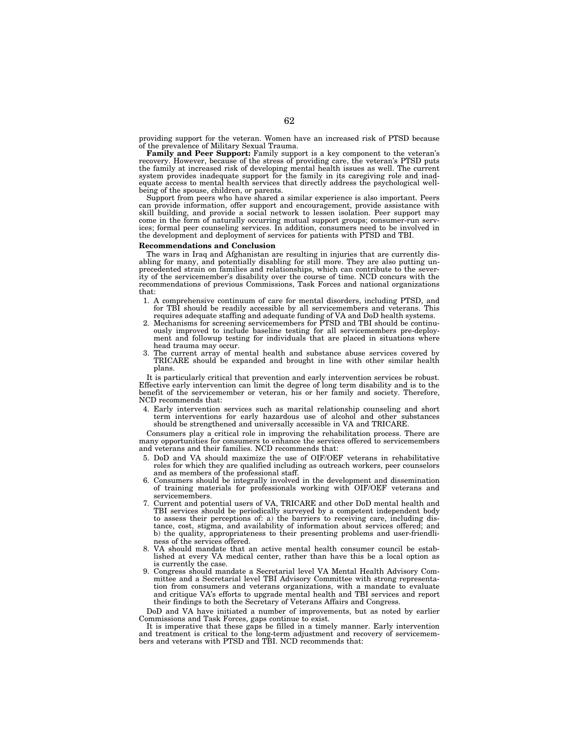providing support for the veteran. Women have an increased risk of PTSD because of the prevalence of Military Sexual Trauma.

**Family and Peer Support:** Family support is a key component to the veteran's recovery. However, because of the stress of providing care, the veteran's PTSD puts the family at increased risk of developing mental health issues as well. The current system provides inadequate support for the family in its caregiving role and inadequate access to mental health services that directly address the psychological well-being of the spouse, children, or parents.

Support from peers who have shared a similar experience is also important. Peers can provide information, offer support and encouragement, provide assistance with skill building, and provide a social network to lessen isolation. Peer support may come in the form of naturally occurring mutual support groups; consumer-run services; formal peer counseling services. In addition, consumers need to be involved in the development and deployment of services for patients with PTSD and TBI.

**Recommendations and Conclusion**

The wars in Iraq and Afghanistan are resulting in injuries that are currently disabling for many, and potentially disabling for still more. They are also putting unprecedented strain on families and relationships, which can contribute to the severity of the servicemember's disability over the course of time. NCD concurs with the recommendations of previous Commissions, Task Forces and national organizations that:

1. A comprehensive continuum of care for mental disorders, including PTSD, and for TBI should be readily accessible by all servicemembers and veterans. This requires adequate staffing and adequate funding of VA and DoD health systems.
2. Mechanisms for screening servicemembers for PTSD and TBI should be continuously improved to include baseline testing for all servicemembers pre-deployment and followup testing for individuals that are placed in situations where head trauma may occur.
3. The current array of mental health and substance abuse services covered by TRICARE should be expanded and brought in line with other similar health plans.

It is particularly critical that prevention and early intervention services be robust. Effective early intervention can limit the degree of long term disability and is to the benefit of the servicemember or veteran, his or her family and society. Therefore, NCD recommends that:

4. Early intervention services such as marital relationship counseling and short term interventions for early hazardous use of alcohol and other substances should be strengthened and universally accessible in VA and TRICARE.

Consumers play a critical role in improving the rehabilitation process. There are many opportunities for consumers to enhance the services offered to servicemembers and veterans and their families. NCD recommends that:

5. DoD and VA should maximize the use of OIF/OEF veterans in rehabilitative roles for which they are qualified including as outreach workers, peer counselors and as members of the professional staff.
6. Consumers should be integrally involved in the development and dissemination of training materials for professionals working with OIF/OEF veterans and servicemembers.
7. Current and potential users of VA, TRICARE and other DoD mental health and TBI services should be periodically surveyed by a competent independent body to assess their perceptions of: a) the barriers to receiving care, including distance, cost, stigma, and availability of information about services offered; and b) the quality, appropriateness to their presenting problems and user-friendliness of the services offered.
8. VA should mandate that an active mental health consumer council be established at every VA medical center, rather than have this be a local option as is currently the case.
9. Congress should mandate a Secretarial level VA Mental Health Advisory Committee and a Secretarial level TBI Advisory Committee with strong representation from consumers and veterans organizations, with a mandate to evaluate and critique VA's efforts to upgrade mental health and TBI services and report their findings to both the Secretary of Veterans Affairs and Congress.

DoD and VA have initiated a number of improvements, but as noted by earlier Commissions and Task Forces, gaps continue to exist.

It is imperative that these gaps be filled in a timely manner. Early intervention and treatment is critical to the long-term adjustment and recovery of servicemembers and veterans with PTSD and TBI. NCD recommends that: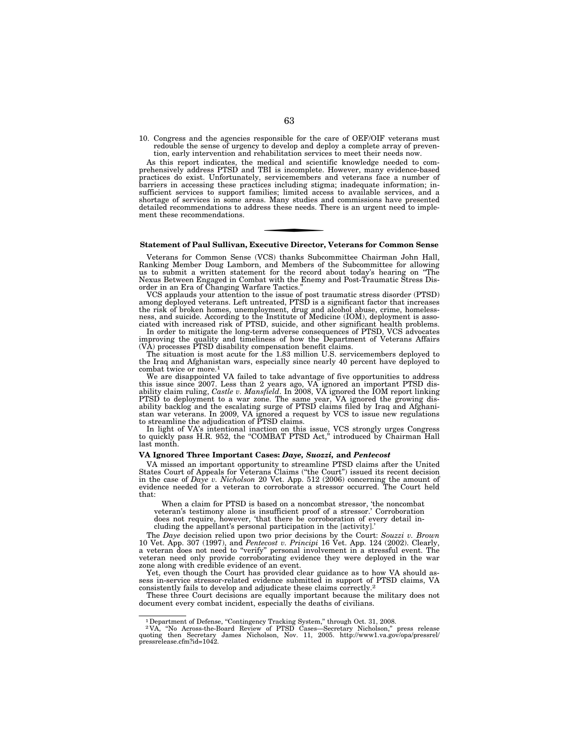10. Congress and the agencies responsible for the care of OEF/OIF veterans must redouble the sense of urgency to develop and deploy a complete array of prevention, early intervention and rehabilitation services to meet their needs now.

As this report indicates, the medical and scientific knowledge needed to comprehensively address PTSD and TBI is incomplete. However, many evidence-based practices do exist. Unfortunately, servicemembers and veterans face a number of barriers in accessing these practices including stigma; inadequate information; insufficient services to support families; limited access to available services, and a shortage of services in some areas. Many studies and commissions have presented detailed recommendations to address these needs. There is an urgent need to implement these recommendations.

---

### Statement of Paul Sullivan, Executive Director, Veterans for Common Sense

Veterans for Common Sense (VCS) thanks Subcommittee Chairman John Hall, Ranking Member Doug Lamborn, and Members of the Subcommittee for allowing us to submit a written statement for the record about today's hearing on "The Nexus Between Engaged in Combat with the Enemy and Post-Traumatic Stress Disorder in an Era of Changing Warfare Tactics."

VCS applauds your attention to the issue of post traumatic stress disorder (PTSD) among deployed veterans. Left untreated, PTSD is a significant factor that increases the risk of broken homes, unemployment, drug and alcohol abuse, crime, homelessness, and suicide. According to the Institute of Medicine (IOM), deployment is associated with increased risk of PTSD, suicide, and other significant health problems.

In order to mitigate the long-term adverse consequences of PTSD, VCS advocates improving the quality and timeliness of how the Department of Veterans Affairs (VA) processes PTSD disability compensation benefit claims.

The situation is most acute for the 1.83 million U.S. servicemembers deployed to the Iraq and Afghanistan wars, especially since nearly 40 percent have deployed to combat twice or more.[1]

We are disappointed VA failed to take advantage of five opportunities to address this issue since 2007. Less than 2 years ago, VA ignored an important PTSD disability claim ruling, *Castle v. Mansfield*. In 2008, VA ignored the IOM report linking PTSD to deployment to a war zone. The same year, VA ignored the growing disability backlog and the escalating surge of PTSD claims filed by Iraq and Afghanistan war veterans. In 2009, VA ignored a request by VCS to issue new regulations to streamline the adjudication of PTSD claims.

In light of VA's intentional inaction on this issue, VCS strongly urges Congress to quickly pass H.R. 952, the "COMBAT PTSD Act," introduced by Chairman Hall last month.

#### VA Ignored Three Important Cases: *Daye, Suozzi,* and *Pentecost*

VA missed an important opportunity to streamline PTSD claims after the United States Court of Appeals for Veterans Claims ("the Court") issued its recent decision in the case of *Daye v. Nicholson* 20 Vet. App. 512 (2006) concerning the amount of evidence needed for a veteran to corroborate a stressor occurred. The Court held that:

> When a claim for PTSD is based on a noncombat stressor, 'the noncombat veteran's testimony alone is insufficient proof of a stressor.' Corroboration does not require, however, 'that there be corroboration of every detail including the appellant's personal participation in the [activity].'

The *Daye* decision relied upon two prior decisions by the Court: *Souzzi v. Brown* 10 Vet. App. 307 (1997), and *Pentecost v. Principi* 16 Vet. App. 124 (2002). Clearly, a veteran does not need to "verify" personal involvement in a stressful event. The veteran need only provide corroborating evidence they were deployed in the war zone along with credible evidence of an event.

Yet, even though the Court has provided clear guidance as to how VA should assess in-service stressor-related evidence submitted in support of PTSD claims, VA consistently fails to develop and adjudicate these claims correctly.[2]

These three Court decisions are equally important because the military does not document every combat incident, especially the deaths of civilians.

---

[1] Department of Defense, "Contingency Tracking System," through Oct. 31, 2008.

[2] VA, "No Across-the-Board Review of PTSD Cases—Secretary Nicholson," press release quoting then Secretary James Nicholson, Nov. 11, 2005. http://www1.va.gov/opa/pressrel/pressrelease.cfm?id=1042.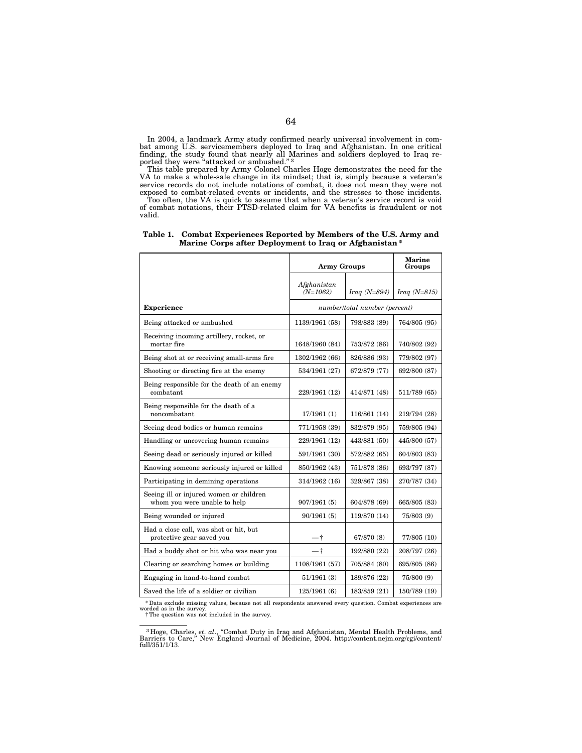In 2004, a landmark Army study confirmed nearly universal involvement in combat among U.S. servicemembers deployed to Iraq and Afghanistan. In one critical finding, the study found that nearly all Marines and soldiers deployed to Iraq reported they were "attacked or ambushed."[3]

This table prepared by Army Colonel Charles Hoge demonstrates the need for the VA to make a whole-sale change in its mindset; that is, simply because a veteran's service records do not include notations of combat, it does not mean they were not exposed to combat-related events or incidents, and the stresses to those incidents.

Too often, the VA is quick to assume that when a veteran's service record is void of combat notations, their PTSD-related claim for VA benefits is fraudulent or not valid.

**Table 1. Combat Experiences Reported by Members of the U.S. Army and Marine Corps after Deployment to Iraq or Afghanistan***

| | **Army Groups** | | **Marine Groups** |
|---|---|---|---|
| | *Afghanistan (N=1062)* | *Iraq (N=894)* | *Iraq (N=815)* |
| **Experience** | *number/total number (percent)* | | |
| Being attacked or ambushed | 1139/1961 (58) | 798/883 (89) | 764/805 (95) |
| Receiving incoming artillery, rocket, or mortar fire | 1648/1960 (84) | 753/872 (86) | 740/802 (92) |
| Being shot at or receiving small-arms fire | 1302/1962 (66) | 826/886 (93) | 779/802 (97) |
| Shooting or directing fire at the enemy | 534/1961 (27) | 672/879 (77) | 692/800 (87) |
| Being responsible for the death of an enemy combatant | 229/1961 (12) | 414/871 (48) | 511/789 (65) |
| Being responsible for the death of a noncombatant | 17/1961 (1) | 116/861 (14) | 219/794 (28) |
| Seeing dead bodies or human remains | 771/1958 (39) | 832/879 (95) | 759/805 (94) |
| Handling or uncovering human remains | 229/1961 (12) | 443/881 (50) | 445/800 (57) |
| Seeing dead or seriously injured or killed | 591/1961 (30) | 572/882 (65) | 604/803 (83) |
| Knowing someone seriously injured or killed | 850/1962 (43) | 751/878 (86) | 693/797 (87) |
| Participating in demining operations | 314/1962 (16) | 329/867 (38) | 270/787 (34) |
| Seeing ill or injured women or children whom you were unable to help | 907/1961 (5) | 604/878 (69) | 665/805 (83) |
| Being wounded or injured | 90/1961 (5) | 119/870 (14) | 75/803 (9) |
| Had a close call, was shot or hit, but protective gear saved you | —† | 67/870 (8) | 77/805 (10) |
| Had a buddy shot or hit who was near you | —† | 192/880 (22) | 208/797 (26) |
| Clearing or searching homes or building | 1108/1961 (57) | 705/884 (80) | 695/805 (86) |
| Engaging in hand-to-hand combat | 51/1961 (3) | 189/876 (22) | 75/800 (9) |
| Saved the life of a soldier or civilian | 125/1961 (6) | 183/859 (21) | 150/789 (19) |

\* Data exclude missing values, because not all respondents answered every question. Combat experiences are worded as in the survey.

† The question was not included in the survey.

---

[3] Hoge, Charles, *et. al*., "Combat Duty in Iraq and Afghanistan, Mental Health Problems, and Barriers to Care," New England Journal of Medicine, 2004. http://content.nejm.org/cgi/content/full/351/1/13.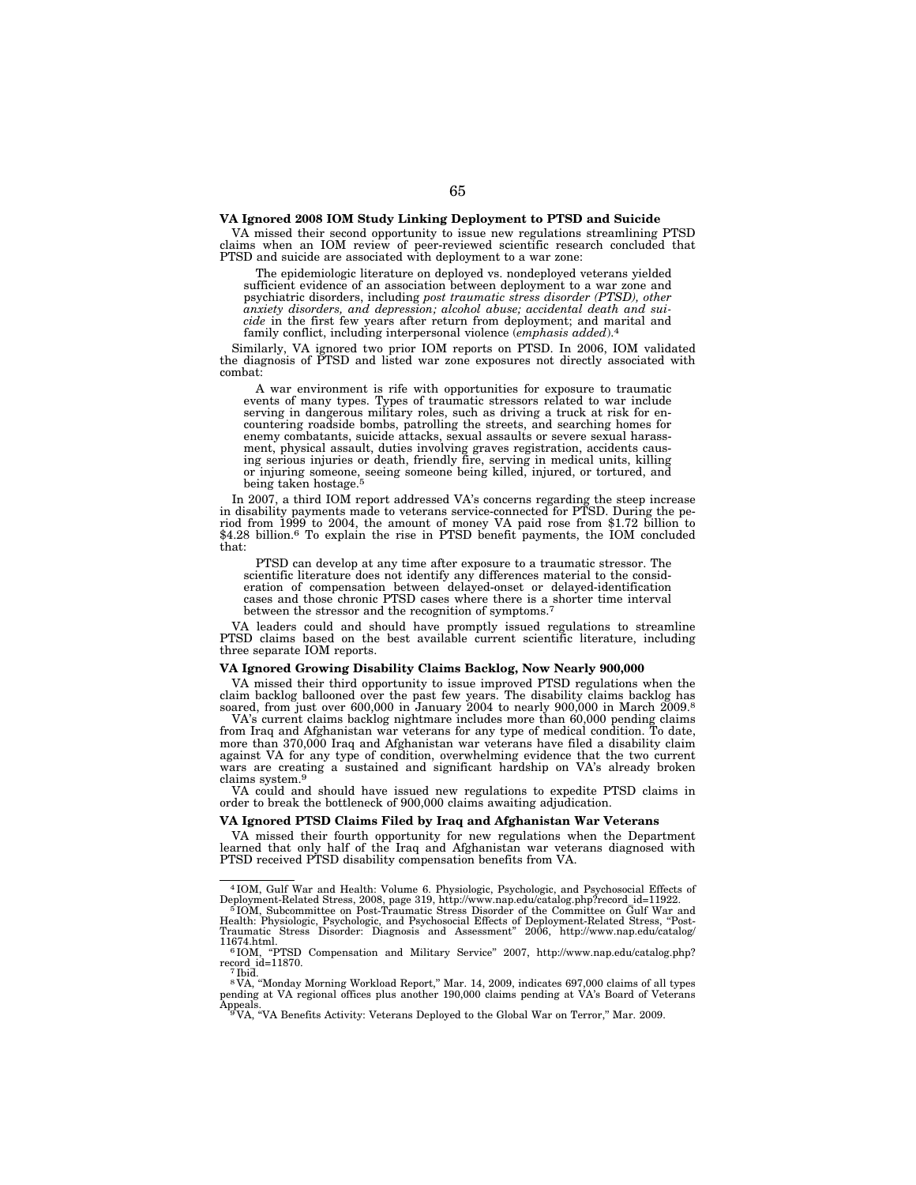**VA Ignored 2008 IOM Study Linking Deployment to PTSD and Suicide**

VA missed their second opportunity to issue new regulations streamlining PTSD claims when an IOM review of peer-reviewed scientific research concluded that PTSD and suicide are associated with deployment to a war zone:

> The epidemiologic literature on deployed vs. nondeployed veterans yielded sufficient evidence of an association between deployment to a war zone and psychiatric disorders, including *post traumatic stress disorder (PTSD), other anxiety disorders, and depression; alcohol abuse; accidental death and suicide* in the first few years after return from deployment; and marital and family conflict, including interpersonal violence (*emphasis added*).[4]

Similarly, VA ignored two prior IOM reports on PTSD. In 2006, IOM validated the diagnosis of PTSD and listed war zone exposures not directly associated with combat:

> A war environment is rife with opportunities for exposure to traumatic events of many types. Types of traumatic stressors related to war include serving in dangerous military roles, such as driving a truck at risk for encountering roadside bombs, patrolling the streets, and searching homes for enemy combatants, suicide attacks, sexual assaults or severe sexual harassment, physical assault, duties involving graves registration, accidents causing serious injuries or death, friendly fire, serving in medical units, killing or injuring someone, seeing someone being killed, injured, or tortured, and being taken hostage.[5]

In 2007, a third IOM report addressed VA's concerns regarding the steep increase in disability payments made to veterans service-connected for PTSD. During the period from 1999 to 2004, the amount of money VA paid rose from $1.72 billion to $4.28 billion.[6] To explain the rise in PTSD benefit payments, the IOM concluded that:

> PTSD can develop at any time after exposure to a traumatic stressor. The scientific literature does not identify any differences material to the consideration of compensation between delayed-onset or delayed-identification cases and those chronic PTSD cases where there is a shorter time interval between the stressor and the recognition of symptoms.[7]

VA leaders could and should have promptly issued regulations to streamline PTSD claims based on the best available current scientific literature, including three separate IOM reports.

**VA Ignored Growing Disability Claims Backlog, Now Nearly 900,000**

VA missed their third opportunity to issue improved PTSD regulations when the claim backlog ballooned over the past few years. The disability claims backlog has soared, from just over 600,000 in January 2004 to nearly 900,000 in March 2009.[8]

VA's current claims backlog nightmare includes more than 60,000 pending claims from Iraq and Afghanistan war veterans for any type of medical condition. To date, more than 370,000 Iraq and Afghanistan war veterans have filed a disability claim against VA for any type of condition, overwhelming evidence that the two current wars are creating a sustained and significant hardship on VA's already broken claims system.[9]

VA could and should have issued new regulations to expedite PTSD claims in order to break the bottleneck of 900,000 claims awaiting adjudication.

**VA Ignored PTSD Claims Filed by Iraq and Afghanistan War Veterans**

VA missed their fourth opportunity for new regulations when the Department learned that only half of the Iraq and Afghanistan war veterans diagnosed with PTSD received PTSD disability compensation benefits from VA.

---

[4] IOM, Gulf War and Health: Volume 6. Physiologic, Psychologic, and Psychosocial Effects of Deployment-Related Stress, 2008, page 319, http://www.nap.edu/catalog.php?record_id=11922.

[5] IOM, Subcommittee on Post-Traumatic Stress Disorder of the Committee on Gulf War and Health: Physiologic, Psychologic, and Psychosocial Effects of Deployment-Related Stress, "Post-Traumatic Stress Disorder: Diagnosis and Assessment" 2006, http://www.nap.edu/catalog/11674.html.

[6] IOM, "PTSD Compensation and Military Service" 2007, http://www.nap.edu/catalog.php?record_id=11870.

[7] Ibid.

[8] VA, "Monday Morning Workload Report," Mar. 14, 2009, indicates 697,000 claims of all types pending at VA regional offices plus another 190,000 claims pending at VA's Board of Veterans Appeals.

[9] VA, "VA Benefits Activity: Veterans Deployed to the Global War on Terror," Mar. 2009.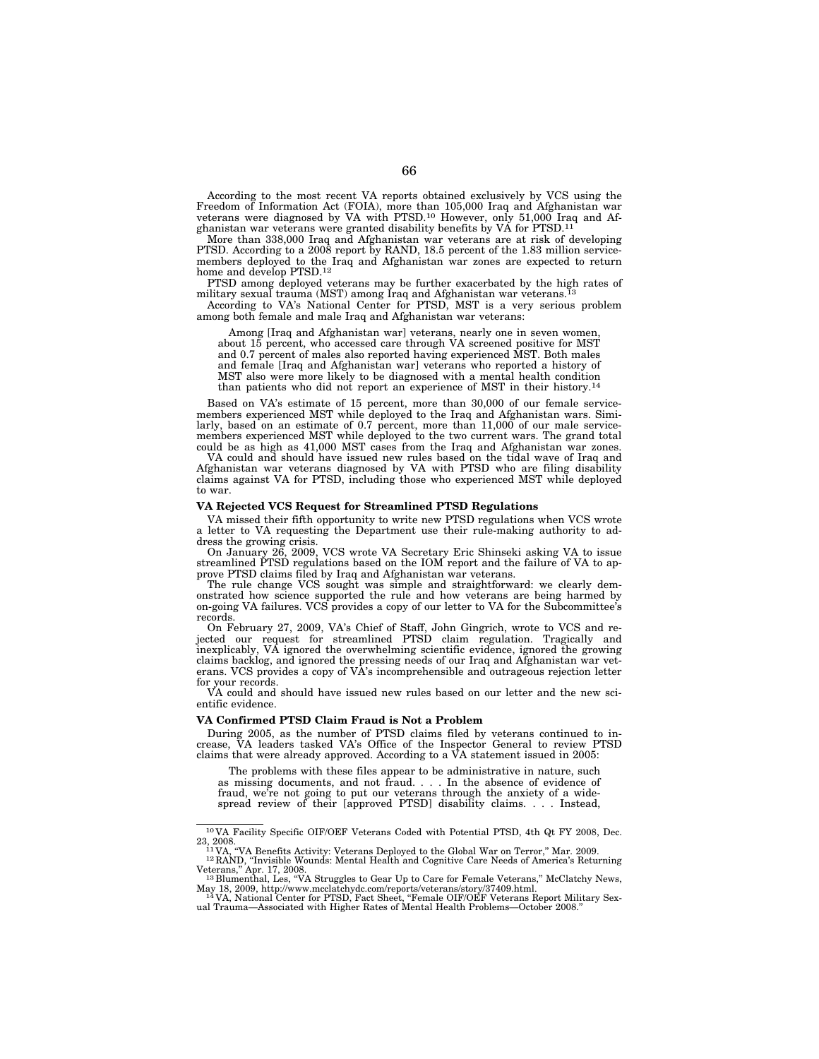According to the most recent VA reports obtained exclusively by VCS using the Freedom of Information Act (FOIA), more than 105,000 Iraq and Afghanistan war veterans were diagnosed by VA with PTSD.[10] However, only 51,000 Iraq and Afghanistan war veterans were granted disability benefits by VA for PTSD.[11]

More than 338,000 Iraq and Afghanistan war veterans are at risk of developing PTSD. According to a 2008 report by RAND, 18.5 percent of the 1.83 million servicemembers deployed to the Iraq and Afghanistan war zones are expected to return home and develop PTSD.[12]

PTSD among deployed veterans may be further exacerbated by the high rates of military sexual trauma (MST) among Iraq and Afghanistan war veterans.[13]

According to VA's National Center for PTSD, MST is a very serious problem among both female and male Iraq and Afghanistan war veterans:

> Among [Iraq and Afghanistan war] veterans, nearly one in seven women, about 15 percent, who accessed care through VA screened positive for MST and 0.7 percent of males also reported having experienced MST. Both males and female [Iraq and Afghanistan war] veterans who reported a history of MST also were more likely to be diagnosed with a mental health condition than patients who did not report an experience of MST in their history.[14]

Based on VA's estimate of 15 percent, more than 30,000 of our female servicemembers experienced MST while deployed to the Iraq and Afghanistan wars. Similarly, based on an estimate of 0.7 percent, more than 11,000 of our male servicemembers experienced MST while deployed to the two current wars. The grand total could be as high as 41,000 MST cases from the Iraq and Afghanistan war zones.

VA could and should have issued new rules based on the tidal wave of Iraq and Afghanistan war veterans diagnosed by VA with PTSD who are filing disability claims against VA for PTSD, including those who experienced MST while deployed to war.

**VA Rejected VCS Request for Streamlined PTSD Regulations**

VA missed their fifth opportunity to write new PTSD regulations when VCS wrote a letter to VA requesting the Department use their rule-making authority to address the growing crisis.

On January 26, 2009, VCS wrote VA Secretary Eric Shinseki asking VA to issue streamlined PTSD regulations based on the IOM report and the failure of VA to approve PTSD claims filed by Iraq and Afghanistan war veterans.

The rule change VCS sought was simple and straightforward: we clearly demonstrated how science supported the rule and how veterans are being harmed by on-going VA failures. VCS provides a copy of our letter to VA for the Subcommittee's records.

On February 27, 2009, VA's Chief of Staff, John Gingrich, wrote to VCS and rejected our request for streamlined PTSD claim regulation. Tragically and inexplicably, VA ignored the overwhelming scientific evidence, ignored the growing claims backlog, and ignored the pressing needs of our Iraq and Afghanistan war veterans. VCS provides a copy of VA's incomprehensible and outrageous rejection letter for your records.

VA could and should have issued new rules based on our letter and the new scientific evidence.

**VA Confirmed PTSD Claim Fraud is Not a Problem**

During 2005, as the number of PTSD claims filed by veterans continued to increase, VA leaders tasked VA's Office of the Inspector General to review PTSD claims that were already approved. According to a VA statement issued in 2005:

> The problems with these files appear to be administrative in nature, such as missing documents, and not fraud. . . . In the absence of evidence of fraud, we're not going to put our veterans through the anxiety of a widespread review of their [approved PTSD] disability claims. . . . Instead,

---

[10] VA Facility Specific OIF/OEF Veterans Coded with Potential PTSD, 4th Qt FY 2008, Dec. 23, 2008.

[11] VA, "VA Benefits Activity: Veterans Deployed to the Global War on Terror," Mar. 2009.

[12] RAND, "Invisible Wounds: Mental Health and Cognitive Care Needs of America's Returning Veterans," Apr. 17, 2008.

[13] Blumenthal, Les, "VA Struggles to Gear Up to Care for Female Veterans," McClatchy News, May 18, 2009, http://www.mcclatchydc.com/reports/veterans/story/37409.html.

[14] VA, National Center for PTSD, Fact Sheet, "Female OIF/OEF Veterans Report Military Sexual Trauma—Associated with Higher Rates of Mental Health Problems—October 2008."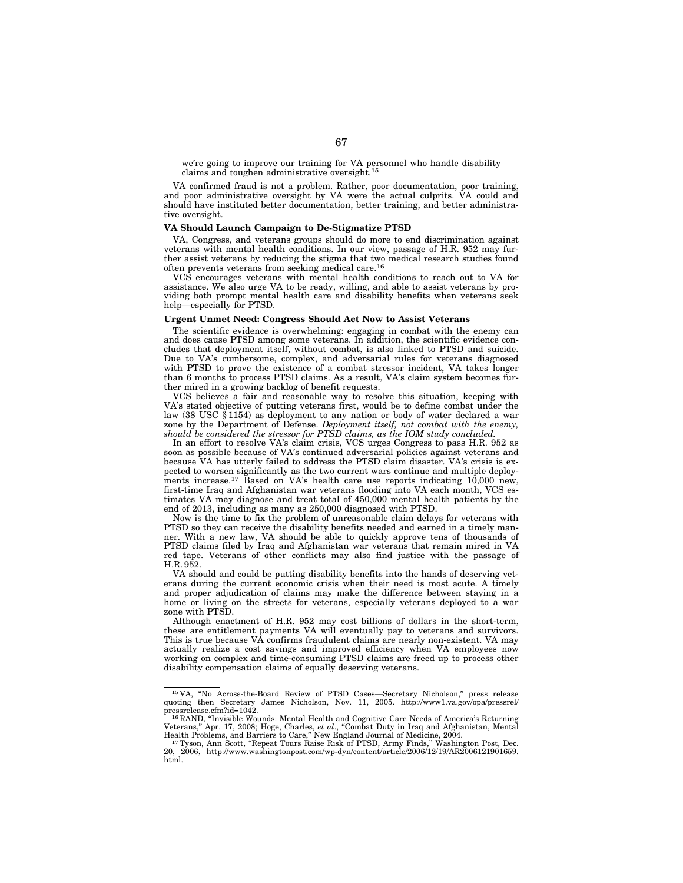we're going to improve our training for VA personnel who handle disability claims and toughen administrative oversight.[15]

VA confirmed fraud is not a problem. Rather, poor documentation, poor training, and poor administrative oversight by VA were the actual culprits. VA could and should have instituted better documentation, better training, and better administrative oversight.

**VA Should Launch Campaign to De-Stigmatize PTSD**

VA, Congress, and veterans groups should do more to end discrimination against veterans with mental health conditions. In our view, passage of H.R. 952 may further assist veterans by reducing the stigma that two medical research studies found often prevents veterans from seeking medical care.[16]

VCS encourages veterans with mental health conditions to reach out to VA for assistance. We also urge VA to be ready, willing, and able to assist veterans by providing both prompt mental health care and disability benefits when veterans seek help—especially for PTSD.

**Urgent Unmet Need: Congress Should Act Now to Assist Veterans**

The scientific evidence is overwhelming: engaging in combat with the enemy can and does cause PTSD among some veterans. In addition, the scientific evidence concludes that deployment itself, without combat, is also linked to PTSD and suicide. Due to VA's cumbersome, complex, and adversarial rules for veterans diagnosed with PTSD to prove the existence of a combat stressor incident, VA takes longer than 6 months to process PTSD claims. As a result, VA's claim system becomes further mired in a growing backlog of benefit requests.

VCS believes a fair and reasonable way to resolve this situation, keeping with VA's stated objective of putting veterans first, would be to define combat under the law (38 USC § 1154) as deployment to any nation or body of water declared a war zone by the Department of Defense. *Deployment itself, not combat with the enemy, should be considered the stressor for PTSD claims, as the IOM study concluded.*

In an effort to resolve VA's claim crisis, VCS urges Congress to pass H.R. 952 as soon as possible because of VA's continued adversarial policies against veterans and because VA has utterly failed to address the PTSD claim disaster. VA's crisis is expected to worsen significantly as the two current wars continue and multiple deployments increase.[17] Based on VA's health care use reports indicating 10,000 new, first-time Iraq and Afghanistan war veterans flooding into VA each month, VCS estimates VA may diagnose and treat total of 450,000 mental health patients by the end of 2013, including as many as 250,000 diagnosed with PTSD.

Now is the time to fix the problem of unreasonable claim delays for veterans with PTSD so they can receive the disability benefits needed and earned in a timely manner. With a new law, VA should be able to quickly approve tens of thousands of PTSD claims filed by Iraq and Afghanistan war veterans that remain mired in VA red tape. Veterans of other conflicts may also find justice with the passage of H.R. 952.

VA should and could be putting disability benefits into the hands of deserving veterans during the current economic crisis when their need is most acute. A timely and proper adjudication of claims may make the difference between staying in a home or living on the streets for veterans, especially veterans deployed to a war zone with PTSD.

Although enactment of H.R. 952 may cost billions of dollars in the short-term, these are entitlement payments VA will eventually pay to veterans and survivors. This is true because VA confirms fraudulent claims are nearly non-existent. VA may actually realize a cost savings and improved efficiency when VA employees now working on complex and time-consuming PTSD claims are freed up to process other disability compensation claims of equally deserving veterans.

---

[15] VA, "No Across-the-Board Review of PTSD Cases—Secretary Nicholson," press release quoting then Secretary James Nicholson, Nov. 11, 2005. http://www1.va.gov/opa/pressrel/pressrelease.cfm?id=1042.

[16] RAND, "Invisible Wounds: Mental Health and Cognitive Care Needs of America's Returning Veterans," Apr. 17, 2008; Hoge, Charles, *et al*., "Combat Duty in Iraq and Afghanistan, Mental Health Problems, and Barriers to Care," New England Journal of Medicine, 2004.

[17] Tyson, Ann Scott, "Repeat Tours Raise Risk of PTSD, Army Finds," Washington Post, Dec. 20, 2006, http://www.washingtonpost.com/wp-dyn/content/article/2006/12/19/AR2006121901659.html.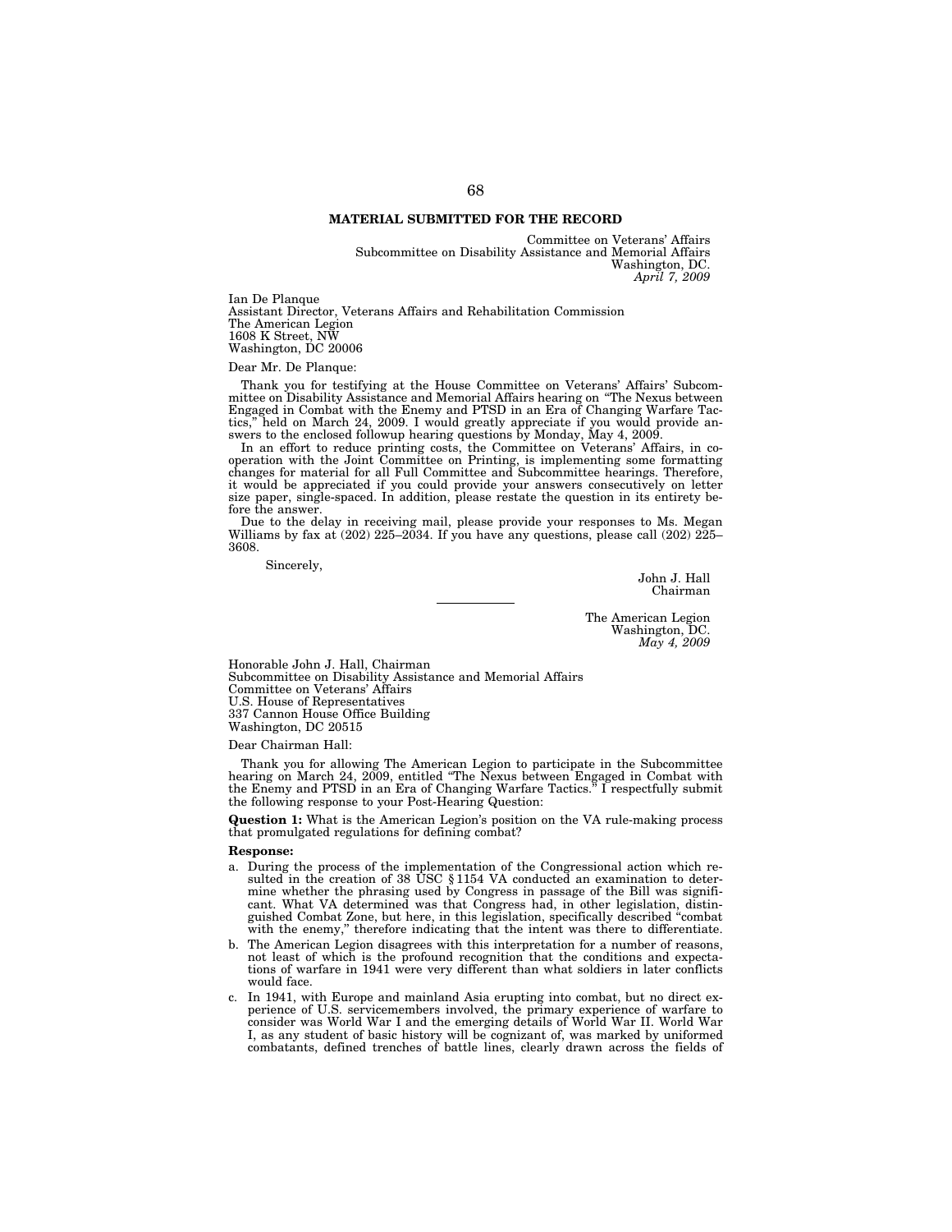## MATERIAL SUBMITTED FOR THE RECORD

Committee on Veterans' Affairs
Subcommittee on Disability Assistance and Memorial Affairs
Washington, DC.
*April 7, 2009*

Ian De Planque
Assistant Director, Veterans Affairs and Rehabilitation Commission
The American Legion
1608 K Street, NW
Washington, DC 20006

Dear Mr. De Planque:

Thank you for testifying at the House Committee on Veterans' Affairs' Subcommittee on Disability Assistance and Memorial Affairs hearing on "The Nexus between Engaged in Combat with the Enemy and PTSD in an Era of Changing Warfare Tactics," held on March 24, 2009. I would greatly appreciate if you would provide answers to the enclosed followup hearing questions by Monday, May 4, 2009.

In an effort to reduce printing costs, the Committee on Veterans' Affairs, in cooperation with the Joint Committee on Printing, is implementing some formatting changes for material for all Full Committee and Subcommittee hearings. Therefore, it would be appreciated if you could provide your answers consecutively on letter size paper, single-spaced. In addition, please restate the question in its entirety before the answer.

Due to the delay in receiving mail, please provide your responses to Ms. Megan Williams by fax at (202) 225–2034. If you have any questions, please call (202) 225–3608.

Sincerely,

John J. Hall
Chairman

---

The American Legion
Washington, DC.
*May 4, 2009*

Honorable John J. Hall, Chairman
Subcommittee on Disability Assistance and Memorial Affairs
Committee on Veterans' Affairs
U.S. House of Representatives
337 Cannon House Office Building
Washington, DC 20515

Dear Chairman Hall:

Thank you for allowing The American Legion to participate in the Subcommittee hearing on March 24, 2009, entitled "The Nexus between Engaged in Combat with the Enemy and PTSD in an Era of Changing Warfare Tactics." I respectfully submit the following response to your Post-Hearing Question:

**Question 1:** What is the American Legion's position on the VA rule-making process that promulgated regulations for defining combat?

**Response:**

a. During the process of the implementation of the Congressional action which resulted in the creation of 38 USC § 1154 VA conducted an examination to determine whether the phrasing used by Congress in passage of the Bill was significant. What VA determined was that Congress had, in other legislation, distinguished Combat Zone, but here, in this legislation, specifically described "combat with the enemy," therefore indicating that the intent was there to differentiate.

b. The American Legion disagrees with this interpretation for a number of reasons, not least of which is the profound recognition that the conditions and expectations of warfare in 1941 were very different than what soldiers in later conflicts would face.

c. In 1941, with Europe and mainland Asia erupting into combat, but no direct experience of U.S. servicemembers involved, the primary experience of warfare to consider was World War I and the emerging details of World War II. World War I, as any student of basic history will be cognizant of, was marked by uniformed combatants, defined trenches of battle lines, clearly drawn across the fields of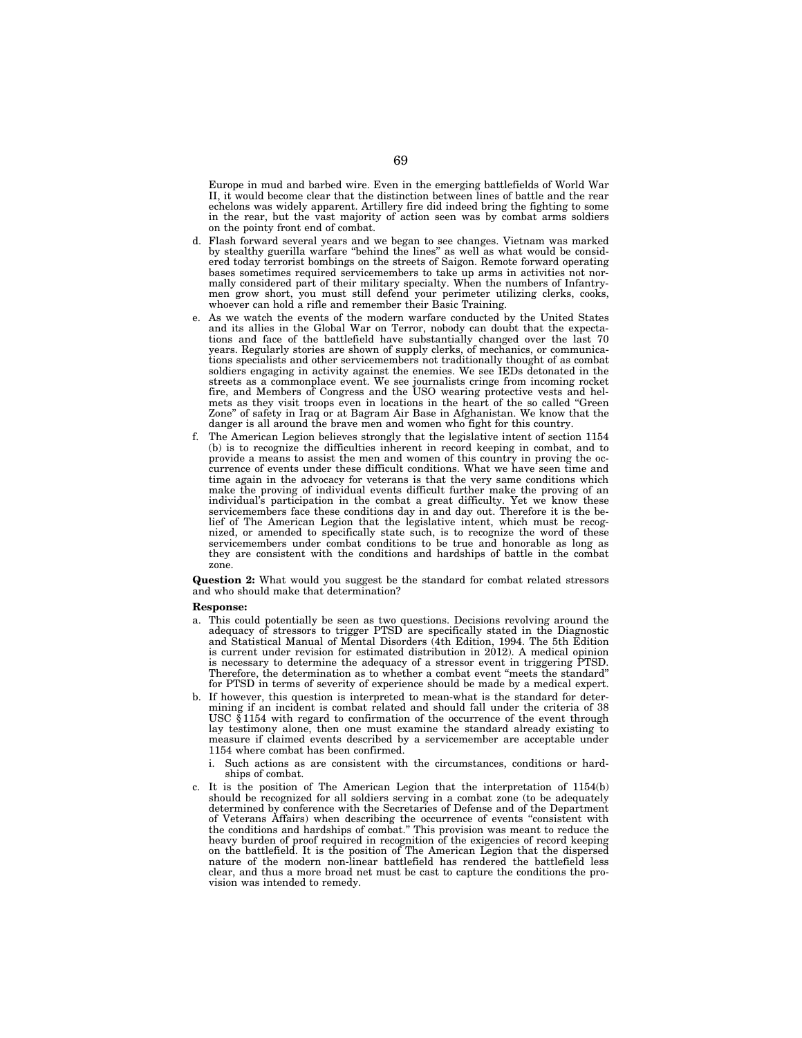Europe in mud and barbed wire. Even in the emerging battlefields of World War II, it would become clear that the distinction between lines of battle and the rear echelons was widely apparent. Artillery fire did indeed bring the fighting to some in the rear, but the vast majority of action seen was by combat arms soldiers on the pointy front end of combat.

d. Flash forward several years and we began to see changes. Vietnam was marked by stealthy guerilla warfare "behind the lines" as well as what would be considered today terrorist bombings on the streets of Saigon. Remote forward operating bases sometimes required servicemembers to take up arms in activities not normally considered part of their military specialty. When the numbers of Infantrymen grow short, you must still defend your perimeter utilizing clerks, cooks, whoever can hold a rifle and remember their Basic Training.

e. As we watch the events of the modern warfare conducted by the United States and its allies in the Global War on Terror, nobody can doubt that the expectations and face of the battlefield have substantially changed over the last 70 years. Regularly stories are shown of supply clerks, of mechanics, or communications specialists and other servicemembers not traditionally thought of as combat soldiers engaging in activity against the enemies. We see IEDs detonated in the streets as a commonplace event. We see journalists cringe from incoming rocket fire, and Members of Congress and the USO wearing protective vests and helmets as they visit troops even in locations in the heart of the so called "Green Zone" of safety in Iraq or at Bagram Air Base in Afghanistan. We know that the danger is all around the brave men and women who fight for this country.

f. The American Legion believes strongly that the legislative intent of section 1154 (b) is to recognize the difficulties inherent in record keeping in combat, and to provide a means to assist the men and women of this country in proving the occurrence of events under these difficult conditions. What we have seen time and time again in the advocacy for veterans is that the very same conditions which make the proving of individual events difficult further make the proving of an individual's participation in the combat a great difficulty. Yet we know these servicemembers face these conditions day in and day out. Therefore it is the belief of The American Legion that the legislative intent, which must be recognized, or amended to specifically state such, is to recognize the word of these servicemembers under combat conditions to be true and honorable as long as they are consistent with the conditions and hardships of battle in the combat zone.

**Question 2:** What would you suggest be the standard for combat related stressors and who should make that determination?

**Response:**

a. This could potentially be seen as two questions. Decisions revolving around the adequacy of stressors to trigger PTSD are specifically stated in the Diagnostic and Statistical Manual of Mental Disorders (4th Edition, 1994. The 5th Edition is current under revision for estimated distribution in 2012). A medical opinion is necessary to determine the adequacy of a stressor event in triggering PTSD. Therefore, the determination as to whether a combat event "meets the standard" for PTSD in terms of severity of experience should be made by a medical expert.

b. If however, this question is interpreted to mean-what is the standard for determining if an incident is combat related and should fall under the criteria of 38 USC § 1154 with regard to confirmation of the occurrence of the event through lay testimony alone, then one must examine the standard already existing to measure if claimed events described by a servicemember are acceptable under 1154 where combat has been confirmed.

   i. Such actions as are consistent with the circumstances, conditions or hardships of combat.

c. It is the position of The American Legion that the interpretation of 1154(b) should be recognized for all soldiers serving in a combat zone (to be adequately determined by conference with the Secretaries of Defense and of the Department of Veterans Affairs) when describing the occurrence of events "consistent with the conditions and hardships of combat." This provision was meant to reduce the heavy burden of proof required in recognition of the exigencies of record keeping on the battlefield. It is the position of The American Legion that the dispersed nature of the modern non-linear battlefield has rendered the battlefield less clear, and thus a more broad net must be cast to capture the conditions the provision was intended to remedy.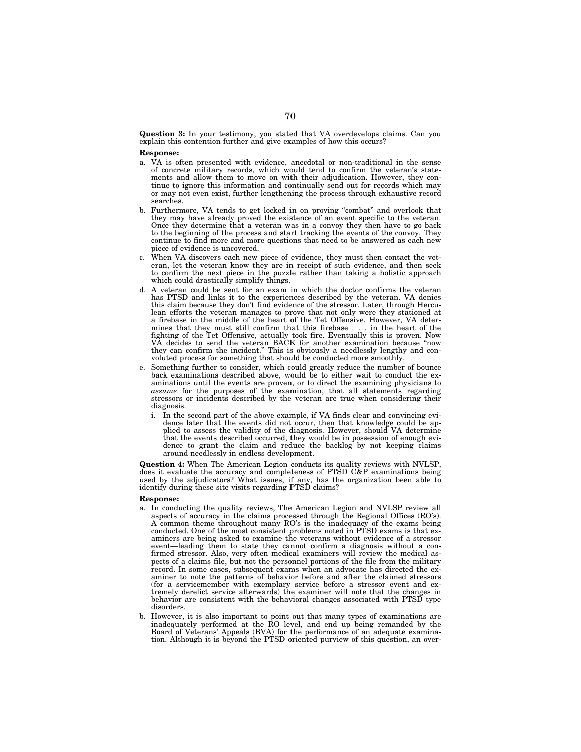**Question 3:** In your testimony, you stated that VA overdevelops claims. Can you explain this contention further and give examples of how this occurs?

**Response:**

a. VA is often presented with evidence, anecdotal or non-traditional in the sense of concrete military records, which would tend to confirm the veteran's statements and allow them to move on with their adjudication. However, they continue to ignore this information and continually send out for records which may or may not even exist, further lengthening the process through exhaustive record searches.

b. Furthermore, VA tends to get locked in on proving "combat" and overlook that they may have already proved the existence of an event specific to the veteran. Once they determine that a veteran was in a convoy they then have to go back to the beginning of the process and start tracking the events of the convoy. They continue to find more and more questions that need to be answered as each new piece of evidence is uncovered.

c. When VA discovers each new piece of evidence, they must then contact the veteran, let the veteran know they are in receipt of such evidence, and then seek to confirm the next piece in the puzzle rather than taking a holistic approach which could drastically simplify things.

d. A veteran could be sent for an exam in which the doctor confirms the veteran has PTSD and links it to the experiences described by the veteran. VA denies this claim because they don't find evidence of the stressor. Later, through Herculean efforts the veteran manages to prove that not only were they stationed at a firebase in the middle of the heart of the Tet Offensive. However, VA determines that they must still confirm that this firebase . . . in the heart of the fighting of the Tet Offensive, actually took fire. Eventually this is proven. Now VA decides to send the veteran BACK for another examination because "now they can confirm the incident." This is obviously a needlessly lengthy and convoluted process for something that should be conducted more smoothly.

e. Something further to consider, which could greatly reduce the number of bounce back examinations described above, would be to either wait to conduct the examinations until the events are proven, or to direct the examining physicians to *assume* for the purposes of the examination, that all statements regarding stressors or incidents described by the veteran are true when considering their diagnosis.

   i. In the second part of the above example, if VA finds clear and convincing evidence later that the events did not occur, then that knowledge could be applied to assess the validity of the diagnosis. However, should VA determine that the events described occurred, they would be in possession of enough evidence to grant the claim and reduce the backlog by not keeping claims around needlessly in endless development.

**Question 4:** When The American Legion conducts its quality reviews with NVLSP, does it evaluate the accuracy and completeness of PTSD C&P examinations being used by the adjudicators? What issues, if any, has the organization been able to identify during these site visits regarding PTSD claims?

**Response:**

a. In conducting the quality reviews, The American Legion and NVLSP review all aspects of accuracy in the claims processed through the Regional Offices (RO's). A common theme throughout many RO's is the inadequacy of the exams being conducted. One of the most consistent problems noted in PTSD exams is that examiners are being asked to examine the veterans without evidence of a stressor event—leading them to state they cannot confirm a diagnosis without a confirmed stressor. Also, very often medical examiners will review the medical aspects of a claims file, but not the personnel portions of the file from the military record. In some cases, subsequent exams when an advocate has directed the examiner to note the patterns of behavior before and after the claimed stressors (for a servicemember with exemplary service before a stressor event and extremely derelict service afterwards) the examiner will note that the changes in behavior are consistent with the behavioral changes associated with PTSD type disorders.

b. However, it is also important to point out that many types of examinations are inadequately performed at the RO level, and end up being remanded by the Board of Veterans' Appeals (BVA) for the performance of an adequate examination. Although it is beyond the PTSD oriented purview of this question, an over-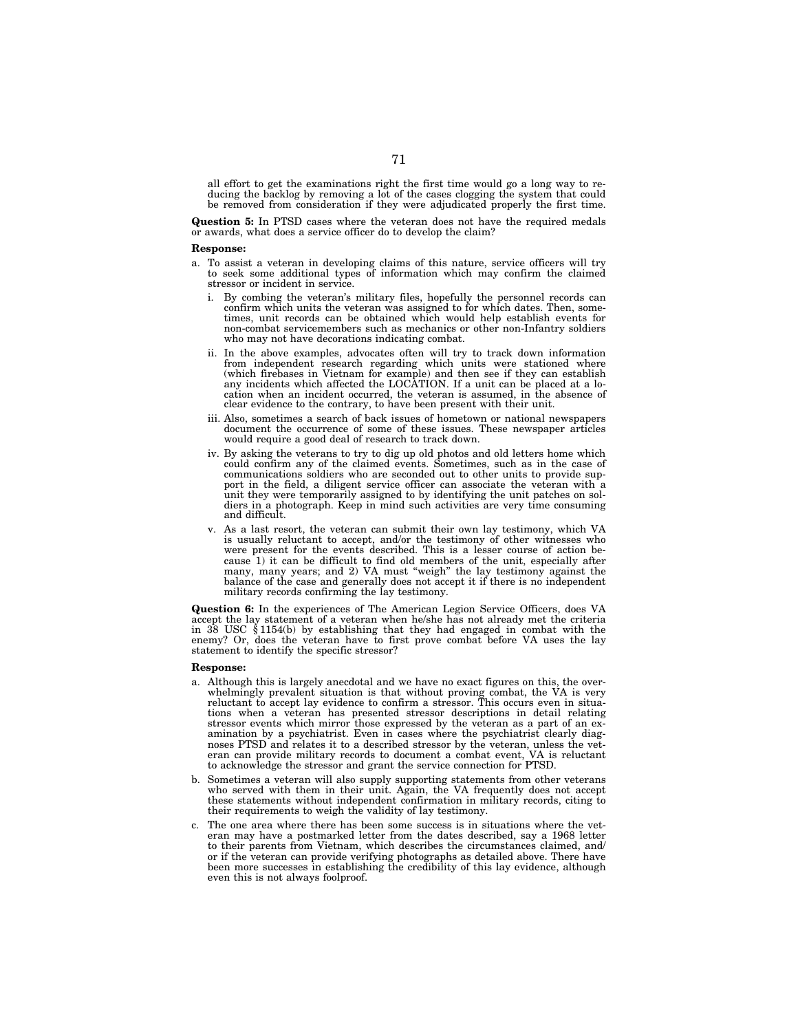all effort to get the examinations right the first time would go a long way to reducing the backlog by removing a lot of the cases clogging the system that could be removed from consideration if they were adjudicated properly the first time.

**Question 5:** In PTSD cases where the veteran does not have the required medals or awards, what does a service officer do to develop the claim?

**Response:**

a. To assist a veteran in developing claims of this nature, service officers will try to seek some additional types of information which may confirm the claimed stressor or incident in service.

   i. By combing the veteran's military files, hopefully the personnel records can confirm which units the veteran was assigned to for which dates. Then, sometimes, unit records can be obtained which would help establish events for non-combat servicemembers such as mechanics or other non-Infantry soldiers who may not have decorations indicating combat.

   ii. In the above examples, advocates often will try to track down information from independent research regarding which units were stationed where (which firebases in Vietnam for example) and then see if they can establish any incidents which affected the LOCATION. If a unit can be placed at a location when an incident occurred, the veteran is assumed, in the absence of clear evidence to the contrary, to have been present with their unit.

   iii. Also, sometimes a search of back issues of hometown or national newspapers document the occurrence of some of these issues. These newspaper articles would require a good deal of research to track down.

   iv. By asking the veterans to try to dig up old photos and old letters home which could confirm any of the claimed events. Sometimes, such as in the case of communications soldiers who are seconded out to other units to provide support in the field, a diligent service officer can associate the veteran with a unit they were temporarily assigned to by identifying the unit patches on soldiers in a photograph. Keep in mind such activities are very time consuming and difficult.

   v. As a last resort, the veteran can submit their own lay testimony, which VA is usually reluctant to accept, and/or the testimony of other witnesses who were present for the events described. This is a lesser course of action because 1) it can be difficult to find old members of the unit, especially after many, many years; and 2) VA must "weigh" the lay testimony against the balance of the case and generally does not accept it if there is no independent military records confirming the lay testimony.

**Question 6:** In the experiences of The American Legion Service Officers, does VA accept the lay statement of a veteran when he/she has not already met the criteria in 38 USC § 1154(b) by establishing that they had engaged in combat with the enemy? Or, does the veteran have to first prove combat before VA uses the lay statement to identify the specific stressor?

**Response:**

a. Although this is largely anecdotal and we have no exact figures on this, the overwhelmingly prevalent situation is that without proving combat, the VA is very reluctant to accept lay evidence to confirm a stressor. This occurs even in situations when a veteran has presented stressor descriptions in detail relating stressor events which mirror those expressed by the veteran as a part of an examination by a psychiatrist. Even in cases where the psychiatrist clearly diagnoses PTSD and relates it to a described stressor by the veteran, unless the veteran can provide military records to document a combat event, VA is reluctant to acknowledge the stressor and grant the service connection for PTSD.

b. Sometimes a veteran will also supply supporting statements from other veterans who served with them in their unit. Again, the VA frequently does not accept these statements without independent confirmation in military records, citing to their requirements to weigh the validity of lay testimony.

c. The one area where there has been some success is in situations where the veteran may have a postmarked letter from the dates described, say a 1968 letter to their parents from Vietnam, which describes the circumstances claimed, and/or if the veteran can provide verifying photographs as detailed above. There have been more successes in establishing the credibility of this lay evidence, although even this is not always foolproof.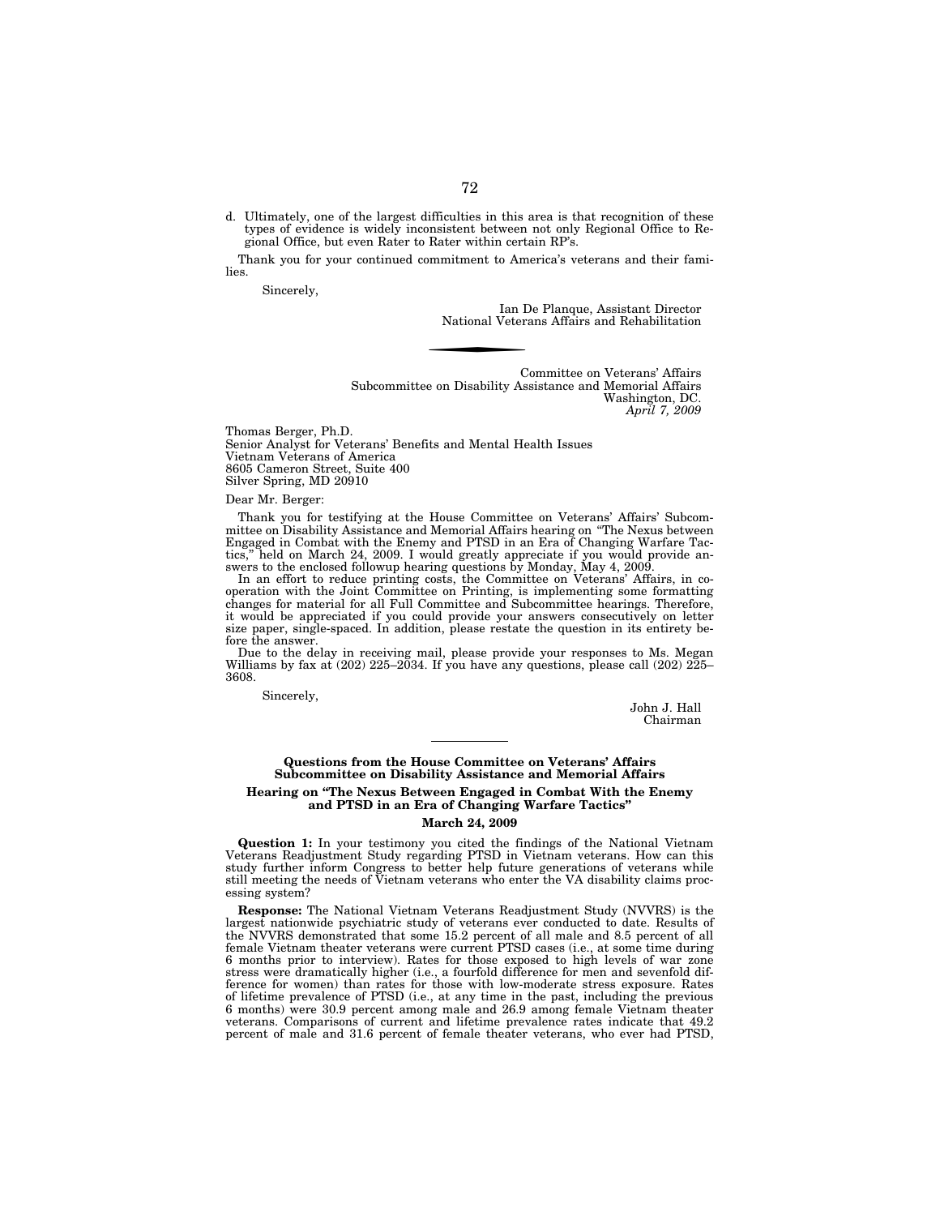d. Ultimately, one of the largest difficulties in this area is that recognition of these types of evidence is widely inconsistent between not only Regional Office to Regional Office, but even Rater to Rater within certain RP's.

Thank you for your continued commitment to America's veterans and their families.

Sincerely,

Ian De Planque, Assistant Director
National Veterans Affairs and Rehabilitation

---

Committee on Veterans' Affairs
Subcommittee on Disability Assistance and Memorial Affairs
Washington, DC.
*April 7, 2009*

Thomas Berger, Ph.D.
Senior Analyst for Veterans' Benefits and Mental Health Issues
Vietnam Veterans of America
8605 Cameron Street, Suite 400
Silver Spring, MD 20910

Dear Mr. Berger:

Thank you for testifying at the House Committee on Veterans' Affairs' Subcommittee on Disability Assistance and Memorial Affairs hearing on "The Nexus between Engaged in Combat with the Enemy and PTSD in an Era of Changing Warfare Tactics," held on March 24, 2009. I would greatly appreciate if you would provide answers to the enclosed followup hearing questions by Monday, May 4, 2009.

In an effort to reduce printing costs, the Committee on Veterans' Affairs, in cooperation with the Joint Committee on Printing, is implementing some formatting changes for material for all Full Committee and Subcommittee hearings. Therefore, it would be appreciated if you could provide your answers consecutively on letter size paper, single-spaced. In addition, please restate the question in its entirety before the answer.

Due to the delay in receiving mail, please provide your responses to Ms. Megan Williams by fax at (202) 225–2034. If you have any questions, please call (202) 225–3608.

Sincerely,

John J. Hall
Chairman

---

**Questions from the House Committee on Veterans' Affairs Subcommittee on Disability Assistance and Memorial Affairs**

**Hearing on "The Nexus Between Engaged in Combat With the Enemy and PTSD in an Era of Changing Warfare Tactics"**

**March 24, 2009**

**Question 1:** In your testimony you cited the findings of the National Vietnam Veterans Readjustment Study regarding PTSD in Vietnam veterans. How can this study further inform Congress to better help future generations of veterans while still meeting the needs of Vietnam veterans who enter the VA disability claims processing system?

**Response:** The National Vietnam Veterans Readjustment Study (NVVRS) is the largest nationwide psychiatric study of veterans ever conducted to date. Results of the NVVRS demonstrated that some 15.2 percent of all male and 8.5 percent of all female Vietnam theater veterans were current PTSD cases (i.e., at some time during 6 months prior to interview). Rates for those exposed to high levels of war zone stress were dramatically higher (i.e., a fourfold difference for men and sevenfold difference for women) than rates for those with low-moderate stress exposure. Rates of lifetime prevalence of PTSD (i.e., at any time in the past, including the previous 6 months) were 30.9 percent among male and 26.9 among female Vietnam theater veterans. Comparisons of current and lifetime prevalence rates indicate that 49.2 percent of male and 31.6 percent of female theater veterans, who ever had PTSD,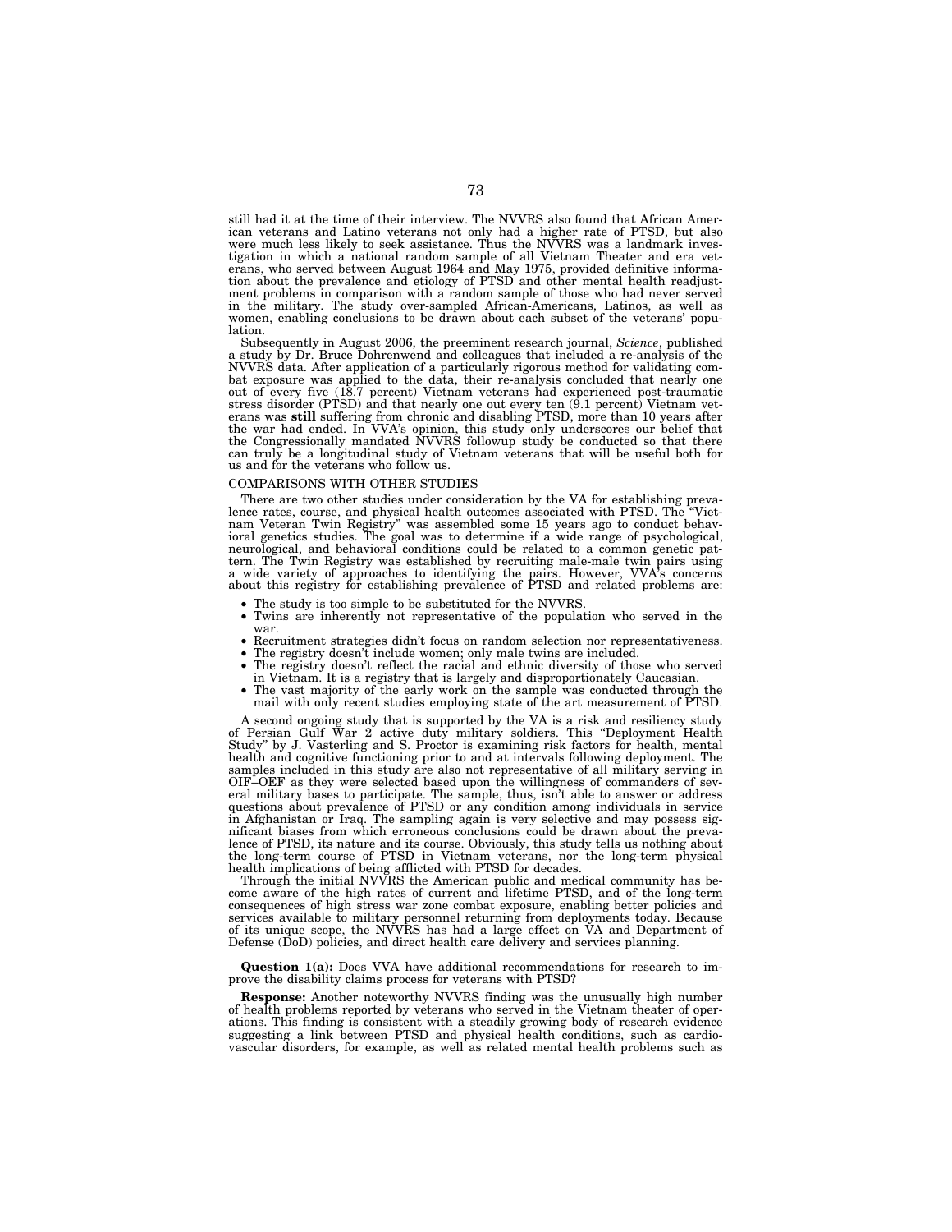still had it at the time of their interview. The NVVRS also found that African American veterans and Latino veterans not only had a higher rate of PTSD, but also were much less likely to seek assistance. Thus the NVVRS was a landmark investigation in which a national random sample of all Vietnam Theater and era veterans, who served between August 1964 and May 1975, provided definitive information about the prevalence and etiology of PTSD and other mental health readjustment problems in comparison with a random sample of those who had never served in the military. The study over-sampled African-Americans, Latinos, as well as women, enabling conclusions to be drawn about each subset of the veterans' population.

Subsequently in August 2006, the preeminent research journal, *Science*, published a study by Dr. Bruce Dohrenwend and colleagues that included a re-analysis of the NVVRS data. After application of a particularly rigorous method for validating combat exposure was applied to the data, their re-analysis concluded that nearly one out of every five (18.7 percent) Vietnam veterans had experienced post-traumatic stress disorder (PTSD) and that nearly one out every ten (9.1 percent) Vietnam veterans was **still** suffering from chronic and disabling PTSD, more than 10 years after the war had ended. In VVA's opinion, this study only underscores our belief that the Congressionally mandated NVVRS followup study be conducted so that there can truly be a longitudinal study of Vietnam veterans that will be useful both for us and for the veterans who follow us.

COMPARISONS WITH OTHER STUDIES

There are two other studies under consideration by the VA for establishing prevalence rates, course, and physical health outcomes associated with PTSD. The "Vietnam Veteran Twin Registry" was assembled some 15 years ago to conduct behavioral genetics studies. The goal was to determine if a wide range of psychological, neurological, and behavioral conditions could be related to a common genetic pattern. The Twin Registry was established by recruiting male-male twin pairs using a wide variety of approaches to identifying the pairs. However, VVA's concerns about this registry for establishing prevalence of PTSD and related problems are:

- The study is too simple to be substituted for the NVVRS.
- Twins are inherently not representative of the population who served in the war.
- Recruitment strategies didn't focus on random selection nor representativeness.
- The registry doesn't include women; only male twins are included.
- The registry doesn't reflect the racial and ethnic diversity of those who served in Vietnam. It is a registry that is largely and disproportionately Caucasian.
- The vast majority of the early work on the sample was conducted through the mail with only recent studies employing state of the art measurement of PTSD.

A second ongoing study that is supported by the VA is a risk and resiliency study of Persian Gulf War 2 active duty military soldiers. This "Deployment Health Study" by J. Vasterling and S. Proctor is examining risk factors for health, mental health and cognitive functioning prior to and at intervals following deployment. The samples included in this study are also not representative of all military serving in OIF–OEF as they were selected based upon the willingness of commanders of several military bases to participate. The sample, thus, isn't able to answer or address questions about prevalence of PTSD or any condition among individuals in service in Afghanistan or Iraq. The sampling again is very selective and may possess significant biases from which erroneous conclusions could be drawn about the prevalence of PTSD, its nature and its course. Obviously, this study tells us nothing about the long-term course of PTSD in Vietnam veterans, nor the long-term physical health implications of being afflicted with PTSD for decades.

Through the initial NVVRS the American public and medical community has become aware of the high rates of current and lifetime PTSD, and of the long-term consequences of high stress war zone combat exposure, enabling better policies and services available to military personnel returning from deployments today. Because of its unique scope, the NVVRS has had a large effect on VA and Department of Defense (DoD) policies, and direct health care delivery and services planning.

**Question 1(a):** Does VVA have additional recommendations for research to improve the disability claims process for veterans with PTSD?

**Response:** Another noteworthy NVVRS finding was the unusually high number of health problems reported by veterans who served in the Vietnam theater of operations. This finding is consistent with a steadily growing body of research evidence suggesting a link between PTSD and physical health conditions, such as cardiovascular disorders, for example, as well as related mental health problems such as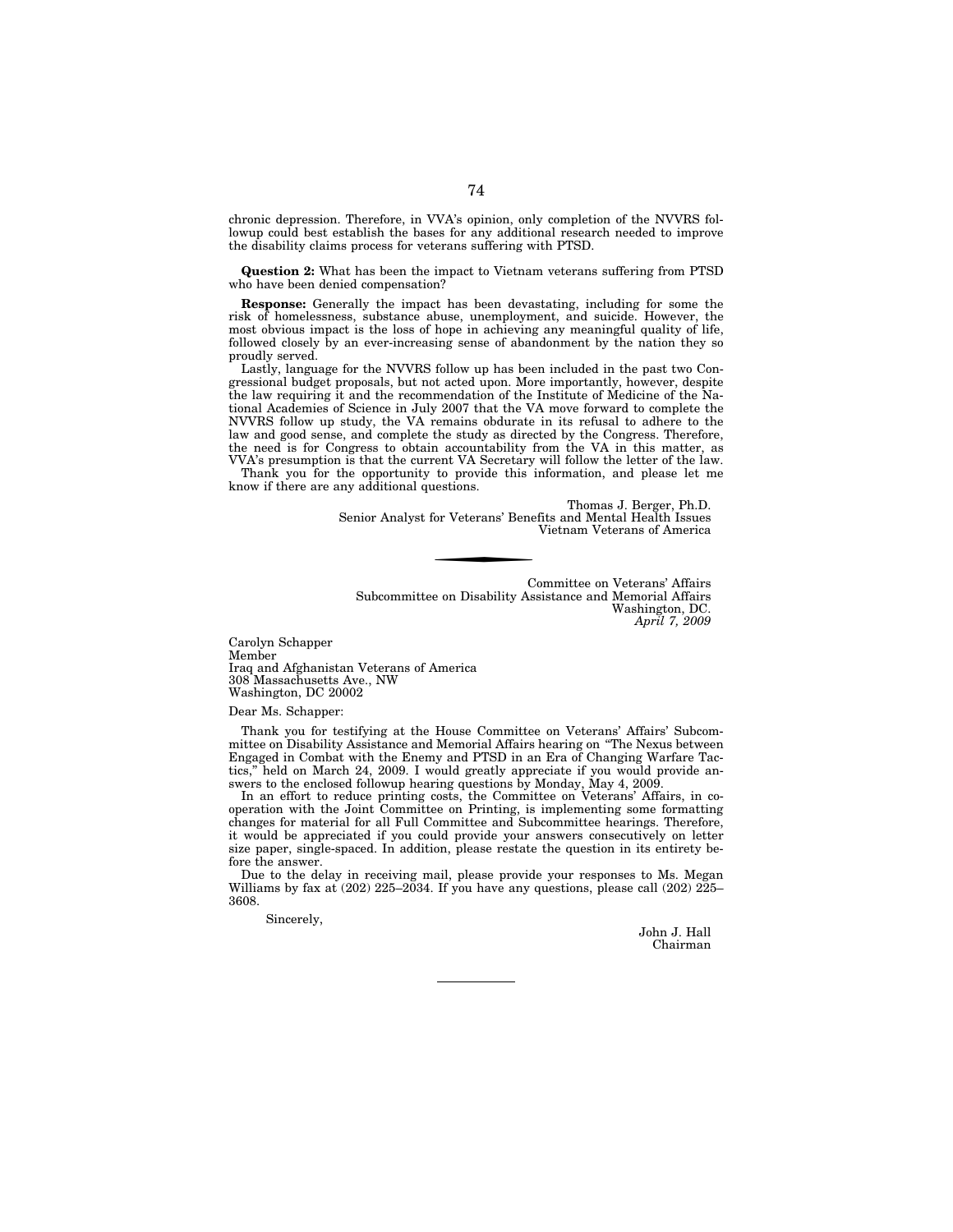chronic depression. Therefore, in VVA's opinion, only completion of the NVVRS followup could best establish the bases for any additional research needed to improve the disability claims process for veterans suffering with PTSD.

**Question 2:** What has been the impact to Vietnam veterans suffering from PTSD who have been denied compensation?

**Response:** Generally the impact has been devastating, including for some the risk of homelessness, substance abuse, unemployment, and suicide. However, the most obvious impact is the loss of hope in achieving any meaningful quality of life, followed closely by an ever-increasing sense of abandonment by the nation they so proudly served.

Lastly, language for the NVVRS follow up has been included in the past two Congressional budget proposals, but not acted upon. More importantly, however, despite the law requiring it and the recommendation of the Institute of Medicine of the National Academies of Science in July 2007 that the VA move forward to complete the NVVRS follow up study, the VA remains obdurate in its refusal to adhere to the law and good sense, and complete the study as directed by the Congress. Therefore, the need is for Congress to obtain accountability from the VA in this matter, as VVA's presumption is that the current VA Secretary will follow the letter of the law.

Thank you for the opportunity to provide this information, and please let me know if there are any additional questions.

Thomas J. Berger, Ph.D.
Senior Analyst for Veterans' Benefits and Mental Health Issues
Vietnam Veterans of America

---

Committee on Veterans' Affairs
Subcommittee on Disability Assistance and Memorial Affairs
Washington, DC.
*April 7, 2009*

Carolyn Schapper
Member
Iraq and Afghanistan Veterans of America
308 Massachusetts Ave., NW
Washington, DC 20002

Dear Ms. Schapper:

Thank you for testifying at the House Committee on Veterans' Affairs' Subcommittee on Disability Assistance and Memorial Affairs hearing on "The Nexus between Engaged in Combat with the Enemy and PTSD in an Era of Changing Warfare Tactics," held on March 24, 2009. I would greatly appreciate if you would provide answers to the enclosed followup hearing questions by Monday, May 4, 2009.

In an effort to reduce printing costs, the Committee on Veterans' Affairs, in cooperation with the Joint Committee on Printing, is implementing some formatting changes for material for all Full Committee and Subcommittee hearings. Therefore, it would be appreciated if you could provide your answers consecutively on letter size paper, single-spaced. In addition, please restate the question in its entirety before the answer.

Due to the delay in receiving mail, please provide your responses to Ms. Megan Williams by fax at (202) 225–2034. If you have any questions, please call (202) 225–3608.

Sincerely,

John J. Hall
Chairman

---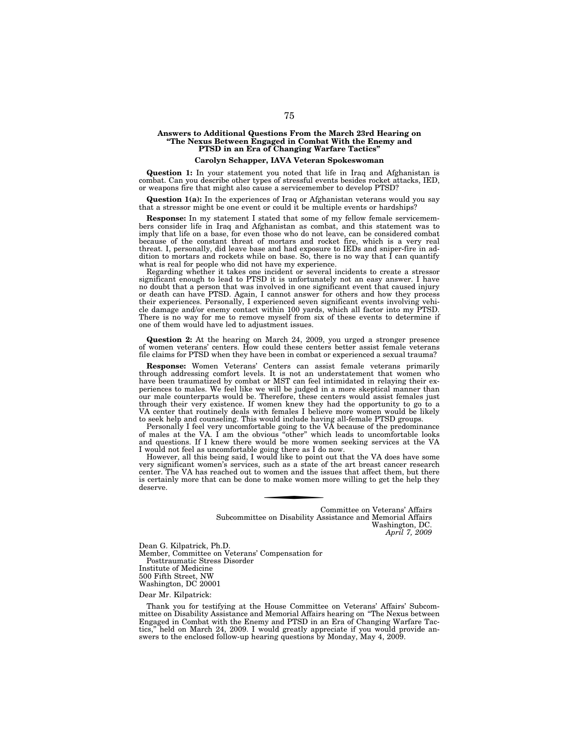**Answers to Additional Questions From the March 23rd Hearing on "The Nexus Between Engaged in Combat With the Enemy and PTSD in an Era of Changing Warfare Tactics"**

**Carolyn Schapper, IAVA Veteran Spokeswoman**

**Question 1:** In your statement you noted that life in Iraq and Afghanistan is combat. Can you describe other types of stressful events besides rocket attacks, IED, or weapons fire that might also cause a servicemember to develop PTSD?

**Question 1(a):** In the experiences of Iraq or Afghanistan veterans would you say that a stressor might be one event or could it be multiple events or hardships?

**Response:** In my statement I stated that some of my fellow female servicemembers consider life in Iraq and Afghanistan as combat, and this statement was to imply that life on a base, for even those who do not leave, can be considered combat because of the constant threat of mortars and rocket fire, which is a very real threat. I, personally, did leave base and had exposure to IEDs and sniper-fire in addition to mortars and rockets while on base. So, there is no way that I can quantify what is real for people who did not have my experience.

Regarding whether it takes one incident or several incidents to create a stressor significant enough to lead to PTSD it is unfortunately not an easy answer. I have no doubt that a person that was involved in one significant event that caused injury or death can have PTSD. Again, I cannot answer for others and how they process their experiences. Personally, I experienced seven significant events involving vehicle damage and/or enemy contact within 100 yards, which all factor into my PTSD. There is no way for me to remove myself from six of these events to determine if one of them would have led to adjustment issues.

**Question 2:** At the hearing on March 24, 2009, you urged a stronger presence of women veterans' centers. How could these centers better assist female veterans file claims for PTSD when they have been in combat or experienced a sexual trauma?

**Response:** Women Veterans' Centers can assist female veterans primarily through addressing comfort levels. It is not an understatement that women who have been traumatized by combat or MST can feel intimidated in relaying their experiences to males. We feel like we will be judged in a more skeptical manner than our male counterparts would be. Therefore, these centers would assist females just through their very existence. If women knew they had the opportunity to go to a VA center that routinely deals with females I believe more women would be likely to seek help and counseling. This would include having all-female PTSD groups.

Personally I feel very uncomfortable going to the VA because of the predominance of males at the VA. I am the obvious "other" which leads to uncomfortable looks and questions. If I knew there would be more women seeking services at the VA I would not feel as uncomfortable going there as I do now.

However, all this being said, I would like to point out that the VA does have some very significant women's services, such as a state of the art breast cancer research center. The VA has reached out to women and the issues that affect them, but there is certainly more that can be done to make women more willing to get the help they deserve.

---

Committee on Veterans' Affairs
Subcommittee on Disability Assistance and Memorial Affairs
Washington, DC.
*April 7, 2009*

Dean G. Kilpatrick, Ph.D.
Member, Committee on Veterans' Compensation for Posttraumatic Stress Disorder
Institute of Medicine
500 Fifth Street, NW
Washington, DC 20001

Dear Mr. Kilpatrick:

Thank you for testifying at the House Committee on Veterans' Affairs' Subcommittee on Disability Assistance and Memorial Affairs hearing on "The Nexus between Engaged in Combat with the Enemy and PTSD in an Era of Changing Warfare Tactics," held on March 24, 2009. I would greatly appreciate if you would provide answers to the enclosed follow-up hearing questions by Monday, May 4, 2009.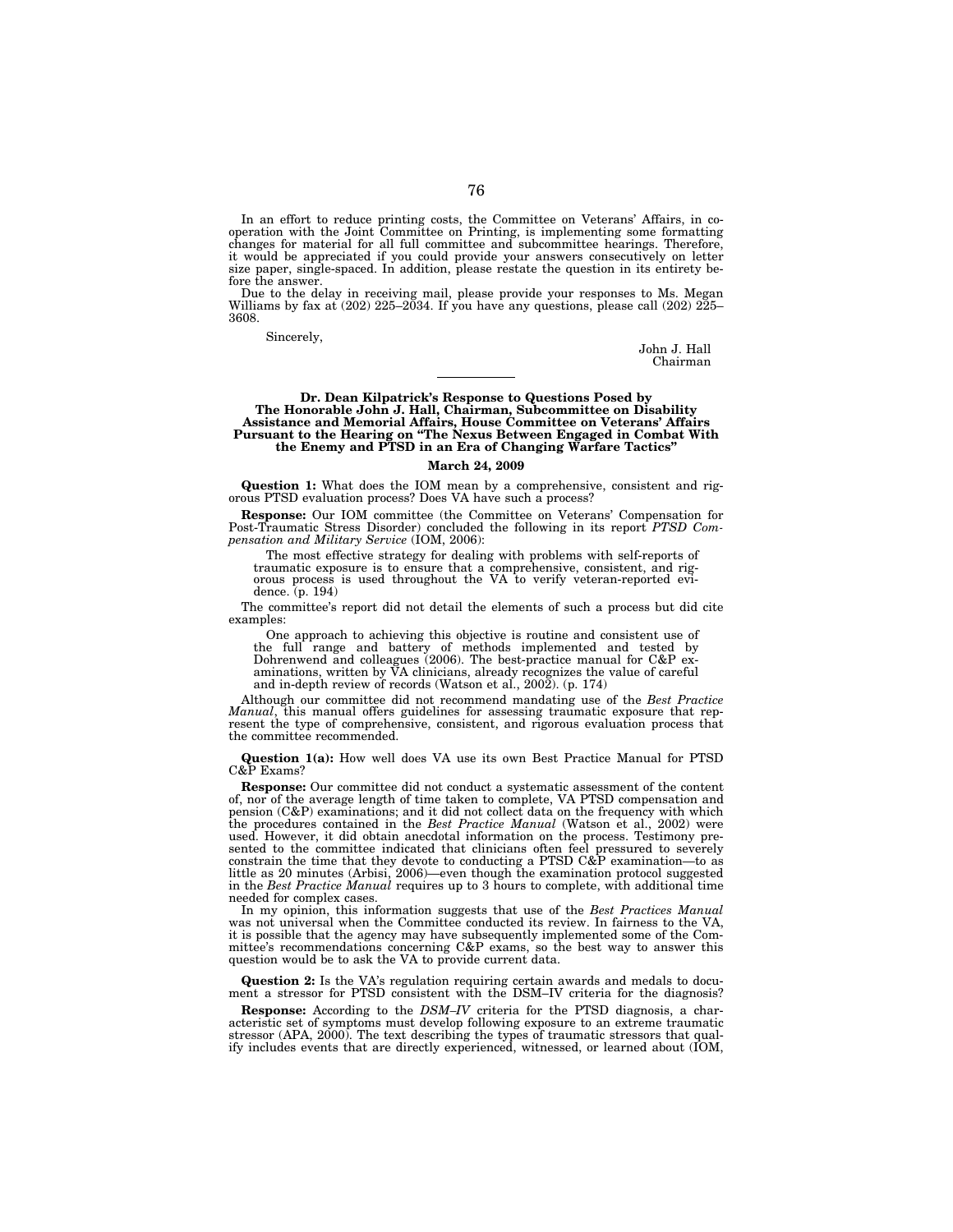In an effort to reduce printing costs, the Committee on Veterans' Affairs, in cooperation with the Joint Committee on Printing, is implementing some formatting changes for material for all full committee and subcommittee hearings. Therefore, it would be appreciated if you could provide your answers consecutively on letter size paper, single-spaced. In addition, please restate the question in its entirety before the answer.

Due to the delay in receiving mail, please provide your responses to Ms. Megan Williams by fax at (202) 225–2034. If you have any questions, please call (202) 225–3608.

Sincerely,

John J. Hall
Chairman

---

**Dr. Dean Kilpatrick's Response to Questions Posed by The Honorable John J. Hall, Chairman, Subcommittee on Disability Assistance and Memorial Affairs, House Committee on Veterans' Affairs Pursuant to the Hearing on "The Nexus Between Engaged in Combat With the Enemy and PTSD in an Era of Changing Warfare Tactics"**

**March 24, 2009**

**Question 1:** What does the IOM mean by a comprehensive, consistent and rigorous PTSD evaluation process? Does VA have such a process?

**Response:** Our IOM committee (the Committee on Veterans' Compensation for Post-Traumatic Stress Disorder) concluded the following in its report *PTSD Compensation and Military Service* (IOM, 2006):

> The most effective strategy for dealing with problems with self-reports of traumatic exposure is to ensure that a comprehensive, consistent, and rigorous process is used throughout the VA to verify veteran-reported evidence. (p. 194)

The committee's report did not detail the elements of such a process but did cite examples:

> One approach to achieving this objective is routine and consistent use of the full range and battery of methods implemented and tested by Dohrenwend and colleagues (2006). The best-practice manual for C&P examinations, written by VA clinicians, already recognizes the value of careful and in-depth review of records (Watson et al., 2002). (p. 174)

Although our committee did not recommend mandating use of the *Best Practice Manual*, this manual offers guidelines for assessing traumatic exposure that represent the type of comprehensive, consistent, and rigorous evaluation process that the committee recommended.

**Question 1(a):** How well does VA use its own Best Practice Manual for PTSD C&P Exams?

**Response:** Our committee did not conduct a systematic assessment of the content of, nor of the average length of time taken to complete, VA PTSD compensation and pension (C&P) examinations; and it did not collect data on the frequency with which the procedures contained in the *Best Practice Manual* (Watson et al., 2002) were used. However, it did obtain anecdotal information on the process. Testimony presented to the committee indicated that clinicians often feel pressured to severely constrain the time that they devote to conducting a PTSD C&P examination—to as little as 20 minutes (Arbisi, 2006)—even though the examination protocol suggested in the *Best Practice Manual* requires up to 3 hours to complete, with additional time needed for complex cases.

In my opinion, this information suggests that use of the *Best Practices Manual* was not universal when the Committee conducted its review. In fairness to the VA, it is possible that the agency may have subsequently implemented some of the Committee's recommendations concerning C&P exams, so the best way to answer this question would be to ask the VA to provide current data.

**Question 2:** Is the VA's regulation requiring certain awards and medals to document a stressor for PTSD consistent with the DSM–IV criteria for the diagnosis?

**Response:** According to the *DSM–IV* criteria for the PTSD diagnosis, a characteristic set of symptoms must develop following exposure to an extreme traumatic stressor (APA, 2000). The text describing the types of traumatic stressors that qualify includes events that are directly experienced, witnessed, or learned about (IOM,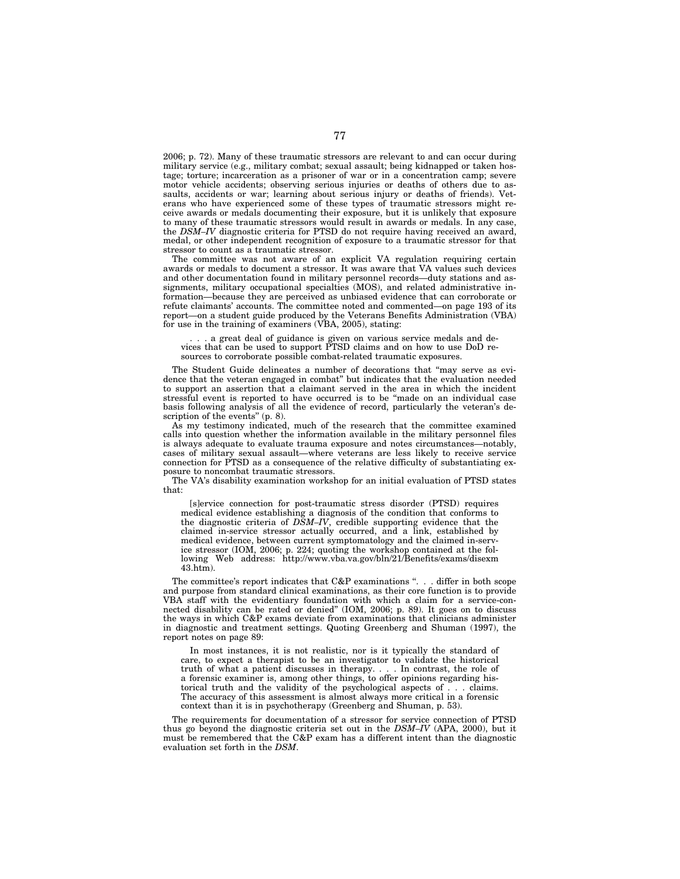2006; p. 72). Many of these traumatic stressors are relevant to and can occur during military service (e.g., military combat; sexual assault; being kidnapped or taken hostage; torture; incarceration as a prisoner of war or in a concentration camp; severe motor vehicle accidents; observing serious injuries or deaths of others due to assaults, accidents or war; learning about serious injury or deaths of friends). Veterans who have experienced some of these types of traumatic stressors might receive awards or medals documenting their exposure, but it is unlikely that exposure to many of these traumatic stressors would result in awards or medals. In any case, the *DSM–IV* diagnostic criteria for PTSD do not require having received an award, medal, or other independent recognition of exposure to a traumatic stressor for that stressor to count as a traumatic stressor.

The committee was not aware of an explicit VA regulation requiring certain awards or medals to document a stressor. It was aware that VA values such devices and other documentation found in military personnel records—duty stations and assignments, military occupational specialties (MOS), and related administrative information—because they are perceived as unbiased evidence that can corroborate or refute claimants' accounts. The committee noted and commented—on page 193 of its report—on a student guide produced by the Veterans Benefits Administration (VBA) for use in the training of examiners (VBA, 2005), stating:

> . . . a great deal of guidance is given on various service medals and devices that can be used to support PTSD claims and on how to use DoD resources to corroborate possible combat-related traumatic exposures.

The Student Guide delineates a number of decorations that "may serve as evidence that the veteran engaged in combat" but indicates that the evaluation needed to support an assertion that a claimant served in the area in which the incident stressful event is reported to have occurred is to be "made on an individual case basis following analysis of all the evidence of record, particularly the veteran's description of the events" (p. 8).

As my testimony indicated, much of the research that the committee examined calls into question whether the information available in the military personnel files is always adequate to evaluate trauma exposure and notes circumstances—notably, cases of military sexual assault—where veterans are less likely to receive service connection for PTSD as a consequence of the relative difficulty of substantiating exposure to noncombat traumatic stressors.

The VA's disability examination workshop for an initial evaluation of PTSD states that:

> [s]ervice connection for post-traumatic stress disorder (PTSD) requires medical evidence establishing a diagnosis of the condition that conforms to the diagnostic criteria of *DSM–IV*, credible supporting evidence that the claimed in-service stressor actually occurred, and a link, established by medical evidence, between current symptomatology and the claimed in-service stressor (IOM, 2006; p. 224; quoting the workshop contained at the following Web address: http://www.vba.va.gov/bln/21/Benefits/exams/disexm43.htm).

The committee's report indicates that C&P examinations ". . . differ in both scope and purpose from standard clinical examinations, as their core function is to provide VBA staff with the evidentiary foundation with which a claim for a service-connected disability can be rated or denied" (IOM, 2006; p. 89). It goes on to discuss the ways in which C&P exams deviate from examinations that clinicians administer in diagnostic and treatment settings. Quoting Greenberg and Shuman (1997), the report notes on page 89:

> In most instances, it is not realistic, nor is it typically the standard of care, to expect a therapist to be an investigator to validate the historical truth of what a patient discusses in therapy. . . . In contrast, the role of a forensic examiner is, among other things, to offer opinions regarding historical truth and the validity of the psychological aspects of . . . claims. The accuracy of this assessment is almost always more critical in a forensic context than it is in psychotherapy (Greenberg and Shuman, p. 53).

The requirements for documentation of a stressor for service connection of PTSD thus go beyond the diagnostic criteria set out in the *DSM–IV* (APA, 2000), but it must be remembered that the C&P exam has a different intent than the diagnostic evaluation set forth in the *DSM*.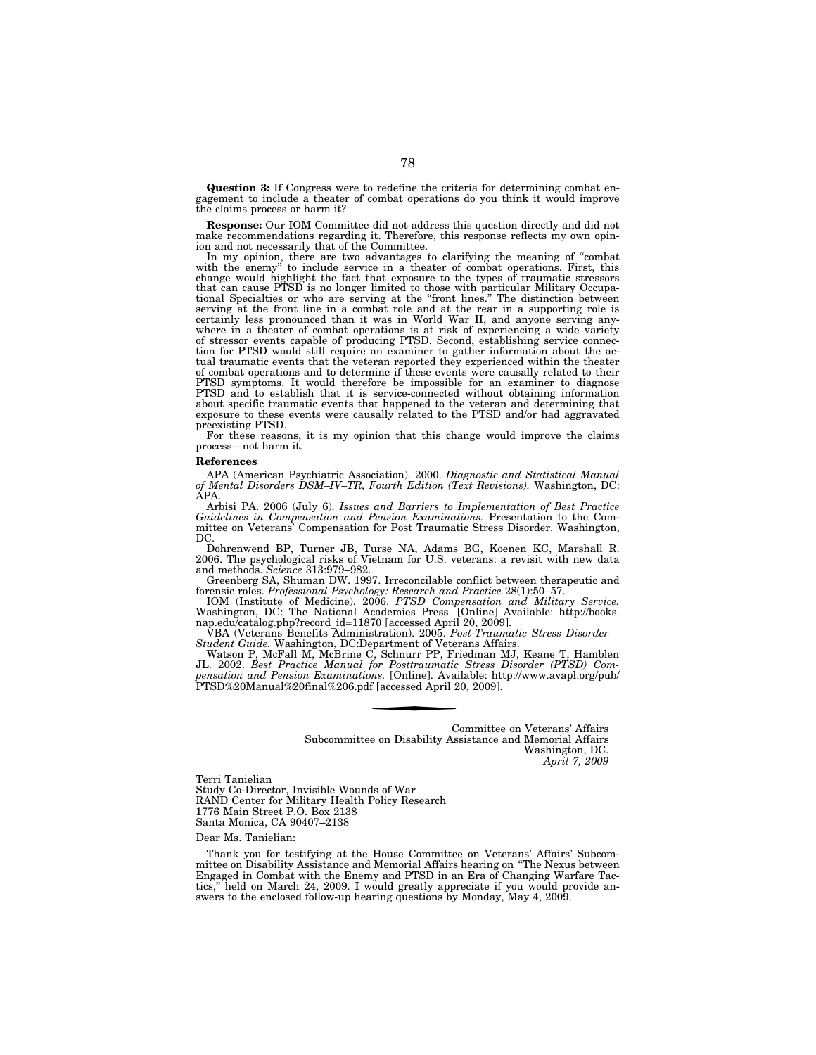**Question 3:** If Congress were to redefine the criteria for determining combat engagement to include a theater of combat operations do you think it would improve the claims process or harm it?

**Response:** Our IOM Committee did not address this question directly and did not make recommendations regarding it. Therefore, this response reflects my own opinion and not necessarily that of the Committee.

In my opinion, there are two advantages to clarifying the meaning of "combat with the enemy" to include service in a theater of combat operations. First, this change would highlight the fact that exposure to the types of traumatic stressors that can cause PTSD is no longer limited to those with particular Military Occupational Specialties or who are serving at the "front lines." The distinction between serving at the front line in a combat role and at the rear in a supporting role is certainly less pronounced than it was in World War II, and anyone serving anywhere in a theater of combat operations is at risk of experiencing a wide variety of stressor events capable of producing PTSD. Second, establishing service connection for PTSD would still require an examiner to gather information about the actual traumatic events that the veteran reported they experienced within the theater of combat operations and to determine if these events were causally related to their PTSD symptoms. It would therefore be impossible for an examiner to diagnose PTSD and to establish that it is service-connected without obtaining information about specific traumatic events that happened to the veteran and determining that exposure to these events were causally related to the PTSD and/or had aggravated preexisting PTSD.

For these reasons, it is my opinion that this change would improve the claims process—not harm it.

**References**

APA (American Psychiatric Association). 2000. *Diagnostic and Statistical Manual of Mental Disorders DSM–IV–TR, Fourth Edition (Text Revisions).* Washington, DC: APA.

Arbisi PA. 2006 (July 6). *Issues and Barriers to Implementation of Best Practice Guidelines in Compensation and Pension Examinations.* Presentation to the Committee on Veterans' Compensation for Post Traumatic Stress Disorder. Washington, DC.

Dohrenwend BP, Turner JB, Turse NA, Adams BG, Koenen KC, Marshall R. 2006. The psychological risks of Vietnam for U.S. veterans: a revisit with new data and methods. *Science* 313:979–982.

Greenberg SA, Shuman DW. 1997. Irreconcilable conflict between therapeutic and forensic roles. *Professional Psychology: Research and Practice* 28(1):50–57.

IOM (Institute of Medicine). 2006. *PTSD Compensation and Military Service.* Washington, DC: The National Academies Press. [Online] Available: http://books.nap.edu/catalog.php?record_id=11870 [accessed April 20, 2009].

VBA (Veterans Benefits Administration). 2005. *Post-Traumatic Stress Disorder—Student Guide.* Washington, DC:Department of Veterans Affairs.

Watson P, McFall M, McBrine C, Schnurr PP, Friedman MJ, Keane T, Hamblen JL. 2002. *Best Practice Manual for Posttraumatic Stress Disorder (PTSD) Compensation and Pension Examinations.* [Online]. Available: http://www.avapl.org/pub/PTSD%20Manual%20final%206.pdf [accessed April 20, 2009].

---

Committee on Veterans' Affairs
Subcommittee on Disability Assistance and Memorial Affairs
Washington, DC.
*April 7, 2009*

Terri Tanielian
Study Co-Director, Invisible Wounds of War
RAND Center for Military Health Policy Research
1776 Main Street P.O. Box 2138
Santa Monica, CA 90407–2138

Dear Ms. Tanielian:

Thank you for testifying at the House Committee on Veterans' Affairs' Subcommittee on Disability Assistance and Memorial Affairs hearing on "The Nexus between Engaged in Combat with the Enemy and PTSD in an Era of Changing Warfare Tactics," held on March 24, 2009. I would greatly appreciate if you would provide answers to the enclosed follow-up hearing questions by Monday, May 4, 2009.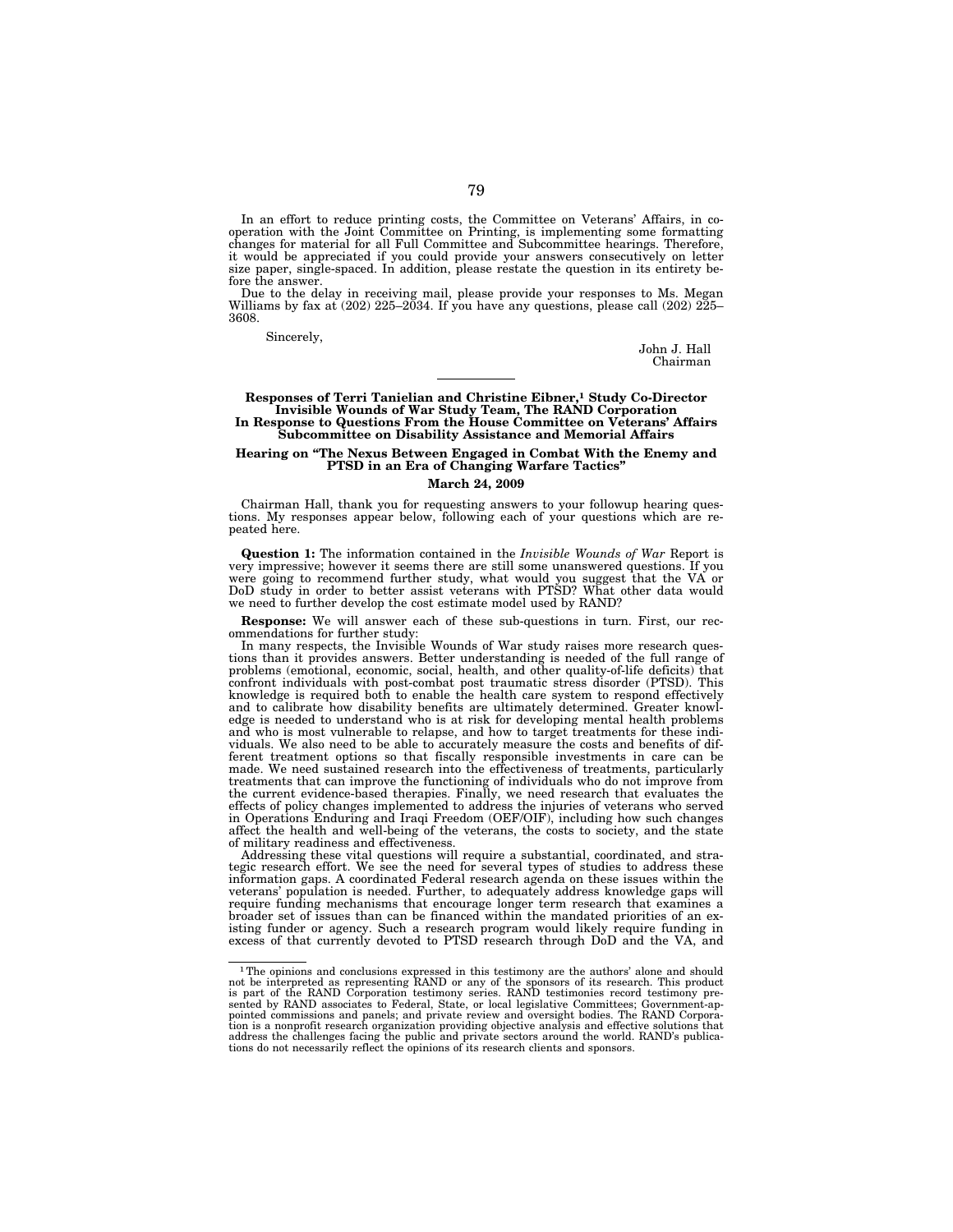In an effort to reduce printing costs, the Committee on Veterans' Affairs, in cooperation with the Joint Committee on Printing, is implementing some formatting changes for material for all Full Committee and Subcommittee hearings. Therefore, it would be appreciated if you could provide your answers consecutively on letter size paper, single-spaced. In addition, please restate the question in its entirety before the answer.

Due to the delay in receiving mail, please provide your responses to Ms. Megan Williams by fax at (202) 225–2034. If you have any questions, please call (202) 225–3608.

Sincerely,

John J. Hall
Chairman

---

**Responses of Terri Tanielian and Christine Eibner,[1] Study Co-Director Invisible Wounds of War Study Team, The RAND Corporation In Response to Questions From the House Committee on Veterans' Affairs Subcommittee on Disability Assistance and Memorial Affairs**

**Hearing on "The Nexus Between Engaged in Combat With the Enemy and PTSD in an Era of Changing Warfare Tactics"**

**March 24, 2009**

Chairman Hall, thank you for requesting answers to your followup hearing questions. My responses appear below, following each of your questions which are repeated here.

**Question 1:** The information contained in the *Invisible Wounds of War* Report is very impressive; however it seems there are still some unanswered questions. If you were going to recommend further study, what would you suggest that the VA or DoD study in order to better assist veterans with PTSD? What other data would we need to further develop the cost estimate model used by RAND?

**Response:** We will answer each of these sub-questions in turn. First, our recommendations for further study:

In many respects, the Invisible Wounds of War study raises more research questions than it provides answers. Better understanding is needed of the full range of problems (emotional, economic, social, health, and other quality-of-life deficits) that confront individuals with post-combat post traumatic stress disorder (PTSD). This knowledge is required both to enable the health care system to respond effectively and to calibrate how disability benefits are ultimately determined. Greater knowledge is needed to understand who is at risk for developing mental health problems and who is most vulnerable to relapse, and how to target treatments for these individuals. We also need to be able to accurately measure the costs and benefits of different treatment options so that fiscally responsible investments in care can be made. We need sustained research into the effectiveness of treatments, particularly treatments that can improve the functioning of individuals who do not improve from the current evidence-based therapies. Finally, we need research that evaluates the effects of policy changes implemented to address the injuries of veterans who served in Operations Enduring and Iraqi Freedom (OEF/OIF), including how such changes affect the health and well-being of the veterans, the costs to society, and the state of military readiness and effectiveness.

Addressing these vital questions will require a substantial, coordinated, and strategic research effort. We see the need for several types of studies to address these information gaps. A coordinated Federal research agenda on these issues within the veterans' population is needed. Further, to adequately address knowledge gaps will require funding mechanisms that encourage longer term research that examines a broader set of issues than can be financed within the mandated priorities of an existing funder or agency. Such a research program would likely require funding in excess of that currently devoted to PTSD research through DoD and the VA, and

---

[1] The opinions and conclusions expressed in this testimony are the authors' alone and should not be interpreted as representing RAND or any of the sponsors of its research. This product is part of the RAND Corporation testimony series. RAND testimonies record testimony presented by RAND associates to Federal, State, or local legislative Committees; Government-appointed commissions and panels; and private review and oversight bodies. The RAND Corporation is a nonprofit research organization providing objective analysis and effective solutions that address the challenges facing the public and private sectors around the world. RAND's publications do not necessarily reflect the opinions of its research clients and sponsors.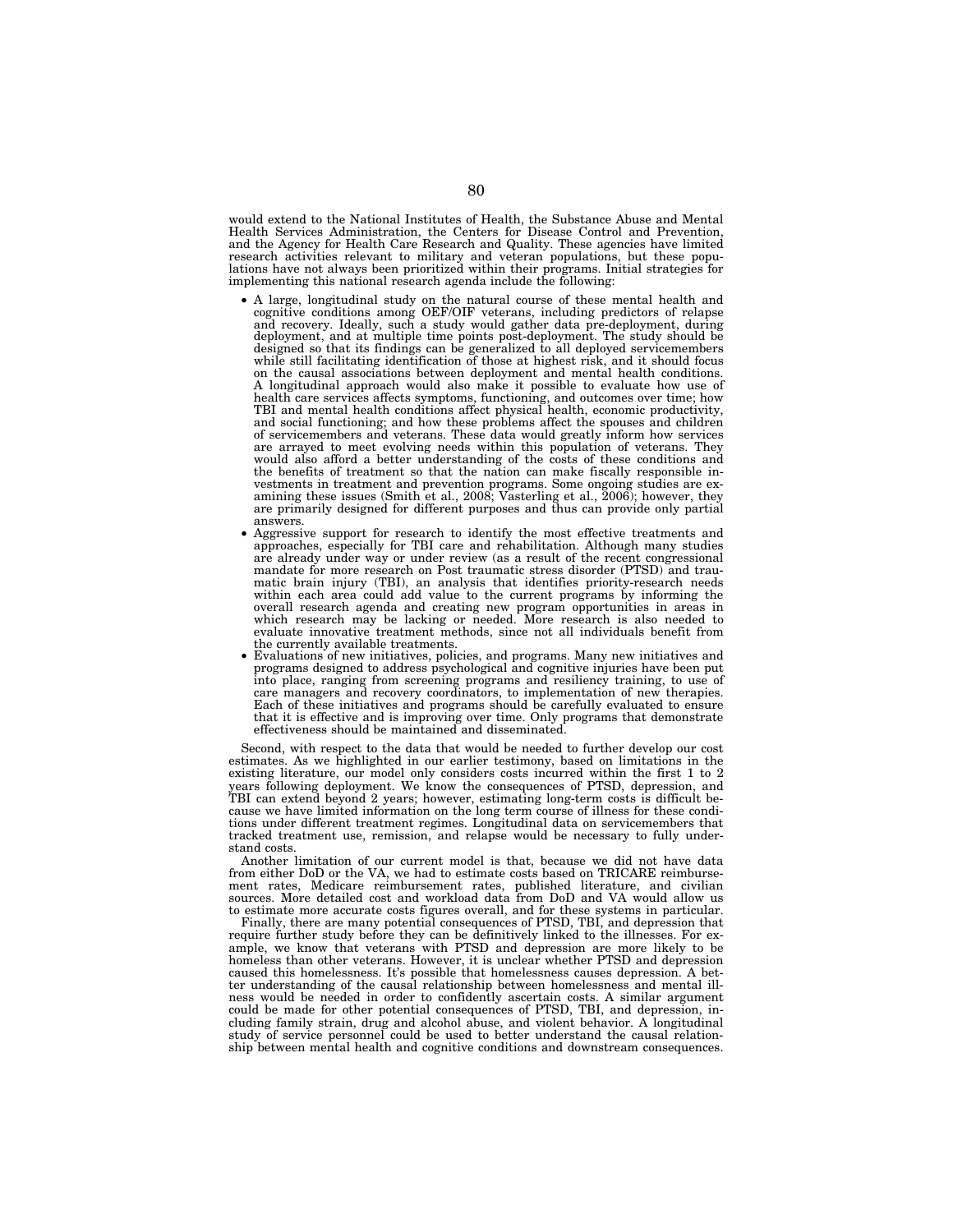would extend to the National Institutes of Health, the Substance Abuse and Mental Health Services Administration, the Centers for Disease Control and Prevention, and the Agency for Health Care Research and Quality. These agencies have limited research activities relevant to military and veteran populations, but these populations have not always been prioritized within their programs. Initial strategies for implementing this national research agenda include the following:

- A large, longitudinal study on the natural course of these mental health and cognitive conditions among OEF/OIF veterans, including predictors of relapse and recovery. Ideally, such a study would gather data pre-deployment, during deployment, and at multiple time points post-deployment. The study should be designed so that its findings can be generalized to all deployed servicemembers while still facilitating identification of those at highest risk, and it should focus on the causal associations between deployment and mental health conditions. A longitudinal approach would also make it possible to evaluate how use of health care services affects symptoms, functioning, and outcomes over time; how TBI and mental health conditions affect physical health, economic productivity, and social functioning; and how these problems affect the spouses and children of servicemembers and veterans. These data would greatly inform how services are arrayed to meet evolving needs within this population of veterans. They would also afford a better understanding of the costs of these conditions and the benefits of treatment so that the nation can make fiscally responsible investments in treatment and prevention programs. Some ongoing studies are examining these issues (Smith et al., 2008; Vasterling et al., 2006); however, they are primarily designed for different purposes and thus can provide only partial answers.
- Aggressive support for research to identify the most effective treatments and approaches, especially for TBI care and rehabilitation. Although many studies are already under way or under review (as a result of the recent congressional mandate for more research on Post traumatic stress disorder (PTSD) and traumatic brain injury (TBI), an analysis that identifies priority-research needs within each area could add value to the current programs by informing the overall research agenda and creating new program opportunities in areas in which research may be lacking or needed. More research is also needed to evaluate innovative treatment methods, since not all individuals benefit from the currently available treatments.
- Evaluations of new initiatives, policies, and programs. Many new initiatives and programs designed to address psychological and cognitive injuries have been put into place, ranging from screening programs and resiliency training, to use of care managers and recovery coordinators, to implementation of new therapies. Each of these initiatives and programs should be carefully evaluated to ensure that it is effective and is improving over time. Only programs that demonstrate effectiveness should be maintained and disseminated.

Second, with respect to the data that would be needed to further develop our cost estimates. As we highlighted in our earlier testimony, based on limitations in the existing literature, our model only considers costs incurred within the first 1 to 2 years following deployment. We know the consequences of PTSD, depression, and TBI can extend beyond 2 years; however, estimating long-term costs is difficult because we have limited information on the long term course of illness for these conditions under different treatment regimes. Longitudinal data on servicemembers that tracked treatment use, remission, and relapse would be necessary to fully understand costs.

Another limitation of our current model is that, because we did not have data from either DoD or the VA, we had to estimate costs based on TRICARE reimbursement rates, Medicare reimbursement rates, published literature, and civilian sources. More detailed cost and workload data from DoD and VA would allow us to estimate more accurate costs figures overall, and for these systems in particular.

Finally, there are many potential consequences of PTSD, TBI, and depression that require further study before they can be definitively linked to the illnesses. For example, we know that veterans with PTSD and depression are more likely to be homeless than other veterans. However, it is unclear whether PTSD and depression caused this homelessness. It's possible that homelessness causes depression. A better understanding of the causal relationship between homelessness and mental illness would be needed in order to confidently ascertain costs. A similar argument could be made for other potential consequences of PTSD, TBI, and depression, including family strain, drug and alcohol abuse, and violent behavior. A longitudinal study of service personnel could be used to better understand the causal relationship between mental health and cognitive conditions and downstream consequences.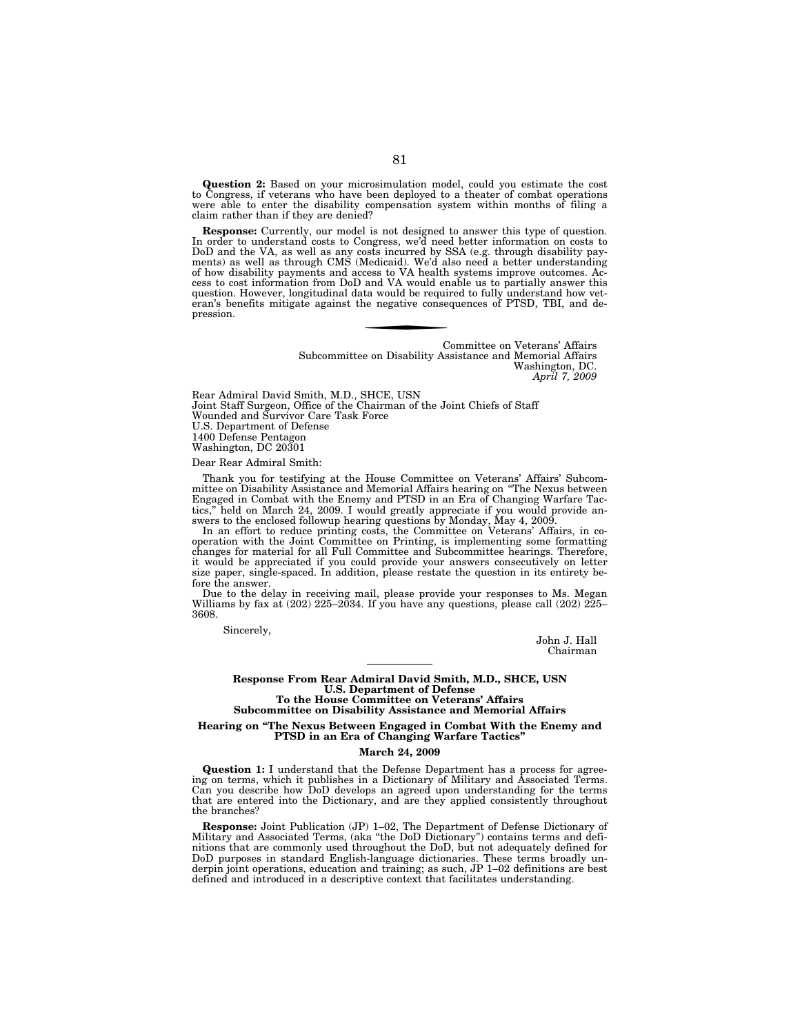**Question 2:** Based on your microsimulation model, could you estimate the cost to Congress, if veterans who have been deployed to a theater of combat operations were able to enter the disability compensation system within months of filing a claim rather than if they are denied?

**Response:** Currently, our model is not designed to answer this type of question. In order to understand costs to Congress, we'd need better information on costs to DoD and the VA, as well as any costs incurred by SSA (e.g. through disability payments) as well as through CMS (Medicaid). We'd also need a better understanding of how disability payments and access to VA health systems improve outcomes. Access to cost information from DoD and VA would enable us to partially answer this question. However, longitudinal data would be required to fully understand how veteran's benefits mitigate against the negative consequences of PTSD, TBI, and depression.

---

Committee on Veterans' Affairs
Subcommittee on Disability Assistance and Memorial Affairs
Washington, DC.
*April 7, 2009*

Rear Admiral David Smith, M.D., SHCE, USN
Joint Staff Surgeon, Office of the Chairman of the Joint Chiefs of Staff
Wounded and Survivor Care Task Force
U.S. Department of Defense
1400 Defense Pentagon
Washington, DC 20301

Dear Rear Admiral Smith:

Thank you for testifying at the House Committee on Veterans' Affairs' Subcommittee on Disability Assistance and Memorial Affairs hearing on "The Nexus between Engaged in Combat with the Enemy and PTSD in an Era of Changing Warfare Tactics," held on March 24, 2009. I would greatly appreciate if you would provide answers to the enclosed followup hearing questions by Monday, May 4, 2009.

In an effort to reduce printing costs, the Committee on Veterans' Affairs, in cooperation with the Joint Committee on Printing, is implementing some formatting changes for material for all Full Committee and Subcommittee hearings. Therefore, it would be appreciated if you could provide your answers consecutively on letter size paper, single-spaced. In addition, please restate the question in its entirety before the answer.

Due to the delay in receiving mail, please provide your responses to Ms. Megan Williams by fax at (202) 225–2034. If you have any questions, please call (202) 225–3608.

Sincerely,

John J. Hall
Chairman

---

**Response From Rear Admiral David Smith, M.D., SHCE, USN**
**U.S. Department of Defense**
**To the House Committee on Veterans' Affairs**
**Subcommittee on Disability Assistance and Memorial Affairs**

**Hearing on "The Nexus Between Engaged in Combat With the Enemy and PTSD in an Era of Changing Warfare Tactics"**

**March 24, 2009**

**Question 1:** I understand that the Defense Department has a process for agreeing on terms, which it publishes in a Dictionary of Military and Associated Terms. Can you describe how DoD develops an agreed upon understanding for the terms that are entered into the Dictionary, and are they applied consistently throughout the branches?

**Response:** Joint Publication (JP) 1–02, The Department of Defense Dictionary of Military and Associated Terms, (aka "the DoD Dictionary") contains terms and definitions that are commonly used throughout the DoD, but not adequately defined for DoD purposes in standard English-language dictionaries. These terms broadly underpin joint operations, education and training; as such, JP 1–02 definitions are best defined and introduced in a descriptive context that facilitates understanding.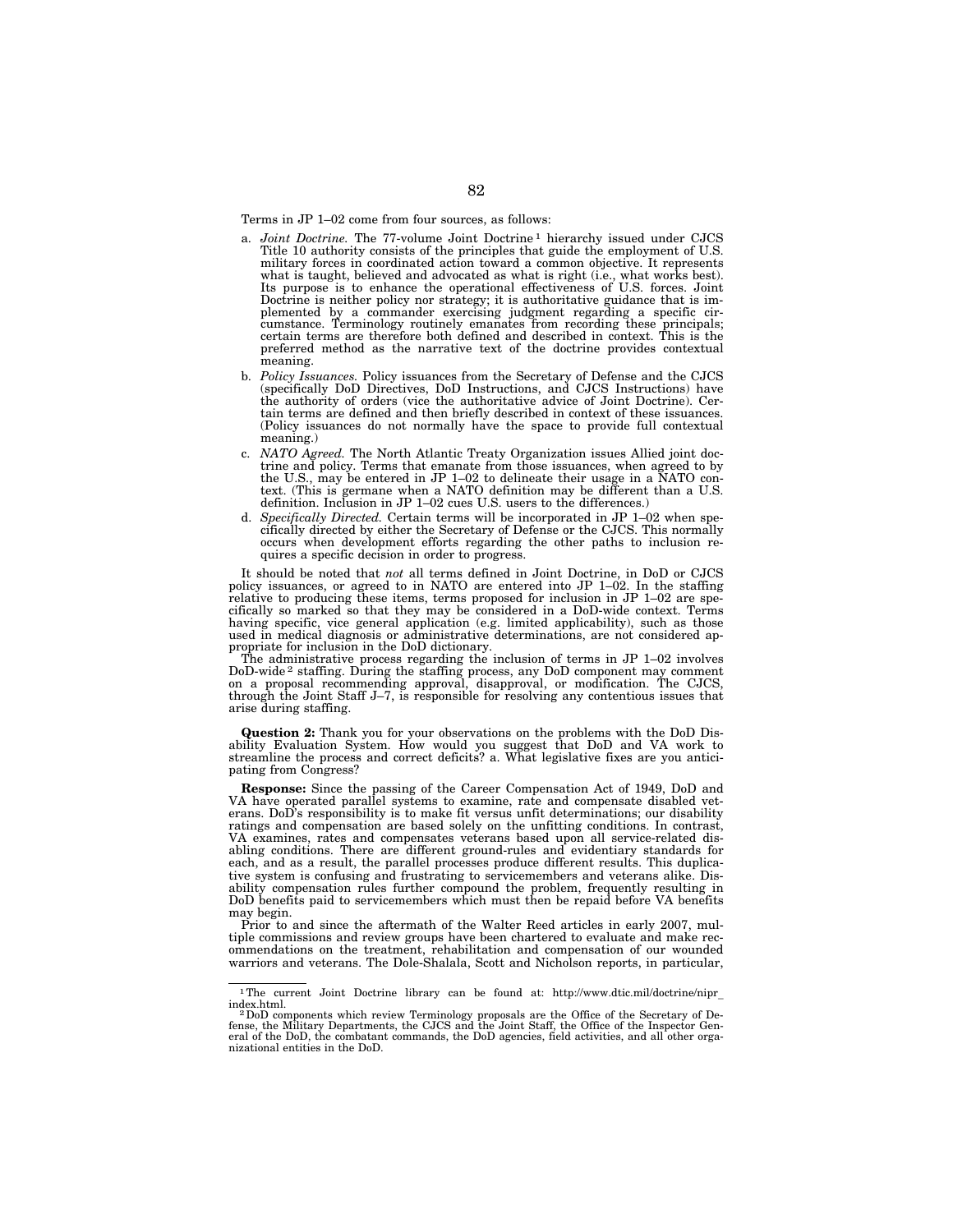Terms in JP 1–02 come from four sources, as follows:

a. *Joint Doctrine.* The 77-volume Joint Doctrine[1] hierarchy issued under CJCS Title 10 authority consists of the principles that guide the employment of U.S. military forces in coordinated action toward a common objective. It represents what is taught, believed and advocated as what is right (i.e., what works best). Its purpose is to enhance the operational effectiveness of U.S. forces. Joint Doctrine is neither policy nor strategy; it is authoritative guidance that is implemented by a commander exercising judgment regarding a specific circumstance. Terminology routinely emanates from recording these principals; certain terms are therefore both defined and described in context. This is the preferred method as the narrative text of the doctrine provides contextual meaning.

b. *Policy Issuances.* Policy issuances from the Secretary of Defense and the CJCS (specifically DoD Directives, DoD Instructions, and CJCS Instructions) have the authority of orders (vice the authoritative advice of Joint Doctrine). Certain terms are defined and then briefly described in context of these issuances. (Policy issuances do not normally have the space to provide full contextual meaning.)

c. *NATO Agreed.* The North Atlantic Treaty Organization issues Allied joint doctrine and policy. Terms that emanate from those issuances, when agreed to by the U.S., may be entered in JP 1–02 to delineate their usage in a NATO context. (This is germane when a NATO definition may be different than a U.S. definition. Inclusion in JP 1–02 cues U.S. users to the differences.)

d. *Specifically Directed.* Certain terms will be incorporated in JP 1–02 when specifically directed by either the Secretary of Defense or the CJCS. This normally occurs when development efforts regarding the other paths to inclusion requires a specific decision in order to progress.

It should be noted that *not* all terms defined in Joint Doctrine, in DoD or CJCS policy issuances, or agreed to in NATO are entered into JP 1–02. In the staffing relative to producing these items, terms proposed for inclusion in JP 1–02 are specifically so marked so that they may be considered in a DoD-wide context. Terms having specific, vice general application (e.g. limited applicability), such as those used in medical diagnosis or administrative determinations, are not considered appropriate for inclusion in the DoD dictionary.

The administrative process regarding the inclusion of terms in JP 1–02 involves DoD-wide[2] staffing. During the staffing process, any DoD component may comment on a proposal recommending approval, disapproval, or modification. The CJCS, through the Joint Staff J–7, is responsible for resolving any contentious issues that arise during staffing.

**Question 2:** Thank you for your observations on the problems with the DoD Disability Evaluation System. How would you suggest that DoD and VA work to streamline the process and correct deficits? a. What legislative fixes are you anticipating from Congress?

**Response:** Since the passing of the Career Compensation Act of 1949, DoD and VA have operated parallel systems to examine, rate and compensate disabled veterans. DoD's responsibility is to make fit versus unfit determinations; our disability ratings and compensation are based solely on the unfitting conditions. In contrast, VA examines, rates and compensates veterans based upon all service-related disabling conditions. There are different ground-rules and evidentiary standards for each, and as a result, the parallel processes produce different results. This duplicative system is confusing and frustrating to servicemembers and veterans alike. Disability compensation rules further compound the problem, frequently resulting in DoD benefits paid to servicemembers which must then be repaid before VA benefits may begin.

Prior to and since the aftermath of the Walter Reed articles in early 2007, multiple commissions and review groups have been chartered to evaluate and make recommendations on the treatment, rehabilitation and compensation of our wounded warriors and veterans. The Dole-Shalala, Scott and Nicholson reports, in particular,

---

[1] The current Joint Doctrine library can be found at: http://www.dtic.mil/doctrine/nipr_index.html.

[2] DoD components which review Terminology proposals are the Office of the Secretary of Defense, the Military Departments, the CJCS and the Joint Staff, the Office of the Inspector General of the DoD, the combatant commands, the DoD agencies, field activities, and all other organizational entities in the DoD.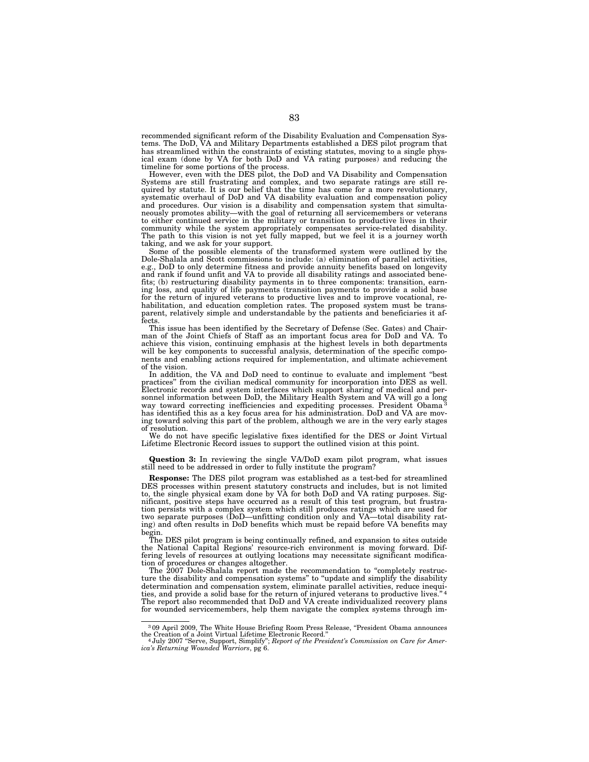recommended significant reform of the Disability Evaluation and Compensation Systems. The DoD, VA and Military Departments established a DES pilot program that has streamlined within the constraints of existing statutes, moving to a single physical exam (done by VA for both DoD and VA rating purposes) and reducing the timeline for some portions of the process.

However, even with the DES pilot, the DoD and VA Disability and Compensation Systems are still frustrating and complex, and two separate ratings are still required by statute. It is our belief that the time has come for a more revolutionary, systematic overhaul of DoD and VA disability evaluation and compensation policy and procedures. Our vision is a disability and compensation system that simultaneously promotes ability—with the goal of returning all servicemembers or veterans to either continued service in the military or transition to productive lives in their community while the system appropriately compensates service-related disability. The path to this vision is not yet fully mapped, but we feel it is a journey worth taking, and we ask for your support.

Some of the possible elements of the transformed system were outlined by the Dole-Shalala and Scott commissions to include: (a) elimination of parallel activities, e.g., DoD to only determine fitness and provide annuity benefits based on longevity and rank if found unfit and VA to provide all disability ratings and associated benefits; (b) restructuring disability payments in to three components: transition, earning loss, and quality of life payments (transition payments to provide a solid base for the return of injured veterans to productive lives and to improve vocational, rehabilitation, and education completion rates. The proposed system must be transparent, relatively simple and understandable by the patients and beneficiaries it affects.

This issue has been identified by the Secretary of Defense (Sec. Gates) and Chairman of the Joint Chiefs of Staff as an important focus area for DoD and VA. To achieve this vision, continuing emphasis at the highest levels in both departments will be key components to successful analysis, determination of the specific components and enabling actions required for implementation, and ultimate achievement of the vision.

In addition, the VA and DoD need to continue to evaluate and implement "best practices" from the civilian medical community for incorporation into DES as well. Electronic records and system interfaces which support sharing of medical and personnel information between DoD, the Military Health System and VA will go a long way toward correcting inefficiencies and expediting processes. President Obama [3] has identified this as a key focus area for his administration. DoD and VA are moving toward solving this part of the problem, although we are in the very early stages of resolution.

We do not have specific legislative fixes identified for the DES or Joint Virtual Lifetime Electronic Record issues to support the outlined vision at this point.

**Question 3:** In reviewing the single VA/DoD exam pilot program, what issues still need to be addressed in order to fully institute the program?

**Response:** The DES pilot program was established as a test-bed for streamlined DES processes within present statutory constructs and includes, but is not limited to, the single physical exam done by VA for both DoD and VA rating purposes. Significant, positive steps have occurred as a result of this test program, but frustration persists with a complex system which still produces ratings which are used for two separate purposes (DoD—unfitting condition only and VA—total disability rating) and often results in DoD benefits which must be repaid before VA benefits may begin.

The DES pilot program is being continually refined, and expansion to sites outside the National Capital Regions' resource-rich environment is moving forward. Differing levels of resources at outlying locations may necessitate significant modification of procedures or changes altogether.

The 2007 Dole-Shalala report made the recommendation to "completely restructure the disability and compensation systems" to "update and simplify the disability determination and compensation system, eliminate parallel activities, reduce inequities, and provide a solid base for the return of injured veterans to productive lives." [4] The report also recommended that DoD and VA create individualized recovery plans for wounded servicemembers, help them navigate the complex systems through im-

---

[3] 09 April 2009, The White House Briefing Room Press Release, "President Obama announces the Creation of a Joint Virtual Lifetime Electronic Record."

[4] July 2007 "Serve, Support, Simplify"; *Report of the President's Commission on Care for America's Returning Wounded Warriors*, pg 6.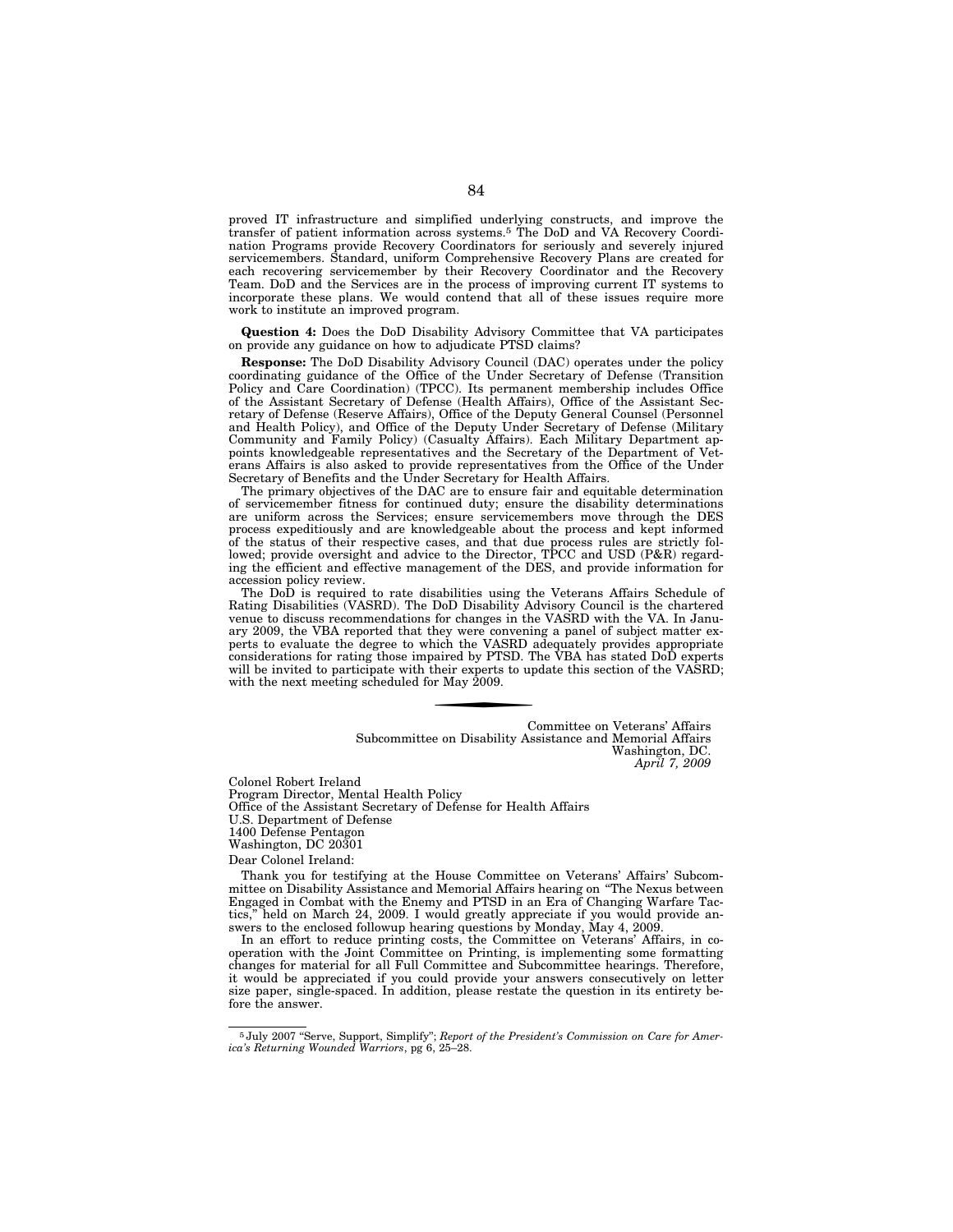proved IT infrastructure and simplified underlying constructs, and improve the transfer of patient information across systems.[5] The DoD and VA Recovery Coordination Programs provide Recovery Coordinators for seriously and severely injured servicemembers. Standard, uniform Comprehensive Recovery Plans are created for each recovering servicemember by their Recovery Coordinator and the Recovery Team. DoD and the Services are in the process of improving current IT systems to incorporate these plans. We would contend that all of these issues require more work to institute an improved program.

**Question 4:** Does the DoD Disability Advisory Committee that VA participates on provide any guidance on how to adjudicate PTSD claims?

**Response:** The DoD Disability Advisory Council (DAC) operates under the policy coordinating guidance of the Office of the Under Secretary of Defense (Transition Policy and Care Coordination) (TPCC). Its permanent membership includes Office of the Assistant Secretary of Defense (Health Affairs), Office of the Assistant Secretary of Defense (Reserve Affairs), Office of the Deputy General Counsel (Personnel and Health Policy), and Office of the Deputy Under Secretary of Defense (Military Community and Family Policy) (Casualty Affairs). Each Military Department appoints knowledgeable representatives and the Secretary of the Department of Veterans Affairs is also asked to provide representatives from the Office of the Under Secretary of Benefits and the Under Secretary for Health Affairs.

The primary objectives of the DAC are to ensure fair and equitable determination of servicemember fitness for continued duty; ensure the disability determinations are uniform across the Services; ensure servicemembers move through the DES process expeditiously and are knowledgeable about the process and kept informed of the status of their respective cases, and that due process rules are strictly followed; provide oversight and advice to the Director, TPCC and USD (P&R) regarding the efficient and effective management of the DES, and provide information for accession policy review.

The DoD is required to rate disabilities using the Veterans Affairs Schedule of Rating Disabilities (VASRD). The DoD Disability Advisory Council is the chartered venue to discuss recommendations for changes in the VASRD with the VA. In January 2009, the VBA reported that they were convening a panel of subject matter experts to evaluate the degree to which the VASRD adequately provides appropriate considerations for rating those impaired by PTSD. The VBA has stated DoD experts will be invited to participate with their experts to update this section of the VASRD; with the next meeting scheduled for May 2009.

---

Committee on Veterans' Affairs
Subcommittee on Disability Assistance and Memorial Affairs
Washington, DC.
*April 7, 2009*

Colonel Robert Ireland
Program Director, Mental Health Policy
Office of the Assistant Secretary of Defense for Health Affairs
U.S. Department of Defense
1400 Defense Pentagon
Washington, DC 20301

Dear Colonel Ireland:

Thank you for testifying at the House Committee on Veterans' Affairs' Subcommittee on Disability Assistance and Memorial Affairs hearing on "The Nexus between Engaged in Combat with the Enemy and PTSD in an Era of Changing Warfare Tactics," held on March 24, 2009. I would greatly appreciate if you would provide answers to the enclosed followup hearing questions by Monday, May 4, 2009.

In an effort to reduce printing costs, the Committee on Veterans' Affairs, in cooperation with the Joint Committee on Printing, is implementing some formatting changes for material for all Full Committee and Subcommittee hearings. Therefore, it would be appreciated if you could provide your answers consecutively on letter size paper, single-spaced. In addition, please restate the question in its entirety before the answer.

---

[5] July 2007 "Serve, Support, Simplify"; *Report of the President's Commission on Care for America's Returning Wounded Warriors*, pg 6, 25–28.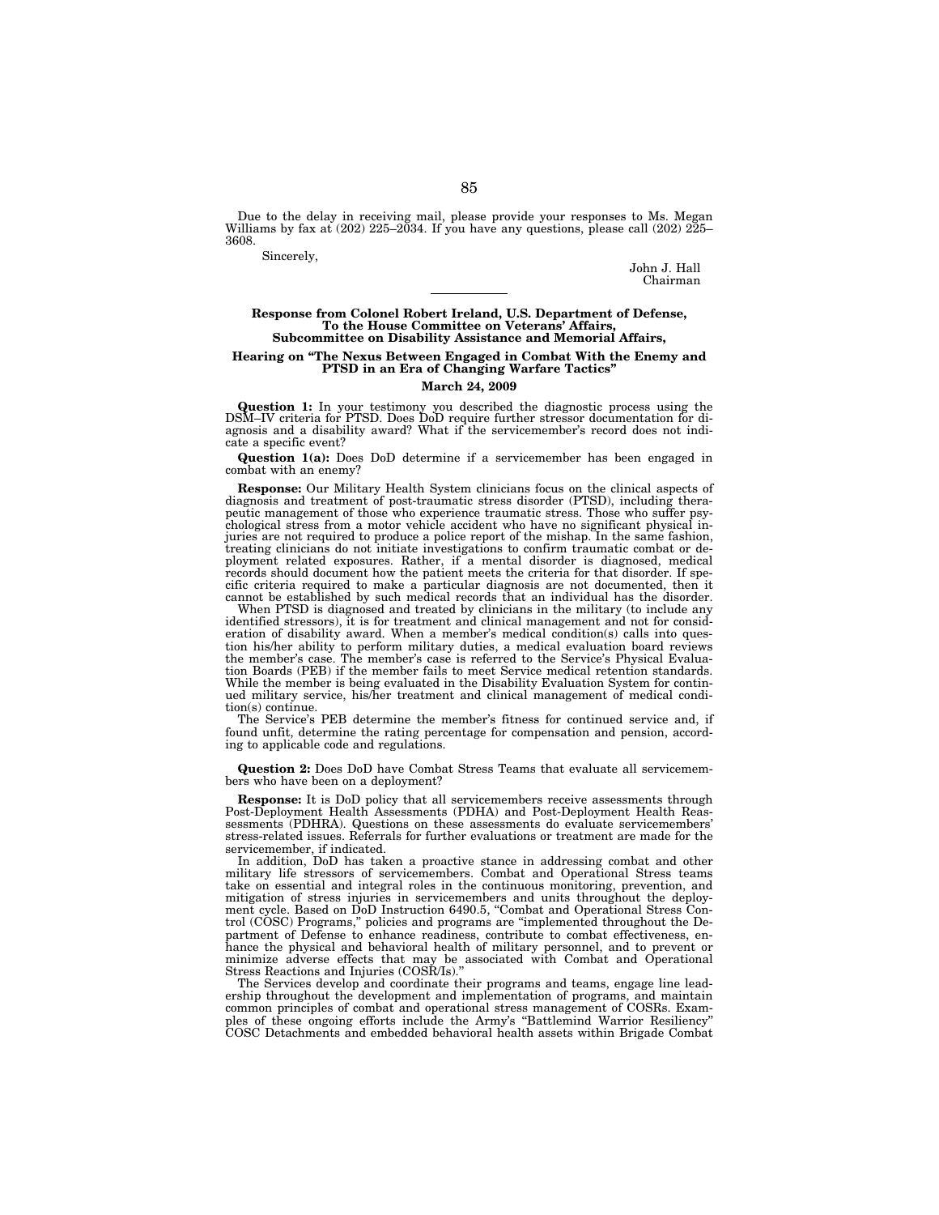Due to the delay in receiving mail, please provide your responses to Ms. Megan Williams by fax at (202) 225–2034. If you have any questions, please call (202) 225–3608.

Sincerely,

John J. Hall
Chairman

---

**Response from Colonel Robert Ireland, U.S. Department of Defense, To the House Committee on Veterans' Affairs, Subcommittee on Disability Assistance and Memorial Affairs,**

**Hearing on "The Nexus Between Engaged in Combat With the Enemy and PTSD in an Era of Changing Warfare Tactics"**

**March 24, 2009**

**Question 1:** In your testimony you described the diagnostic process using the DSM–IV criteria for PTSD. Does DoD require further stressor documentation for diagnosis and a disability award? What if the servicemember's record does not indicate a specific event?

**Question 1(a):** Does DoD determine if a servicemember has been engaged in combat with an enemy?

**Response:** Our Military Health System clinicians focus on the clinical aspects of diagnosis and treatment of post-traumatic stress disorder (PTSD), including therapeutic management of those who experience traumatic stress. Those who suffer psychological stress from a motor vehicle accident who have no significant physical injuries are not required to produce a police report of the mishap. In the same fashion, treating clinicians do not initiate investigations to confirm traumatic combat or deployment related exposures. Rather, if a mental disorder is diagnosed, medical records should document how the patient meets the criteria for that disorder. If specific criteria required to make a particular diagnosis are not documented, then it cannot be established by such medical records that an individual has the disorder.

When PTSD is diagnosed and treated by clinicians in the military (to include any identified stressors), it is for treatment and clinical management and not for consideration of disability award. When a member's medical condition(s) calls into question his/her ability to perform military duties, a medical evaluation board reviews the member's case. The member's case is referred to the Service's Physical Evaluation Boards (PEB) if the member fails to meet Service medical retention standards. While the member is being evaluated in the Disability Evaluation System for continued military service, his/her treatment and clinical management of medical condition(s) continue.

The Service's PEB determine the member's fitness for continued service and, if found unfit, determine the rating percentage for compensation and pension, according to applicable code and regulations.

**Question 2:** Does DoD have Combat Stress Teams that evaluate all servicemembers who have been on a deployment?

**Response:** It is DoD policy that all servicemembers receive assessments through Post-Deployment Health Assessments (PDHA) and Post-Deployment Health Reassessments (PDHRA). Questions on these assessments do evaluate servicemembers' stress-related issues. Referrals for further evaluations or treatment are made for the servicemember, if indicated.

In addition, DoD has taken a proactive stance in addressing combat and other military life stressors of servicemembers. Combat and Operational Stress teams take on essential and integral roles in the continuous monitoring, prevention, and mitigation of stress injuries in servicemembers and units throughout the deployment cycle. Based on DoD Instruction 6490.5, "Combat and Operational Stress Control (COSC) Programs," policies and programs are "implemented throughout the Department of Defense to enhance readiness, contribute to combat effectiveness, enhance the physical and behavioral health of military personnel, and to prevent or minimize adverse effects that may be associated with Combat and Operational Stress Reactions and Injuries (COSR/Is)."

The Services develop and coordinate their programs and teams, engage line leadership throughout the development and implementation of programs, and maintain common principles of combat and operational stress management of COSRs. Examples of these ongoing efforts include the Army's "Battlemind Warrior Resiliency" COSC Detachments and embedded behavioral health assets within Brigade Combat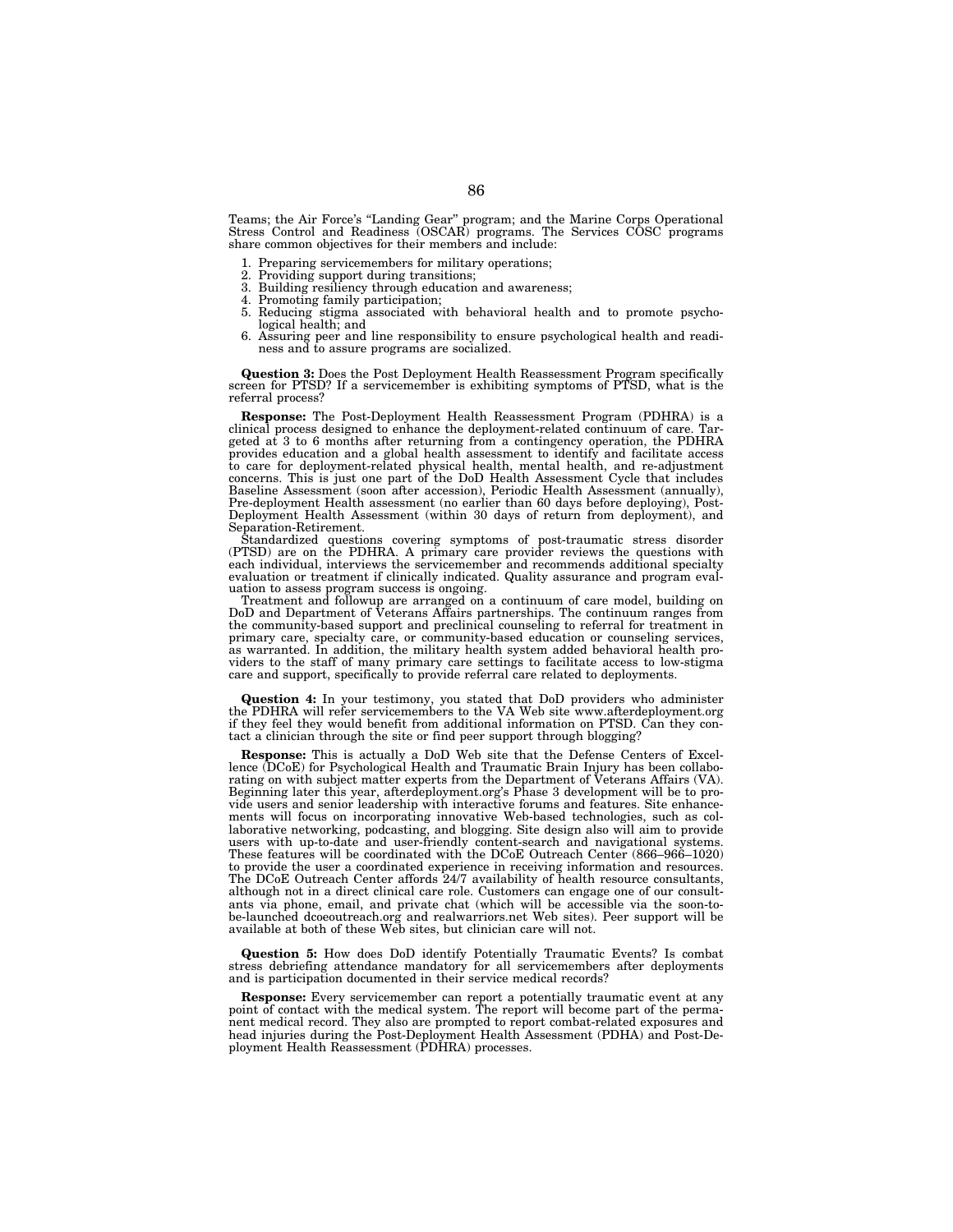Teams; the Air Force's "Landing Gear" program; and the Marine Corps Operational Stress Control and Readiness (OSCAR) programs. The Services COSC programs share common objectives for their members and include:

1. Preparing servicemembers for military operations;
2. Providing support during transitions;
3. Building resiliency through education and awareness;
4. Promoting family participation;
5. Reducing stigma associated with behavioral health and to promote psychological health; and
6. Assuring peer and line responsibility to ensure psychological health and readiness and to assure programs are socialized.

**Question 3:** Does the Post Deployment Health Reassessment Program specifically screen for PTSD? If a servicemember is exhibiting symptoms of PTSD, what is the referral process?

**Response:** The Post-Deployment Health Reassessment Program (PDHRA) is a clinical process designed to enhance the deployment-related continuum of care. Targeted at 3 to 6 months after returning from a contingency operation, the PDHRA provides education and a global health assessment to identify and facilitate access to care for deployment-related physical health, mental health, and re-adjustment concerns. This is just one part of the DoD Health Assessment Cycle that includes Baseline Assessment (soon after accession), Periodic Health Assessment (annually), Pre-deployment Health assessment (no earlier than 60 days before deploying), Post-Deployment Health Assessment (within 30 days of return from deployment), and Separation-Retirement.

Standardized questions covering symptoms of post-traumatic stress disorder (PTSD) are on the PDHRA. A primary care provider reviews the questions with each individual, interviews the servicemember and recommends additional specialty evaluation or treatment if clinically indicated. Quality assurance and program evaluation to assess program success is ongoing.

Treatment and followup are arranged on a continuum of care model, building on DoD and Department of Veterans Affairs partnerships. The continuum ranges from the community-based support and preclinical counseling to referral for treatment in primary care, specialty care, or community-based education or counseling services, as warranted. In addition, the military health system added behavioral health providers to the staff of many primary care settings to facilitate access to low-stigma care and support, specifically to provide referral care related to deployments.

**Question 4:** In your testimony, you stated that DoD providers who administer the PDHRA will refer servicemembers to the VA Web site www.afterdeployment.org if they feel they would benefit from additional information on PTSD. Can they contact a clinician through the site or find peer support through blogging?

**Response:** This is actually a DoD Web site that the Defense Centers of Excellence (DCoE) for Psychological Health and Traumatic Brain Injury has been collaborating on with subject matter experts from the Department of Veterans Affairs (VA). Beginning later this year, afterdeployment.org's Phase 3 development will be to provide users and senior leadership with interactive forums and features. Site enhancements will focus on incorporating innovative Web-based technologies, such as collaborative networking, podcasting, and blogging. Site design also will aim to provide users with up-to-date and user-friendly content-search and navigational systems. These features will be coordinated with the DCoE Outreach Center (866–966–1020) to provide the user a coordinated experience in receiving information and resources. The DCoE Outreach Center affords 24/7 availability of health resource consultants, although not in a direct clinical care role. Customers can engage one of our consultants via phone, email, and private chat (which will be accessible via the soon-to-be-launched dcoeoutreach.org and realwarriors.net Web sites). Peer support will be available at both of these Web sites, but clinician care will not.

**Question 5:** How does DoD identify Potentially Traumatic Events? Is combat stress debriefing attendance mandatory for all servicemembers after deployments and is participation documented in their service medical records?

**Response:** Every servicemember can report a potentially traumatic event at any point of contact with the medical system. The report will become part of the permanent medical record. They also are prompted to report combat-related exposures and head injuries during the Post-Deployment Health Assessment (PDHA) and Post-Deployment Health Reassessment (PDHRA) processes.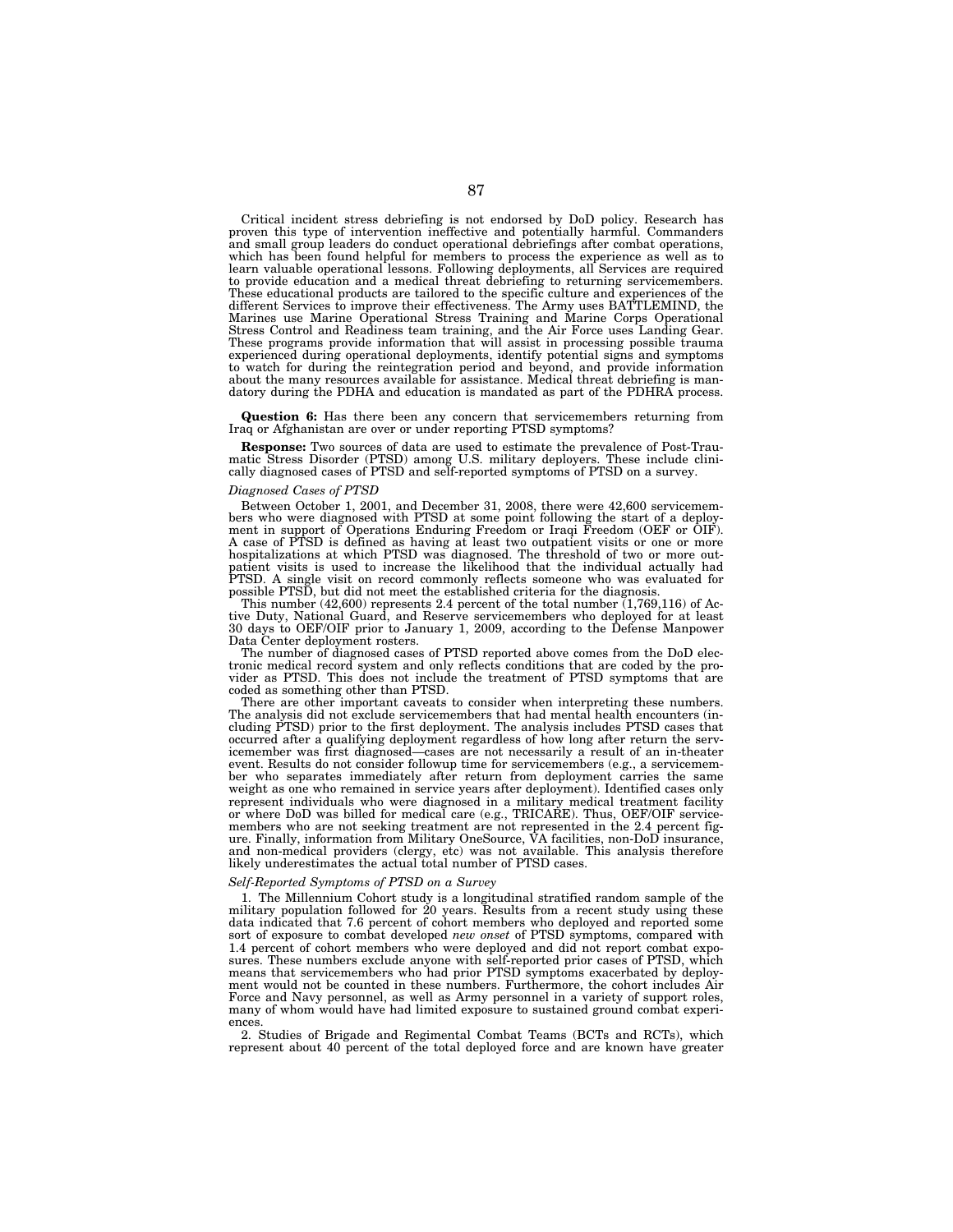Critical incident stress debriefing is not endorsed by DoD policy. Research has proven this type of intervention ineffective and potentially harmful. Commanders and small group leaders do conduct operational debriefings after combat operations, which has been found helpful for members to process the experience as well as to learn valuable operational lessons. Following deployments, all Services are required to provide education and a medical threat debriefing to returning servicemembers. These educational products are tailored to the specific culture and experiences of the different Services to improve their effectiveness. The Army uses BATTLEMIND, the Marines use Marine Operational Stress Training and Marine Corps Operational Stress Control and Readiness team training, and the Air Force uses Landing Gear. These programs provide information that will assist in processing possible trauma experienced during operational deployments, identify potential signs and symptoms to watch for during the reintegration period and beyond, and provide information about the many resources available for assistance. Medical threat debriefing is mandatory during the PDHA and education is mandated as part of the PDHRA process.

**Question 6:** Has there been any concern that servicemembers returning from Iraq or Afghanistan are over or under reporting PTSD symptoms?

**Response:** Two sources of data are used to estimate the prevalence of Post-Traumatic Stress Disorder (PTSD) among U.S. military deployers. These include clinically diagnosed cases of PTSD and self-reported symptoms of PTSD on a survey.

*Diagnosed Cases of PTSD*

Between October 1, 2001, and December 31, 2008, there were 42,600 servicemembers who were diagnosed with PTSD at some point following the start of a deployment in support of Operations Enduring Freedom or Iraqi Freedom (OEF or OIF). A case of PTSD is defined as having at least two outpatient visits or one or more hospitalizations at which PTSD was diagnosed. The threshold of two or more outpatient visits is used to increase the likelihood that the individual actually had PTSD. A single visit on record commonly reflects someone who was evaluated for possible PTSD, but did not meet the established criteria for the diagnosis.

This number (42,600) represents 2.4 percent of the total number (1,769,116) of Active Duty, National Guard, and Reserve servicemembers who deployed for at least 30 days to OEF/OIF prior to January 1, 2009, according to the Defense Manpower Data Center deployment rosters.

The number of diagnosed cases of PTSD reported above comes from the DoD electronic medical record system and only reflects conditions that are coded by the provider as PTSD. This does not include the treatment of PTSD symptoms that are coded as something other than PTSD.

There are other important caveats to consider when interpreting these numbers. The analysis did not exclude servicemembers that had mental health encounters (including PTSD) prior to the first deployment. The analysis includes PTSD cases that occurred after a qualifying deployment regardless of how long after return the servicemember was first diagnosed—cases are not necessarily a result of an in-theater event. Results do not consider followup time for servicemembers (e.g., a servicemember who separates immediately after return from deployment carries the same weight as one who remained in service years after deployment). Identified cases only represent individuals who were diagnosed in a military medical treatment facility or where DoD was billed for medical care (e.g., TRICARE). Thus, OEF/OIF servicemembers who are not seeking treatment are not represented in the 2.4 percent figure. Finally, information from Military OneSource, VA facilities, non-DoD insurance, and non-medical providers (clergy, etc) was not available. This analysis therefore likely underestimates the actual total number of PTSD cases.

*Self-Reported Symptoms of PTSD on a Survey*

1. The Millennium Cohort study is a longitudinal stratified random sample of the military population followed for 20 years. Results from a recent study using these data indicated that 7.6 percent of cohort members who deployed and reported some sort of exposure to combat developed *new onset* of PTSD symptoms, compared with 1.4 percent of cohort members who were deployed and did not report combat exposures. These numbers exclude anyone with self-reported prior cases of PTSD, which means that servicemembers who had prior PTSD symptoms exacerbated by deployment would not be counted in these numbers. Furthermore, the cohort includes Air Force and Navy personnel, as well as Army personnel in a variety of support roles, many of whom would have had limited exposure to sustained ground combat experiences.

2. Studies of Brigade and Regimental Combat Teams (BCTs and RCTs), which represent about 40 percent of the total deployed force and are known have greater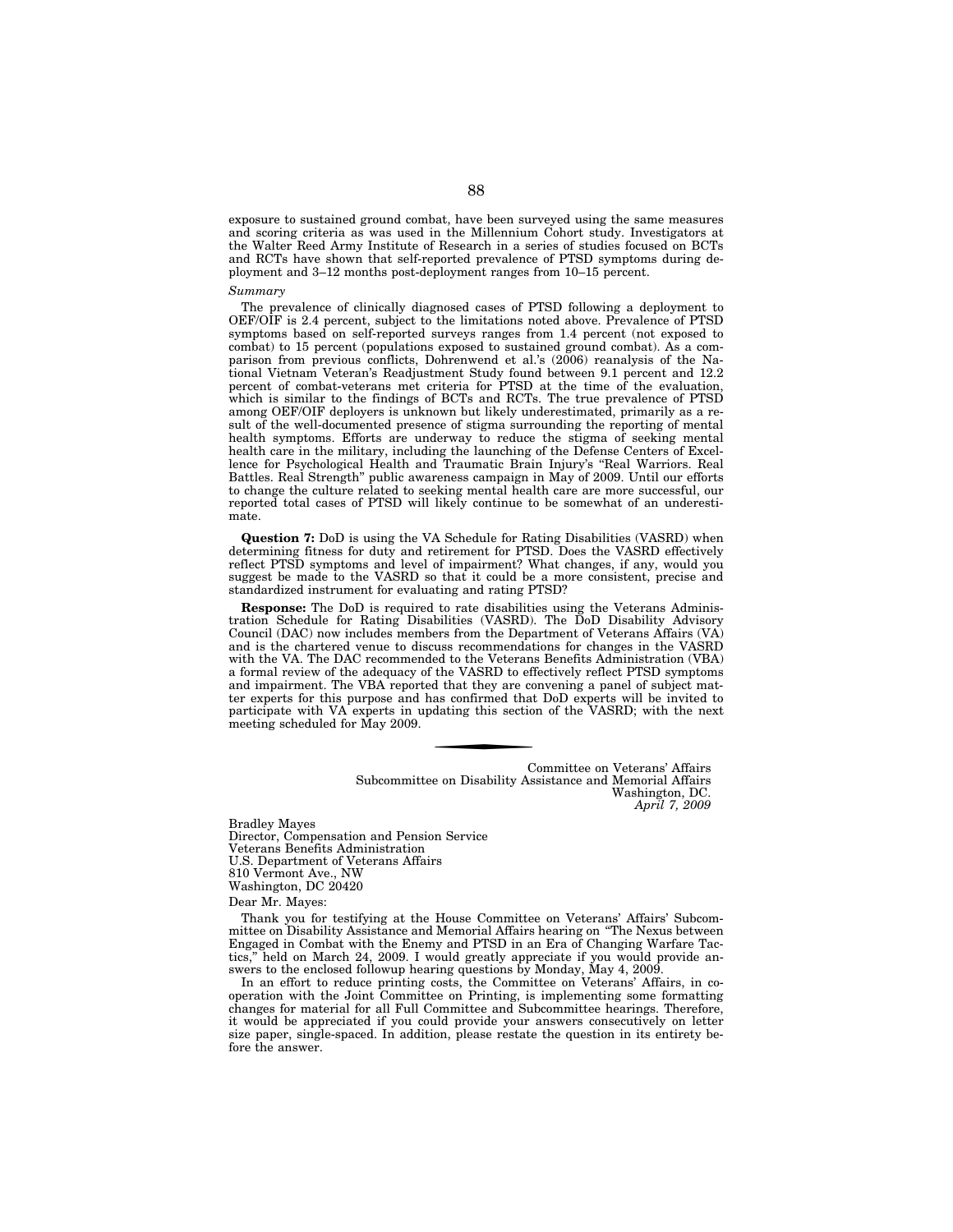exposure to sustained ground combat, have been surveyed using the same measures and scoring criteria as was used in the Millennium Cohort study. Investigators at the Walter Reed Army Institute of Research in a series of studies focused on BCTs and RCTs have shown that self-reported prevalence of PTSD symptoms during deployment and 3–12 months post-deployment ranges from 10–15 percent.

*Summary*

The prevalence of clinically diagnosed cases of PTSD following a deployment to OEF/OIF is 2.4 percent, subject to the limitations noted above. Prevalence of PTSD symptoms based on self-reported surveys ranges from 1.4 percent (not exposed to combat) to 15 percent (populations exposed to sustained ground combat). As a comparison from previous conflicts, Dohrenwend et al.'s (2006) reanalysis of the National Vietnam Veteran's Readjustment Study found between 9.1 percent and 12.2 percent of combat-veterans met criteria for PTSD at the time of the evaluation, which is similar to the findings of BCTs and RCTs. The true prevalence of PTSD among OEF/OIF deployers is unknown but likely underestimated, primarily as a result of the well-documented presence of stigma surrounding the reporting of mental health symptoms. Efforts are underway to reduce the stigma of seeking mental health care in the military, including the launching of the Defense Centers of Excellence for Psychological Health and Traumatic Brain Injury's "Real Warriors. Real Battles. Real Strength" public awareness campaign in May of 2009. Until our efforts to change the culture related to seeking mental health care are more successful, our reported total cases of PTSD will likely continue to be somewhat of an underestimate.

**Question 7:** DoD is using the VA Schedule for Rating Disabilities (VASRD) when determining fitness for duty and retirement for PTSD. Does the VASRD effectively reflect PTSD symptoms and level of impairment? What changes, if any, would you suggest be made to the VASRD so that it could be a more consistent, precise and standardized instrument for evaluating and rating PTSD?

**Response:** The DoD is required to rate disabilities using the Veterans Administration Schedule for Rating Disabilities (VASRD). The DoD Disability Advisory Council (DAC) now includes members from the Department of Veterans Affairs (VA) and is the chartered venue to discuss recommendations for changes in the VASRD with the VA. The DAC recommended to the Veterans Benefits Administration (VBA) a formal review of the adequacy of the VASRD to effectively reflect PTSD symptoms and impairment. The VBA reported that they are convening a panel of subject matter experts for this purpose and has confirmed that DoD experts will be invited to participate with VA experts in updating this section of the VASRD; with the next meeting scheduled for May 2009.

---

Committee on Veterans' Affairs
Subcommittee on Disability Assistance and Memorial Affairs
Washington, DC.
*April 7, 2009*

Bradley Mayes
Director, Compensation and Pension Service
Veterans Benefits Administration
U.S. Department of Veterans Affairs
810 Vermont Ave., NW
Washington, DC 20420

Dear Mr. Mayes:

Thank you for testifying at the House Committee on Veterans' Affairs' Subcommittee on Disability Assistance and Memorial Affairs hearing on "The Nexus between Engaged in Combat with the Enemy and PTSD in an Era of Changing Warfare Tactics," held on March 24, 2009. I would greatly appreciate if you would provide answers to the enclosed followup hearing questions by Monday, May 4, 2009.

In an effort to reduce printing costs, the Committee on Veterans' Affairs, in cooperation with the Joint Committee on Printing, is implementing some formatting changes for material for all Full Committee and Subcommittee hearings. Therefore, it would be appreciated if you could provide your answers consecutively on letter size paper, single-spaced. In addition, please restate the question in its entirety before the answer.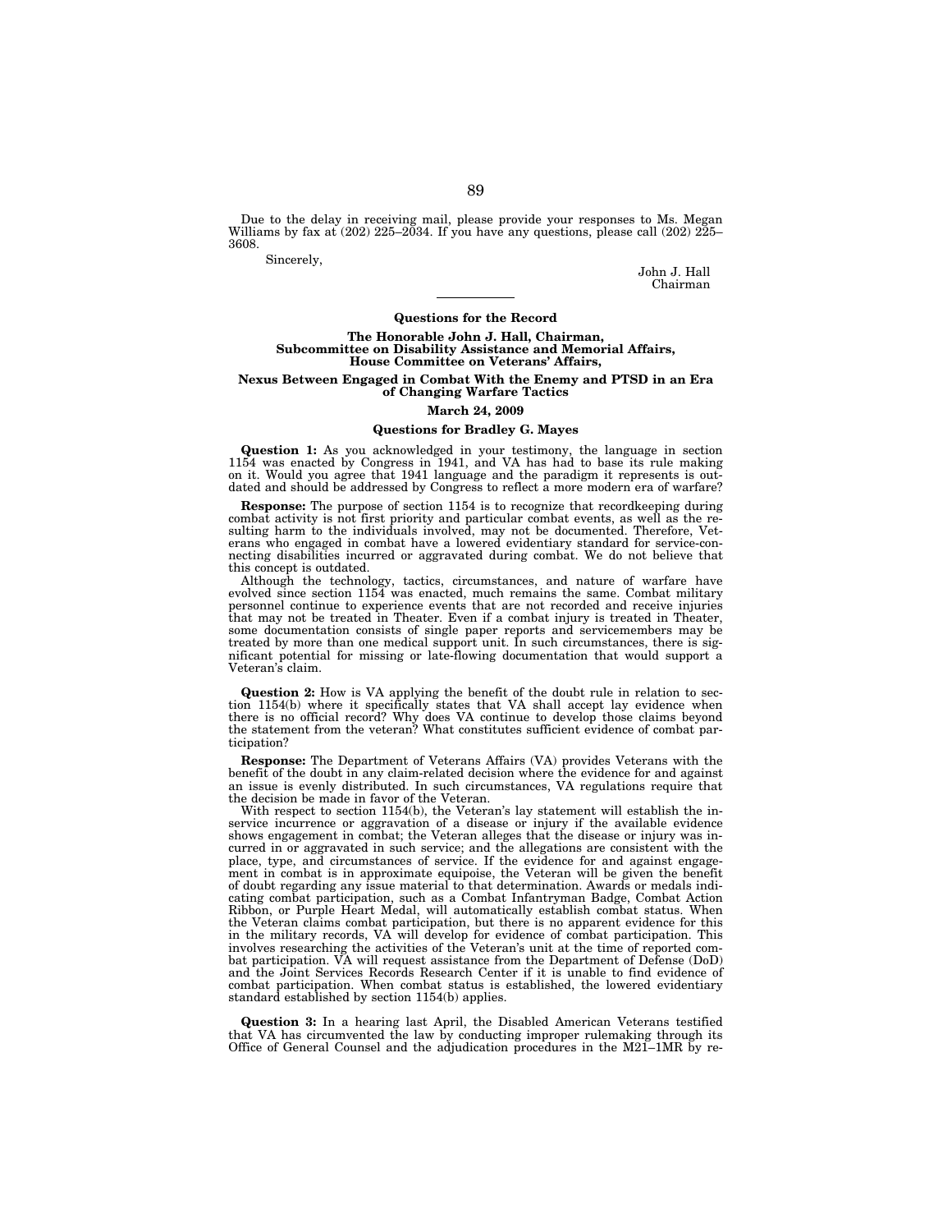Due to the delay in receiving mail, please provide your responses to Ms. Megan Williams by fax at (202) 225–2034. If you have any questions, please call (202) 225–3608.

Sincerely,

John J. Hall
Chairman

---

**Questions for the Record**

**The Honorable John J. Hall, Chairman,**
**Subcommittee on Disability Assistance and Memorial Affairs,**
**House Committee on Veterans' Affairs,**

**Nexus Between Engaged in Combat With the Enemy and PTSD in an Era of Changing Warfare Tactics**

**March 24, 2009**

**Questions for Bradley G. Mayes**

**Question 1:** As you acknowledged in your testimony, the language in section 1154 was enacted by Congress in 1941, and VA has had to base its rule making on it. Would you agree that 1941 language and the paradigm it represents is outdated and should be addressed by Congress to reflect a more modern era of warfare?

**Response:** The purpose of section 1154 is to recognize that recordkeeping during combat activity is not first priority and particular combat events, as well as the resulting harm to the individuals involved, may not be documented. Therefore, Veterans who engaged in combat have a lowered evidentiary standard for service-connecting disabilities incurred or aggravated during combat. We do not believe that this concept is outdated.

Although the technology, tactics, circumstances, and nature of warfare have evolved since section 1154 was enacted, much remains the same. Combat military personnel continue to experience events that are not recorded and receive injuries that may not be treated in Theater. Even if a combat injury is treated in Theater, some documentation consists of single paper reports and servicemembers may be treated by more than one medical support unit. In such circumstances, there is significant potential for missing or late-flowing documentation that would support a Veteran's claim.

**Question 2:** How is VA applying the benefit of the doubt rule in relation to section 1154(b) where it specifically states that VA shall accept lay evidence when there is no official record? Why does VA continue to develop those claims beyond the statement from the veteran? What constitutes sufficient evidence of combat participation?

**Response:** The Department of Veterans Affairs (VA) provides Veterans with the benefit of the doubt in any claim-related decision where the evidence for and against an issue is evenly distributed. In such circumstances, VA regulations require that the decision be made in favor of the Veteran.

With respect to section 1154(b), the Veteran's lay statement will establish the in-service incurrence or aggravation of a disease or injury if the available evidence shows engagement in combat; the Veteran alleges that the disease or injury was incurred in or aggravated in such service; and the allegations are consistent with the place, type, and circumstances of service. If the evidence for and against engagement in combat is in approximate equipoise, the Veteran will be given the benefit of doubt regarding any issue material to that determination. Awards or medals indicating combat participation, such as a Combat Infantryman Badge, Combat Action Ribbon, or Purple Heart Medal, will automatically establish combat status. When the Veteran claims combat participation, but there is no apparent evidence for this in the military records, VA will develop for evidence of combat participation. This involves researching the activities of the Veteran's unit at the time of reported combat participation. VA will request assistance from the Department of Defense (DoD) and the Joint Services Records Research Center if it is unable to find evidence of combat participation. When combat status is established, the lowered evidentiary standard established by section 1154(b) applies.

**Question 3:** In a hearing last April, the Disabled American Veterans testified that VA has circumvented the law by conducting improper rulemaking through its Office of General Counsel and the adjudication procedures in the M21–1MR by re-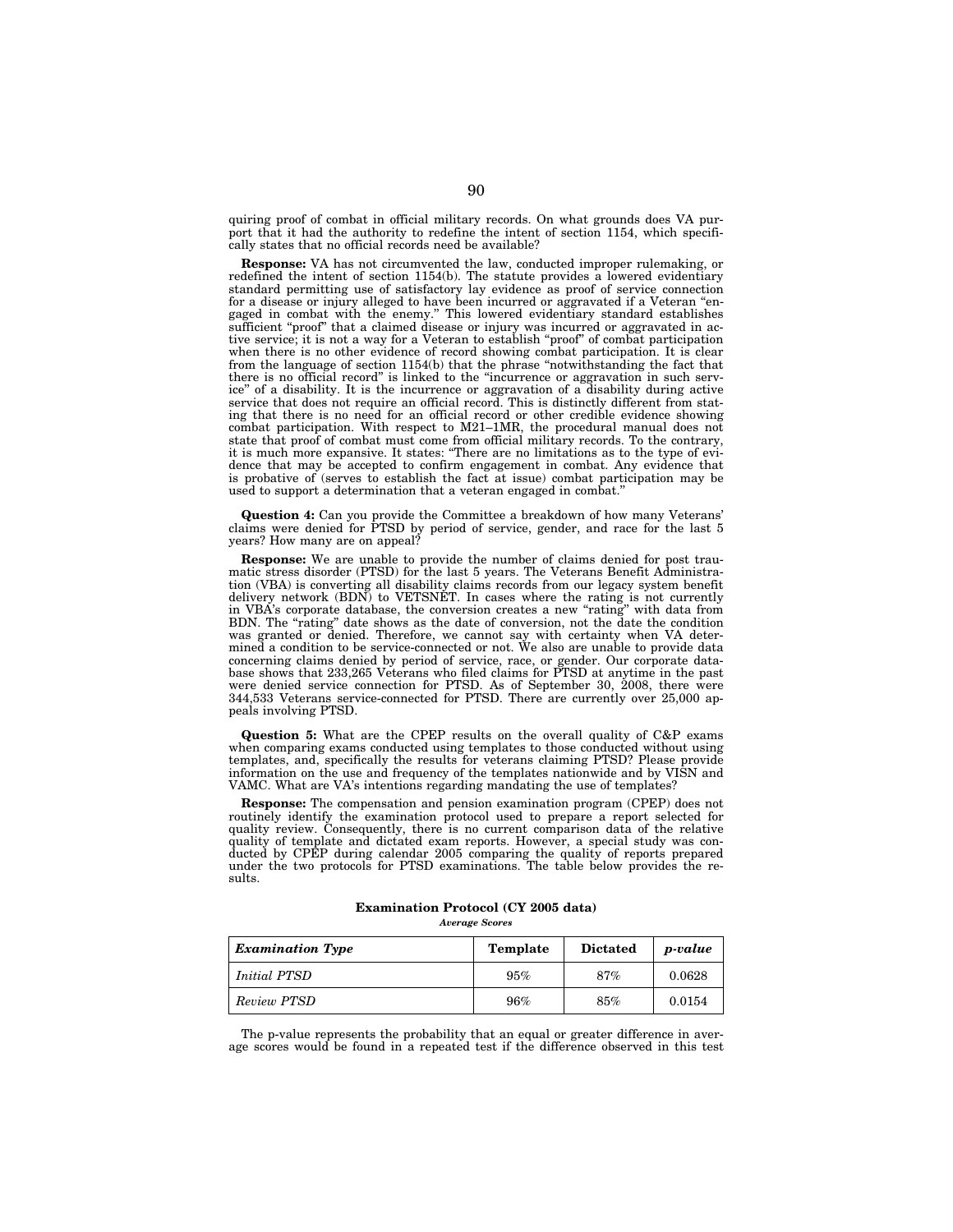quiring proof of combat in official military records. On what grounds does VA purport that it had the authority to redefine the intent of section 1154, which specifically states that no official records need be available?

**Response:** VA has not circumvented the law, conducted improper rulemaking, or redefined the intent of section 1154(b). The statute provides a lowered evidentiary standard permitting use of satisfactory lay evidence as proof of service connection for a disease or injury alleged to have been incurred or aggravated if a Veteran "engaged in combat with the enemy." This lowered evidentiary standard establishes sufficient "proof" that a claimed disease or injury was incurred or aggravated in active service; it is not a way for a Veteran to establish "proof" of combat participation when there is no other evidence of record showing combat participation. It is clear from the language of section 1154(b) that the phrase "notwithstanding the fact that there is no official record" is linked to the "incurrence or aggravation in such service" of a disability. It is the incurrence or aggravation of a disability during active service that does not require an official record. This is distinctly different from stating that there is no need for an official record or other credible evidence showing combat participation. With respect to M21–1MR, the procedural manual does not state that proof of combat must come from official military records. To the contrary, it is much more expansive. It states: "There are no limitations as to the type of evidence that may be accepted to confirm engagement in combat. Any evidence that is probative of (serves to establish the fact at issue) combat participation may be used to support a determination that a veteran engaged in combat."

**Question 4:** Can you provide the Committee a breakdown of how many Veterans' claims were denied for PTSD by period of service, gender, and race for the last 5 years? How many are on appeal?

**Response:** We are unable to provide the number of claims denied for post traumatic stress disorder (PTSD) for the last 5 years. The Veterans Benefit Administration (VBA) is converting all disability claims records from our legacy system benefit delivery network (BDN) to VETSNET. In cases where the rating is not currently in VBA's corporate database, the conversion creates a new "rating" with data from BDN. The "rating" date shows as the date of conversion, not the date the condition was granted or denied. Therefore, we cannot say with certainty when VA determined a condition to be service-connected or not. We also are unable to provide data concerning claims denied by period of service, race, or gender. Our corporate database shows that 233,265 Veterans who filed claims for PTSD at anytime in the past were denied service connection for PTSD. As of September 30, 2008, there were 344,533 Veterans service-connected for PTSD. There are currently over 25,000 appeals involving PTSD.

**Question 5:** What are the CPEP results on the overall quality of C&P exams when comparing exams conducted using templates to those conducted without using templates, and, specifically the results for veterans claiming PTSD? Please provide information on the use and frequency of the templates nationwide and by VISN and VAMC. What are VA's intentions regarding mandating the use of templates?

**Response:** The compensation and pension examination program (CPEP) does not routinely identify the examination protocol used to prepare a report selected for quality review. Consequently, there is no current comparison data of the relative quality of template and dictated exam reports. However, a special study was conducted by CPEP during calendar 2005 comparing the quality of reports prepared under the two protocols for PTSD examinations. The table below provides the results.

**Examination Protocol (CY 2005 data)**

*Average Scores*

| *Examination Type* | Template | Dictated | *p-value* |
|---|---|---|---|
| *Initial PTSD* | 95% | 87% | 0.0628 |
| *Review PTSD* | 96% | 85% | 0.0154 |

The p-value represents the probability that an equal or greater difference in average scores would be found in a repeated test if the difference observed in this test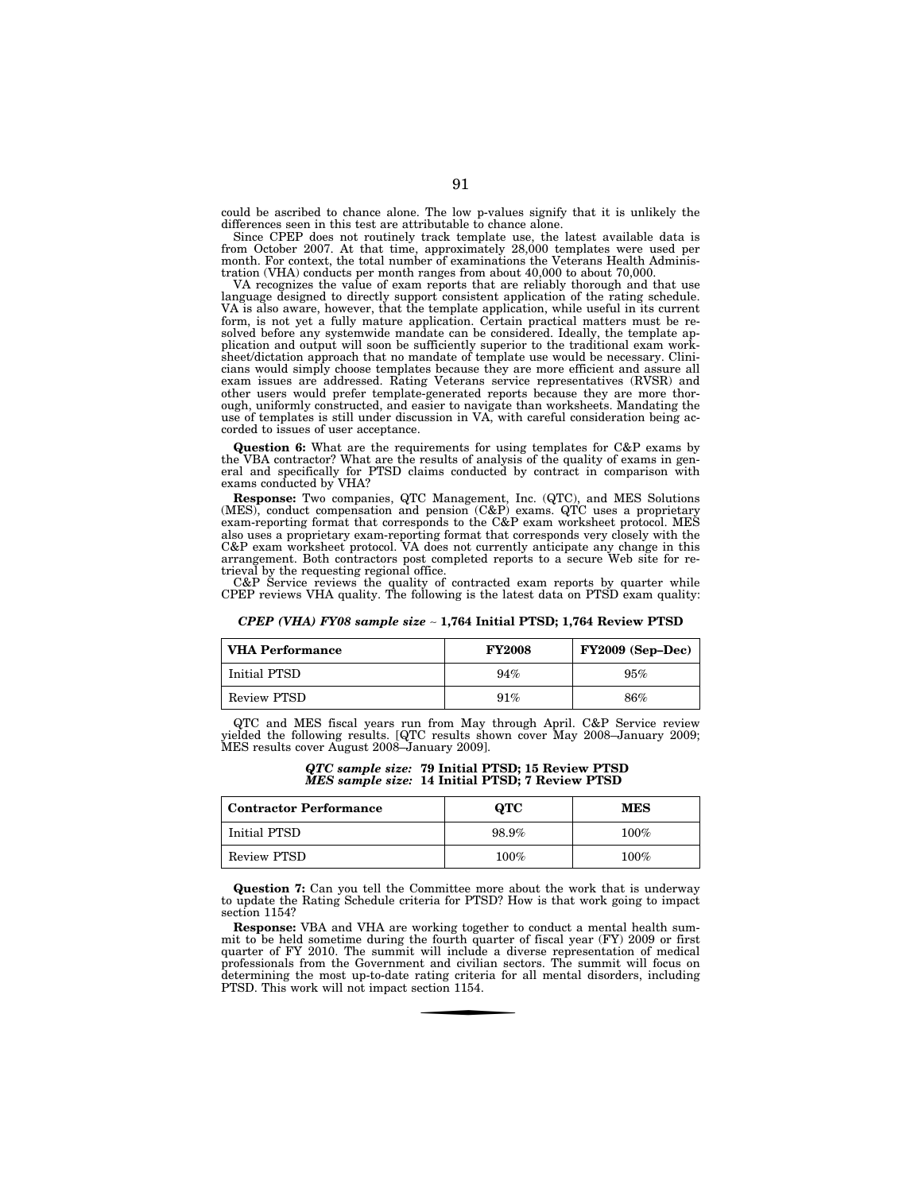could be ascribed to chance alone. The low p-values signify that it is unlikely the differences seen in this test are attributable to chance alone.

Since CPEP does not routinely track template use, the latest available data is from October 2007. At that time, approximately 28,000 templates were used per month. For context, the total number of examinations the Veterans Health Administration (VHA) conducts per month ranges from about 40,000 to about 70,000.

VA recognizes the value of exam reports that are reliably thorough and that use language designed to directly support consistent application of the rating schedule. VA is also aware, however, that the template application, while useful in its current form, is not yet a fully mature application. Certain practical matters must be resolved before any systemwide mandate can be considered. Ideally, the template application and output will soon be sufficiently superior to the traditional exam worksheet/dictation approach that no mandate of template use would be necessary. Clinicians would simply choose templates because they are more efficient and assure all exam issues are addressed. Rating Veterans service representatives (RVSR) and other users would prefer template-generated reports because they are more thorough, uniformly constructed, and easier to navigate than worksheets. Mandating the use of templates is still under discussion in VA, with careful consideration being accorded to issues of user acceptance.

**Question 6:** What are the requirements for using templates for C&P exams by the VBA contractor? What are the results of analysis of the quality of exams in general and specifically for PTSD claims conducted by contract in comparison with exams conducted by VHA?

**Response:** Two companies, QTC Management, Inc. (QTC), and MES Solutions (MES), conduct compensation and pension (C&P) exams. QTC uses a proprietary exam-reporting format that corresponds to the C&P exam worksheet protocol. MES also uses a proprietary exam-reporting format that corresponds very closely with the C&P exam worksheet protocol. VA does not currently anticipate any change in this arrangement. Both contractors post completed reports to a secure Web site for retrieval by the requesting regional office.

C&P Service reviews the quality of contracted exam reports by quarter while CPEP reviews VHA quality. The following is the latest data on PTSD exam quality:

***CPEP (VHA) FY08 sample size* ~ 1,764 Initial PTSD; 1,764 Review PTSD**

| VHA Performance | FY2008 | FY2009 (Sep–Dec) |
|---|---|---|
| Initial PTSD | 94% | 95% |
| Review PTSD | 91% | 86% |

QTC and MES fiscal years run from May through April. C&P Service review yielded the following results. [QTC results shown cover May 2008–January 2009; MES results cover August 2008–January 2009].

***QTC sample size:* 79 Initial PTSD; 15 Review PTSD**
***MES sample size:* 14 Initial PTSD; 7 Review PTSD**

| Contractor Performance | QTC | MES |
|---|---|---|
| Initial PTSD | 98.9% | 100% |
| Review PTSD | 100% | 100% |

**Question 7:** Can you tell the Committee more about the work that is underway to update the Rating Schedule criteria for PTSD? How is that work going to impact section 1154?

**Response:** VBA and VHA are working together to conduct a mental health summit to be held sometime during the fourth quarter of fiscal year (FY) 2009 or first quarter of FY 2010. The summit will include a diverse representation of medical professionals from the Government and civilian sectors. The summit will focus on determining the most up-to-date rating criteria for all mental disorders, including PTSD. This work will not impact section 1154.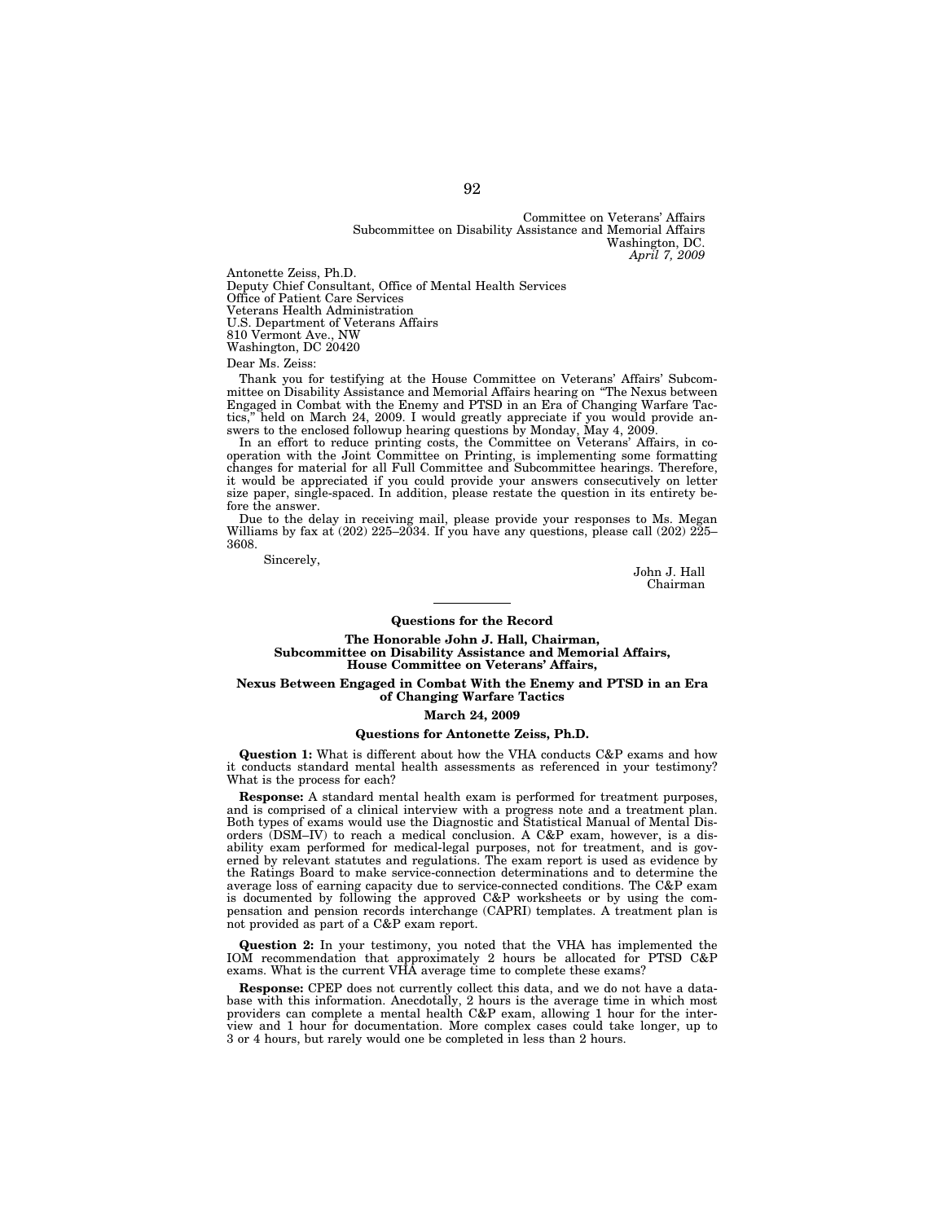Committee on Veterans' Affairs
Subcommittee on Disability Assistance and Memorial Affairs
Washington, DC.
*April 7, 2009*

Antonette Zeiss, Ph.D.
Deputy Chief Consultant, Office of Mental Health Services
Office of Patient Care Services
Veterans Health Administration
U.S. Department of Veterans Affairs
810 Vermont Ave., NW
Washington, DC 20420

Dear Ms. Zeiss:

Thank you for testifying at the House Committee on Veterans' Affairs' Subcommittee on Disability Assistance and Memorial Affairs hearing on "The Nexus between Engaged in Combat with the Enemy and PTSD in an Era of Changing Warfare Tactics," held on March 24, 2009. I would greatly appreciate if you would provide answers to the enclosed followup hearing questions by Monday, May 4, 2009.

In an effort to reduce printing costs, the Committee on Veterans' Affairs, in cooperation with the Joint Committee on Printing, is implementing some formatting changes for material for all Full Committee and Subcommittee hearings. Therefore, it would be appreciated if you could provide your answers consecutively on letter size paper, single-spaced. In addition, please restate the question in its entirety before the answer.

Due to the delay in receiving mail, please provide your responses to Ms. Megan Williams by fax at (202) 225–2034. If you have any questions, please call (202) 225–3608.

Sincerely,

John J. Hall
Chairman

---

**Questions for the Record**

**The Honorable John J. Hall, Chairman,**
**Subcommittee on Disability Assistance and Memorial Affairs,**
**House Committee on Veterans' Affairs,**

**Nexus Between Engaged in Combat With the Enemy and PTSD in an Era of Changing Warfare Tactics**

**March 24, 2009**

**Questions for Antonette Zeiss, Ph.D.**

**Question 1:** What is different about how the VHA conducts C&P exams and how it conducts standard mental health assessments as referenced in your testimony? What is the process for each?

**Response:** A standard mental health exam is performed for treatment purposes, and is comprised of a clinical interview with a progress note and a treatment plan. Both types of exams would use the Diagnostic and Statistical Manual of Mental Disorders (DSM–IV) to reach a medical conclusion. A C&P exam, however, is a disability exam performed for medical-legal purposes, not for treatment, and is governed by relevant statutes and regulations. The exam report is used as evidence by the Ratings Board to make service-connection determinations and to determine the average loss of earning capacity due to service-connected conditions. The C&P exam is documented by following the approved C&P worksheets or by using the compensation and pension records interchange (CAPRI) templates. A treatment plan is not provided as part of a C&P exam report.

**Question 2:** In your testimony, you noted that the VHA has implemented the IOM recommendation that approximately 2 hours be allocated for PTSD C&P exams. What is the current VHA average time to complete these exams?

**Response:** CPEP does not currently collect this data, and we do not have a database with this information. Anecdotally, 2 hours is the average time in which most providers can complete a mental health C&P exam, allowing 1 hour for the interview and 1 hour for documentation. More complex cases could take longer, up to 3 or 4 hours, but rarely would one be completed in less than 2 hours.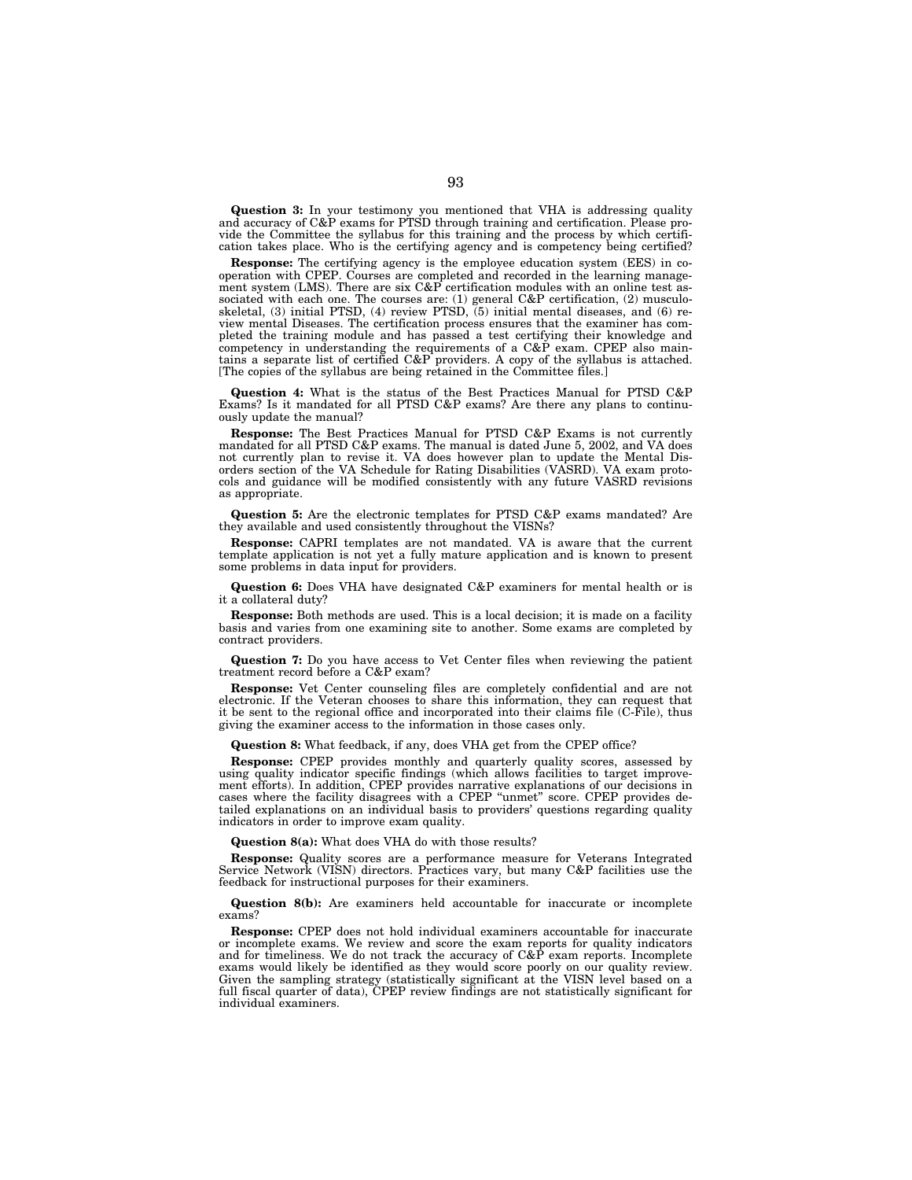**Question 3:** In your testimony you mentioned that VHA is addressing quality and accuracy of C&P exams for PTSD through training and certification. Please provide the Committee the syllabus for this training and the process by which certification takes place. Who is the certifying agency and is competency being certified?

**Response:** The certifying agency is the employee education system (EES) in cooperation with CPEP. Courses are completed and recorded in the learning management system (LMS). There are six C&P certification modules with an online test associated with each one. The courses are: (1) general C&P certification, (2) musculoskeletal, (3) initial PTSD, (4) review PTSD, (5) initial mental diseases, and (6) review mental Diseases. The certification process ensures that the examiner has completed the training module and has passed a test certifying their knowledge and competency in understanding the requirements of a C&P exam. CPEP also maintains a separate list of certified C&P providers. A copy of the syllabus is attached. [The copies of the syllabus are being retained in the Committee files.]

**Question 4:** What is the status of the Best Practices Manual for PTSD C&P Exams? Is it mandated for all PTSD C&P exams? Are there any plans to continuously update the manual?

**Response:** The Best Practices Manual for PTSD C&P Exams is not currently mandated for all PTSD C&P exams. The manual is dated June 5, 2002, and VA does not currently plan to revise it. VA does however plan to update the Mental Disorders section of the VA Schedule for Rating Disabilities (VASRD). VA exam protocols and guidance will be modified consistently with any future VASRD revisions as appropriate.

**Question 5:** Are the electronic templates for PTSD C&P exams mandated? Are they available and used consistently throughout the VISNs?

**Response:** CAPRI templates are not mandated. VA is aware that the current template application is not yet a fully mature application and is known to present some problems in data input for providers.

**Question 6:** Does VHA have designated C&P examiners for mental health or is it a collateral duty?

**Response:** Both methods are used. This is a local decision; it is made on a facility basis and varies from one examining site to another. Some exams are completed by contract providers.

**Question 7:** Do you have access to Vet Center files when reviewing the patient treatment record before a C&P exam?

**Response:** Vet Center counseling files are completely confidential and are not electronic. If the Veteran chooses to share this information, they can request that it be sent to the regional office and incorporated into their claims file (C-File), thus giving the examiner access to the information in those cases only.

**Question 8:** What feedback, if any, does VHA get from the CPEP office?

**Response:** CPEP provides monthly and quarterly quality scores, assessed by using quality indicator specific findings (which allows facilities to target improvement efforts). In addition, CPEP provides narrative explanations of our decisions in cases where the facility disagrees with a CPEP "unmet" score. CPEP provides detailed explanations on an individual basis to providers' questions regarding quality indicators in order to improve exam quality.

**Question 8(a):** What does VHA do with those results?

**Response:** Quality scores are a performance measure for Veterans Integrated Service Network (VISN) directors. Practices vary, but many C&P facilities use the feedback for instructional purposes for their examiners.

**Question 8(b):** Are examiners held accountable for inaccurate or incomplete exams?

**Response:** CPEP does not hold individual examiners accountable for inaccurate or incomplete exams. We review and score the exam reports for quality indicators and for timeliness. We do not track the accuracy of C&P exam reports. Incomplete exams would likely be identified as they would score poorly on our quality review. Given the sampling strategy (statistically significant at the VISN level based on a full fiscal quarter of data), CPEP review findings are not statistically significant for individual examiners.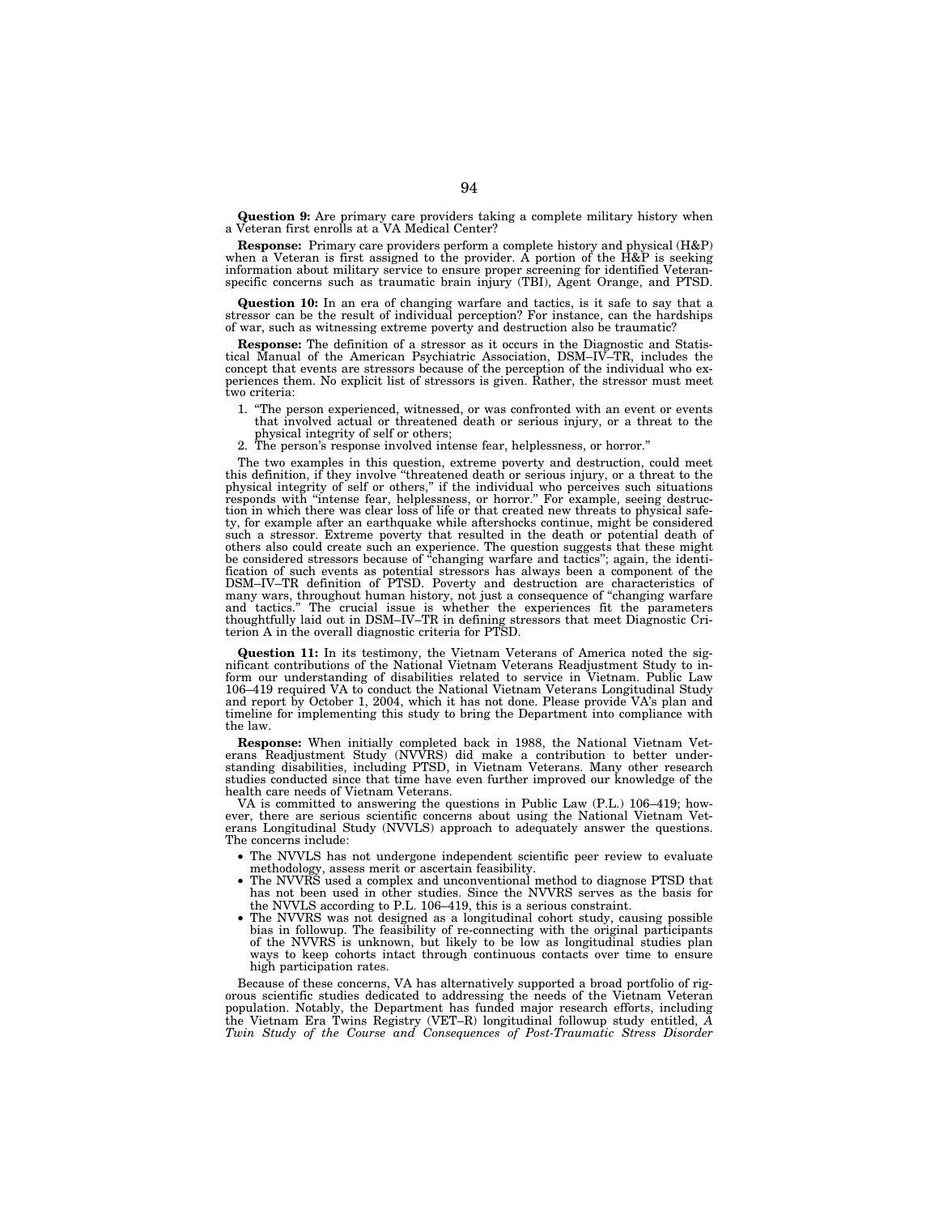**Question 9:** Are primary care providers taking a complete military history when a Veteran first enrolls at a VA Medical Center?

**Response:** Primary care providers perform a complete history and physical (H&P) when a Veteran is first assigned to the provider. A portion of the H&P is seeking information about military service to ensure proper screening for identified Veteran-specific concerns such as traumatic brain injury (TBI), Agent Orange, and PTSD.

**Question 10:** In an era of changing warfare and tactics, is it safe to say that a stressor can be the result of individual perception? For instance, can the hardships of war, such as witnessing extreme poverty and destruction also be traumatic?

**Response:** The definition of a stressor as it occurs in the Diagnostic and Statistical Manual of the American Psychiatric Association, DSM–IV–TR, includes the concept that events are stressors because of the perception of the individual who experiences them. No explicit list of stressors is given. Rather, the stressor must meet two criteria:

1. "The person experienced, witnessed, or was confronted with an event or events that involved actual or threatened death or serious injury, or a threat to the physical integrity of self or others;
2. The person's response involved intense fear, helplessness, or horror."

The two examples in this question, extreme poverty and destruction, could meet this definition, if they involve "threatened death or serious injury, or a threat to the physical integrity of self or others," if the individual who perceives such situations responds with "intense fear, helplessness, or horror." For example, seeing destruction in which there was clear loss of life or that created new threats to physical safety, for example after an earthquake while aftershocks continue, might be considered such a stressor. Extreme poverty that resulted in the death or potential death of others also could create such an experience. The question suggests that these might be considered stressors because of "changing warfare and tactics"; again, the identification of such events as potential stressors has always been a component of the DSM–IV–TR definition of PTSD. Poverty and destruction are characteristics of many wars, throughout human history, not just a consequence of "changing warfare and tactics." The crucial issue is whether the experiences fit the parameters thoughtfully laid out in DSM–IV–TR in defining stressors that meet Diagnostic Criterion A in the overall diagnostic criteria for PTSD.

**Question 11:** In its testimony, the Vietnam Veterans of America noted the significant contributions of the National Vietnam Veterans Readjustment Study to inform our understanding of disabilities related to service in Vietnam. Public Law 106–419 required VA to conduct the National Vietnam Veterans Longitudinal Study and report by October 1, 2004, which it has not done. Please provide VA's plan and timeline for implementing this study to bring the Department into compliance with the law.

**Response:** When initially completed back in 1988, the National Vietnam Veterans Readjustment Study (NVVRS) did make a contribution to better understanding disabilities, including PTSD, in Vietnam Veterans. Many other research studies conducted since that time have even further improved our knowledge of the health care needs of Vietnam Veterans.

VA is committed to answering the questions in Public Law (P.L.) 106–419; however, there are serious scientific concerns about using the National Vietnam Veterans Longitudinal Study (NVVLS) approach to adequately answer the questions. The concerns include:

- The NVVLS has not undergone independent scientific peer review to evaluate methodology, assess merit or ascertain feasibility.
- The NVVRS used a complex and unconventional method to diagnose PTSD that has not been used in other studies. Since the NVVRS serves as the basis for the NVVLS according to P.L. 106–419, this is a serious constraint.
- The NVVRS was not designed as a longitudinal cohort study, causing possible bias in followup. The feasibility of re-connecting with the original participants of the NVVRS is unknown, but likely to be low as longitudinal studies plan ways to keep cohorts intact through continuous contacts over time to ensure high participation rates.

Because of these concerns, VA has alternatively supported a broad portfolio of rigorous scientific studies dedicated to addressing the needs of the Vietnam Veteran population. Notably, the Department has funded major research efforts, including the Vietnam Era Twins Registry (VET–R) longitudinal followup study entitled, *A Twin Study of the Course and Consequences of Post-Traumatic Stress Disorder*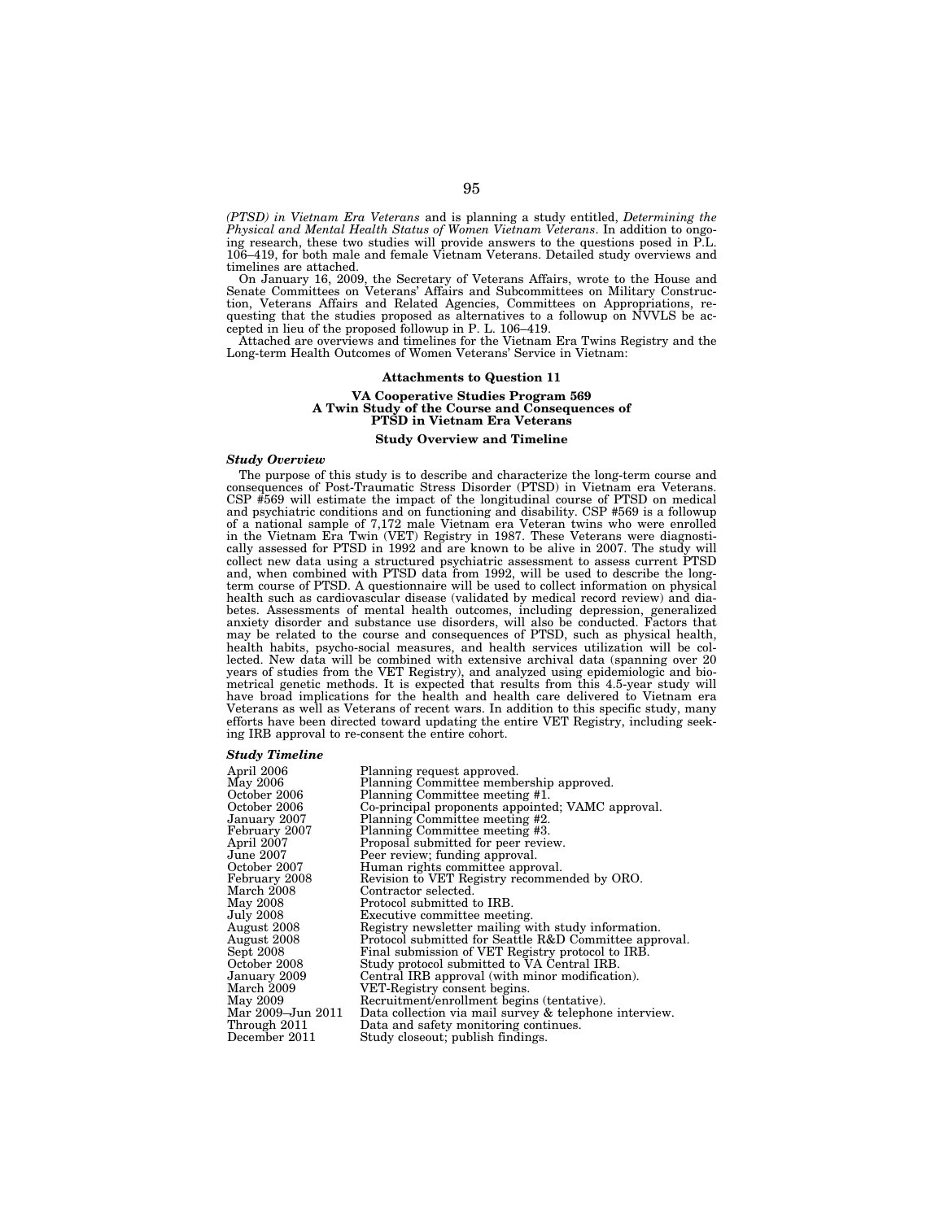*(PTSD) in Vietnam Era Veterans* and is planning a study entitled, *Determining the Physical and Mental Health Status of Women Vietnam Veterans*. In addition to ongoing research, these two studies will provide answers to the questions posed in P.L. 106–419, for both male and female Vietnam Veterans. Detailed study overviews and timelines are attached.

On January 16, 2009, the Secretary of Veterans Affairs, wrote to the House and Senate Committees on Veterans' Affairs and Subcommittees on Military Construction, Veterans Affairs and Related Agencies, Committees on Appropriations, requesting that the studies proposed as alternatives to a followup on NVVLS be accepted in lieu of the proposed followup in P. L. 106–419.

Attached are overviews and timelines for the Vietnam Era Twins Registry and the Long-term Health Outcomes of Women Veterans' Service in Vietnam:

**Attachments to Question 11**

**VA Cooperative Studies Program 569**
**A Twin Study of the Course and Consequences of PTSD in Vietnam Era Veterans**

**Study Overview and Timeline**

***Study Overview***

The purpose of this study is to describe and characterize the long-term course and consequences of Post-Traumatic Stress Disorder (PTSD) in Vietnam era Veterans. CSP #569 will estimate the impact of the longitudinal course of PTSD on medical and psychiatric conditions and on functioning and disability. CSP #569 is a followup of a national sample of 7,172 male Vietnam era Veteran twins who were enrolled in the Vietnam Era Twin (VET) Registry in 1987. These Veterans were diagnostically assessed for PTSD in 1992 and are known to be alive in 2007. The study will collect new data using a structured psychiatric assessment to assess current PTSD and, when combined with PTSD data from 1992, will be used to describe the long-term course of PTSD. A questionnaire will be used to collect information on physical health such as cardiovascular disease (validated by medical record review) and diabetes. Assessments of mental health outcomes, including depression, generalized anxiety disorder and substance use disorders, will also be conducted. Factors that may be related to the course and consequences of PTSD, such as physical health, health habits, psycho-social measures, and health services utilization will be collected. New data will be combined with extensive archival data (spanning over 20 years of studies from the VET Registry), and analyzed using epidemiologic and biometrical genetic methods. It is expected that results from this 4.5-year study will have broad implications for the health and health care delivered to Vietnam era Veterans as well as Veterans of recent wars. In addition to this specific study, many efforts have been directed toward updating the entire VET Registry, including seeking IRB approval to re-consent the entire cohort.

***Study Timeline***

| | |
|---|---|
| April 2006 | Planning request approved. |
| May 2006 | Planning Committee membership approved. |
| October 2006 | Planning Committee meeting #1. |
| October 2006 | Co-principal proponents appointed; VAMC approval. |
| January 2007 | Planning Committee meeting #2. |
| February 2007 | Planning Committee meeting #3. |
| April 2007 | Proposal submitted for peer review. |
| June 2007 | Peer review; funding approval. |
| October 2007 | Human rights committee approval. |
| February 2008 | Revision to VET Registry recommended by ORO. |
| March 2008 | Contractor selected. |
| May 2008 | Protocol submitted to IRB. |
| July 2008 | Executive committee meeting. |
| August 2008 | Registry newsletter mailing with study information. |
| August 2008 | Protocol submitted for Seattle R&D Committee approval. |
| Sept 2008 | Final submission of VET Registry protocol to IRB. |
| October 2008 | Study protocol submitted to VA Central IRB. |
| January 2009 | Central IRB approval (with minor modification). |
| March 2009 | VET-Registry consent begins. |
| May 2009 | Recruitment/enrollment begins (tentative). |
| Mar 2009–Jun 2011 | Data collection via mail survey & telephone interview. |
| Through 2011 | Data and safety monitoring continues. |
| December 2011 | Study closeout; publish findings. |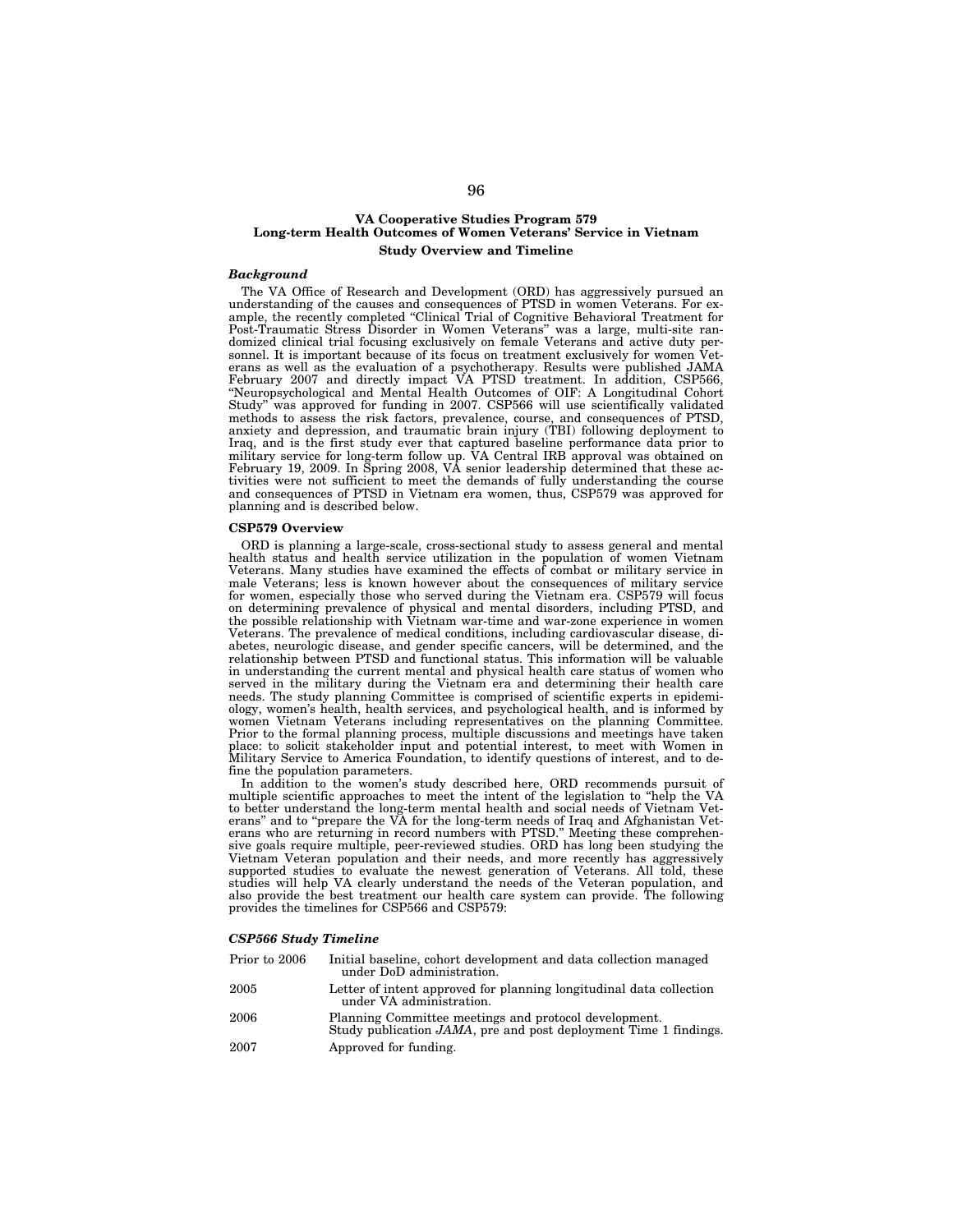## VA Cooperative Studies Program 579
## Long-term Health Outcomes of Women Veterans' Service in Vietnam
## Study Overview and Timeline

### *Background*

The VA Office of Research and Development (ORD) has aggressively pursued an understanding of the causes and consequences of PTSD in women Veterans. For example, the recently completed "Clinical Trial of Cognitive Behavioral Treatment for Post-Traumatic Stress Disorder in Women Veterans" was a large, multi-site randomized clinical trial focusing exclusively on female Veterans and active duty personnel. It is important because of its focus on treatment exclusively for women Veterans as well as the evaluation of a psychotherapy. Results were published JAMA February 2007 and directly impact VA PTSD treatment. In addition, CSP566, "Neuropsychological and Mental Health Outcomes of OIF: A Longitudinal Cohort Study" was approved for funding in 2007. CSP566 will use scientifically validated methods to assess the risk factors, prevalence, course, and consequences of PTSD, anxiety and depression, and traumatic brain injury (TBI) following deployment to Iraq, and is the first study ever that captured baseline performance data prior to military service for long-term follow up. VA Central IRB approval was obtained on February 19, 2009. In Spring 2008, VA senior leadership determined that these activities were not sufficient to meet the demands of fully understanding the course and consequences of PTSD in Vietnam era women, thus, CSP579 was approved for planning and is described below.

### CSP579 Overview

ORD is planning a large-scale, cross-sectional study to assess general and mental health status and health service utilization in the population of women Vietnam Veterans. Many studies have examined the effects of combat or military service in male Veterans; less is known however about the consequences of military service for women, especially those who served during the Vietnam era. CSP579 will focus on determining prevalence of physical and mental disorders, including PTSD, and the possible relationship with Vietnam war-time and war-zone experience in women Veterans. The prevalence of medical conditions, including cardiovascular disease, diabetes, neurologic disease, and gender specific cancers, will be determined, and the relationship between PTSD and functional status. This information will be valuable in understanding the current mental and physical health care status of women who served in the military during the Vietnam era and determining their health care needs. The study planning Committee is comprised of scientific experts in epidemiology, women's health, health services, and psychological health, and is informed by women Vietnam Veterans including representatives on the planning Committee. Prior to the formal planning process, multiple discussions and meetings have taken place: to solicit stakeholder input and potential interest, to meet with Women in Military Service to America Foundation, to identify questions of interest, and to define the population parameters.

In addition to the women's study described here, ORD recommends pursuit of multiple scientific approaches to meet the intent of the legislation to "help the VA to better understand the long-term mental health and social needs of Vietnam Veterans" and to "prepare the VA for the long-term needs of Iraq and Afghanistan Veterans who are returning in record numbers with PTSD." Meeting these comprehensive goals require multiple, peer-reviewed studies. ORD has long been studying the Vietnam Veteran population and their needs, and more recently has aggressively supported studies to evaluate the newest generation of Veterans. All told, these studies will help VA clearly understand the needs of the Veteran population, and also provide the best treatment our health care system can provide. The following provides the timelines for CSP566 and CSP579:

### *CSP566 Study Timeline*

| | |
|---|---|
| Prior to 2006 | Initial baseline, cohort development and data collection managed under DoD administration. |
| 2005 | Letter of intent approved for planning longitudinal data collection under VA administration. |
| 2006 | Planning Committee meetings and protocol development.<br>Study publication *JAMA*, pre and post deployment Time 1 findings. |
| 2007 | Approved for funding. |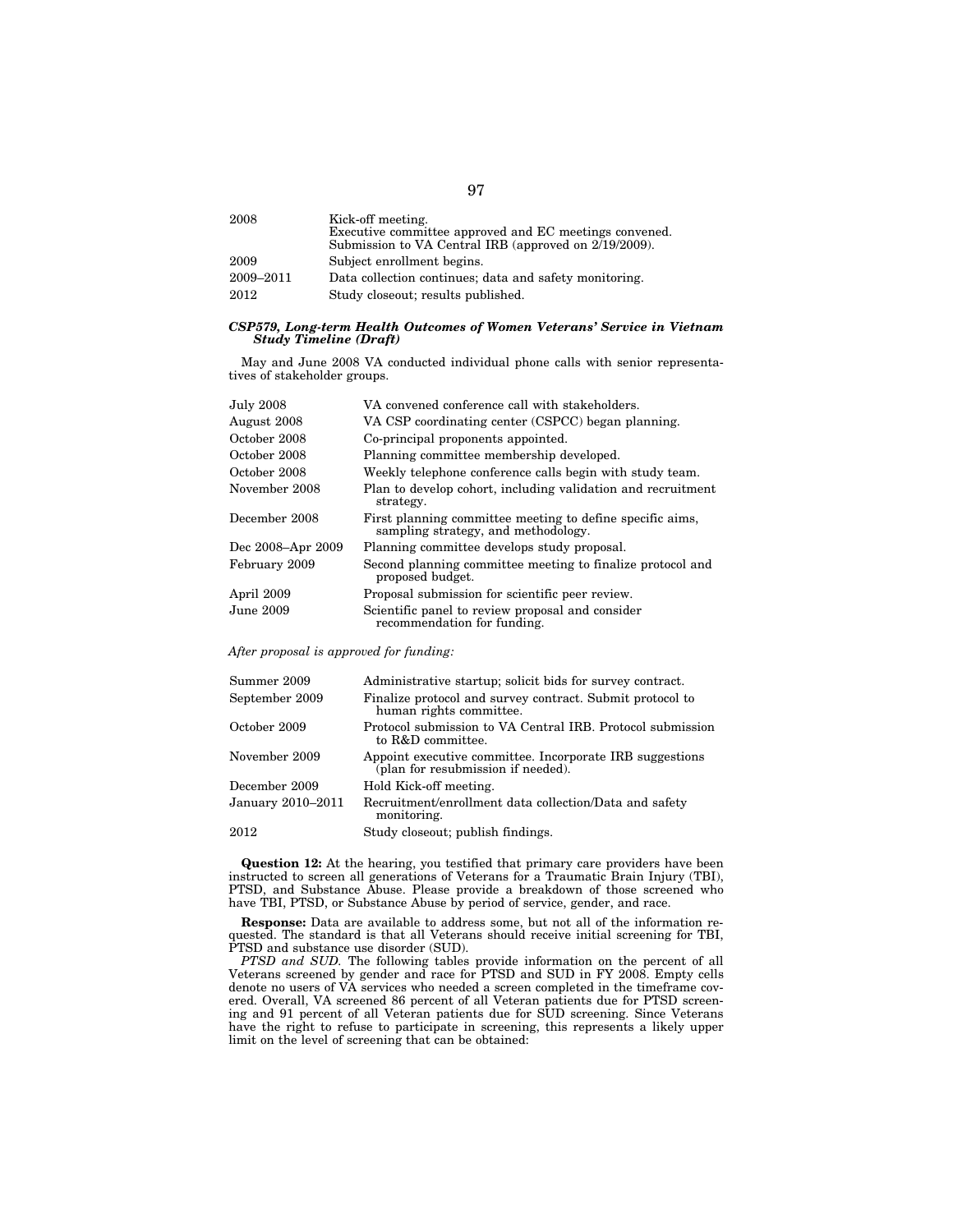| | |
|---|---|
| 2008 | Kick-off meeting.<br>Executive committee approved and EC meetings convened.<br>Submission to VA Central IRB (approved on 2/19/2009). |
| 2009 | Subject enrollment begins. |
| 2009–2011 | Data collection continues; data and safety monitoring. |
| 2012 | Study closeout; results published. |

***CSP579, Long-term Health Outcomes of Women Veterans' Service in Vietnam Study Timeline (Draft)***

May and June 2008 VA conducted individual phone calls with senior representatives of stakeholder groups.

| | |
|---|---|
| July 2008 | VA convened conference call with stakeholders. |
| August 2008 | VA CSP coordinating center (CSPCC) began planning. |
| October 2008 | Co-principal proponents appointed. |
| October 2008 | Planning committee membership developed. |
| October 2008 | Weekly telephone conference calls begin with study team. |
| November 2008 | Plan to develop cohort, including validation and recruitment strategy. |
| December 2008 | First planning committee meeting to define specific aims, sampling strategy, and methodology. |
| Dec 2008–Apr 2009 | Planning committee develops study proposal. |
| February 2009 | Second planning committee meeting to finalize protocol and proposed budget. |
| April 2009 | Proposal submission for scientific peer review. |
| June 2009 | Scientific panel to review proposal and consider recommendation for funding. |

*After proposal is approved for funding:*

| | |
|---|---|
| Summer 2009 | Administrative startup; solicit bids for survey contract. |
| September 2009 | Finalize protocol and survey contract. Submit protocol to human rights committee. |
| October 2009 | Protocol submission to VA Central IRB. Protocol submission to R&D committee. |
| November 2009 | Appoint executive committee. Incorporate IRB suggestions (plan for resubmission if needed). |
| December 2009 | Hold Kick-off meeting. |
| January 2010–2011 | Recruitment/enrollment data collection/Data and safety monitoring. |
| 2012 | Study closeout; publish findings. |

**Question 12:** At the hearing, you testified that primary care providers have been instructed to screen all generations of Veterans for a Traumatic Brain Injury (TBI), PTSD, and Substance Abuse. Please provide a breakdown of those screened who have TBI, PTSD, or Substance Abuse by period of service, gender, and race.

**Response:** Data are available to address some, but not all of the information requested. The standard is that all Veterans should receive initial screening for TBI, PTSD and substance use disorder (SUD).

*PTSD and SUD.* The following tables provide information on the percent of all Veterans screened by gender and race for PTSD and SUD in FY 2008. Empty cells denote no users of VA services who needed a screen completed in the timeframe covered. Overall, VA screened 86 percent of all Veteran patients due for PTSD screening and 91 percent of all Veteran patients due for SUD screening. Since Veterans have the right to refuse to participate in screening, this represents a likely upper limit on the level of screening that can be obtained: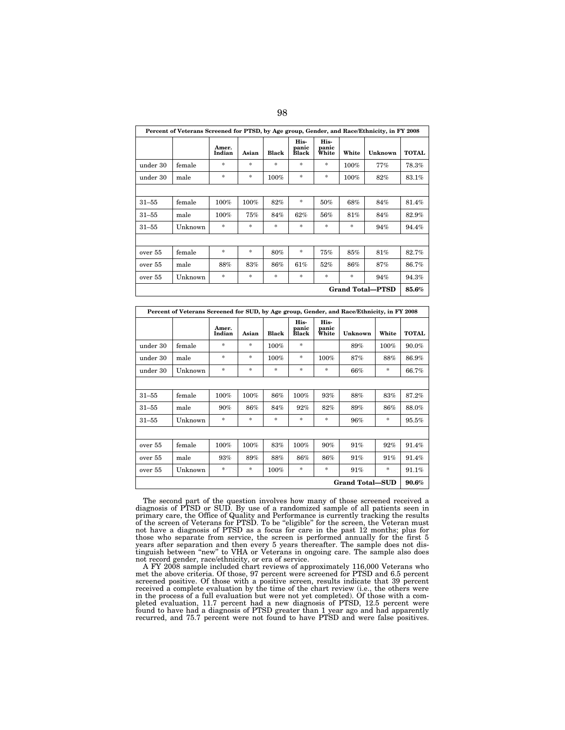| Percent of Veterans Screened for PTSD, by Age group, Gender, and Race/Ethnicity, in FY 2008 | | | | | | | | | |
|---|---|---|---|---|---|---|---|---|---|
| | | Amer. Indian | Asian | Black | His-panic Black | His-panic White | White | Unknown | TOTAL |
| under 30 | female | * | * | * | * | * | 100% | 77% | 78.3% |
| under 30 | male | * | * | 100% | * | * | 100% | 82% | 83.1% |
| | | | | | | | | | |
| 31–55 | female | 100% | 100% | 82% | * | 50% | 68% | 84% | 81.4% |
| 31–55 | male | 100% | 75% | 84% | 62% | 56% | 81% | 84% | 82.9% |
| 31–55 | Unknown | * | * | * | * | * | * | 94% | 94.4% |
| | | | | | | | | | |
| over 55 | female | * | * | 80% | * | 75% | 85% | 81% | 82.7% |
| over 55 | male | 88% | 83% | 86% | 61% | 52% | 86% | 87% | 86.7% |
| over 55 | Unknown | * | * | * | * | * | * | 94% | 94.3% |
| Grand Total—PTSD | | | | | | | | | 85.6% |

| Percent of Veterans Screened for SUD, by Age group, Gender, and Race/Ethnicity, in FY 2008 | | | | | | | | | |
|---|---|---|---|---|---|---|---|---|---|
| | | Amer. Indian | Asian | Black | His-panic Black | His-panic White | Unknown | White | TOTAL |
| under 30 | female | * | * | 100% | * | | 89% | 100% | 90.0% |
| under 30 | male | * | * | 100% | * | 100% | 87% | 88% | 86.9% |
| under 30 | Unknown | * | * | * | * | * | 66% | * | 66.7% |
| | | | | | | | | | |
| 31–55 | female | 100% | 100% | 86% | 100% | 93% | 88% | 83% | 87.2% |
| 31–55 | male | 90% | 86% | 84% | 92% | 82% | 89% | 86% | 88.0% |
| 31–55 | Unknown | * | * | * | * | * | 96% | * | 95.5% |
| | | | | | | | | | |
| over 55 | female | 100% | 100% | 83% | 100% | 90% | 91% | 92% | 91.4% |
| over 55 | male | 93% | 89% | 88% | 86% | 86% | 91% | 91% | 91.4% |
| over 55 | Unknown | * | * | 100% | * | * | 91% | * | 91.1% |
| Grand Total—SUD | | | | | | | | | 90.6% |

The second part of the question involves how many of those screened received a diagnosis of PTSD or SUD. By use of a randomized sample of all patients seen in primary care, the Office of Quality and Performance is currently tracking the results of the screen of Veterans for PTSD. To be "eligible" for the screen, the Veteran must not have a diagnosis of PTSD as a focus for care in the past 12 months; plus for those who separate from service, the screen is performed annually for the first 5 years after separation and then every 5 years thereafter. The sample does not distinguish between "new" to VHA or Veterans in ongoing care. The sample also does not record gender, race/ethnicity, or era of service.

A FY 2008 sample included chart reviews of approximately 116,000 Veterans who met the above criteria. Of those, 97 percent were screened for PTSD and 6.5 percent screened positive. Of those with a positive screen, results indicate that 39 percent received a complete evaluation by the time of the chart review (i.e., the others were in the process of a full evaluation but were not yet completed). Of those with a completed evaluation, 11.7 percent had a new diagnosis of PTSD, 12.5 percent were found to have had a diagnosis of PTSD greater than 1 year ago and had apparently recurred, and 75.7 percent were not found to have PTSD and were false positives.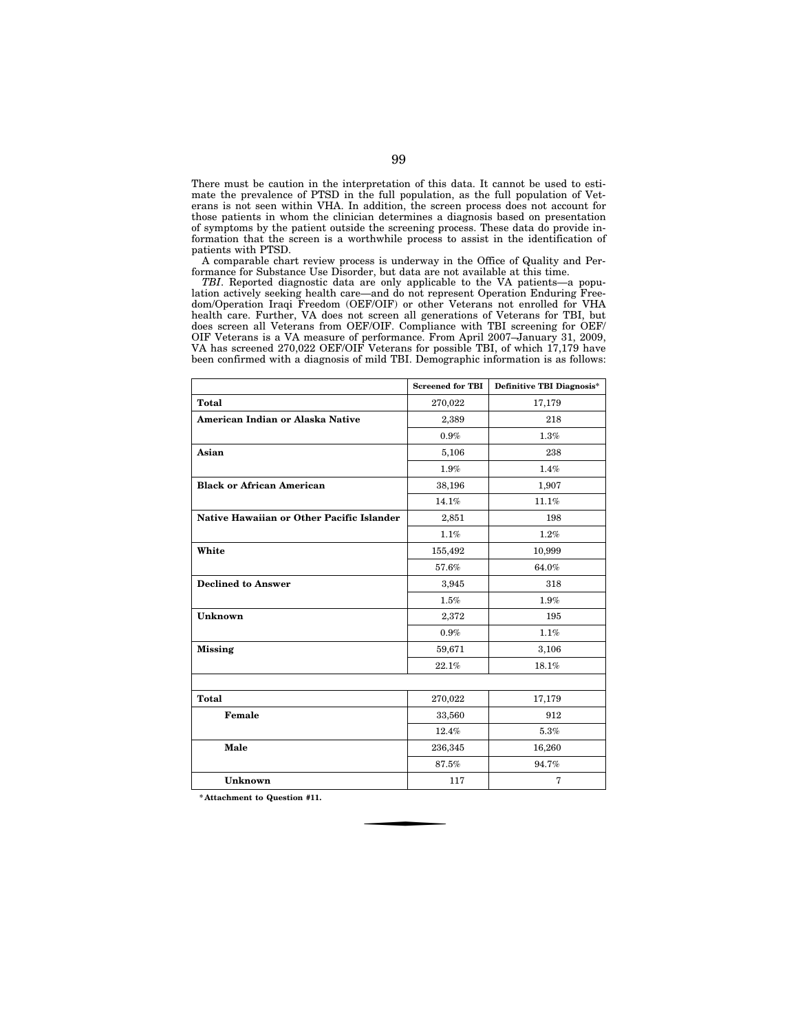There must be caution in the interpretation of this data. It cannot be used to estimate the prevalence of PTSD in the full population, as the full population of Veterans is not seen within VHA. In addition, the screen process does not account for those patients in whom the clinician determines a diagnosis based on presentation of symptoms by the patient outside the screening process. These data do provide information that the screen is a worthwhile process to assist in the identification of patients with PTSD.

A comparable chart review process is underway in the Office of Quality and Performance for Substance Use Disorder, but data are not available at this time.

*TBI*. Reported diagnostic data are only applicable to the VA patients—a population actively seeking health care—and do not represent Operation Enduring Freedom/Operation Iraqi Freedom (OEF/OIF) or other Veterans not enrolled for VHA health care. Further, VA does not screen all generations of Veterans for TBI, but does screen all Veterans from OEF/OIF. Compliance with TBI screening for OEF/OIF Veterans is a VA measure of performance. From April 2007–January 31, 2009, VA has screened 270,022 OEF/OIF Veterans for possible TBI, of which 17,179 have been confirmed with a diagnosis of mild TBI. Demographic information is as follows:

| | Screened for TBI | Definitive TBI Diagnosis* |
|---|---|---|
| **Total** | 270,022 | 17,179 |
| **American Indian or Alaska Native** | 2,389 | 218 |
| | 0.9% | 1.3% |
| **Asian** | 5,106 | 238 |
| | 1.9% | 1.4% |
| **Black or African American** | 38,196 | 1,907 |
| | 14.1% | 11.1% |
| **Native Hawaiian or Other Pacific Islander** | 2,851 | 198 |
| | 1.1% | 1.2% |
| **White** | 155,492 | 10,999 |
| | 57.6% | 64.0% |
| **Declined to Answer** | 3,945 | 318 |
| | 1.5% | 1.9% |
| **Unknown** | 2,372 | 195 |
| | 0.9% | 1.1% |
| **Missing** | 59,671 | 3,106 |
| | 22.1% | 18.1% |
| | | |
| **Total** | 270,022 | 17,179 |
| **Female** | 33,560 | 912 |
| | 12.4% | 5.3% |
| **Male** | 236,345 | 16,260 |
| | 87.5% | 94.7% |
| **Unknown** | 117 | 7 |

**\*Attachment to Question #11.**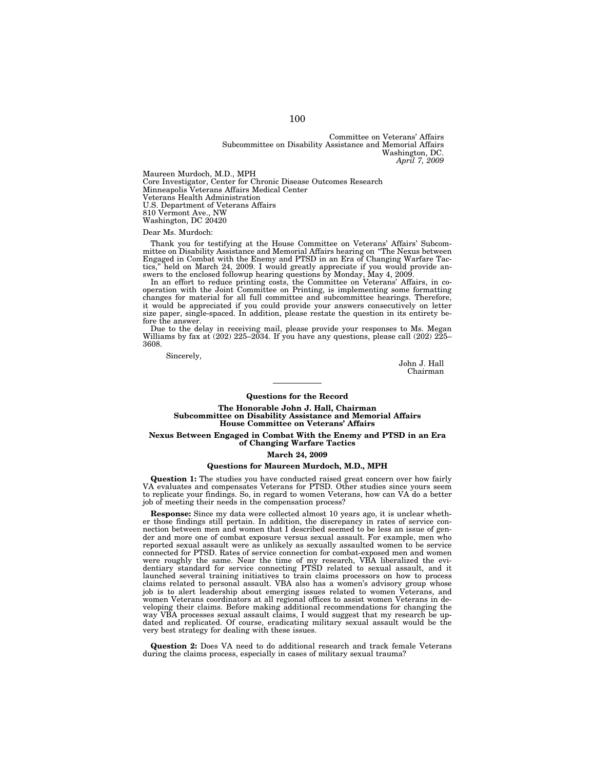Committee on Veterans' Affairs
Subcommittee on Disability Assistance and Memorial Affairs
Washington, DC.
*April 7, 2009*

Maureen Murdoch, M.D., MPH
Core Investigator, Center for Chronic Disease Outcomes Research
Minneapolis Veterans Affairs Medical Center
Veterans Health Administration
U.S. Department of Veterans Affairs
810 Vermont Ave., NW
Washington, DC 20420

Dear Ms. Murdoch:

Thank you for testifying at the House Committee on Veterans' Affairs' Subcommittee on Disability Assistance and Memorial Affairs hearing on "The Nexus between Engaged in Combat with the Enemy and PTSD in an Era of Changing Warfare Tactics," held on March 24, 2009. I would greatly appreciate if you would provide answers to the enclosed followup hearing questions by Monday, May 4, 2009.

In an effort to reduce printing costs, the Committee on Veterans' Affairs, in cooperation with the Joint Committee on Printing, is implementing some formatting changes for material for all full committee and subcommittee hearings. Therefore, it would be appreciated if you could provide your answers consecutively on letter size paper, single-spaced. In addition, please restate the question in its entirety before the answer.

Due to the delay in receiving mail, please provide your responses to Ms. Megan Williams by fax at (202) 225–2034. If you have any questions, please call (202) 225–3608.

Sincerely,

John J. Hall
Chairman

---

**Questions for the Record**

**The Honorable John J. Hall, Chairman**
**Subcommittee on Disability Assistance and Memorial Affairs**
**House Committee on Veterans' Affairs**

**Nexus Between Engaged in Combat With the Enemy and PTSD in an Era of Changing Warfare Tactics**

**March 24, 2009**

**Questions for Maureen Murdoch, M.D., MPH**

**Question 1:** The studies you have conducted raised great concern over how fairly VA evaluates and compensates Veterans for PTSD. Other studies since yours seem to replicate your findings. So, in regard to women Veterans, how can VA do a better job of meeting their needs in the compensation process?

**Response:** Since my data were collected almost 10 years ago, it is unclear whether those findings still pertain. In addition, the discrepancy in rates of service connection between men and women that I described seemed to be less an issue of gender and more one of combat exposure versus sexual assault. For example, men who reported sexual assault were as unlikely as sexually assaulted women to be service connected for PTSD. Rates of service connection for combat-exposed men and women were roughly the same. Near the time of my research, VBA liberalized the evidentiary standard for service connecting PTSD related to sexual assault, and it launched several training initiatives to train claims processors on how to process claims related to personal assault. VBA also has a women's advisory group whose job is to alert leadership about emerging issues related to women Veterans, and women Veterans coordinators at all regional offices to assist women Veterans in developing their claims. Before making additional recommendations for changing the way VBA processes sexual assault claims, I would suggest that my research be updated and replicated. Of course, eradicating military sexual assault would be the very best strategy for dealing with these issues.

**Question 2:** Does VA need to do additional research and track female Veterans during the claims process, especially in cases of military sexual trauma?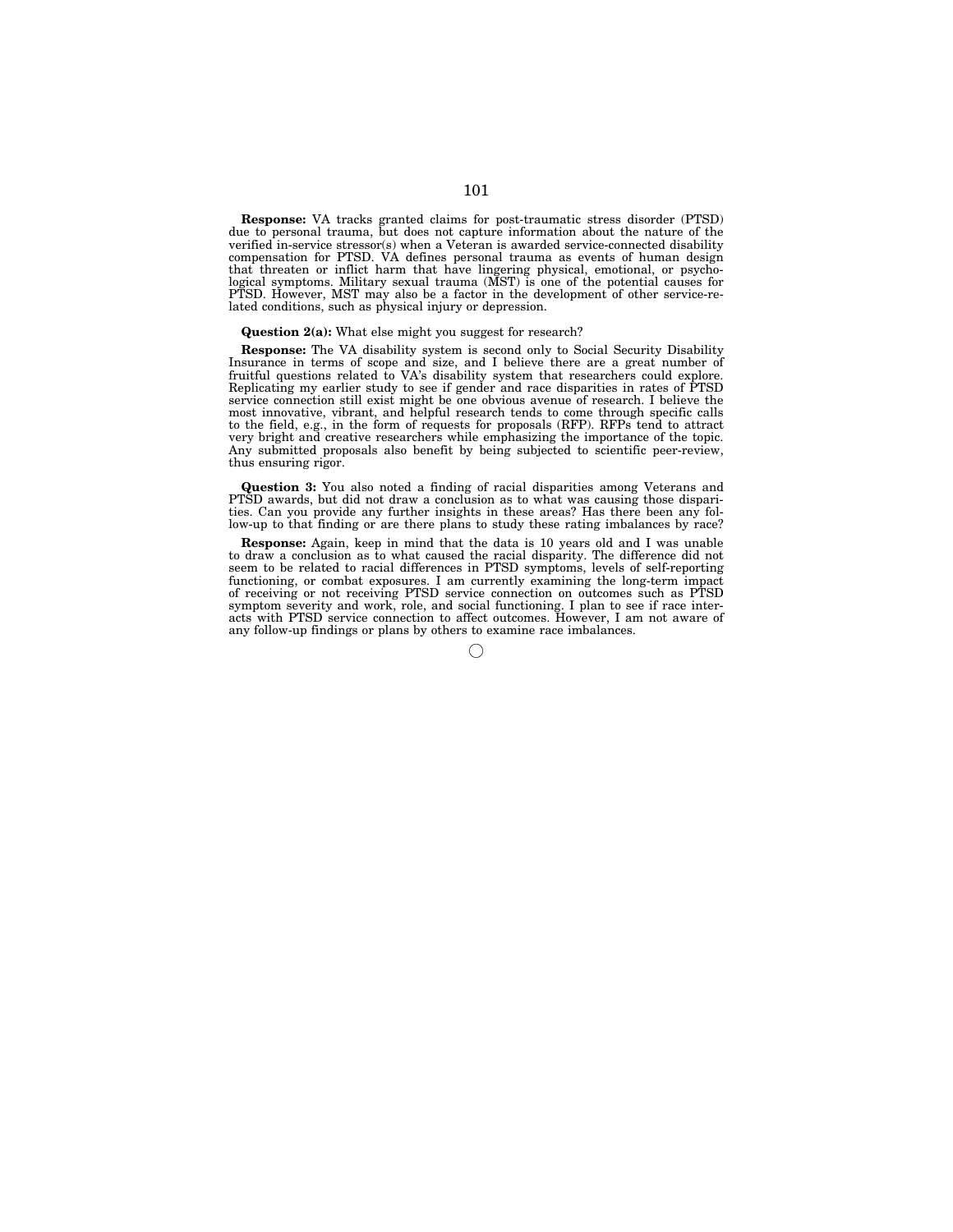**Response:** VA tracks granted claims for post-traumatic stress disorder (PTSD) due to personal trauma, but does not capture information about the nature of the verified in-service stressor(s) when a Veteran is awarded service-connected disability compensation for PTSD. VA defines personal trauma as events of human design that threaten or inflict harm that have lingering physical, emotional, or psychological symptoms. Military sexual trauma (MST) is one of the potential causes for PTSD. However, MST may also be a factor in the development of other service-related conditions, such as physical injury or depression.

**Question 2(a):** What else might you suggest for research?

**Response:** The VA disability system is second only to Social Security Disability Insurance in terms of scope and size, and I believe there are a great number of fruitful questions related to VA's disability system that researchers could explore. Replicating my earlier study to see if gender and race disparities in rates of PTSD service connection still exist might be one obvious avenue of research. I believe the most innovative, vibrant, and helpful research tends to come through specific calls to the field, e.g., in the form of requests for proposals (RFP). RFPs tend to attract very bright and creative researchers while emphasizing the importance of the topic. Any submitted proposals also benefit by being subjected to scientific peer-review, thus ensuring rigor.

**Question 3:** You also noted a finding of racial disparities among Veterans and PTSD awards, but did not draw a conclusion as to what was causing those disparities. Can you provide any further insights in these areas? Has there been any follow-up to that finding or are there plans to study these rating imbalances by race?

**Response:** Again, keep in mind that the data is 10 years old and I was unable to draw a conclusion as to what caused the racial disparity. The difference did not seem to be related to racial differences in PTSD symptoms, levels of self-reporting functioning, or combat exposures. I am currently examining the long-term impact of receiving or not receiving PTSD service connection on outcomes such as PTSD symptom severity and work, role, and social functioning. I plan to see if race interacts with PTSD service connection to affect outcomes. However, I am not aware of any follow-up findings or plans by others to examine race imbalances.

○